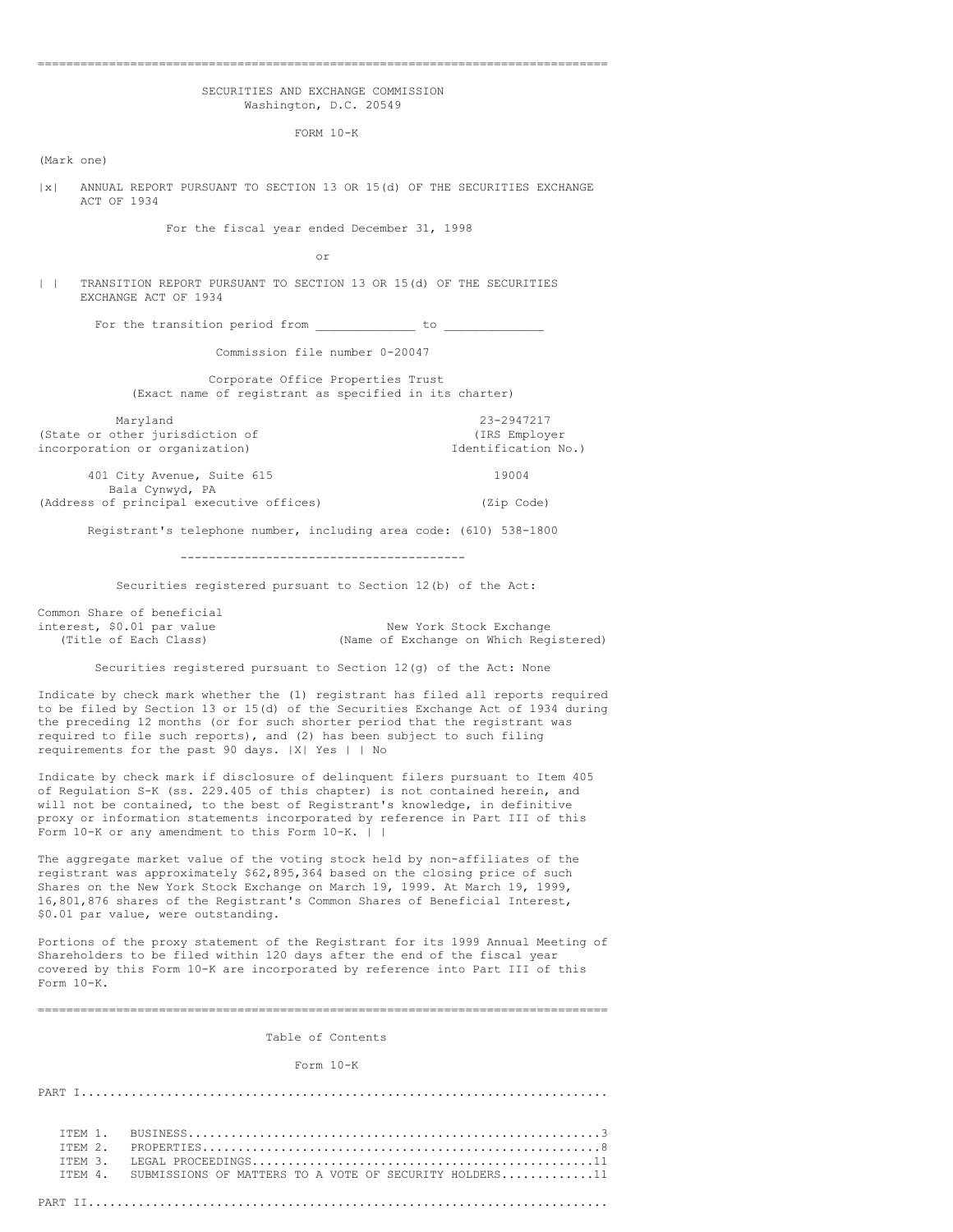SECURITIES AND EXCHANGE COMMISSION
Washington, D.C. 20549

FORM 10-K

(Mark one)

|x| ANNUAL REPORT PURSUANT TO SECTION 13 OR 15(d) OF THE SECURITIES EXCHANGE ACT OF 1934

For the fiscal year ended December 31, 1998

or

| | TRANSITION REPORT PURSUANT TO SECTION 13 OR 15(d) OF THE SECURITIES EXCHANGE ACT OF 1934

For the transition period from _____________ to _____________

Commission file number 0-20047

Corporate Office Properties Trust
(Exact name of registrant as specified in its charter)

| | |
|---|---|
| Maryland | 23-2947217 |
| (State or other jurisdiction of incorporation or organization) | (IRS Employer Identification No.) |
| 401 City Avenue, Suite 615 Bala Cynwyd, PA | 19004 |
| (Address of principal executive offices) | (Zip Code) |

Registrant's telephone number, including area code: (610) 538-1800

---

Securities registered pursuant to Section 12(b) of the Act:

| | |
|---|---|
| Common Share of beneficial interest, $0.01 par value | New York Stock Exchange |
| (Title of Each Class) | (Name of Exchange on Which Registered) |

Securities registered pursuant to Section 12(g) of the Act: None

Indicate by check mark whether the (1) registrant has filed all reports required to be filed by Section 13 or 15(d) of the Securities Exchange Act of 1934 during the preceding 12 months (or for such shorter period that the registrant was required to file such reports), and (2) has been subject to such filing requirements for the past 90 days. |X| Yes | | No

Indicate by check mark if disclosure of delinquent filers pursuant to Item 405 of Regulation S-K (ss. 229.405 of this chapter) is not contained herein, and will not be contained, to the best of Registrant's knowledge, in definitive proxy or information statements incorporated by reference in Part III of this Form 10-K or any amendment to this Form 10-K. | |

The aggregate market value of the voting stock held by non-affiliates of the registrant was approximately $62,895,364 based on the closing price of such Shares on the New York Stock Exchange on March 19, 1999. At March 19, 1999, 16,801,876 shares of the Registrant's Common Shares of Beneficial Interest, $0.01 par value, were outstanding.

Portions of the proxy statement of the Registrant for its 1999 Annual Meeting of Shareholders to be filed within 120 days after the end of the fiscal year covered by this Form 10-K are incorporated by reference into Part III of this Form 10-K.

---

Table of Contents

Form 10-K

PART I

| | | |
|---|---|---|
| ITEM 1. | BUSINESS | 3 |
| ITEM 2. | PROPERTIES | 8 |
| ITEM 3. | LEGAL PROCEEDINGS | 11 |
| ITEM 4. | SUBMISSIONS OF MATTERS TO A VOTE OF SECURITY HOLDERS | 11 |

PART II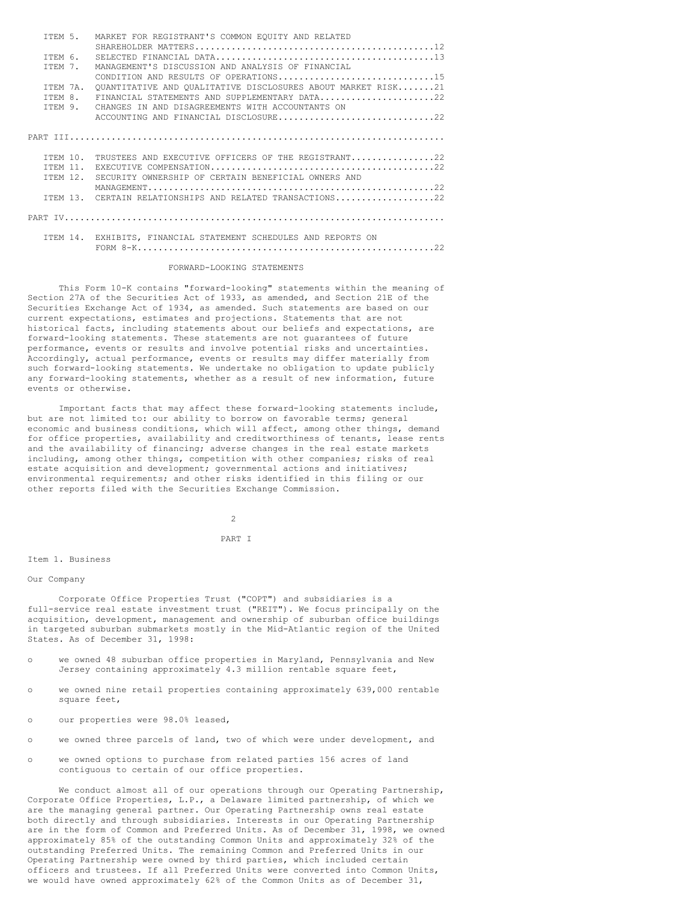| | | |
|---|---|---|
| ITEM 5. | MARKET FOR REGISTRANT'S COMMON EQUITY AND RELATED SHAREHOLDER MATTERS | 12 |
| ITEM 6. | SELECTED FINANCIAL DATA | 13 |
| ITEM 7. | MANAGEMENT'S DISCUSSION AND ANALYSIS OF FINANCIAL CONDITION AND RESULTS OF OPERATIONS | 15 |
| ITEM 7A. | QUANTITATIVE AND QUALITATIVE DISCLOSURES ABOUT MARKET RISK | 21 |
| ITEM 8. | FINANCIAL STATEMENTS AND SUPPLEMENTARY DATA | 22 |
| ITEM 9. | CHANGES IN AND DISAGREEMENTS WITH ACCOUNTANTS ON ACCOUNTING AND FINANCIAL DISCLOSURE | 22 |
| PART III | | |
| ITEM 10. | TRUSTEES AND EXECUTIVE OFFICERS OF THE REGISTRANT | 22 |
| ITEM 11. | EXECUTIVE COMPENSATION | 22 |
| ITEM 12. | SECURITY OWNERSHIP OF CERTAIN BENEFICIAL OWNERS AND MANAGEMENT | 22 |
| ITEM 13. | CERTAIN RELATIONSHIPS AND RELATED TRANSACTIONS | 22 |
| PART IV | | |
| ITEM 14. | EXHIBITS, FINANCIAL STATEMENT SCHEDULES AND REPORTS ON FORM 8-K | 22 |

## FORWARD-LOOKING STATEMENTS

This Form 10-K contains "forward-looking" statements within the meaning of Section 27A of the Securities Act of 1933, as amended, and Section 21E of the Securities Exchange Act of 1934, as amended. Such statements are based on our current expectations, estimates and projections. Statements that are not historical facts, including statements about our beliefs and expectations, are forward-looking statements. These statements are not guarantees of future performance, events or results and involve potential risks and uncertainties. Accordingly, actual performance, events or results may differ materially from such forward-looking statements. We undertake no obligation to update publicly any forward-looking statements, whether as a result of new information, future events or otherwise.

Important facts that may affect these forward-looking statements include, but are not limited to: our ability to borrow on favorable terms; general economic and business conditions, which will affect, among other things, demand for office properties, availability and creditworthiness of tenants, lease rents and the availability of financing; adverse changes in the real estate markets including, among other things, competition with other companies; risks of real estate acquisition and development; governmental actions and initiatives; environmental requirements; and other risks identified in this filing or our other reports filed with the Securities Exchange Commission.

# PART I

## Item 1. Business

### Our Company

Corporate Office Properties Trust ("COPT") and subsidiaries is a full-service real estate investment trust ("REIT"). We focus principally on the acquisition, development, management and ownership of suburban office buildings in targeted suburban submarkets mostly in the Mid-Atlantic region of the United States. As of December 31, 1998:

- we owned 48 suburban office properties in Maryland, Pennsylvania and New Jersey containing approximately 4.3 million rentable square feet,
- we owned nine retail properties containing approximately 639,000 rentable square feet,
- our properties were 98.0% leased,
- we owned three parcels of land, two of which were under development, and
- we owned options to purchase from related parties 156 acres of land contiguous to certain of our office properties.

We conduct almost all of our operations through our Operating Partnership, Corporate Office Properties, L.P., a Delaware limited partnership, of which we are the managing general partner. Our Operating Partnership owns real estate both directly and through subsidiaries. Interests in our Operating Partnership are in the form of Common and Preferred Units. As of December 31, 1998, we owned approximately 85% of the outstanding Common Units and approximately 32% of the outstanding Preferred Units. The remaining Common and Preferred Units in our Operating Partnership were owned by third parties, which included certain officers and trustees. If all Preferred Units were converted into Common Units, we would have owned approximately 62% of the Common Units as of December 31,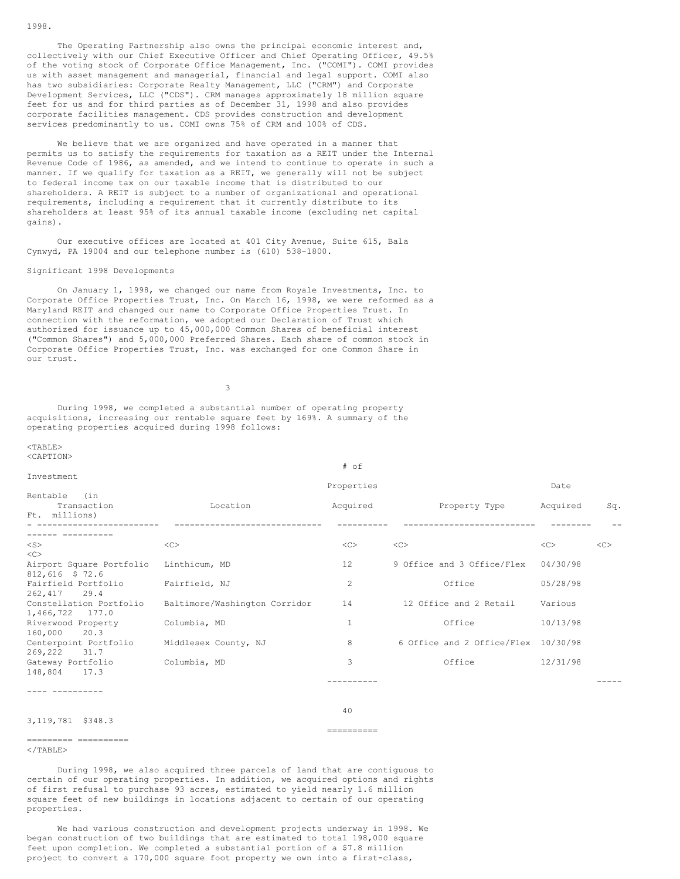1998.

The Operating Partnership also owns the principal economic interest and, collectively with our Chief Executive Officer and Chief Operating Officer, 49.5% of the voting stock of Corporate Office Management, Inc. ("COMI"). COMI provides us with asset management and managerial, financial and legal support. COMI also has two subsidiaries: Corporate Realty Management, LLC ("CRM") and Corporate Development Services, LLC ("CDS"). CRM manages approximately 18 million square feet for us and for third parties as of December 31, 1998 and also provides corporate facilities management. CDS provides construction and development services predominantly to us. COMI owns 75% of CRM and 100% of CDS.

We believe that we are organized and have operated in a manner that permits us to satisfy the requirements for taxation as a REIT under the Internal Revenue Code of 1986, as amended, and we intend to continue to operate in such a manner. If we qualify for taxation as a REIT, we generally will not be subject to federal income tax on our taxable income that is distributed to our shareholders. A REIT is subject to a number of organizational and operational requirements, including a requirement that it currently distribute to its shareholders at least 95% of its annual taxable income (excluding net capital gains).

Our executive offices are located at 401 City Avenue, Suite 615, Bala Cynwyd, PA 19004 and our telephone number is (610) 538-1800.

## Significant 1998 Developments

On January 1, 1998, we changed our name from Royale Investments, Inc. to Corporate Office Properties Trust, Inc. On March 16, 1998, we were reformed as a Maryland REIT and changed our name to Corporate Office Properties Trust. In connection with the reformation, we adopted our Declaration of Trust which authorized for issuance up to 45,000,000 Common Shares of beneficial interest ("Common Shares") and 5,000,000 Preferred Shares. Each share of common stock in Corporate Office Properties Trust, Inc. was exchanged for one Common Share in our trust.

During 1998, we completed a substantial number of operating property acquisitions, increasing our rentable square feet by 169%. A summary of the operating properties acquired during 1998 follows:

| Transaction | Location | # of Properties Acquired | Property Type | Date Acquired | Rentable Sq. Ft. | Investment (in millions) |
|---|---|---|---|---|---|---|
| Airport Square Portfolio | Linthicum, MD | 12 | 9 Office and 3 Office/Flex | 04/30/98 | 812,616 | $ 72.6 |
| Fairfield Portfolio | Fairfield, NJ | 2 | Office | 05/28/98 | 262,417 | 29.4 |
| Constellation Portfolio | Baltimore/Washington Corridor | 14 | 12 Office and 2 Retail | Various | 1,466,722 | 177.0 |
| Riverwood Property | Columbia, MD | 1 | Office | 10/13/98 | 160,000 | 20.3 |
| Centerpoint Portfolio | Middlesex County, NJ | 8 | 6 Office and 2 Office/Flex | 10/30/98 | 269,222 | 31.7 |
| Gateway Portfolio | Columbia, MD | 3 | Office | 12/31/98 | 148,804 | 17.3 |
| | | 40 | | | 3,119,781 | $348.3 |

During 1998, we also acquired three parcels of land that are contiguous to certain of our operating properties. In addition, we acquired options and rights of first refusal to purchase 93 acres, estimated to yield nearly 1.6 million square feet of new buildings in locations adjacent to certain of our operating properties.

We had various construction and development projects underway in 1998. We began construction of two buildings that are estimated to total 198,000 square feet upon completion. We completed a substantial portion of a $7.8 million project to convert a 170,000 square foot property we own into a first-class,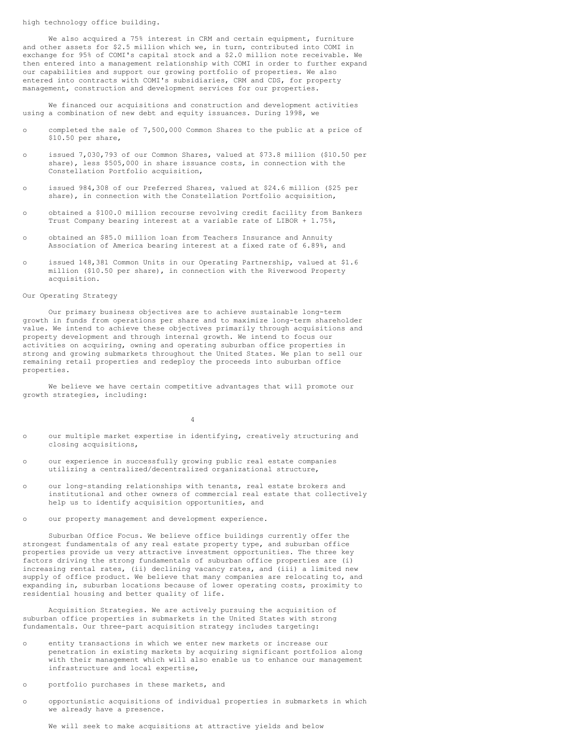high technology office building.

We also acquired a 75% interest in CRM and certain equipment, furniture and other assets for $2.5 million which we, in turn, contributed into COMI in exchange for 95% of COMI's capital stock and a $2.0 million note receivable. We then entered into a management relationship with COMI in order to further expand our capabilities and support our growing portfolio of properties. We also entered into contracts with COMI's subsidiaries, CRM and CDS, for property management, construction and development services for our properties.

We financed our acquisitions and construction and development activities using a combination of new debt and equity issuances. During 1998, we

- completed the sale of 7,500,000 Common Shares to the public at a price of $10.50 per share,
- issued 7,030,793 of our Common Shares, valued at $73.8 million ($10.50 per share), less $505,000 in share issuance costs, in connection with the Constellation Portfolio acquisition,
- issued 984,308 of our Preferred Shares, valued at $24.6 million ($25 per share), in connection with the Constellation Portfolio acquisition,
- obtained a $100.0 million recourse revolving credit facility from Bankers Trust Company bearing interest at a variable rate of LIBOR + 1.75%,
- obtained an $85.0 million loan from Teachers Insurance and Annuity Association of America bearing interest at a fixed rate of 6.89%, and
- issued 148,381 Common Units in our Operating Partnership, valued at $1.6 million ($10.50 per share), in connection with the Riverwood Property acquisition.

## Our Operating Strategy

Our primary business objectives are to achieve sustainable long-term growth in funds from operations per share and to maximize long-term shareholder value. We intend to achieve these objectives primarily through acquisitions and property development and through internal growth. We intend to focus our activities on acquiring, owning and operating suburban office properties in strong and growing submarkets throughout the United States. We plan to sell our remaining retail properties and redeploy the proceeds into suburban office properties.

We believe we have certain competitive advantages that will promote our growth strategies, including:

- our multiple market expertise in identifying, creatively structuring and closing acquisitions,
- our experience in successfully growing public real estate companies utilizing a centralized/decentralized organizational structure,
- our long-standing relationships with tenants, real estate brokers and institutional and other owners of commercial real estate that collectively help us to identify acquisition opportunities, and
- our property management and development experience.

Suburban Office Focus. We believe office buildings currently offer the strongest fundamentals of any real estate property type, and suburban office properties provide us very attractive investment opportunities. The three key factors driving the strong fundamentals of suburban office properties are (i) increasing rental rates, (ii) declining vacancy rates, and (iii) a limited new supply of office product. We believe that many companies are relocating to, and expanding in, suburban locations because of lower operating costs, proximity to residential housing and better quality of life.

Acquisition Strategies. We are actively pursuing the acquisition of suburban office properties in submarkets in the United States with strong fundamentals. Our three-part acquisition strategy includes targeting:

- entity transactions in which we enter new markets or increase our penetration in existing markets by acquiring significant portfolios along with their management which will also enable us to enhance our management infrastructure and local expertise,
- portfolio purchases in these markets, and
- opportunistic acquisitions of individual properties in submarkets in which we already have a presence.

We will seek to make acquisitions at attractive yields and below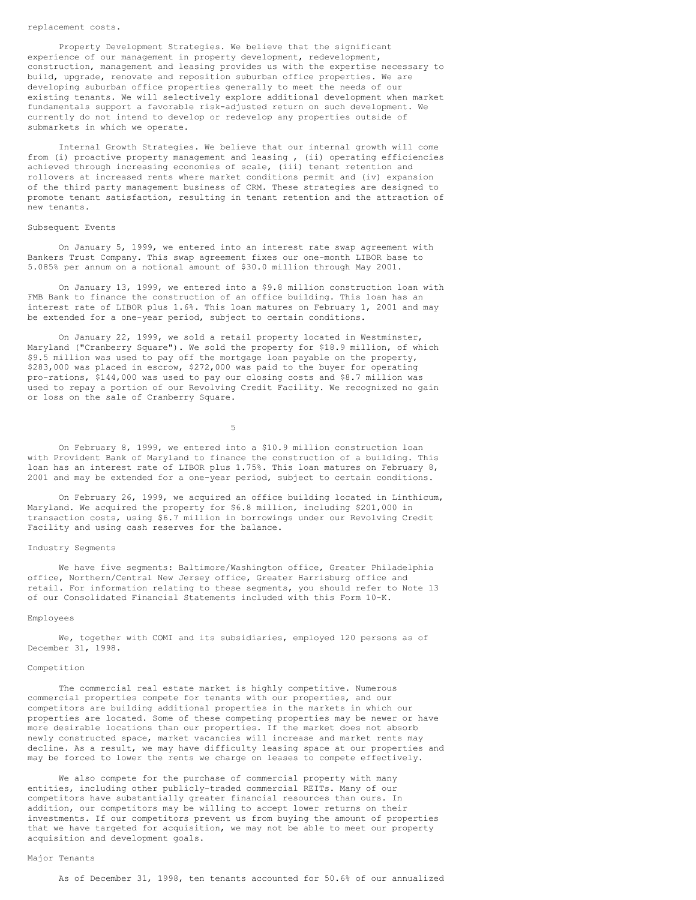replacement costs.

Property Development Strategies. We believe that the significant experience of our management in property development, redevelopment, construction, management and leasing provides us with the expertise necessary to build, upgrade, renovate and reposition suburban office properties. We are developing suburban office properties generally to meet the needs of our existing tenants. We will selectively explore additional development when market fundamentals support a favorable risk-adjusted return on such development. We currently do not intend to develop or redevelop any properties outside of submarkets in which we operate.

Internal Growth Strategies. We believe that our internal growth will come from (i) proactive property management and leasing , (ii) operating efficiencies achieved through increasing economies of scale, (iii) tenant retention and rollovers at increased rents where market conditions permit and (iv) expansion of the third party management business of CRM. These strategies are designed to promote tenant satisfaction, resulting in tenant retention and the attraction of new tenants.

## Subsequent Events

On January 5, 1999, we entered into an interest rate swap agreement with Bankers Trust Company. This swap agreement fixes our one-month LIBOR base to 5.085% per annum on a notional amount of $30.0 million through May 2001.

On January 13, 1999, we entered into a $9.8 million construction loan with FMB Bank to finance the construction of an office building. This loan has an interest rate of LIBOR plus 1.6%. This loan matures on February 1, 2001 and may be extended for a one-year period, subject to certain conditions.

On January 22, 1999, we sold a retail property located in Westminster, Maryland ("Cranberry Square"). We sold the property for $18.9 million, of which $9.5 million was used to pay off the mortgage loan payable on the property, $283,000 was placed in escrow, $272,000 was paid to the buyer for operating pro-rations, $144,000 was used to pay our closing costs and $8.7 million was used to repay a portion of our Revolving Credit Facility. We recognized no gain or loss on the sale of Cranberry Square.

On February 8, 1999, we entered into a $10.9 million construction loan with Provident Bank of Maryland to finance the construction of a building. This loan has an interest rate of LIBOR plus 1.75%. This loan matures on February 8, 2001 and may be extended for a one-year period, subject to certain conditions.

On February 26, 1999, we acquired an office building located in Linthicum, Maryland. We acquired the property for $6.8 million, including $201,000 in transaction costs, using $6.7 million in borrowings under our Revolving Credit Facility and using cash reserves for the balance.

## Industry Segments

We have five segments: Baltimore/Washington office, Greater Philadelphia office, Northern/Central New Jersey office, Greater Harrisburg office and retail. For information relating to these segments, you should refer to Note 13 of our Consolidated Financial Statements included with this Form 10-K.

## Employees

We, together with COMI and its subsidiaries, employed 120 persons as of December 31, 1998.

## Competition

The commercial real estate market is highly competitive. Numerous commercial properties compete for tenants with our properties, and our competitors are building additional properties in the markets in which our properties are located. Some of these competing properties may be newer or have more desirable locations than our properties. If the market does not absorb newly constructed space, market vacancies will increase and market rents may decline. As a result, we may have difficulty leasing space at our properties and may be forced to lower the rents we charge on leases to compete effectively.

We also compete for the purchase of commercial property with many entities, including other publicly-traded commercial REITs. Many of our competitors have substantially greater financial resources than ours. In addition, our competitors may be willing to accept lower returns on their investments. If our competitors prevent us from buying the amount of properties that we have targeted for acquisition, we may not be able to meet our property acquisition and development goals.

## Major Tenants

As of December 31, 1998, ten tenants accounted for 50.6% of our annualized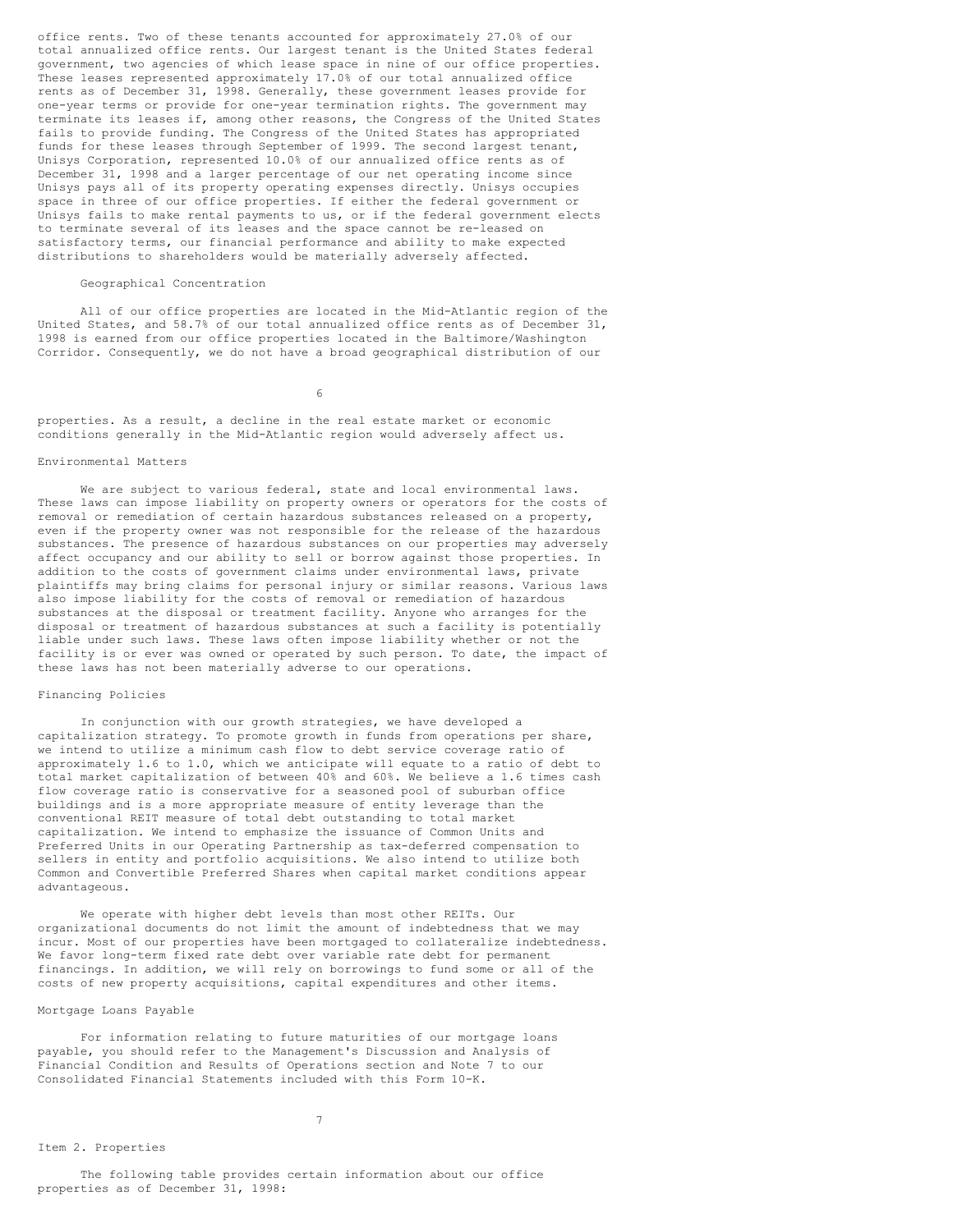office rents. Two of these tenants accounted for approximately 27.0% of our total annualized office rents. Our largest tenant is the United States federal government, two agencies of which lease space in nine of our office properties. These leases represented approximately 17.0% of our total annualized office rents as of December 31, 1998. Generally, these government leases provide for one-year terms or provide for one-year termination rights. The government may terminate its leases if, among other reasons, the Congress of the United States fails to provide funding. The Congress of the United States has appropriated funds for these leases through September of 1999. The second largest tenant, Unisys Corporation, represented 10.0% of our annualized office rents as of December 31, 1998 and a larger percentage of our net operating income since Unisys pays all of its property operating expenses directly. Unisys occupies space in three of our office properties. If either the federal government or Unisys fails to make rental payments to us, or if the federal government elects to terminate several of its leases and the space cannot be re-leased on satisfactory terms, our financial performance and ability to make expected distributions to shareholders would be materially adversely affected.

### Geographical Concentration

All of our office properties are located in the Mid-Atlantic region of the United States, and 58.7% of our total annualized office rents as of December 31, 1998 is earned from our office properties located in the Baltimore/Washington Corridor. Consequently, we do not have a broad geographical distribution of our properties. As a result, a decline in the real estate market or economic conditions generally in the Mid-Atlantic region would adversely affect us.

### Environmental Matters

We are subject to various federal, state and local environmental laws. These laws can impose liability on property owners or operators for the costs of removal or remediation of certain hazardous substances released on a property, even if the property owner was not responsible for the release of the hazardous substances. The presence of hazardous substances on our properties may adversely affect occupancy and our ability to sell or borrow against those properties. In addition to the costs of government claims under environmental laws, private plaintiffs may bring claims for personal injury or similar reasons. Various laws also impose liability for the costs of removal or remediation of hazardous substances at the disposal or treatment facility. Anyone who arranges for the disposal or treatment of hazardous substances at such a facility is potentially liable under such laws. These laws often impose liability whether or not the facility is or ever was owned or operated by such person. To date, the impact of these laws has not been materially adverse to our operations.

### Financing Policies

In conjunction with our growth strategies, we have developed a capitalization strategy. To promote growth in funds from operations per share, we intend to utilize a minimum cash flow to debt service coverage ratio of approximately 1.6 to 1.0, which we anticipate will equate to a ratio of debt to total market capitalization of between 40% and 60%. We believe a 1.6 times cash flow coverage ratio is conservative for a seasoned pool of suburban office buildings and is a more appropriate measure of entity leverage than the conventional REIT measure of total debt outstanding to total market capitalization. We intend to emphasize the issuance of Common Units and Preferred Units in our Operating Partnership as tax-deferred compensation to sellers in entity and portfolio acquisitions. We also intend to utilize both Common and Convertible Preferred Shares when capital market conditions appear advantageous.

We operate with higher debt levels than most other REITs. Our organizational documents do not limit the amount of indebtedness that we may incur. Most of our properties have been mortgaged to collateralize indebtedness. We favor long-term fixed rate debt over variable rate debt for permanent financings. In addition, we will rely on borrowings to fund some or all of the costs of new property acquisitions, capital expenditures and other items.

### Mortgage Loans Payable

For information relating to future maturities of our mortgage loans payable, you should refer to the Management's Discussion and Analysis of Financial Condition and Results of Operations section and Note 7 to our Consolidated Financial Statements included with this Form 10-K.

## Item 2. Properties

The following table provides certain information about our office properties as of December 31, 1998: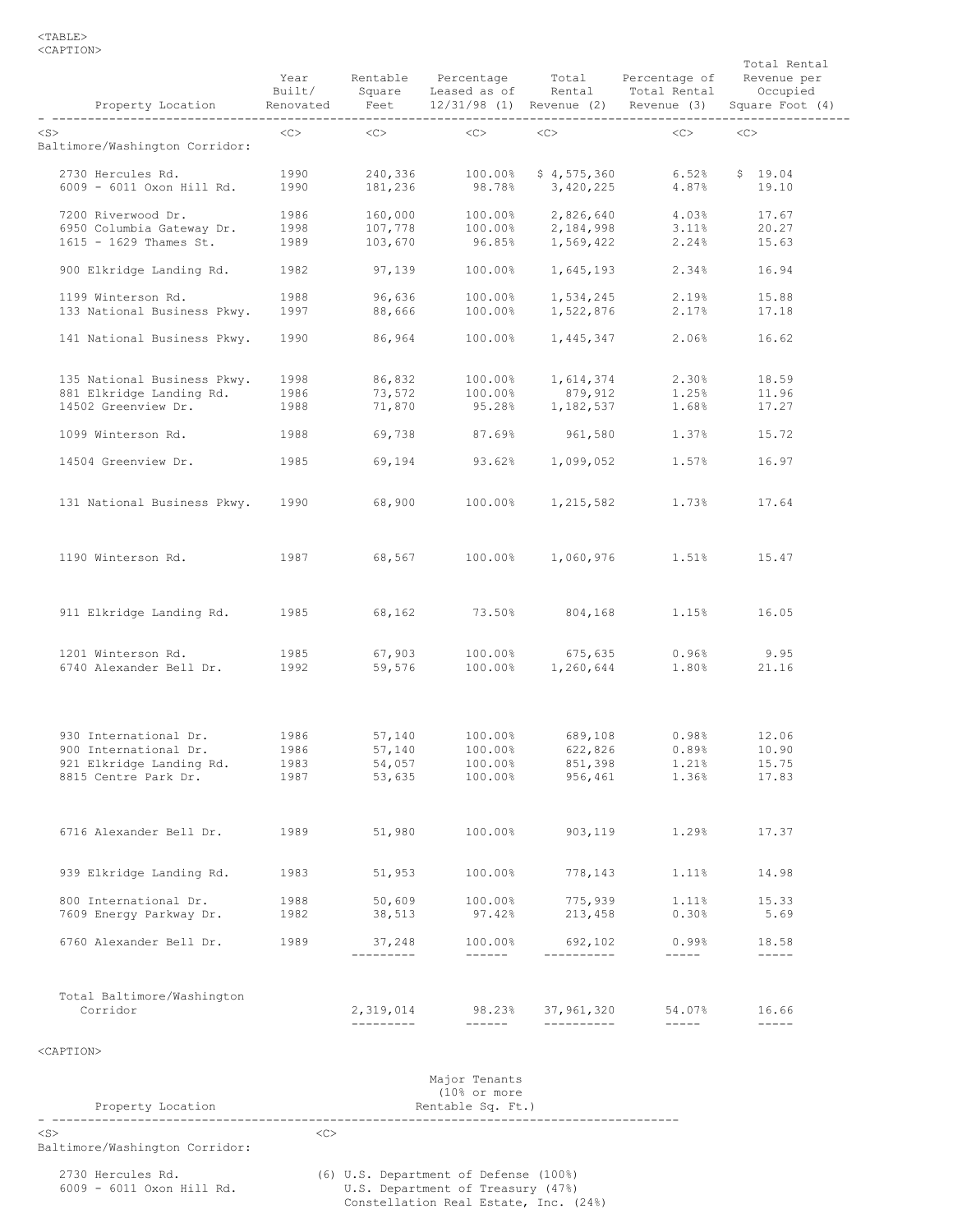| Property Location | Year Built/ Renovated | Rentable Square Feet | Percentage Leased as of 12/31/98 (1) | Total Rental Revenue (2) | Percentage of Total Rental Revenue (3) | Total Rental Revenue per Occupied Square Foot (4) |
|---|---|---|---|---|---|---|
| Baltimore/Washington Corridor: | | | | | | |
| 2730 Hercules Rd. | 1990 | 240,336 | 100.00% | $ 4,575,360 | 6.52% | $ 19.04 |
| 6009 - 6011 Oxon Hill Rd. | 1990 | 181,236 | 98.78% | 3,420,225 | 4.87% | 19.10 |
| 7200 Riverwood Dr. | 1986 | 160,000 | 100.00% | 2,826,640 | 4.03% | 17.67 |
| 6950 Columbia Gateway Dr. | 1998 | 107,778 | 100.00% | 2,184,998 | 3.11% | 20.27 |
| 1615 - 1629 Thames St. | 1989 | 103,670 | 96.85% | 1,569,422 | 2.24% | 15.63 |
| 900 Elkridge Landing Rd. | 1982 | 97,139 | 100.00% | 1,645,193 | 2.34% | 16.94 |
| 1199 Winterson Rd. | 1988 | 96,636 | 100.00% | 1,534,245 | 2.19% | 15.88 |
| 133 National Business Pkwy. | 1997 | 88,666 | 100.00% | 1,522,876 | 2.17% | 17.18 |
| 141 National Business Pkwy. | 1990 | 86,964 | 100.00% | 1,445,347 | 2.06% | 16.62 |
| 135 National Business Pkwy. | 1998 | 86,832 | 100.00% | 1,614,374 | 2.30% | 18.59 |
| 881 Elkridge Landing Rd. | 1986 | 73,572 | 100.00% | 879,912 | 1.25% | 11.96 |
| 14502 Greenview Dr. | 1988 | 71,870 | 95.28% | 1,182,537 | 1.68% | 17.27 |
| 1099 Winterson Rd. | 1988 | 69,738 | 87.69% | 961,580 | 1.37% | 15.72 |
| 14504 Greenview Dr. | 1985 | 69,194 | 93.62% | 1,099,052 | 1.57% | 16.97 |
| 131 National Business Pkwy. | 1990 | 68,900 | 100.00% | 1,215,582 | 1.73% | 17.64 |
| 1190 Winterson Rd. | 1987 | 68,567 | 100.00% | 1,060,976 | 1.51% | 15.47 |
| 911 Elkridge Landing Rd. | 1985 | 68,162 | 73.50% | 804,168 | 1.15% | 16.05 |
| 1201 Winterson Rd. | 1985 | 67,903 | 100.00% | 675,635 | 0.96% | 9.95 |
| 6740 Alexander Bell Dr. | 1992 | 59,576 | 100.00% | 1,260,644 | 1.80% | 21.16 |
| 930 International Dr. | 1986 | 57,140 | 100.00% | 689,108 | 0.98% | 12.06 |
| 900 International Dr. | 1986 | 57,140 | 100.00% | 622,826 | 0.89% | 10.90 |
| 921 Elkridge Landing Rd. | 1983 | 54,057 | 100.00% | 851,398 | 1.21% | 15.75 |
| 8815 Centre Park Dr. | 1987 | 53,635 | 100.00% | 956,461 | 1.36% | 17.83 |
| 6716 Alexander Bell Dr. | 1989 | 51,980 | 100.00% | 903,119 | 1.29% | 17.37 |
| 939 Elkridge Landing Rd. | 1983 | 51,953 | 100.00% | 778,143 | 1.11% | 14.98 |
| 800 International Dr. | 1988 | 50,609 | 100.00% | 775,939 | 1.11% | 15.33 |
| 7609 Energy Parkway Dr. | 1982 | 38,513 | 97.42% | 213,458 | 0.30% | 5.69 |
| 6760 Alexander Bell Dr. | 1989 | 37,248 | 100.00% | 692,102 | 0.99% | 18.58 |
| Total Baltimore/Washington Corridor | | 2,319,014 | 98.23% | 37,961,320 | 54.07% | 16.66 |

| Property Location | Major Tenants (10% or more Rentable Sq. Ft.) |
|---|---|
| Baltimore/Washington Corridor: | |
| 2730 Hercules Rd. | (6) U.S. Department of Defense (100%) |
| 6009 - 6011 Oxon Hill Rd. | U.S. Department of Treasury (47%)<br>Constellation Real Estate, Inc. (24%) |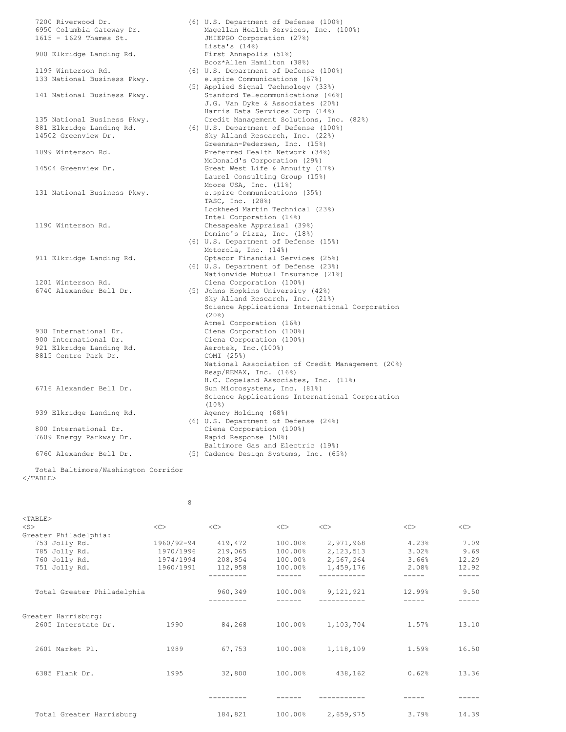| Property | Major Tenants |
|---|---|
| 7200 Riverwood Dr. | (6) U.S. Department of Defense (100%) |
| 6950 Columbia Gateway Dr. | Magellan Health Services, Inc. (100%) |
| 1615 - 1629 Thames St. | JHIEPGO Corporation (27%) |
| | Lista's (14%) |
| 900 Elkridge Landing Rd. | First Annapolis (51%) |
| | Booz*Allen Hamilton (38%) |
| 1199 Winterson Rd. | (6) U.S. Department of Defense (100%) |
| 133 National Business Pkwy. | e.spire Communications (67%) |
| | (5) Applied Signal Technology (33%) |
| 141 National Business Pkwy. | Stanford Telecommunications (46%) |
| | J.G. Van Dyke & Associates (20%) |
| | Harris Data Services Corp (14%) |
| 135 National Business Pkwy. | Credit Management Solutions, Inc. (82%) |
| 881 Elkridge Landing Rd. | (6) U.S. Department of Defense (100%) |
| 14502 Greenview Dr. | Sky Alland Research, Inc. (22%) |
| | Greenman-Pedersen, Inc. (15%) |
| 1099 Winterson Rd. | Preferred Health Network (34%) |
| | McDonald's Corporation (29%) |
| 14504 Greenview Dr. | Great West Life & Annuity (17%) |
| | Laurel Consulting Group (15%) |
| | Moore USA, Inc. (11%) |
| 131 National Business Pkwy. | e.spire Communications (35%) |
| | TASC, Inc. (28%) |
| | Lockheed Martin Technical (23%) |
| | Intel Corporation (14%) |
| 1190 Winterson Rd. | Chesapeake Appraisal (39%) |
| | Domino's Pizza, Inc. (18%) |
| | (6) U.S. Department of Defense (15%) |
| | Motorola, Inc. (14%) |
| 911 Elkridge Landing Rd. | Optacor Financial Services (25%) |
| | (6) U.S. Department of Defense (23%) |
| | Nationwide Mutual Insurance (21%) |
| 1201 Winterson Rd. | Ciena Corporation (100%) |
| 6740 Alexander Bell Dr. | (5) Johns Hopkins University (42%) |
| | Sky Alland Research, Inc. (21%) |
| | Science Applications International Corporation (20%) |
| | Atmel Corporation (16%) |
| 930 International Dr. | Ciena Corporation (100%) |
| 900 International Dr. | Ciena Corporation (100%) |
| 921 Elkridge Landing Rd. | Aerotek, Inc.(100%) |
| 8815 Centre Park Dr. | COMI (25%) |
| | National Association of Credit Management (20%) |
| | Reap/REMAX, Inc. (16%) |
| | H.C. Copeland Associates, Inc. (11%) |
| 6716 Alexander Bell Dr. | Sun Microsystems, Inc. (81%) |
| | Science Applications International Corporation (10%) |
| 939 Elkridge Landing Rd. | Agency Holding (68%) |
| | (6) U.S. Department of Defense (24%) |
| 800 International Dr. | Ciena Corporation (100%) |
| 7609 Energy Parkway Dr. | Rapid Response (50%) |
| | Baltimore Gas and Electric (19%) |
| 6760 Alexander Bell Dr. | (5) Cadence Design Systems, Inc. (65%) |
| Total Baltimore/Washington Corridor | |

| | | | | | | |
|---|---|---|---|---|---|---|
| Greater Philadelphia: | | | | | | |
| 753 Jolly Rd. | 1960/92-94 | 419,472 | 100.00% | 2,971,968 | 4.23% | 7.09 |
| 785 Jolly Rd. | 1970/1996 | 219,065 | 100.00% | 2,123,513 | 3.02% | 9.69 |
| 760 Jolly Rd. | 1974/1994 | 208,854 | 100.00% | 2,567,264 | 3.66% | 12.29 |
| 751 Jolly Rd. | 1960/1991 | 112,958 | 100.00% | 1,459,176 | 2.08% | 12.92 |
| Total Greater Philadelphia | | 960,349 | 100.00% | 9,121,921 | 12.99% | 9.50 |
| Greater Harrisburg: | | | | | | |
| 2605 Interstate Dr. | 1990 | 84,268 | 100.00% | 1,103,704 | 1.57% | 13.10 |
| 2601 Market Pl. | 1989 | 67,753 | 100.00% | 1,118,109 | 1.59% | 16.50 |
| 6385 Flank Dr. | 1995 | 32,800 | 100.00% | 438,162 | 0.62% | 13.36 |
| Total Greater Harrisburg | | 184,821 | 100.00% | 2,659,975 | 3.79% | 14.39 |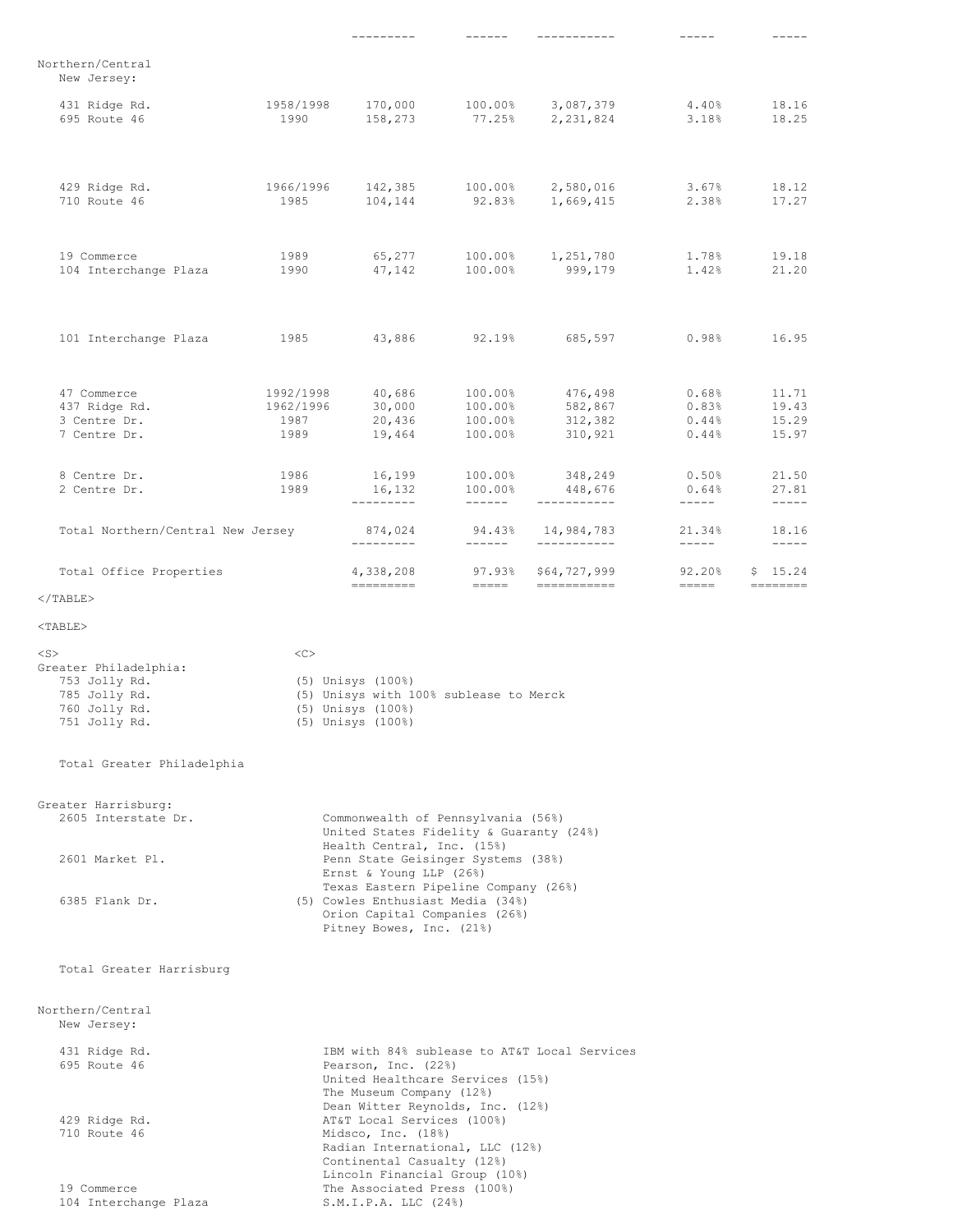| | | | | | | |
|---|---|---|---|---|---|---|
| **Northern/Central New Jersey:** | | | | | | |
| 431 Ridge Rd. | 1958/1998 | 170,000 | 100.00% | 3,087,379 | 4.40% | 18.16 |
| 695 Route 46 | 1990 | 158,273 | 77.25% | 2,231,824 | 3.18% | 18.25 |
| 429 Ridge Rd. | 1966/1996 | 142,385 | 100.00% | 2,580,016 | 3.67% | 18.12 |
| 710 Route 46 | 1985 | 104,144 | 92.83% | 1,669,415 | 2.38% | 17.27 |
| 19 Commerce | 1989 | 65,277 | 100.00% | 1,251,780 | 1.78% | 19.18 |
| 104 Interchange Plaza | 1990 | 47,142 | 100.00% | 999,179 | 1.42% | 21.20 |
| 101 Interchange Plaza | 1985 | 43,886 | 92.19% | 685,597 | 0.98% | 16.95 |
| 47 Commerce | 1992/1998 | 40,686 | 100.00% | 476,498 | 0.68% | 11.71 |
| 437 Ridge Rd. | 1962/1996 | 30,000 | 100.00% | 582,867 | 0.83% | 19.43 |
| 3 Centre Dr. | 1987 | 20,436 | 100.00% | 312,382 | 0.44% | 15.29 |
| 7 Centre Dr. | 1989 | 19,464 | 100.00% | 310,921 | 0.44% | 15.97 |
| 8 Centre Dr. | 1986 | 16,199 | 100.00% | 348,249 | 0.50% | 21.50 |
| 2 Centre Dr. | 1989 | 16,132 | 100.00% | 448,676 | 0.64% | 27.81 |
| Total Northern/Central New Jersey | | 874,024 | 94.43% | 14,984,783 | 21.34% | 18.16 |
| Total Office Properties | | 4,338,208 | 97.93% | $64,727,999 | 92.20% | $ 15.24 |

| | |
|---|---|
| **Greater Philadelphia:** | |
| 753 Jolly Rd. | (5) Unisys (100%) |
| 785 Jolly Rd. | (5) Unisys with 100% sublease to Merck |
| 760 Jolly Rd. | (5) Unisys (100%) |
| 751 Jolly Rd. | (5) Unisys (100%) |
| Total Greater Philadelphia | |
| **Greater Harrisburg:** | |
| 2605 Interstate Dr. | Commonwealth of Pennsylvania (56%)<br>United States Fidelity & Guaranty (24%)<br>Health Central, Inc. (15%) |
| 2601 Market Pl. | Penn State Geisinger Systems (38%)<br>Ernst & Young LLP (26%)<br>Texas Eastern Pipeline Company (26%) |
| 6385 Flank Dr. | (5) Cowles Enthusiast Media (34%)<br>Orion Capital Companies (26%)<br>Pitney Bowes, Inc. (21%) |
| Total Greater Harrisburg | |
| **Northern/Central New Jersey:** | |
| 431 Ridge Rd. | IBM with 84% sublease to AT&T Local Services |
| 695 Route 46 | Pearson, Inc. (22%)<br>United Healthcare Services (15%)<br>The Museum Company (12%)<br>Dean Witter Reynolds, Inc. (12%) |
| 429 Ridge Rd. | AT&T Local Services (100%) |
| 710 Route 46 | Midsco, Inc. (18%)<br>Radian International, LLC (12%)<br>Continental Casualty (12%)<br>Lincoln Financial Group (10%) |
| 19 Commerce | The Associated Press (100%) |
| 104 Interchange Plaza | S.M.I.P.A. LLC (24%) |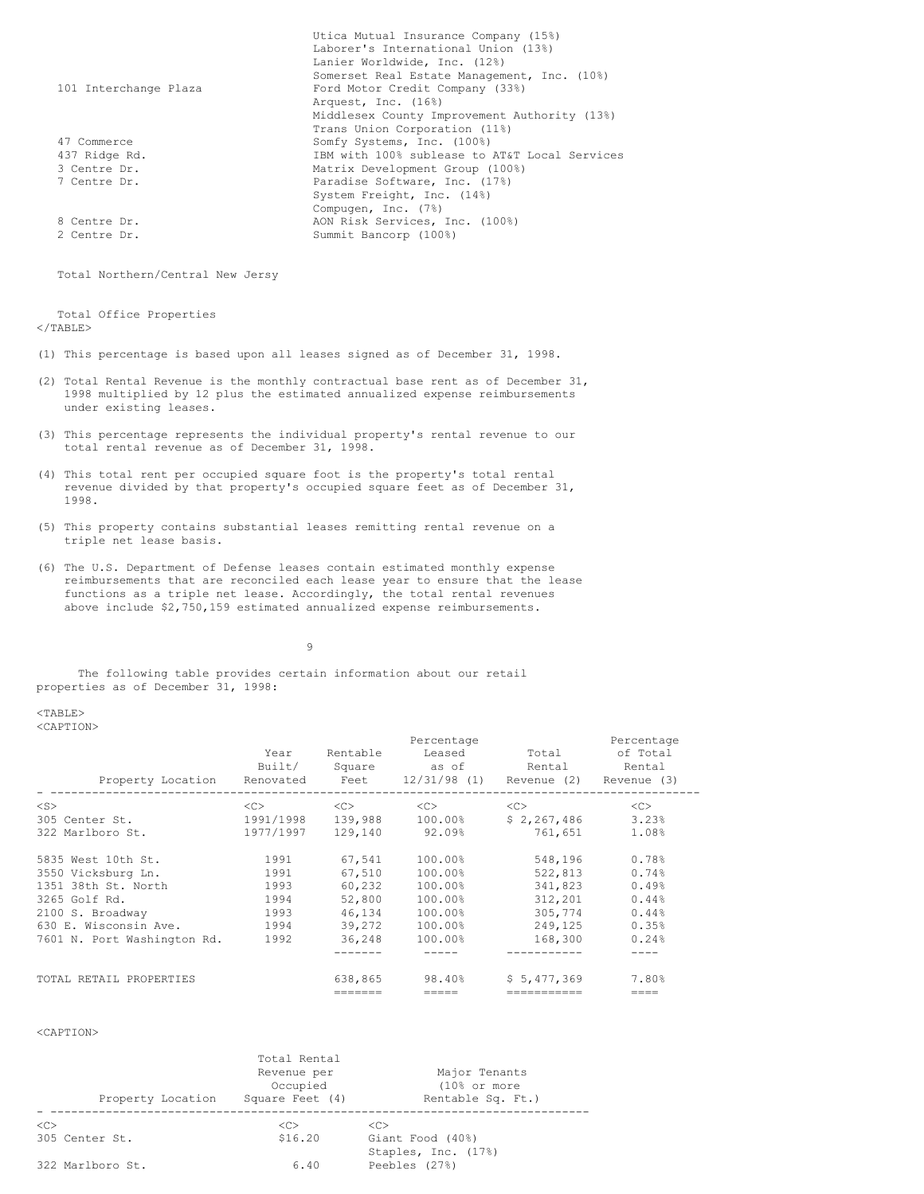| Property Location | Major Tenants (10% or more Rentable Sq. Ft.) |
|---|---|
| | Utica Mutual Insurance Company (15%) |
| | Laborer's International Union (13%) |
| | Lanier Worldwide, Inc. (12%) |
| | Somerset Real Estate Management, Inc. (10%) |
| 101 Interchange Plaza | Ford Motor Credit Company (33%) |
| | Arquest, Inc. (16%) |
| | Middlesex County Improvement Authority (13%) |
| | Trans Union Corporation (11%) |
| 47 Commerce | Somfy Systems, Inc. (100%) |
| 437 Ridge Rd. | IBM with 100% sublease to AT&T Local Services |
| 3 Centre Dr. | Matrix Development Group (100%) |
| 7 Centre Dr. | Paradise Software, Inc. (17%) |
| | System Freight, Inc. (14%) |
| | Compugen, Inc. (7%) |
| 8 Centre Dr. | AON Risk Services, Inc. (100%) |
| 2 Centre Dr. | Summit Bancorp (100%) |
| Total Northern/Central New Jersey | |
| Total Office Properties | |

(1) This percentage is based upon all leases signed as of December 31, 1998.

(2) Total Rental Revenue is the monthly contractual base rent as of December 31, 1998 multiplied by 12 plus the estimated annualized expense reimbursements under existing leases.

(3) This percentage represents the individual property's rental revenue to our total rental revenue as of December 31, 1998.

(4) This total rent per occupied square foot is the property's total rental revenue divided by that property's occupied square feet as of December 31, 1998.

(5) This property contains substantial leases remitting rental revenue on a triple net lease basis.

(6) The U.S. Department of Defense leases contain estimated monthly expense reimbursements that are reconciled each lease year to ensure that the lease functions as a triple net lease. Accordingly, the total rental revenues above include $2,750,159 estimated annualized expense reimbursements.

The following table provides certain information about our retail properties as of December 31, 1998:

| Property Location | Year Built/ Renovated | Rentable Square Feet | Percentage Leased as of 12/31/98 (1) | Total Rental Revenue (2) | Percentage of Total Rental Revenue (3) |
|---|---|---|---|---|---|
| 305 Center St. | 1991/1998 | 139,988 | 100.00% | $ 2,267,486 | 3.23% |
| 322 Marlboro St. | 1977/1997 | 129,140 | 92.09% | 761,651 | 1.08% |
| 5835 West 10th St. | 1991 | 67,541 | 100.00% | 548,196 | 0.78% |
| 3550 Vicksburg Ln. | 1991 | 67,510 | 100.00% | 522,813 | 0.74% |
| 1351 38th St. North | 1993 | 60,232 | 100.00% | 341,823 | 0.49% |
| 3265 Golf Rd. | 1994 | 52,800 | 100.00% | 312,201 | 0.44% |
| 2100 S. Broadway | 1993 | 46,134 | 100.00% | 305,774 | 0.44% |
| 630 E. Wisconsin Ave. | 1994 | 39,272 | 100.00% | 249,125 | 0.35% |
| 7601 N. Port Washington Rd. | 1992 | 36,248 | 100.00% | 168,300 | 0.24% |
| TOTAL RETAIL PROPERTIES | | 638,865 | 98.40% | $ 5,477,369 | 7.80% |

| Property Location | Total Rental Revenue per Occupied Square Feet (4) | Major Tenants (10% or more Rentable Sq. Ft.) |
|---|---|---|
| 305 Center St. | $16.20 | Giant Food (40%) |
| | | Staples, Inc. (17%) |
| 322 Marlboro St. | 6.40 | Peebles (27%) |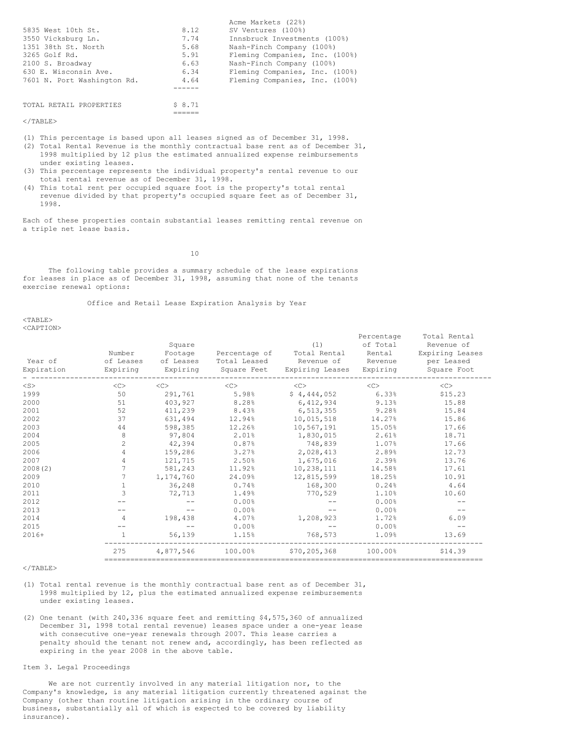| | | |
|---|---|---|
| | | Acme Markets (22%) |
| 5835 West 10th St. | 8.12 | SV Ventures (100%) |
| 3550 Vicksburg Ln. | 7.74 | Innsbruck Investments (100%) |
| 1351 38th St. North | 5.68 | Nash-Finch Company (100%) |
| 3265 Golf Rd. | 5.91 | Fleming Companies, Inc. (100%) |
| 2100 S. Broadway | 6.63 | Nash-Finch Company (100%) |
| 630 E. Wisconsin Ave. | 6.34 | Fleming Companies, Inc. (100%) |
| 7601 N. Port Washington Rd. | 4.64 | Fleming Companies, Inc. (100%) |
| TOTAL RETAIL PROPERTIES | $ 8.71 | |

(1) This percentage is based upon all leases signed as of December 31, 1998.
(2) Total Rental Revenue is the monthly contractual base rent as of December 31, 1998 multiplied by 12 plus the estimated annualized expense reimbursements under existing leases.
(3) This percentage represents the individual property's rental revenue to our total rental revenue as of December 31, 1998.
(4) This total rent per occupied square foot is the property's total rental revenue divided by that property's occupied square feet as of December 31, 1998.

Each of these properties contain substantial leases remitting rental revenue on a triple net lease basis.

The following table provides a summary schedule of the lease expirations for leases in place as of December 31, 1998, assuming that none of the tenants exercise renewal options:

Office and Retail Lease Expiration Analysis by Year

| Year of Expiration | Number of Leases Expiring | Square Footage of Leases Expiring | Percentage of Total Leased Square Feet | (1) Total Rental Revenue of Expiring Leases | Percentage of Total Rental Revenue Expiring | Total Rental Revenue of Expiring Leases per Leased Square Foot |
|---|---|---|---|---|---|---|
| 1999 | 50 | 291,761 | 5.98% | $ 4,444,052 | 6.33% | $15.23 |
| 2000 | 51 | 403,927 | 8.28% | 6,412,934 | 9.13% | 15.88 |
| 2001 | 52 | 411,239 | 8.43% | 6,513,355 | 9.28% | 15.84 |
| 2002 | 37 | 631,494 | 12.94% | 10,015,518 | 14.27% | 15.86 |
| 2003 | 44 | 598,385 | 12.26% | 10,567,191 | 15.05% | 17.66 |
| 2004 | 8 | 97,804 | 2.01% | 1,830,015 | 2.61% | 18.71 |
| 2005 | 2 | 42,394 | 0.87% | 748,839 | 1.07% | 17.66 |
| 2006 | 4 | 159,286 | 3.27% | 2,028,413 | 2.89% | 12.73 |
| 2007 | 4 | 121,715 | 2.50% | 1,675,016 | 2.39% | 13.76 |
| 2008(2) | 7 | 581,243 | 11.92% | 10,238,111 | 14.58% | 17.61 |
| 2009 | 7 | 1,174,760 | 24.09% | 12,815,599 | 18.25% | 10.91 |
| 2010 | 1 | 36,248 | 0.74% | 168,300 | 0.24% | 4.64 |
| 2011 | 3 | 72,713 | 1.49% | 770,529 | 1.10% | 10.60 |
| 2012 | -- | -- | 0.00% | -- | 0.00% | -- |
| 2013 | -- | -- | 0.00% | -- | 0.00% | -- |
| 2014 | 4 | 198,438 | 4.07% | 1,208,923 | 1.72% | 6.09 |
| 2015 | -- | -- | 0.00% | -- | 0.00% | -- |
| 2016+ | 1 | 56,139 | 1.15% | 768,573 | 1.09% | 13.69 |
| | 275 | 4,877,546 | 100.00% | $70,205,368 | 100.00% | $14.39 |

(1) Total rental revenue is the monthly contractual base rent as of December 31, 1998 multiplied by 12, plus the estimated annualized expense reimbursements under existing leases.

(2) One tenant (with 240,336 square feet and remitting $4,575,360 of annualized December 31, 1998 total rental revenue) leases space under a one-year lease with consecutive one-year renewals through 2007. This lease carries a penalty should the tenant not renew and, accordingly, has been reflected as expiring in the year 2008 in the above table.

## Item 3. Legal Proceedings

We are not currently involved in any material litigation nor, to the Company's knowledge, is any material litigation currently threatened against the Company (other than routine litigation arising in the ordinary course of business, substantially all of which is expected to be covered by liability insurance).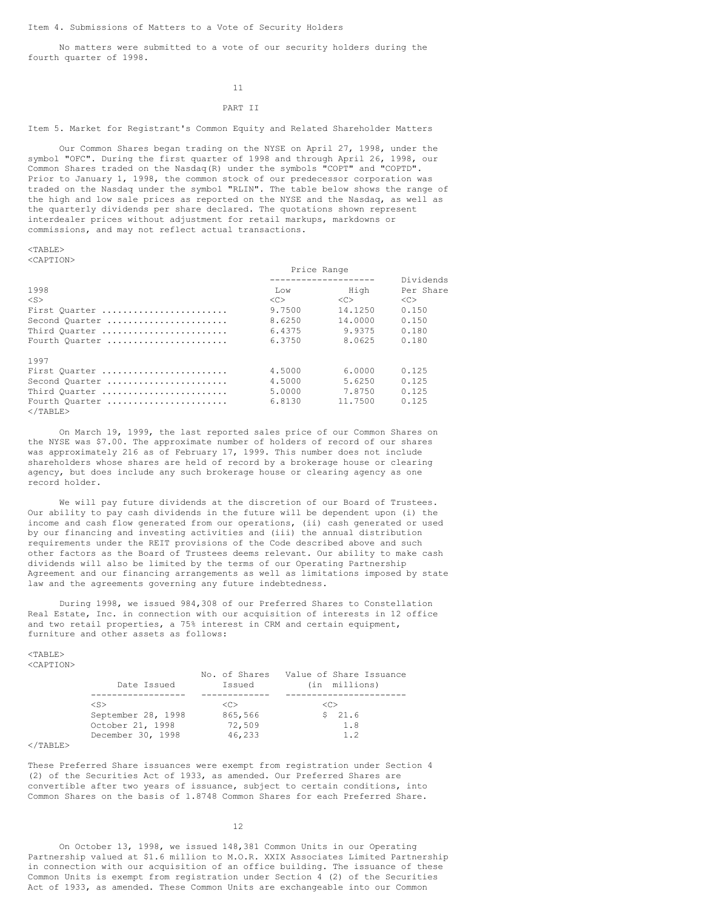Item 4. Submissions of Matters to a Vote of Security Holders

No matters were submitted to a vote of our security holders during the fourth quarter of 1998.

PART II

Item 5. Market for Registrant's Common Equity and Related Shareholder Matters

Our Common Shares began trading on the NYSE on April 27, 1998, under the symbol "OFC". During the first quarter of 1998 and through April 26, 1998, our Common Shares traded on the Nasdaq(R) under the symbols "COPT" and "COPTD". Prior to January 1, 1998, the common stock of our predecessor corporation was traded on the Nasdaq under the symbol "RLIN". The table below shows the range of the high and low sale prices as reported on the NYSE and the Nasdaq, as well as the quarterly dividends per share declared. The quotations shown represent interdealer prices without adjustment for retail markups, markdowns or commissions, and may not reflect actual transactions.

| | Price Range | | Dividends |
|---|---|---|---|
| 1998 | Low | High | Per Share |
| First Quarter | 9.7500 | 14.1250 | 0.150 |
| Second Quarter | 8.6250 | 14.0000 | 0.150 |
| Third Quarter | 6.4375 | 9.9375 | 0.180 |
| Fourth Quarter | 6.3750 | 8.0625 | 0.180 |
| 1997 | | | |
| First Quarter | 4.5000 | 6.0000 | 0.125 |
| Second Quarter | 4.5000 | 5.6250 | 0.125 |
| Third Quarter | 5.0000 | 7.8750 | 0.125 |
| Fourth Quarter | 6.8130 | 11.7500 | 0.125 |

On March 19, 1999, the last reported sales price of our Common Shares on the NYSE was $7.00. The approximate number of holders of record of our shares was approximately 216 as of February 17, 1999. This number does not include shareholders whose shares are held of record by a brokerage house or clearing agency, but does include any such brokerage house or clearing agency as one record holder.

We will pay future dividends at the discretion of our Board of Trustees. Our ability to pay cash dividends in the future will be dependent upon (i) the income and cash flow generated from our operations, (ii) cash generated or used by our financing and investing activities and (iii) the annual distribution requirements under the REIT provisions of the Code described above and such other factors as the Board of Trustees deems relevant. Our ability to make cash dividends will also be limited by the terms of our Operating Partnership Agreement and our financing arrangements as well as limitations imposed by state law and the agreements governing any future indebtedness.

During 1998, we issued 984,308 of our Preferred Shares to Constellation Real Estate, Inc. in connection with our acquisition of interests in 12 office and two retail properties, a 75% interest in CRM and certain equipment, furniture and other assets as follows:

| Date Issued | No. of Shares Issued | Value of Share Issuance (in millions) |
|---|---|---|
| September 28, 1998 | 865,566 | $ 21.6 |
| October 21, 1998 | 72,509 | 1.8 |
| December 30, 1998 | 46,233 | 1.2 |

These Preferred Share issuances were exempt from registration under Section 4 (2) of the Securities Act of 1933, as amended. Our Preferred Shares are convertible after two years of issuance, subject to certain conditions, into Common Shares on the basis of 1.8748 Common Shares for each Preferred Share.

On October 13, 1998, we issued 148,381 Common Units in our Operating Partnership valued at $1.6 million to M.O.R. XXIX Associates Limited Partnership in connection with our acquisition of an office building. The issuance of these Common Units is exempt from registration under Section 4 (2) of the Securities Act of 1933, as amended. These Common Units are exchangeable into our Common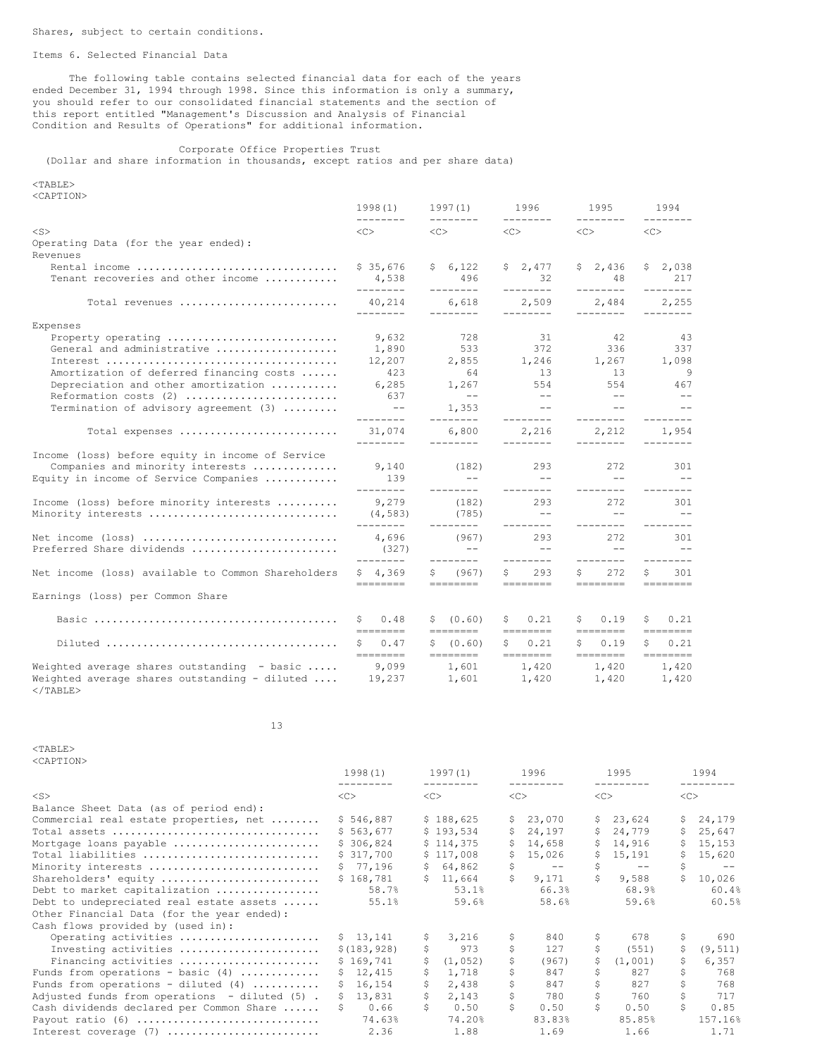Shares, subject to certain conditions.

## Items 6. Selected Financial Data

The following table contains selected financial data for each of the years ended December 31, 1994 through 1998. Since this information is only a summary, you should refer to our consolidated financial statements and the section of this report entitled "Management's Discussion and Analysis of Financial Condition and Results of Operations" for additional information.

Corporate Office Properties Trust
(Dollar and share information in thousands, except ratios and per share data)

| | 1998(1) | 1997(1) | 1996 | 1995 | 1994 |
|---|---|---|---|---|---|
| **Operating Data (for the year ended):** | | | | | |
| Revenues | | | | | |
| Rental income | $ 35,676 | $ 6,122 | $ 2,477 | $ 2,436 | $ 2,038 |
| Tenant recoveries and other income | 4,538 | 496 | 32 | 48 | 217 |
| Total revenues | 40,214 | 6,618 | 2,509 | 2,484 | 2,255 |
| Expenses | | | | | |
| Property operating | 9,632 | 728 | 31 | 42 | 43 |
| General and administrative | 1,890 | 533 | 372 | 336 | 337 |
| Interest | 12,207 | 2,855 | 1,246 | 1,267 | 1,098 |
| Amortization of deferred financing costs | 423 | 64 | 13 | 13 | 9 |
| Depreciation and other amortization | 6,285 | 1,267 | 554 | 554 | 467 |
| Reformation costs (2) | 637 | -- | -- | -- | -- |
| Termination of advisory agreement (3) | -- | 1,353 | -- | -- | -- |
| Total expenses | 31,074 | 6,800 | 2,216 | 2,212 | 1,954 |
| Income (loss) before equity in income of Service Companies and minority interests | 9,140 | (182) | 293 | 272 | 301 |
| Equity in income of Service Companies | 139 | -- | -- | -- | -- |
| Income (loss) before minority interests | 9,279 | (182) | 293 | 272 | 301 |
| Minority interests | (4,583) | (785) | -- | -- | -- |
| Net income (loss) | 4,696 | (967) | 293 | 272 | 301 |
| Preferred Share dividends | (327) | -- | -- | -- | -- |
| Net income (loss) available to Common Shareholders | $ 4,369 | $ (967) | $ 293 | $ 272 | $ 301 |
| Earnings (loss) per Common Share | | | | | |
| Basic | $ 0.48 | $ (0.60) | $ 0.21 | $ 0.19 | $ 0.21 |
| Diluted | $ 0.47 | $ (0.60) | $ 0.21 | $ 0.19 | $ 0.21 |
| Weighted average shares outstanding - basic | 9,099 | 1,601 | 1,420 | 1,420 | 1,420 |
| Weighted average shares outstanding - diluted | 19,237 | 1,601 | 1,420 | 1,420 | 1,420 |

| | 1998(1) | 1997(1) | 1996 | 1995 | 1994 |
|---|---|---|---|---|---|
| **Balance Sheet Data (as of period end):** | | | | | |
| Commercial real estate properties, net | $ 546,887 | $ 188,625 | $ 23,070 | $ 23,624 | $ 24,179 |
| Total assets | $ 563,677 | $ 193,534 | $ 24,197 | $ 24,779 | $ 25,647 |
| Mortgage loans payable | $ 306,824 | $ 114,375 | $ 14,658 | $ 14,916 | $ 15,153 |
| Total liabilities | $ 317,700 | $ 117,008 | $ 15,026 | $ 15,191 | $ 15,620 |
| Minority interests | $ 77,196 | $ 64,862 | $ -- | $ -- | $ -- |
| Shareholders' equity | $ 168,781 | $ 11,664 | $ 9,171 | $ 9,588 | $ 10,026 |
| Debt to market capitalization | 58.7% | 53.1% | 66.3% | 68.9% | 60.4% |
| Debt to undepreciated real estate assets | 55.1% | 59.6% | 58.6% | 59.6% | 60.5% |
| **Other Financial Data (for the year ended):** | | | | | |
| Cash flows provided by (used in): | | | | | |
| Operating activities | $ 13,141 | $ 3,216 | $ 840 | $ 678 | $ 690 |
| Investing activities | $(183,928) | $ 973 | $ 127 | $ (551) | $ (9,511) |
| Financing activities | $ 169,741 | $ (1,052) | $ (967) | $ (1,001) | $ 6,357 |
| Funds from operations - basic (4) | $ 12,415 | $ 1,718 | $ 847 | $ 827 | $ 768 |
| Funds from operations - diluted (4) | $ 16,154 | $ 2,438 | $ 847 | $ 827 | $ 768 |
| Adjusted funds from operations - diluted (5) | $ 13,831 | $ 2,143 | $ 780 | $ 760 | $ 717 |
| Cash dividends declared per Common Share | $ 0.66 | $ 0.50 | $ 0.50 | $ 0.50 | $ 0.85 |
| Payout ratio (6) | 74.63% | 74.20% | 83.83% | 85.85% | 157.16% |
| Interest coverage (7) | 2.36 | 1.88 | 1.69 | 1.66 | 1.71 |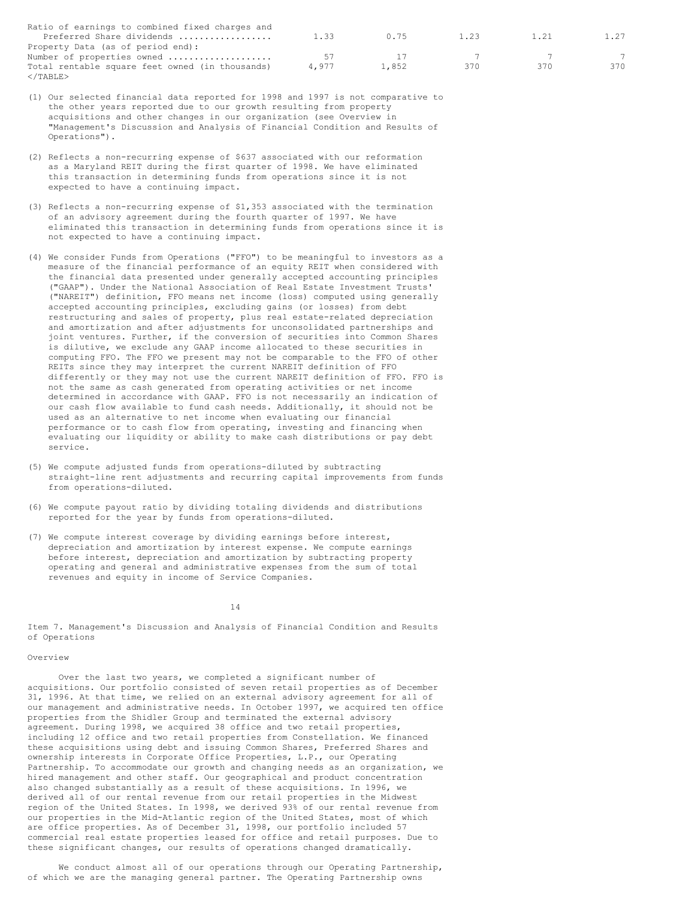| | | | | | |
|---|---|---|---|---|---|
| Ratio of earnings to combined fixed charges and Preferred Share dividends .................. | 1.33 | 0.75 | 1.23 | 1.21 | 1.27 |
| Property Data (as of period end): | | | | | |
| Number of properties owned .................... | 57 | 17 | 7 | 7 | 7 |
| Total rentable square feet owned (in thousands) | 4,977 | 1,852 | 370 | 370 | 370 |

(1) Our selected financial data reported for 1998 and 1997 is not comparative to the other years reported due to our growth resulting from property acquisitions and other changes in our organization (see Overview in "Management's Discussion and Analysis of Financial Condition and Results of Operations").

(2) Reflects a non-recurring expense of $637 associated with our reformation as a Maryland REIT during the first quarter of 1998. We have eliminated this transaction in determining funds from operations since it is not expected to have a continuing impact.

(3) Reflects a non-recurring expense of $1,353 associated with the termination of an advisory agreement during the fourth quarter of 1997. We have eliminated this transaction in determining funds from operations since it is not expected to have a continuing impact.

(4) We consider Funds from Operations ("FFO") to be meaningful to investors as a measure of the financial performance of an equity REIT when considered with the financial data presented under generally accepted accounting principles ("GAAP"). Under the National Association of Real Estate Investment Trusts' ("NAREIT") definition, FFO means net income (loss) computed using generally accepted accounting principles, excluding gains (or losses) from debt restructuring and sales of property, plus real estate-related depreciation and amortization and after adjustments for unconsolidated partnerships and joint ventures. Further, if the conversion of securities into Common Shares is dilutive, we exclude any GAAP income allocated to these securities in computing FFO. The FFO we present may not be comparable to the FFO of other REITs since they may interpret the current NAREIT definition of FFO differently or they may not use the current NAREIT definition of FFO. FFO is not the same as cash generated from operating activities or net income determined in accordance with GAAP. FFO is not necessarily an indication of our cash flow available to fund cash needs. Additionally, it should not be used as an alternative to net income when evaluating our financial performance or to cash flow from operating, investing and financing when evaluating our liquidity or ability to make cash distributions or pay debt service.

(5) We compute adjusted funds from operations-diluted by subtracting straight-line rent adjustments and recurring capital improvements from funds from operations-diluted.

(6) We compute payout ratio by dividing totaling dividends and distributions reported for the year by funds from operations-diluted.

(7) We compute interest coverage by dividing earnings before interest, depreciation and amortization by interest expense. We compute earnings before interest, depreciation and amortization by subtracting property operating and general and administrative expenses from the sum of total revenues and equity in income of Service Companies.

## Item 7. Management's Discussion and Analysis of Financial Condition and Results of Operations

### Overview

Over the last two years, we completed a significant number of acquisitions. Our portfolio consisted of seven retail properties as of December 31, 1996. At that time, we relied on an external advisory agreement for all of our management and administrative needs. In October 1997, we acquired ten office properties from the Shidler Group and terminated the external advisory agreement. During 1998, we acquired 38 office and two retail properties, including 12 office and two retail properties from Constellation. We financed these acquisitions using debt and issuing Common Shares, Preferred Shares and ownership interests in Corporate Office Properties, L.P., our Operating Partnership. To accommodate our growth and changing needs as an organization, we hired management and other staff. Our geographical and product concentration also changed substantially as a result of these acquisitions. In 1996, we derived all of our rental revenue from our retail properties in the Midwest region of the United States. In 1998, we derived 93% of our rental revenue from our properties in the Mid-Atlantic region of the United States, most of which are office properties. As of December 31, 1998, our portfolio included 57 commercial real estate properties leased for office and retail purposes. Due to these significant changes, our results of operations changed dramatically.

We conduct almost all of our operations through our Operating Partnership, of which we are the managing general partner. The Operating Partnership owns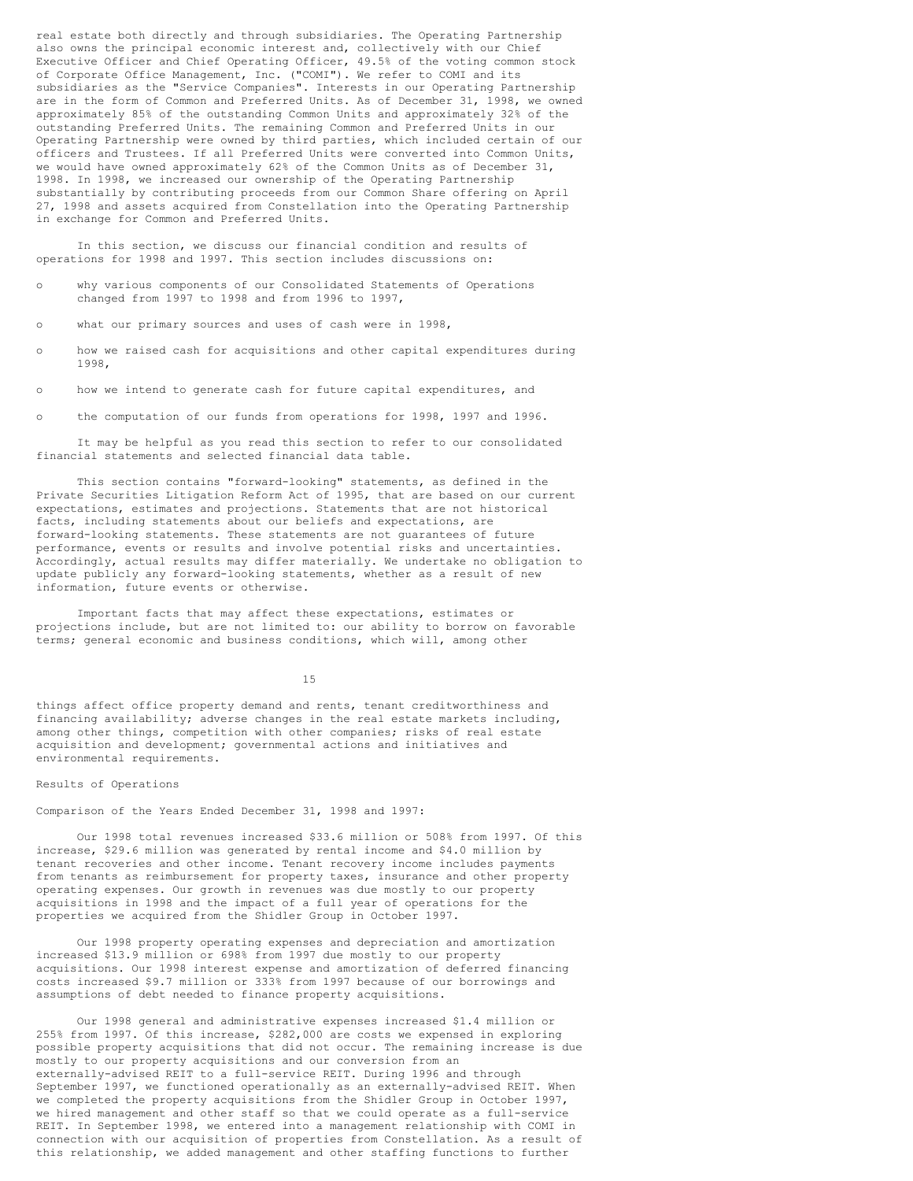real estate both directly and through subsidiaries. The Operating Partnership also owns the principal economic interest and, collectively with our Chief Executive Officer and Chief Operating Officer, 49.5% of the voting common stock of Corporate Office Management, Inc. ("COMI"). We refer to COMI and its subsidiaries as the "Service Companies". Interests in our Operating Partnership are in the form of Common and Preferred Units. As of December 31, 1998, we owned approximately 85% of the outstanding Common Units and approximately 32% of the outstanding Preferred Units. The remaining Common and Preferred Units in our Operating Partnership were owned by third parties, which included certain of our officers and Trustees. If all Preferred Units were converted into Common Units, we would have owned approximately 62% of the Common Units as of December 31, 1998. In 1998, we increased our ownership of the Operating Partnership substantially by contributing proceeds from our Common Share offering on April 27, 1998 and assets acquired from Constellation into the Operating Partnership in exchange for Common and Preferred Units.

In this section, we discuss our financial condition and results of operations for 1998 and 1997. This section includes discussions on:

- why various components of our Consolidated Statements of Operations changed from 1997 to 1998 and from 1996 to 1997,
- what our primary sources and uses of cash were in 1998,
- how we raised cash for acquisitions and other capital expenditures during 1998,
- how we intend to generate cash for future capital expenditures, and
- the computation of our funds from operations for 1998, 1997 and 1996.

It may be helpful as you read this section to refer to our consolidated financial statements and selected financial data table.

This section contains "forward-looking" statements, as defined in the Private Securities Litigation Reform Act of 1995, that are based on our current expectations, estimates and projections. Statements that are not historical facts, including statements about our beliefs and expectations, are forward-looking statements. These statements are not guarantees of future performance, events or results and involve potential risks and uncertainties. Accordingly, actual results may differ materially. We undertake no obligation to update publicly any forward-looking statements, whether as a result of new information, future events or otherwise.

Important facts that may affect these expectations, estimates or projections include, but are not limited to: our ability to borrow on favorable terms; general economic and business conditions, which will, among other things affect office property demand and rents, tenant creditworthiness and financing availability; adverse changes in the real estate markets including, among other things, competition with other companies; risks of real estate acquisition and development; governmental actions and initiatives and environmental requirements.

## Results of Operations

### Comparison of the Years Ended December 31, 1998 and 1997:

Our 1998 total revenues increased $33.6 million or 508% from 1997. Of this increase, $29.6 million was generated by rental income and $4.0 million by tenant recoveries and other income. Tenant recovery income includes payments from tenants as reimbursement for property taxes, insurance and other property operating expenses. Our growth in revenues was due mostly to our property acquisitions in 1998 and the impact of a full year of operations for the properties we acquired from the Shidler Group in October 1997.

Our 1998 property operating expenses and depreciation and amortization increased $13.9 million or 698% from 1997 due mostly to our property acquisitions. Our 1998 interest expense and amortization of deferred financing costs increased $9.7 million or 333% from 1997 because of our borrowings and assumptions of debt needed to finance property acquisitions.

Our 1998 general and administrative expenses increased $1.4 million or 255% from 1997. Of this increase, $282,000 are costs we expensed in exploring possible property acquisitions that did not occur. The remaining increase is due mostly to our property acquisitions and our conversion from an externally-advised REIT to a full-service REIT. During 1996 and through September 1997, we functioned operationally as an externally-advised REIT. When we completed the property acquisitions from the Shidler Group in October 1997, we hired management and other staff so that we could operate as a full-service REIT. In September 1998, we entered into a management relationship with COMI in connection with our acquisition of properties from Constellation. As a result of this relationship, we added management and other staffing functions to further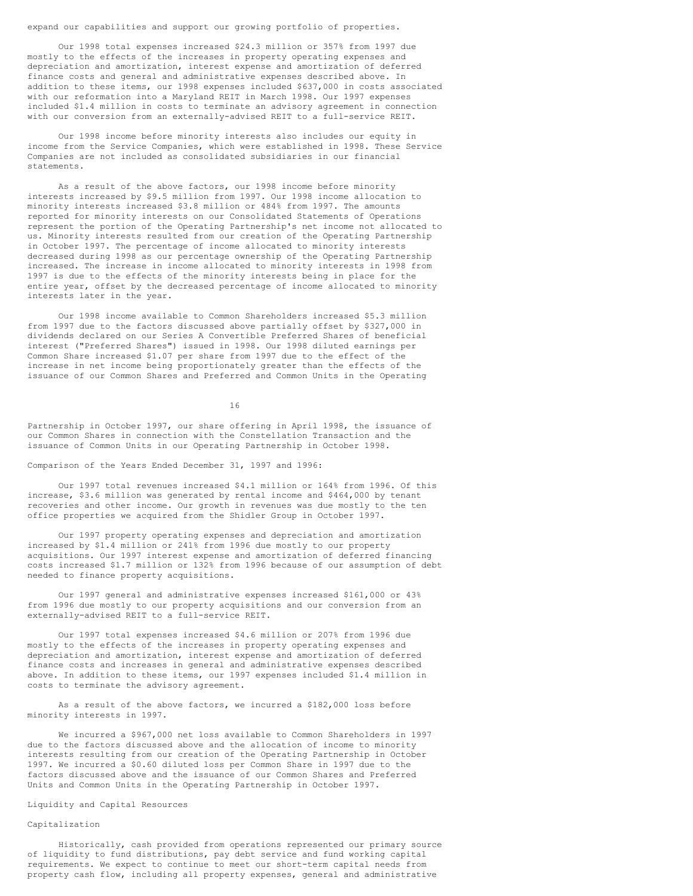expand our capabilities and support our growing portfolio of properties.

Our 1998 total expenses increased $24.3 million or 357% from 1997 due mostly to the effects of the increases in property operating expenses and depreciation and amortization, interest expense and amortization of deferred finance costs and general and administrative expenses described above. In addition to these items, our 1998 expenses included $637,000 in costs associated with our reformation into a Maryland REIT in March 1998. Our 1997 expenses included $1.4 million in costs to terminate an advisory agreement in connection with our conversion from an externally-advised REIT to a full-service REIT.

Our 1998 income before minority interests also includes our equity in income from the Service Companies, which were established in 1998. These Service Companies are not included as consolidated subsidiaries in our financial statements.

As a result of the above factors, our 1998 income before minority interests increased by $9.5 million from 1997. Our 1998 income allocation to minority interests increased $3.8 million or 484% from 1997. The amounts reported for minority interests on our Consolidated Statements of Operations represent the portion of the Operating Partnership's net income not allocated to us. Minority interests resulted from our creation of the Operating Partnership in October 1997. The percentage of income allocated to minority interests decreased during 1998 as our percentage ownership of the Operating Partnership increased. The increase in income allocated to minority interests in 1998 from 1997 is due to the effects of the minority interests being in place for the entire year, offset by the decreased percentage of income allocated to minority interests later in the year.

Our 1998 income available to Common Shareholders increased $5.3 million from 1997 due to the factors discussed above partially offset by $327,000 in dividends declared on our Series A Convertible Preferred Shares of beneficial interest ("Preferred Shares") issued in 1998. Our 1998 diluted earnings per Common Share increased $1.07 per share from 1997 due to the effect of the increase in net income being proportionately greater than the effects of the issuance of our Common Shares and Preferred and Common Units in the Operating Partnership in October 1997, our share offering in April 1998, the issuance of our Common Shares in connection with the Constellation Transaction and the issuance of Common Units in our Operating Partnership in October 1998.

Comparison of the Years Ended December 31, 1997 and 1996:

Our 1997 total revenues increased $4.1 million or 164% from 1996. Of this increase, $3.6 million was generated by rental income and $464,000 by tenant recoveries and other income. Our growth in revenues was due mostly to the ten office properties we acquired from the Shidler Group in October 1997.

Our 1997 property operating expenses and depreciation and amortization increased by $1.4 million or 241% from 1996 due mostly to our property acquisitions. Our 1997 interest expense and amortization of deferred financing costs increased $1.7 million or 132% from 1996 because of our assumption of debt needed to finance property acquisitions.

Our 1997 general and administrative expenses increased $161,000 or 43% from 1996 due mostly to our property acquisitions and our conversion from an externally-advised REIT to a full-service REIT.

Our 1997 total expenses increased $4.6 million or 207% from 1996 due mostly to the effects of the increases in property operating expenses and depreciation and amortization, interest expense and amortization of deferred finance costs and increases in general and administrative expenses described above. In addition to these items, our 1997 expenses included $1.4 million in costs to terminate the advisory agreement.

As a result of the above factors, we incurred a $182,000 loss before minority interests in 1997.

We incurred a $967,000 net loss available to Common Shareholders in 1997 due to the factors discussed above and the allocation of income to minority interests resulting from our creation of the Operating Partnership in October 1997. We incurred a $0.60 diluted loss per Common Share in 1997 due to the factors discussed above and the issuance of our Common Shares and Preferred Units and Common Units in the Operating Partnership in October 1997.

Liquidity and Capital Resources

Capitalization

Historically, cash provided from operations represented our primary source of liquidity to fund distributions, pay debt service and fund working capital requirements. We expect to continue to meet our short-term capital needs from property cash flow, including all property expenses, general and administrative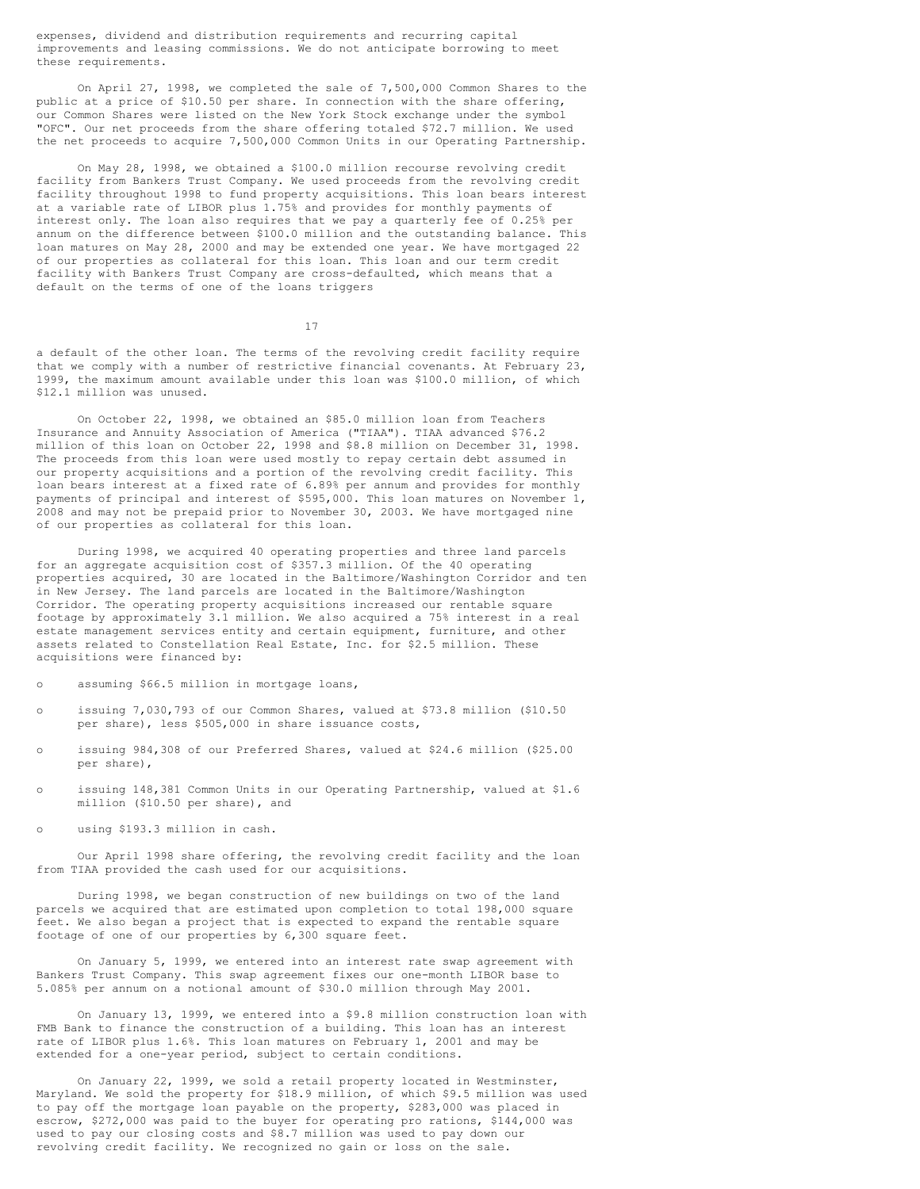expenses, dividend and distribution requirements and recurring capital improvements and leasing commissions. We do not anticipate borrowing to meet these requirements.

On April 27, 1998, we completed the sale of 7,500,000 Common Shares to the public at a price of $10.50 per share. In connection with the share offering, our Common Shares were listed on the New York Stock exchange under the symbol "OFC". Our net proceeds from the share offering totaled $72.7 million. We used the net proceeds to acquire 7,500,000 Common Units in our Operating Partnership.

On May 28, 1998, we obtained a $100.0 million recourse revolving credit facility from Bankers Trust Company. We used proceeds from the revolving credit facility throughout 1998 to fund property acquisitions. This loan bears interest at a variable rate of LIBOR plus 1.75% and provides for monthly payments of interest only. The loan also requires that we pay a quarterly fee of 0.25% per annum on the difference between $100.0 million and the outstanding balance. This loan matures on May 28, 2000 and may be extended one year. We have mortgaged 22 of our properties as collateral for this loan. This loan and our term credit facility with Bankers Trust Company are cross-defaulted, which means that a default on the terms of one of the loans triggers a default of the other loan. The terms of the revolving credit facility require that we comply with a number of restrictive financial covenants. At February 23, 1999, the maximum amount available under this loan was $100.0 million, of which $12.1 million was unused.

On October 22, 1998, we obtained an $85.0 million loan from Teachers Insurance and Annuity Association of America ("TIAA"). TIAA advanced $76.2 million of this loan on October 22, 1998 and $8.8 million on December 31, 1998. The proceeds from this loan were used mostly to repay certain debt assumed in our property acquisitions and a portion of the revolving credit facility. This loan bears interest at a fixed rate of 6.89% per annum and provides for monthly payments of principal and interest of $595,000. This loan matures on November 1, 2008 and may not be prepaid prior to November 30, 2003. We have mortgaged nine of our properties as collateral for this loan.

During 1998, we acquired 40 operating properties and three land parcels for an aggregate acquisition cost of $357.3 million. Of the 40 operating properties acquired, 30 are located in the Baltimore/Washington Corridor and ten in New Jersey. The land parcels are located in the Baltimore/Washington Corridor. The operating property acquisitions increased our rentable square footage by approximately 3.1 million. We also acquired a 75% interest in a real estate management services entity and certain equipment, furniture, and other assets related to Constellation Real Estate, Inc. for $2.5 million. These acquisitions were financed by:

- assuming $66.5 million in mortgage loans,
- issuing 7,030,793 of our Common Shares, valued at $73.8 million ($10.50 per share), less $505,000 in share issuance costs,
- issuing 984,308 of our Preferred Shares, valued at $24.6 million ($25.00 per share),
- issuing 148,381 Common Units in our Operating Partnership, valued at $1.6 million ($10.50 per share), and
- using $193.3 million in cash.

Our April 1998 share offering, the revolving credit facility and the loan from TIAA provided the cash used for our acquisitions.

During 1998, we began construction of new buildings on two of the land parcels we acquired that are estimated upon completion to total 198,000 square feet. We also began a project that is expected to expand the rentable square footage of one of our properties by 6,300 square feet.

On January 5, 1999, we entered into an interest rate swap agreement with Bankers Trust Company. This swap agreement fixes our one-month LIBOR base to 5.085% per annum on a notional amount of $30.0 million through May 2001.

On January 13, 1999, we entered into a $9.8 million construction loan with FMB Bank to finance the construction of a building. This loan has an interest rate of LIBOR plus 1.6%. This loan matures on February 1, 2001 and may be extended for a one-year period, subject to certain conditions.

On January 22, 1999, we sold a retail property located in Westminster, Maryland. We sold the property for $18.9 million, of which $9.5 million was used to pay off the mortgage loan payable on the property, $283,000 was placed in escrow, $272,000 was paid to the buyer for operating pro rations, $144,000 was used to pay our closing costs and $8.7 million was used to pay down our revolving credit facility. We recognized no gain or loss on the sale.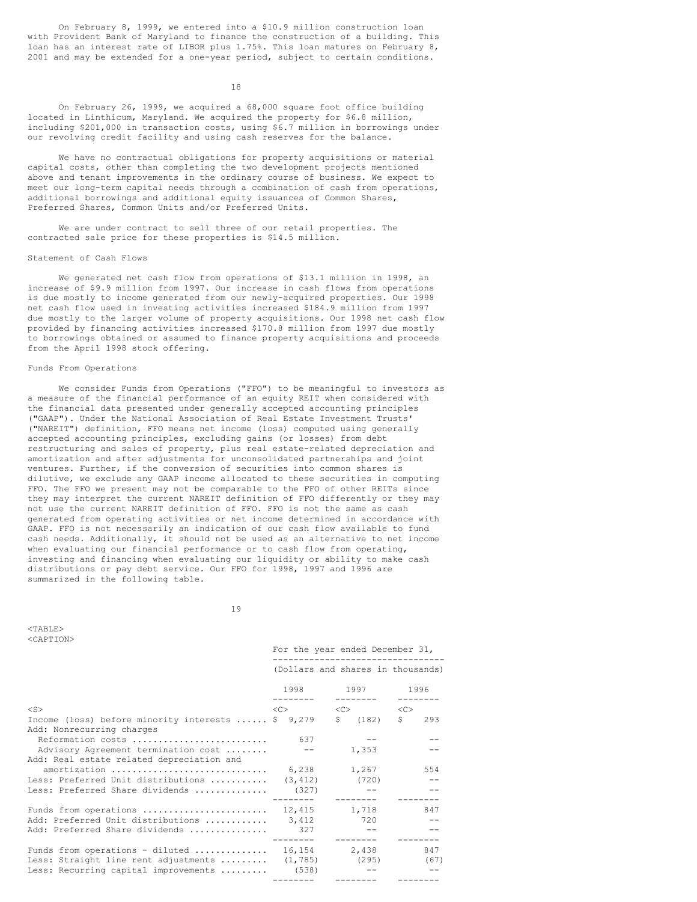On February 8, 1999, we entered into a $10.9 million construction loan with Provident Bank of Maryland to finance the construction of a building. This loan has an interest rate of LIBOR plus 1.75%. This loan matures on February 8, 2001 and may be extended for a one-year period, subject to certain conditions.

On February 26, 1999, we acquired a 68,000 square foot office building located in Linthicum, Maryland. We acquired the property for $6.8 million, including $201,000 in transaction costs, using $6.7 million in borrowings under our revolving credit facility and using cash reserves for the balance.

We have no contractual obligations for property acquisitions or material capital costs, other than completing the two development projects mentioned above and tenant improvements in the ordinary course of business. We expect to meet our long-term capital needs through a combination of cash from operations, additional borrowings and additional equity issuances of Common Shares, Preferred Shares, Common Units and/or Preferred Units.

We are under contract to sell three of our retail properties. The contracted sale price for these properties is $14.5 million.

Statement of Cash Flows

We generated net cash flow from operations of $13.1 million in 1998, an increase of $9.9 million from 1997. Our increase in cash flows from operations is due mostly to income generated from our newly-acquired properties. Our 1998 net cash flow used in investing activities increased $184.9 million from 1997 due mostly to the larger volume of property acquisitions. Our 1998 net cash flow provided by financing activities increased $170.8 million from 1997 due mostly to borrowings obtained or assumed to finance property acquisitions and proceeds from the April 1998 stock offering.

Funds From Operations

We consider Funds from Operations ("FFO") to be meaningful to investors as a measure of the financial performance of an equity REIT when considered with the financial data presented under generally accepted accounting principles ("GAAP"). Under the National Association of Real Estate Investment Trusts' ("NAREIT") definition, FFO means net income (loss) computed using generally accepted accounting principles, excluding gains (or losses) from debt restructuring and sales of property, plus real estate-related depreciation and amortization and after adjustments for unconsolidated partnerships and joint ventures. Further, if the conversion of securities into common shares is dilutive, we exclude any GAAP income allocated to these securities in computing FFO. The FFO we present may not be comparable to the FFO of other REITs since they may interpret the current NAREIT definition of FFO differently or they may not use the current NAREIT definition of FFO. FFO is not the same as cash generated from operating activities or net income determined in accordance with GAAP. FFO is not necessarily an indication of our cash flow available to fund cash needs. Additionally, it should not be used as an alternative to net income when evaluating our financial performance or to cash flow from operating, investing and financing when evaluating our liquidity or ability to make cash distributions or pay debt service. Our FFO for 1998, 1997 and 1996 are summarized in the following table.

| | For the year ended December 31, (Dollars and shares in thousands) | | |
|---|---|---|---|
| | 1998 | 1997 | 1996 |
| Income (loss) before minority interests | $ 9,279 | $ (182) | $ 293 |
| Add: Nonrecurring charges | | | |
| Reformation costs | 637 | -- | -- |
| Advisory Agreement termination cost | -- | 1,353 | -- |
| Add: Real estate related depreciation and amortization | 6,238 | 1,267 | 554 |
| Less: Preferred Unit distributions | (3,412) | (720) | -- |
| Less: Preferred Share dividends | (327) | -- | -- |
| Funds from operations | 12,415 | 1,718 | 847 |
| Add: Preferred Unit distributions | 3,412 | 720 | -- |
| Add: Preferred Share dividends | 327 | -- | -- |
| Funds from operations - diluted | 16,154 | 2,438 | 847 |
| Less: Straight line rent adjustments | (1,785) | (295) | (67) |
| Less: Recurring capital improvements | (538) | -- | -- |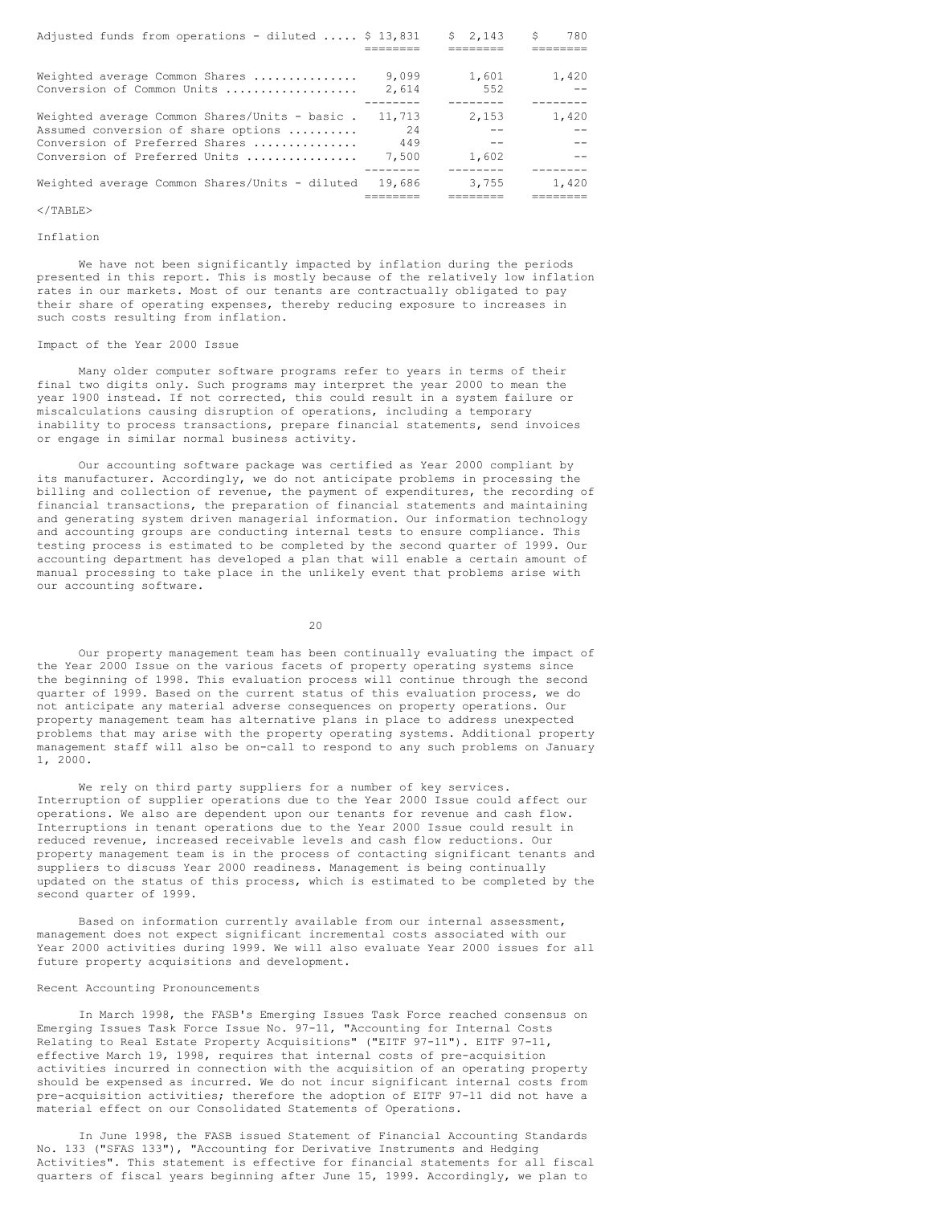| | | | |
|---|---|---|---|
| Adjusted funds from operations - diluted | $ 13,831 | $ 2,143 | $ 780 |
| Weighted average Common Shares | 9,099 | 1,601 | 1,420 |
| Conversion of Common Units | 2,614 | 552 | -- |
| Weighted average Common Shares/Units - basic | 11,713 | 2,153 | 1,420 |
| Assumed conversion of share options | 24 | -- | -- |
| Conversion of Preferred Shares | 449 | -- | -- |
| Conversion of Preferred Units | 7,500 | 1,602 | -- |
| Weighted average Common Shares/Units - diluted | 19,686 | 3,755 | 1,420 |

Inflation

We have not been significantly impacted by inflation during the periods presented in this report. This is mostly because of the relatively low inflation rates in our markets. Most of our tenants are contractually obligated to pay their share of operating expenses, thereby reducing exposure to increases in such costs resulting from inflation.

Impact of the Year 2000 Issue

Many older computer software programs refer to years in terms of their final two digits only. Such programs may interpret the year 2000 to mean the year 1900 instead. If not corrected, this could result in a system failure or miscalculations causing disruption of operations, including a temporary inability to process transactions, prepare financial statements, send invoices or engage in similar normal business activity.

Our accounting software package was certified as Year 2000 compliant by its manufacturer. Accordingly, we do not anticipate problems in processing the billing and collection of revenue, the payment of expenditures, the recording of financial transactions, the preparation of financial statements and maintaining and generating system driven managerial information. Our information technology and accounting groups are conducting internal tests to ensure compliance. This testing process is estimated to be completed by the second quarter of 1999. Our accounting department has developed a plan that will enable a certain amount of manual processing to take place in the unlikely event that problems arise with our accounting software.

Our property management team has been continually evaluating the impact of the Year 2000 Issue on the various facets of property operating systems since the beginning of 1998. This evaluation process will continue through the second quarter of 1999. Based on the current status of this evaluation process, we do not anticipate any material adverse consequences on property operations. Our property management team has alternative plans in place to address unexpected problems that may arise with the property operating systems. Additional property management staff will also be on-call to respond to any such problems on January 1, 2000.

We rely on third party suppliers for a number of key services. Interruption of supplier operations due to the Year 2000 Issue could affect our operations. We also are dependent upon our tenants for revenue and cash flow. Interruptions in tenant operations due to the Year 2000 Issue could result in reduced revenue, increased receivable levels and cash flow reductions. Our property management team is in the process of contacting significant tenants and suppliers to discuss Year 2000 readiness. Management is being continually updated on the status of this process, which is estimated to be completed by the second quarter of 1999.

Based on information currently available from our internal assessment, management does not expect significant incremental costs associated with our Year 2000 activities during 1999. We will also evaluate Year 2000 issues for all future property acquisitions and development.

Recent Accounting Pronouncements

In March 1998, the FASB's Emerging Issues Task Force reached consensus on Emerging Issues Task Force Issue No. 97-11, "Accounting for Internal Costs Relating to Real Estate Property Acquisitions" ("EITF 97-11"). EITF 97-11, effective March 19, 1998, requires that internal costs of pre-acquisition activities incurred in connection with the acquisition of an operating property should be expensed as incurred. We do not incur significant internal costs from pre-acquisition activities; therefore the adoption of EITF 97-11 did not have a material effect on our Consolidated Statements of Operations.

In June 1998, the FASB issued Statement of Financial Accounting Standards No. 133 ("SFAS 133"), "Accounting for Derivative Instruments and Hedging Activities". This statement is effective for financial statements for all fiscal quarters of fiscal years beginning after June 15, 1999. Accordingly, we plan to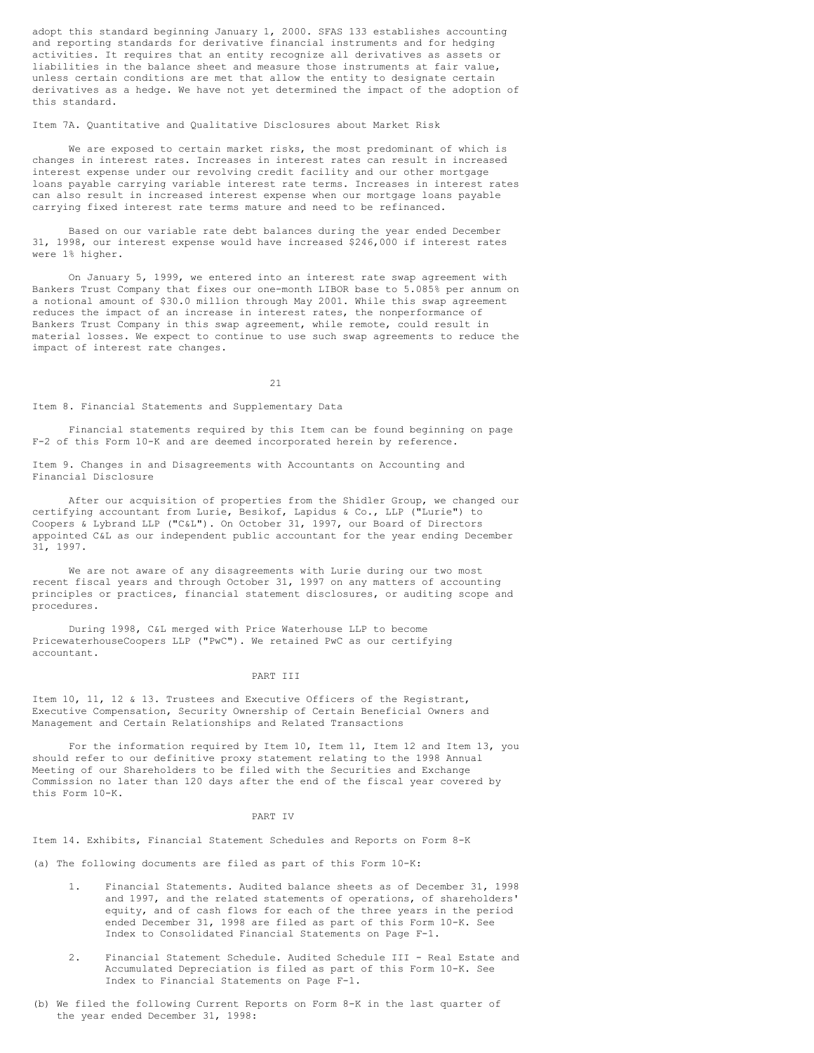adopt this standard beginning January 1, 2000. SFAS 133 establishes accounting and reporting standards for derivative financial instruments and for hedging activities. It requires that an entity recognize all derivatives as assets or liabilities in the balance sheet and measure those instruments at fair value, unless certain conditions are met that allow the entity to designate certain derivatives as a hedge. We have not yet determined the impact of the adoption of this standard.

## Item 7A. Quantitative and Qualitative Disclosures about Market Risk

We are exposed to certain market risks, the most predominant of which is changes in interest rates. Increases in interest rates can result in increased interest expense under our revolving credit facility and our other mortgage loans payable carrying variable interest rate terms. Increases in interest rates can also result in increased interest expense when our mortgage loans payable carrying fixed interest rate terms mature and need to be refinanced.

Based on our variable rate debt balances during the year ended December 31, 1998, our interest expense would have increased $246,000 if interest rates were 1% higher.

On January 5, 1999, we entered into an interest rate swap agreement with Bankers Trust Company that fixes our one-month LIBOR base to 5.085% per annum on a notional amount of $30.0 million through May 2001. While this swap agreement reduces the impact of an increase in interest rates, the nonperformance of Bankers Trust Company in this swap agreement, while remote, could result in material losses. We expect to continue to use such swap agreements to reduce the impact of interest rate changes.

## Item 8. Financial Statements and Supplementary Data

Financial statements required by this Item can be found beginning on page F-2 of this Form 10-K and are deemed incorporated herein by reference.

## Item 9. Changes in and Disagreements with Accountants on Accounting and Financial Disclosure

After our acquisition of properties from the Shidler Group, we changed our certifying accountant from Lurie, Besikof, Lapidus & Co., LLP ("Lurie") to Coopers & Lybrand LLP ("C&L"). On October 31, 1997, our Board of Directors appointed C&L as our independent public accountant for the year ending December 31, 1997.

We are not aware of any disagreements with Lurie during our two most recent fiscal years and through October 31, 1997 on any matters of accounting principles or practices, financial statement disclosures, or auditing scope and procedures.

During 1998, C&L merged with Price Waterhouse LLP to become PricewaterhouseCoopers LLP ("PwC"). We retained PwC as our certifying accountant.

# PART III

## Item 10, 11, 12 & 13. Trustees and Executive Officers of the Registrant, Executive Compensation, Security Ownership of Certain Beneficial Owners and Management and Certain Relationships and Related Transactions

For the information required by Item 10, Item 11, Item 12 and Item 13, you should refer to our definitive proxy statement relating to the 1998 Annual Meeting of our Shareholders to be filed with the Securities and Exchange Commission no later than 120 days after the end of the fiscal year covered by this Form 10-K.

# PART IV

## Item 14. Exhibits, Financial Statement Schedules and Reports on Form 8-K

(a) The following documents are filed as part of this Form 10-K:

1. Financial Statements. Audited balance sheets as of December 31, 1998 and 1997, and the related statements of operations, of shareholders' equity, and of cash flows for each of the three years in the period ended December 31, 1998 are filed as part of this Form 10-K. See Index to Consolidated Financial Statements on Page F-1.

2. Financial Statement Schedule. Audited Schedule III - Real Estate and Accumulated Depreciation is filed as part of this Form 10-K. See Index to Financial Statements on Page F-1.

(b) We filed the following Current Reports on Form 8-K in the last quarter of the year ended December 31, 1998: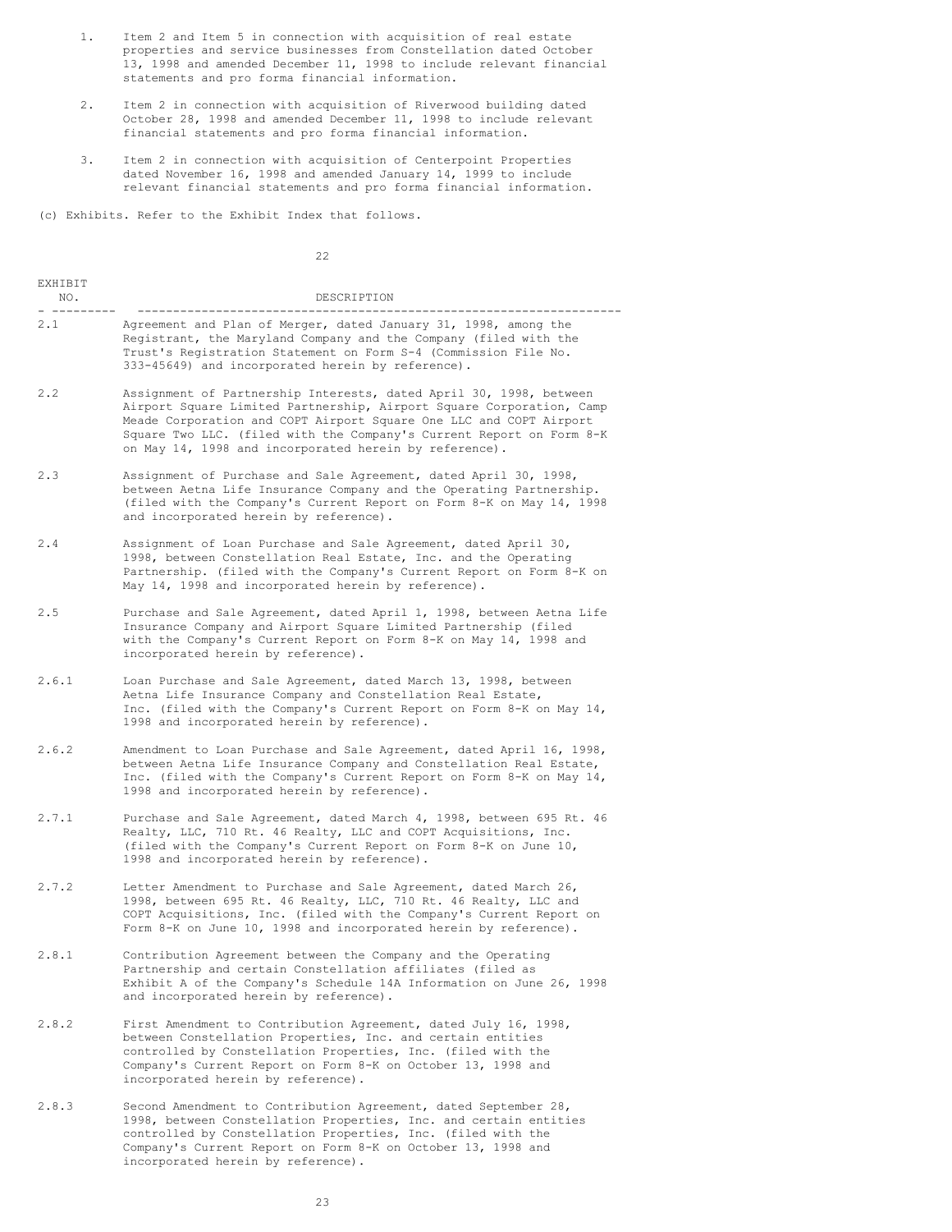1. Item 2 and Item 5 in connection with acquisition of real estate properties and service businesses from Constellation dated October 13, 1998 and amended December 11, 1998 to include relevant financial statements and pro forma financial information.

2. Item 2 in connection with acquisition of Riverwood building dated October 28, 1998 and amended December 11, 1998 to include relevant financial statements and pro forma financial information.

3. Item 2 in connection with acquisition of Centerpoint Properties dated November 16, 1998 and amended January 14, 1999 to include relevant financial statements and pro forma financial information.

(c) Exhibits. Refer to the Exhibit Index that follows.

| EXHIBIT NO. | DESCRIPTION |
|---|---|
| 2.1 | Agreement and Plan of Merger, dated January 31, 1998, among the Registrant, the Maryland Company and the Company (filed with the Trust's Registration Statement on Form S-4 (Commission File No. 333-45649) and incorporated herein by reference). |
| 2.2 | Assignment of Partnership Interests, dated April 30, 1998, between Airport Square Limited Partnership, Airport Square Corporation, Camp Meade Corporation and COPT Airport Square One LLC and COPT Airport Square Two LLC. (filed with the Company's Current Report on Form 8-K on May 14, 1998 and incorporated herein by reference). |
| 2.3 | Assignment of Purchase and Sale Agreement, dated April 30, 1998, between Aetna Life Insurance Company and the Operating Partnership. (filed with the Company's Current Report on Form 8-K on May 14, 1998 and incorporated herein by reference). |
| 2.4 | Assignment of Loan Purchase and Sale Agreement, dated April 30, 1998, between Constellation Real Estate, Inc. and the Operating Partnership. (filed with the Company's Current Report on Form 8-K on May 14, 1998 and incorporated herein by reference). |
| 2.5 | Purchase and Sale Agreement, dated April 1, 1998, between Aetna Life Insurance Company and Airport Square Limited Partnership (filed with the Company's Current Report on Form 8-K on May 14, 1998 and incorporated herein by reference). |
| 2.6.1 | Loan Purchase and Sale Agreement, dated March 13, 1998, between Aetna Life Insurance Company and Constellation Real Estate, Inc. (filed with the Company's Current Report on Form 8-K on May 14, 1998 and incorporated herein by reference). |
| 2.6.2 | Amendment to Loan Purchase and Sale Agreement, dated April 16, 1998, between Aetna Life Insurance Company and Constellation Real Estate, Inc. (filed with the Company's Current Report on Form 8-K on May 14, 1998 and incorporated herein by reference). |
| 2.7.1 | Purchase and Sale Agreement, dated March 4, 1998, between 695 Rt. 46 Realty, LLC, 710 Rt. 46 Realty, LLC and COPT Acquisitions, Inc. (filed with the Company's Current Report on Form 8-K on June 10, 1998 and incorporated herein by reference). |
| 2.7.2 | Letter Amendment to Purchase and Sale Agreement, dated March 26, 1998, between 695 Rt. 46 Realty, LLC, 710 Rt. 46 Realty, LLC and COPT Acquisitions, Inc. (filed with the Company's Current Report on Form 8-K on June 10, 1998 and incorporated herein by reference). |
| 2.8.1 | Contribution Agreement between the Company and the Operating Partnership and certain Constellation affiliates (filed as Exhibit A of the Company's Schedule 14A Information on June 26, 1998 and incorporated herein by reference). |
| 2.8.2 | First Amendment to Contribution Agreement, dated July 16, 1998, between Constellation Properties, Inc. and certain entities controlled by Constellation Properties, Inc. (filed with the Company's Current Report on Form 8-K on October 13, 1998 and incorporated herein by reference). |
| 2.8.3 | Second Amendment to Contribution Agreement, dated September 28, 1998, between Constellation Properties, Inc. and certain entities controlled by Constellation Properties, Inc. (filed with the Company's Current Report on Form 8-K on October 13, 1998 and incorporated herein by reference). |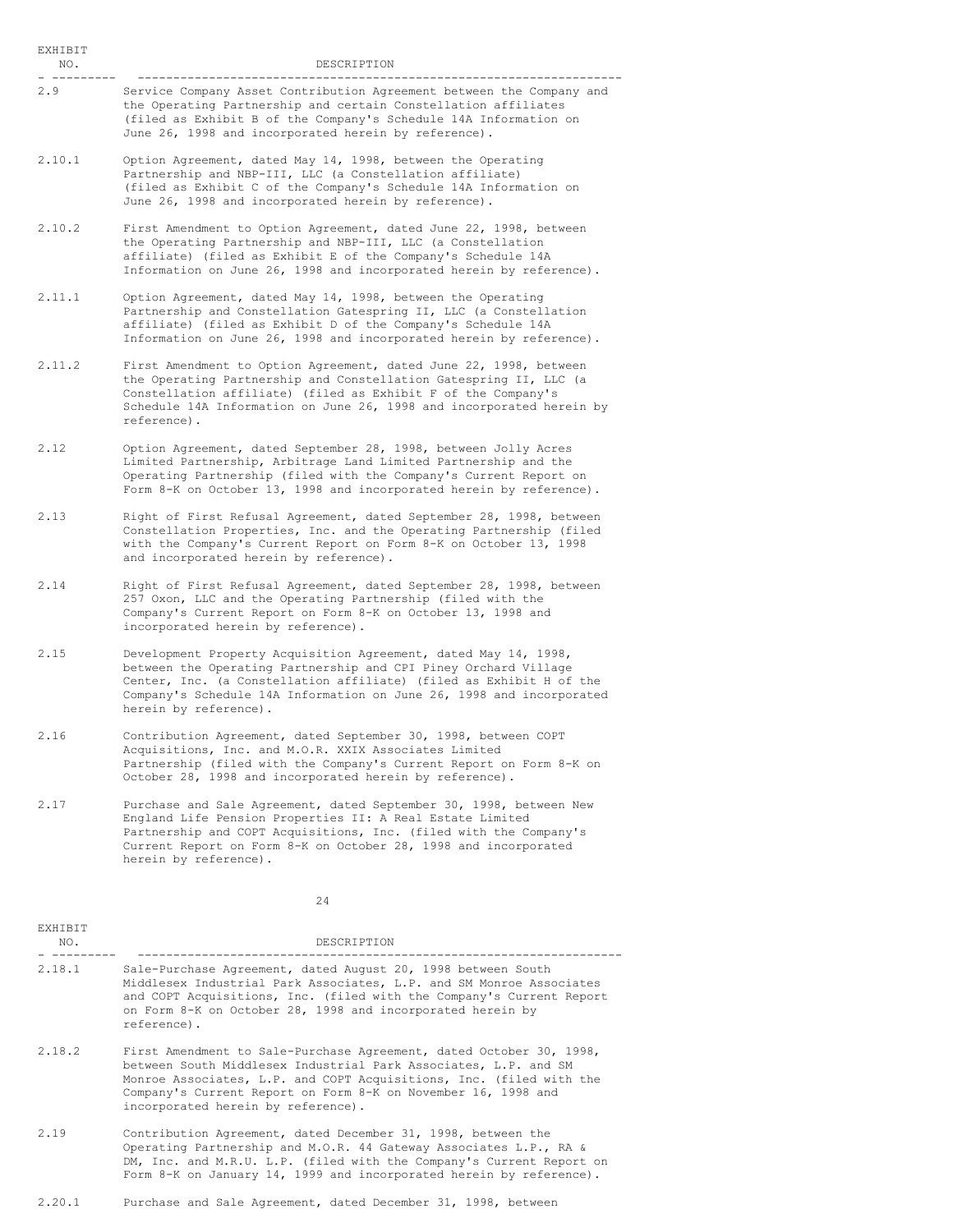| EXHIBIT NO. | DESCRIPTION |
|---|---|
| 2.9 | Service Company Asset Contribution Agreement between the Company and the Operating Partnership and certain Constellation affiliates (filed as Exhibit B of the Company's Schedule 14A Information on June 26, 1998 and incorporated herein by reference). |
| 2.10.1 | Option Agreement, dated May 14, 1998, between the Operating Partnership and NBP-III, LLC (a Constellation affiliate) (filed as Exhibit C of the Company's Schedule 14A Information on June 26, 1998 and incorporated herein by reference). |
| 2.10.2 | First Amendment to Option Agreement, dated June 22, 1998, between the Operating Partnership and NBP-III, LLC (a Constellation affiliate) (filed as Exhibit E of the Company's Schedule 14A Information on June 26, 1998 and incorporated herein by reference). |
| 2.11.1 | Option Agreement, dated May 14, 1998, between the Operating Partnership and Constellation Gatespring II, LLC (a Constellation affiliate) (filed as Exhibit D of the Company's Schedule 14A Information on June 26, 1998 and incorporated herein by reference). |
| 2.11.2 | First Amendment to Option Agreement, dated June 22, 1998, between the Operating Partnership and Constellation Gatespring II, LLC (a Constellation affiliate) (filed as Exhibit F of the Company's Schedule 14A Information on June 26, 1998 and incorporated herein by reference). |
| 2.12 | Option Agreement, dated September 28, 1998, between Jolly Acres Limited Partnership, Arbitrage Land Limited Partnership and the Operating Partnership (filed with the Company's Current Report on Form 8-K on October 13, 1998 and incorporated herein by reference). |
| 2.13 | Right of First Refusal Agreement, dated September 28, 1998, between Constellation Properties, Inc. and the Operating Partnership (filed with the Company's Current Report on Form 8-K on October 13, 1998 and incorporated herein by reference). |
| 2.14 | Right of First Refusal Agreement, dated September 28, 1998, between 257 Oxon, LLC and the Operating Partnership (filed with the Company's Current Report on Form 8-K on October 13, 1998 and incorporated herein by reference). |
| 2.15 | Development Property Acquisition Agreement, dated May 14, 1998, between the Operating Partnership and CPI Piney Orchard Village Center, Inc. (a Constellation affiliate) (filed as Exhibit H of the Company's Schedule 14A Information on June 26, 1998 and incorporated herein by reference). |
| 2.16 | Contribution Agreement, dated September 30, 1998, between COPT Acquisitions, Inc. and M.O.R. XXIX Associates Limited Partnership (filed with the Company's Current Report on Form 8-K on October 28, 1998 and incorporated herein by reference). |
| 2.17 | Purchase and Sale Agreement, dated September 30, 1998, between New England Life Pension Properties II: A Real Estate Limited Partnership and COPT Acquisitions, Inc. (filed with the Company's Current Report on Form 8-K on October 28, 1998 and incorporated herein by reference). |
| 2.18.1 | Sale-Purchase Agreement, dated August 20, 1998 between South Middlesex Industrial Park Associates, L.P. and SM Monroe Associates and COPT Acquisitions, Inc. (filed with the Company's Current Report on Form 8-K on October 28, 1998 and incorporated herein by reference). |
| 2.18.2 | First Amendment to Sale-Purchase Agreement, dated October 30, 1998, between South Middlesex Industrial Park Associates, L.P. and SM Monroe Associates, L.P. and COPT Acquisitions, Inc. (filed with the Company's Current Report on Form 8-K on November 16, 1998 and incorporated herein by reference). |
| 2.19 | Contribution Agreement, dated December 31, 1998, between the Operating Partnership and M.O.R. 44 Gateway Associates L.P., RA & DM, Inc. and M.R.U. L.P. (filed with the Company's Current Report on Form 8-K on January 14, 1999 and incorporated herein by reference). |
| 2.20.1 | Purchase and Sale Agreement, dated December 31, 1998, between |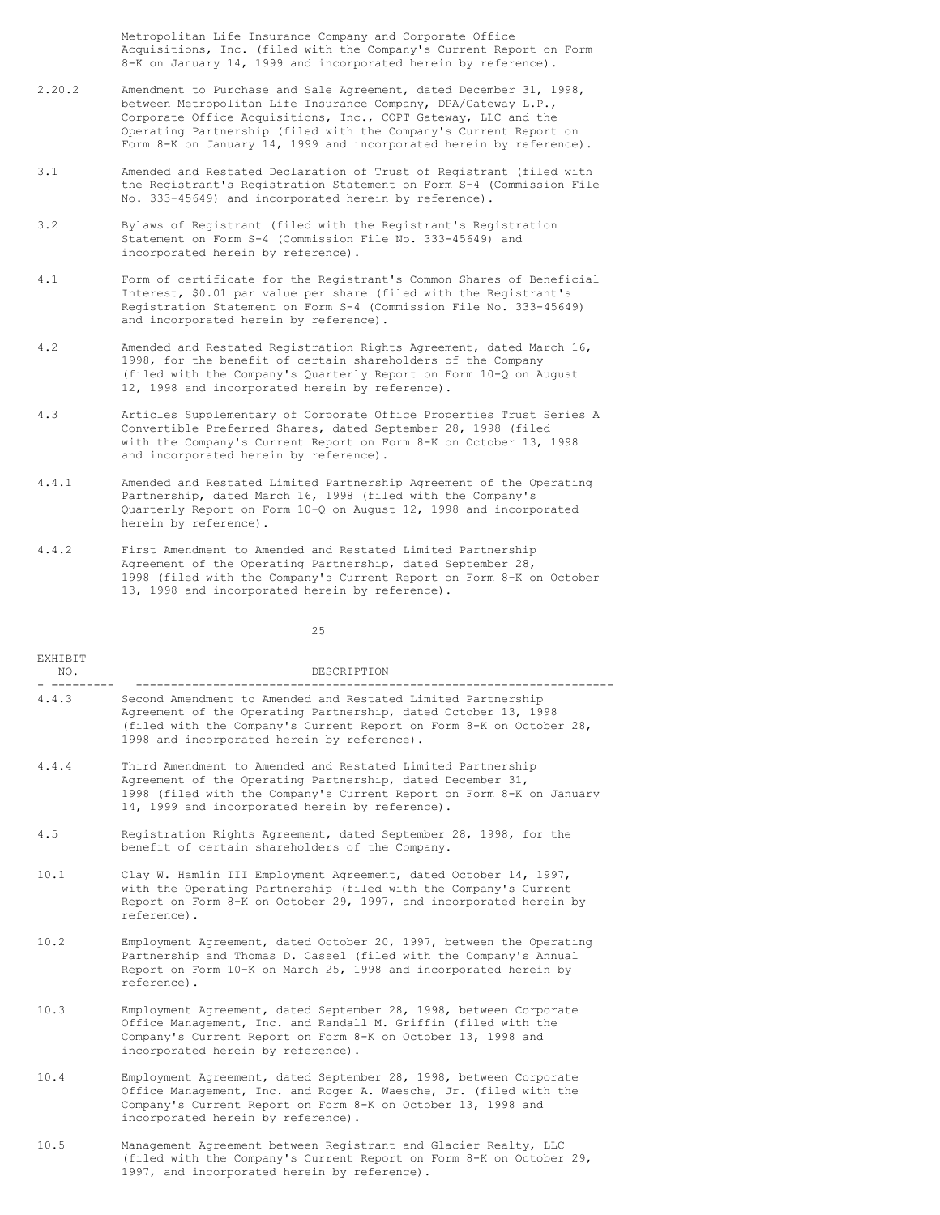| EXHIBIT NO. | DESCRIPTION |
|---|---|
| | Metropolitan Life Insurance Company and Corporate Office Acquisitions, Inc. (filed with the Company's Current Report on Form 8-K on January 14, 1999 and incorporated herein by reference). |
| 2.20.2 | Amendment to Purchase and Sale Agreement, dated December 31, 1998, between Metropolitan Life Insurance Company, DPA/Gateway L.P., Corporate Office Acquisitions, Inc., COPT Gateway, LLC and the Operating Partnership (filed with the Company's Current Report on Form 8-K on January 14, 1999 and incorporated herein by reference). |
| 3.1 | Amended and Restated Declaration of Trust of Registrant (filed with the Registrant's Registration Statement on Form S-4 (Commission File No. 333-45649) and incorporated herein by reference). |
| 3.2 | Bylaws of Registrant (filed with the Registrant's Registration Statement on Form S-4 (Commission File No. 333-45649) and incorporated herein by reference). |
| 4.1 | Form of certificate for the Registrant's Common Shares of Beneficial Interest, $0.01 par value per share (filed with the Registrant's Registration Statement on Form S-4 (Commission File No. 333-45649) and incorporated herein by reference). |
| 4.2 | Amended and Restated Registration Rights Agreement, dated March 16, 1998, for the benefit of certain shareholders of the Company (filed with the Company's Quarterly Report on Form 10-Q on August 12, 1998 and incorporated herein by reference). |
| 4.3 | Articles Supplementary of Corporate Office Properties Trust Series A Convertible Preferred Shares, dated September 28, 1998 (filed with the Company's Current Report on Form 8-K on October 13, 1998 and incorporated herein by reference). |
| 4.4.1 | Amended and Restated Limited Partnership Agreement of the Operating Partnership, dated March 16, 1998 (filed with the Company's Quarterly Report on Form 10-Q on August 12, 1998 and incorporated herein by reference). |
| 4.4.2 | First Amendment to Amended and Restated Limited Partnership Agreement of the Operating Partnership, dated September 28, 1998 (filed with the Company's Current Report on Form 8-K on October 13, 1998 and incorporated herein by reference). |
| 4.4.3 | Second Amendment to Amended and Restated Limited Partnership Agreement of the Operating Partnership, dated October 13, 1998 (filed with the Company's Current Report on Form 8-K on October 28, 1998 and incorporated herein by reference). |
| 4.4.4 | Third Amendment to Amended and Restated Limited Partnership Agreement of the Operating Partnership, dated December 31, 1998 (filed with the Company's Current Report on Form 8-K on January 14, 1999 and incorporated herein by reference). |
| 4.5 | Registration Rights Agreement, dated September 28, 1998, for the benefit of certain shareholders of the Company. |
| 10.1 | Clay W. Hamlin III Employment Agreement, dated October 14, 1997, with the Operating Partnership (filed with the Company's Current Report on Form 8-K on October 29, 1997, and incorporated herein by reference). |
| 10.2 | Employment Agreement, dated October 20, 1997, between the Operating Partnership and Thomas D. Cassel (filed with the Company's Annual Report on Form 10-K on March 25, 1998 and incorporated herein by reference). |
| 10.3 | Employment Agreement, dated September 28, 1998, between Corporate Office Management, Inc. and Randall M. Griffin (filed with the Company's Current Report on Form 8-K on October 13, 1998 and incorporated herein by reference). |
| 10.4 | Employment Agreement, dated September 28, 1998, between Corporate Office Management, Inc. and Roger A. Waesche, Jr. (filed with the Company's Current Report on Form 8-K on October 13, 1998 and incorporated herein by reference). |
| 10.5 | Management Agreement between Registrant and Glacier Realty, LLC (filed with the Company's Current Report on Form 8-K on October 29, 1997, and incorporated herein by reference). |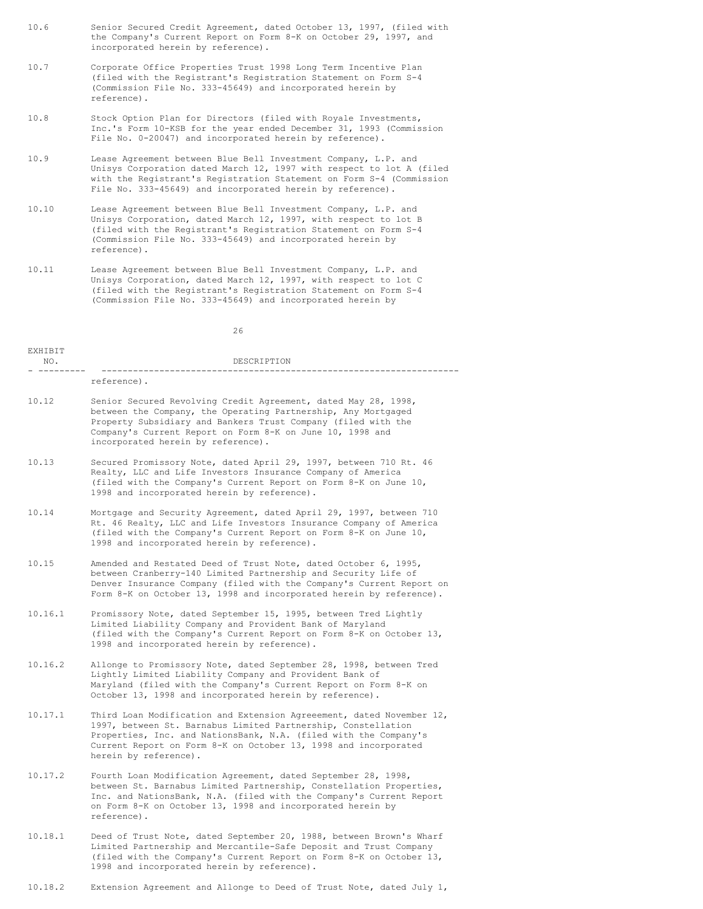| EXHIBIT NO. | DESCRIPTION |
|---|---|
| 10.6 | Senior Secured Credit Agreement, dated October 13, 1997, (filed with the Company's Current Report on Form 8-K on October 29, 1997, and incorporated herein by reference). |
| 10.7 | Corporate Office Properties Trust 1998 Long Term Incentive Plan (filed with the Registrant's Registration Statement on Form S-4 (Commission File No. 333-45649) and incorporated herein by reference). |
| 10.8 | Stock Option Plan for Directors (filed with Royale Investments, Inc.'s Form 10-KSB for the year ended December 31, 1993 (Commission File No. 0-20047) and incorporated herein by reference). |
| 10.9 | Lease Agreement between Blue Bell Investment Company, L.P. and Unisys Corporation dated March 12, 1997 with respect to lot A (filed with the Registrant's Registration Statement on Form S-4 (Commission File No. 333-45649) and incorporated herein by reference). |
| 10.10 | Lease Agreement between Blue Bell Investment Company, L.P. and Unisys Corporation, dated March 12, 1997, with respect to lot B (filed with the Registrant's Registration Statement on Form S-4 (Commission File No. 333-45649) and incorporated herein by reference). |
| 10.11 | Lease Agreement between Blue Bell Investment Company, L.P. and Unisys Corporation, dated March 12, 1997, with respect to lot C (filed with the Registrant's Registration Statement on Form S-4 (Commission File No. 333-45649) and incorporated herein by reference). |
| 10.12 | Senior Secured Revolving Credit Agreement, dated May 28, 1998, between the Company, the Operating Partnership, Any Mortgaged Property Subsidiary and Bankers Trust Company (filed with the Company's Current Report on Form 8-K on June 10, 1998 and incorporated herein by reference). |
| 10.13 | Secured Promissory Note, dated April 29, 1997, between 710 Rt. 46 Realty, LLC and Life Investors Insurance Company of America (filed with the Company's Current Report on Form 8-K on June 10, 1998 and incorporated herein by reference). |
| 10.14 | Mortgage and Security Agreement, dated April 29, 1997, between 710 Rt. 46 Realty, LLC and Life Investors Insurance Company of America (filed with the Company's Current Report on Form 8-K on June 10, 1998 and incorporated herein by reference). |
| 10.15 | Amended and Restated Deed of Trust Note, dated October 6, 1995, between Cranberry-140 Limited Partnership and Security Life of Denver Insurance Company (filed with the Company's Current Report on Form 8-K on October 13, 1998 and incorporated herein by reference). |
| 10.16.1 | Promissory Note, dated September 15, 1995, between Tred Lightly Limited Liability Company and Provident Bank of Maryland (filed with the Company's Current Report on Form 8-K on October 13, 1998 and incorporated herein by reference). |
| 10.16.2 | Allonge to Promissory Note, dated September 28, 1998, between Tred Lightly Limited Liability Company and Provident Bank of Maryland (filed with the Company's Current Report on Form 8-K on October 13, 1998 and incorporated herein by reference). |
| 10.17.1 | Third Loan Modification and Extension Agreeement, dated November 12, 1997, between St. Barnabus Limited Partnership, Constellation Properties, Inc. and NationsBank, N.A. (filed with the Company's Current Report on Form 8-K on October 13, 1998 and incorporated herein by reference). |
| 10.17.2 | Fourth Loan Modification Agreement, dated September 28, 1998, between St. Barnabus Limited Partnership, Constellation Properties, Inc. and NationsBank, N.A. (filed with the Company's Current Report on Form 8-K on October 13, 1998 and incorporated herein by reference). |
| 10.18.1 | Deed of Trust Note, dated September 20, 1988, between Brown's Wharf Limited Partnership and Mercantile-Safe Deposit and Trust Company (filed with the Company's Current Report on Form 8-K on October 13, 1998 and incorporated herein by reference). |
| 10.18.2 | Extension Agreement and Allonge to Deed of Trust Note, dated July 1, |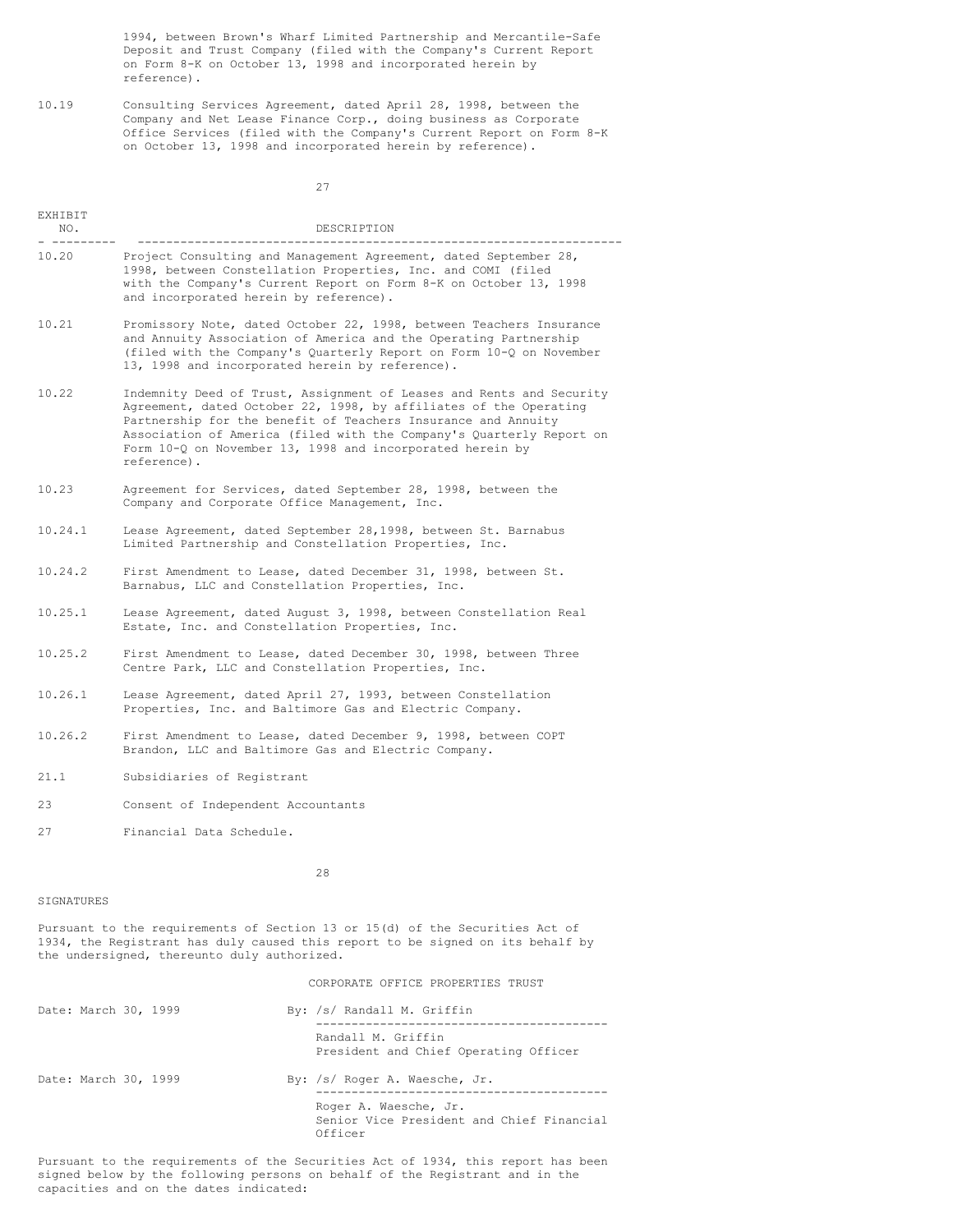| EXHIBIT NO. | DESCRIPTION |
|---|---|
| | 1994, between Brown's Wharf Limited Partnership and Mercantile-Safe Deposit and Trust Company (filed with the Company's Current Report on Form 8-K on October 13, 1998 and incorporated herein by reference). |
| 10.19 | Consulting Services Agreement, dated April 28, 1998, between the Company and Net Lease Finance Corp., doing business as Corporate Office Services (filed with the Company's Current Report on Form 8-K on October 13, 1998 and incorporated herein by reference). |
| 10.20 | Project Consulting and Management Agreement, dated September 28, 1998, between Constellation Properties, Inc. and COMI (filed with the Company's Current Report on Form 8-K on October 13, 1998 and incorporated herein by reference). |
| 10.21 | Promissory Note, dated October 22, 1998, between Teachers Insurance and Annuity Association of America and the Operating Partnership (filed with the Company's Quarterly Report on Form 10-Q on November 13, 1998 and incorporated herein by reference). |
| 10.22 | Indemnity Deed of Trust, Assignment of Leases and Rents and Security Agreement, dated October 22, 1998, by affiliates of the Operating Partnership for the benefit of Teachers Insurance and Annuity Association of America (filed with the Company's Quarterly Report on Form 10-Q on November 13, 1998 and incorporated herein by reference). |
| 10.23 | Agreement for Services, dated September 28, 1998, between the Company and Corporate Office Management, Inc. |
| 10.24.1 | Lease Agreement, dated September 28,1998, between St. Barnabus Limited Partnership and Constellation Properties, Inc. |
| 10.24.2 | First Amendment to Lease, dated December 31, 1998, between St. Barnabus, LLC and Constellation Properties, Inc. |
| 10.25.1 | Lease Agreement, dated August 3, 1998, between Constellation Real Estate, Inc. and Constellation Properties, Inc. |
| 10.25.2 | First Amendment to Lease, dated December 30, 1998, between Three Centre Park, LLC and Constellation Properties, Inc. |
| 10.26.1 | Lease Agreement, dated April 27, 1993, between Constellation Properties, Inc. and Baltimore Gas and Electric Company. |
| 10.26.2 | First Amendment to Lease, dated December 9, 1998, between COPT Brandon, LLC and Baltimore Gas and Electric Company. |
| 21.1 | Subsidiaries of Registrant |
| 23 | Consent of Independent Accountants |
| 27 | Financial Data Schedule. |

## SIGNATURES

Pursuant to the requirements of Section 13 or 15(d) of the Securities Act of 1934, the Registrant has duly caused this report to be signed on its behalf by the undersigned, thereunto duly authorized.

CORPORATE OFFICE PROPERTIES TRUST

| | |
|---|---|
| Date: March 30, 1999 | By: /s/ Randall M. Griffin<br>Randall M. Griffin<br>President and Chief Operating Officer |
| Date: March 30, 1999 | By: /s/ Roger A. Waesche, Jr.<br>Roger A. Waesche, Jr.<br>Senior Vice President and Chief Financial Officer |

Pursuant to the requirements of the Securities Act of 1934, this report has been signed below by the following persons on behalf of the Registrant and in the capacities and on the dates indicated: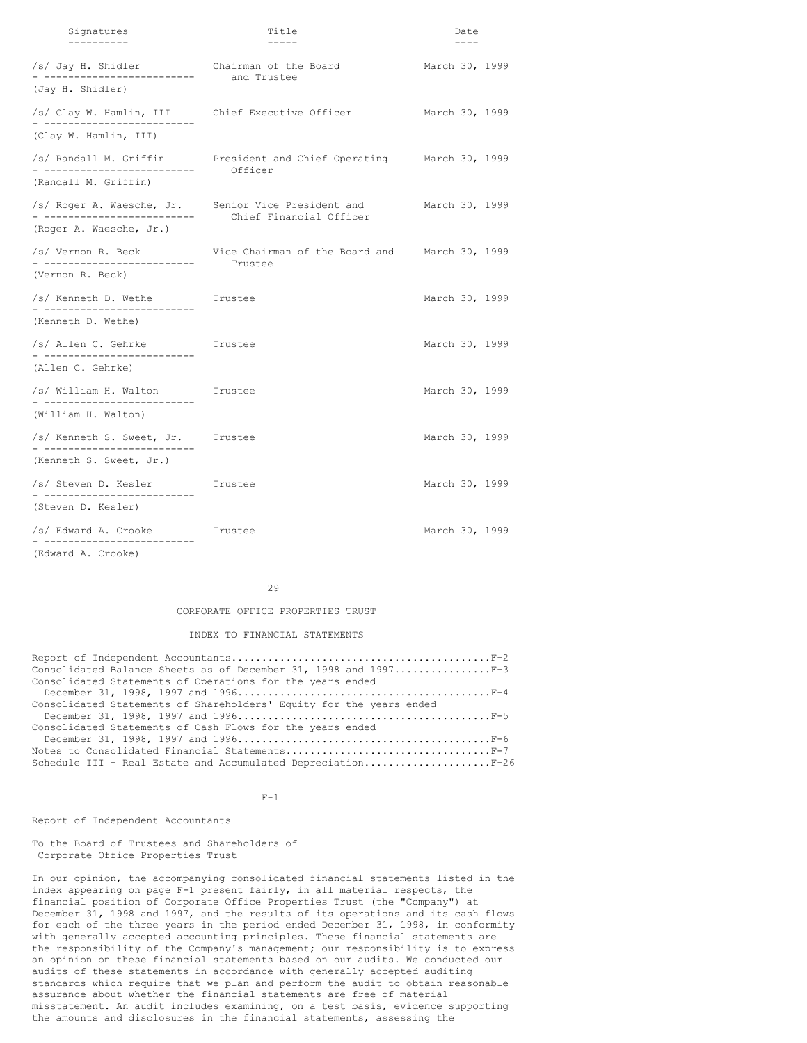| Signatures | Title | Date |
|---|---|---|
| /s/ Jay H. Shidler<br>(Jay H. Shidler) | Chairman of the Board and Trustee | March 30, 1999 |
| /s/ Clay W. Hamlin, III<br>(Clay W. Hamlin, III) | Chief Executive Officer | March 30, 1999 |
| /s/ Randall M. Griffin<br>(Randall M. Griffin) | President and Chief Operating Officer | March 30, 1999 |
| /s/ Roger A. Waesche, Jr.<br>(Roger A. Waesche, Jr.) | Senior Vice President and Chief Financial Officer | March 30, 1999 |
| /s/ Vernon R. Beck<br>(Vernon R. Beck) | Vice Chairman of the Board and Trustee | March 30, 1999 |
| /s/ Kenneth D. Wethe<br>(Kenneth D. Wethe) | Trustee | March 30, 1999 |
| /s/ Allen C. Gehrke<br>(Allen C. Gehrke) | Trustee | March 30, 1999 |
| /s/ William H. Walton<br>(William H. Walton) | Trustee | March 30, 1999 |
| /s/ Kenneth S. Sweet, Jr.<br>(Kenneth S. Sweet, Jr.) | Trustee | March 30, 1999 |
| /s/ Steven D. Kesler<br>(Steven D. Kesler) | Trustee | March 30, 1999 |
| /s/ Edward A. Crooke<br>(Edward A. Crooke) | Trustee | March 30, 1999 |

CORPORATE OFFICE PROPERTIES TRUST

INDEX TO FINANCIAL STATEMENTS

| | |
|---|---|
| Report of Independent Accountants | F-2 |
| Consolidated Balance Sheets as of December 31, 1998 and 1997 | F-3 |
| Consolidated Statements of Operations for the years ended December 31, 1998, 1997 and 1996 | F-4 |
| Consolidated Statements of Shareholders' Equity for the years ended December 31, 1998, 1997 and 1996 | F-5 |
| Consolidated Statements of Cash Flows for the years ended December 31, 1998, 1997 and 1996 | F-6 |
| Notes to Consolidated Financial Statements | F-7 |
| Schedule III - Real Estate and Accumulated Depreciation | F-26 |

Report of Independent Accountants

To the Board of Trustees and Shareholders of
Corporate Office Properties Trust

In our opinion, the accompanying consolidated financial statements listed in the index appearing on page F-1 present fairly, in all material respects, the financial position of Corporate Office Properties Trust (the "Company") at December 31, 1998 and 1997, and the results of its operations and its cash flows for each of the three years in the period ended December 31, 1998, in conformity with generally accepted accounting principles. These financial statements are the responsibility of the Company's management; our responsibility is to express an opinion on these financial statements based on our audits. We conducted our audits of these statements in accordance with generally accepted auditing standards which require that we plan and perform the audit to obtain reasonable assurance about whether the financial statements are free of material misstatement. An audit includes examining, on a test basis, evidence supporting the amounts and disclosures in the financial statements, assessing the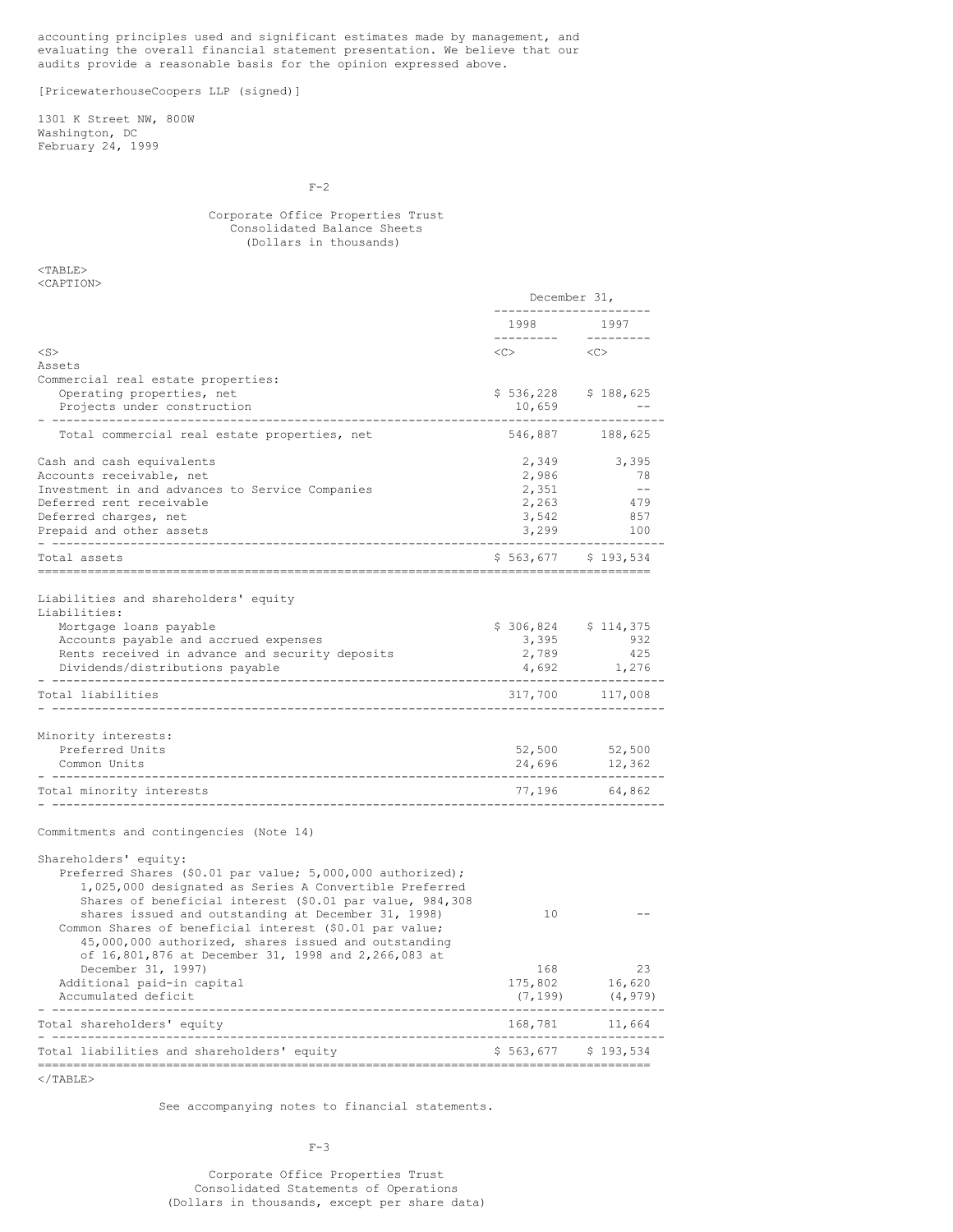accounting principles used and significant estimates made by management, and evaluating the overall financial statement presentation. We believe that our audits provide a reasonable basis for the opinion expressed above.

[PricewaterhouseCoopers LLP (signed)]

1301 K Street NW, 800W
Washington, DC
February 24, 1999

Corporate Office Properties Trust
Consolidated Balance Sheets
(Dollars in thousands)

| | December 31, | |
|---|---|---|
| | 1998 | 1997 |
| **Assets** | | |
| Commercial real estate properties: | | |
| Operating properties, net | $ 536,228 | $ 188,625 |
| Projects under construction | 10,659 | -- |
| Total commercial real estate properties, net | 546,887 | 188,625 |
| Cash and cash equivalents | 2,349 | 3,395 |
| Accounts receivable, net | 2,986 | 78 |
| Investment in and advances to Service Companies | 2,351 | -- |
| Deferred rent receivable | 2,263 | 479 |
| Deferred charges, net | 3,542 | 857 |
| Prepaid and other assets | 3,299 | 100 |
| Total assets | $ 563,677 | $ 193,534 |
| **Liabilities and shareholders' equity** | | |
| Liabilities: | | |
| Mortgage loans payable | $ 306,824 | $ 114,375 |
| Accounts payable and accrued expenses | 3,395 | 932 |
| Rents received in advance and security deposits | 2,789 | 425 |
| Dividends/distributions payable | 4,692 | 1,276 |
| Total liabilities | 317,700 | 117,008 |
| Minority interests: | | |
| Preferred Units | 52,500 | 52,500 |
| Common Units | 24,696 | 12,362 |
| Total minority interests | 77,196 | 64,862 |
| Commitments and contingencies (Note 14) | | |
| Shareholders' equity: | | |
| Preferred Shares ($0.01 par value; 5,000,000 authorized); 1,025,000 designated as Series A Convertible Preferred Shares of beneficial interest ($0.01 par value, 984,308 shares issued and outstanding at December 31, 1998) | 10 | -- |
| Common Shares of beneficial interest ($0.01 par value; 45,000,000 authorized, shares issued and outstanding of 16,801,876 at December 31, 1998 and 2,266,083 at December 31, 1997) | 168 | 23 |
| Additional paid-in capital | 175,802 | 16,620 |
| Accumulated deficit | (7,199) | (4,979) |
| Total shareholders' equity | 168,781 | 11,664 |
| Total liabilities and shareholders' equity | $ 563,677 | $ 193,534 |

See accompanying notes to financial statements.

Corporate Office Properties Trust
Consolidated Statements of Operations
(Dollars in thousands, except per share data)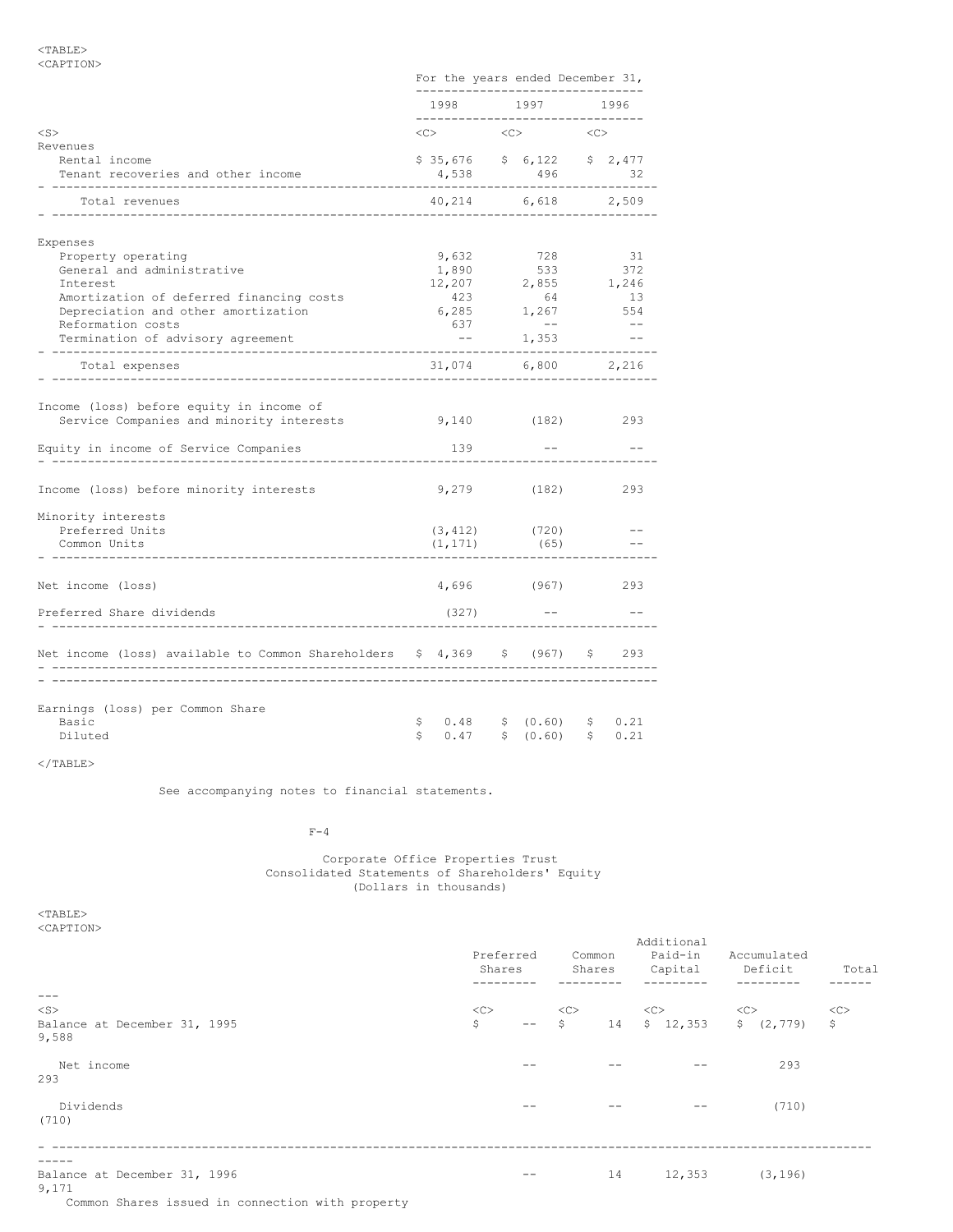| | For the years ended December 31, | | |
|---|---|---|---|
| | 1998 | 1997 | 1996 |
| Revenues | | | |
| Rental income | $ 35,676 | $ 6,122 | $ 2,477 |
| Tenant recoveries and other income | 4,538 | 496 | 32 |
| Total revenues | 40,214 | 6,618 | 2,509 |
| Expenses | | | |
| Property operating | 9,632 | 728 | 31 |
| General and administrative | 1,890 | 533 | 372 |
| Interest | 12,207 | 2,855 | 1,246 |
| Amortization of deferred financing costs | 423 | 64 | 13 |
| Depreciation and other amortization | 6,285 | 1,267 | 554 |
| Reformation costs | 637 | -- | -- |
| Termination of advisory agreement | -- | 1,353 | -- |
| Total expenses | 31,074 | 6,800 | 2,216 |
| Income (loss) before equity in income of Service Companies and minority interests | 9,140 | (182) | 293 |
| Equity in income of Service Companies | 139 | -- | -- |
| Income (loss) before minority interests | 9,279 | (182) | 293 |
| Minority interests | | | |
| Preferred Units | (3,412) | (720) | -- |
| Common Units | (1,171) | (65) | -- |
| Net income (loss) | 4,696 | (967) | 293 |
| Preferred Share dividends | (327) | -- | -- |
| Net income (loss) available to Common Shareholders | $ 4,369 | $ (967) | $ 293 |
| Earnings (loss) per Common Share | | | |
| Basic | $ 0.48 | $ (0.60) | $ 0.21 |
| Diluted | $ 0.47 | $ (0.60) | $ 0.21 |

See accompanying notes to financial statements.

Corporate Office Properties Trust
Consolidated Statements of Shareholders' Equity
(Dollars in thousands)

| | Preferred Shares | Common Shares | Additional Paid-in Capital | Accumulated Deficit | Total |
|---|---|---|---|---|---|
| Balance at December 31, 1995 | $ -- | $ 14 | $ 12,353 | $ (2,779) | $ 9,588 |
| Net income | -- | -- | -- | 293 | 293 |
| Dividends | -- | -- | -- | (710) | (710) |
| Balance at December 31, 1996 | -- | 14 | 12,353 | (3,196) | 9,171 |
| Common Shares issued in connection with property | | | | | |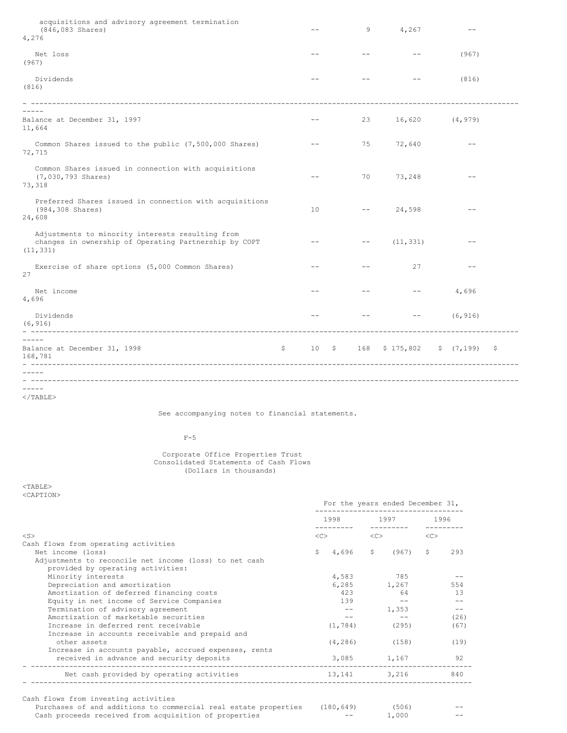| | Preferred Shares | Common Shares | Additional Paid-in Capital | Accumulated Deficit | Total |
|---|---|---|---|---|---|
| acquisitions and advisory agreement termination (846,083 Shares) | -- | 9 | 4,267 | -- | 4,276 |
| Net loss | -- | -- | -- | (967) | (967) |
| Dividends | -- | -- | -- | (816) | (816) |
| Balance at December 31, 1997 | -- | 23 | 16,620 | (4,979) | 11,664 |
| Common Shares issued to the public (7,500,000 Shares) | -- | 75 | 72,640 | -- | 72,715 |
| Common Shares issued in connection with acquisitions (7,030,793 Shares) | -- | 70 | 73,248 | -- | 73,318 |
| Preferred Shares issued in connection with acquisitions (984,308 Shares) | 10 | -- | 24,598 | -- | 24,608 |
| Adjustments to minority interests resulting from changes in ownership of Operating Partnership by COPT | -- | -- | (11,331) | -- | (11,331) |
| Exercise of share options (5,000 Common Shares) | -- | -- | 27 | -- | 27 |
| Net income | -- | -- | -- | 4,696 | 4,696 |
| Dividends | -- | -- | -- | (6,916) | (6,916) |
| Balance at December 31, 1998 | $ 10 | $ 168 | $ 175,802 | $ (7,199) | $ 168,781 |

See accompanying notes to financial statements.

Corporate Office Properties Trust
Consolidated Statements of Cash Flows
(Dollars in thousands)

| | For the years ended December 31, | | |
|---|---|---|---|
| | 1998 | 1997 | 1996 |
| **Cash flows from operating activities** | | | |
| Net income (loss) | $ 4,696 | $ (967) | $ 293 |
| Adjustments to reconcile net income (loss) to net cash provided by operating activities: | | | |
| Minority interests | 4,583 | 785 | -- |
| Depreciation and amortization | 6,285 | 1,267 | 554 |
| Amortization of deferred financing costs | 423 | 64 | 13 |
| Equity in net income of Service Companies | 139 | -- | -- |
| Termination of advisory agreement | -- | 1,353 | -- |
| Amortization of marketable securities | -- | -- | (26) |
| Increase in deferred rent receivable | (1,784) | (295) | (67) |
| Increase in accounts receivable and prepaid and other assets | (4,286) | (158) | (19) |
| Increase in accounts payable, accrued expenses, rents received in advance and security deposits | 3,085 | 1,167 | 92 |
| Net cash provided by operating activities | 13,141 | 3,216 | 840 |
| **Cash flows from investing activities** | | | |
| Purchases of and additions to commercial real estate properties | (180,649) | (506) | -- |
| Cash proceeds received from acquisition of properties | -- | 1,000 | -- |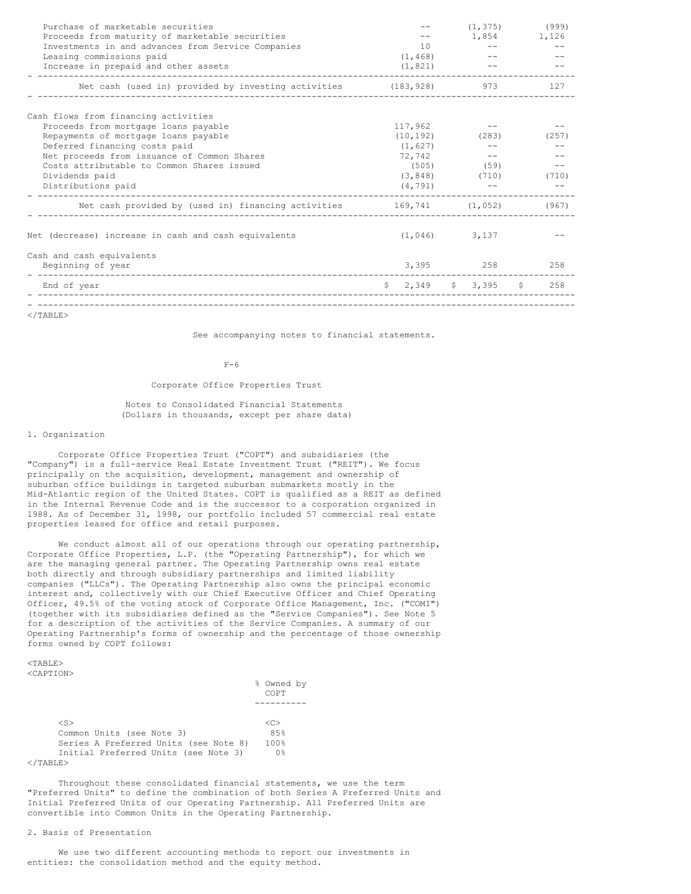| | | | |
|---|---|---|---|
| Purchase of marketable securities | -- | (1,375) | (999) |
| Proceeds from maturity of marketable securities | -- | 1,854 | 1,126 |
| Investments in and advances from Service Companies | 10 | -- | -- |
| Leasing commissions paid | (1,468) | -- | -- |
| Increase in prepaid and other assets | (1,821) | -- | -- |
| Net cash (used in) provided by investing activities | (183,928) | 973 | 127 |
| **Cash flows from financing activities** | | | |
| Proceeds from mortgage loans payable | 117,962 | -- | -- |
| Repayments of mortgage loans payable | (10,192) | (283) | (257) |
| Deferred financing costs paid | (1,627) | -- | -- |
| Net proceeds from issuance of Common Shares | 72,742 | -- | -- |
| Costs attributable to Common Shares issued | (505) | (59) | -- |
| Dividends paid | (3,848) | (710) | (710) |
| Distributions paid | (4,791) | -- | -- |
| Net cash provided by (used in) financing activities | 169,741 | (1,052) | (967) |
| Net (decrease) increase in cash and cash equivalents | (1,046) | 3,137 | -- |
| Cash and cash equivalents | | | |
| Beginning of year | 3,395 | 258 | 258 |
| End of year | $ 2,349 | $ 3,395 | $ 258 |

See accompanying notes to financial statements.

Corporate Office Properties Trust

Notes to Consolidated Financial Statements
(Dollars in thousands, except per share data)

## 1. Organization

Corporate Office Properties Trust ("COPT") and subsidiaries (the "Company") is a full-service Real Estate Investment Trust ("REIT"). We focus principally on the acquisition, development, management and ownership of suburban office buildings in targeted suburban submarkets mostly in the Mid-Atlantic region of the United States. COPT is qualified as a REIT as defined in the Internal Revenue Code and is the successor to a corporation organized in 1988. As of December 31, 1998, our portfolio included 57 commercial real estate properties leased for office and retail purposes.

We conduct almost all of our operations through our operating partnership, Corporate Office Properties, L.P. (the "Operating Partnership"), for which we are the managing general partner. The Operating Partnership owns real estate both directly and through subsidiary partnerships and limited liability companies ("LLCs"). The Operating Partnership also owns the principal economic interest and, collectively with our Chief Executive Officer and Chief Operating Officer, 49.5% of the voting stock of Corporate Office Management, Inc. ("COMI") (together with its subsidiaries defined as the "Service Companies"). See Note 5 for a description of the activities of the Service Companies. A summary of our Operating Partnership's forms of ownership and the percentage of those ownership forms owned by COPT follows:

| | % Owned by COPT |
|---|---|
| Common Units (see Note 3) | 85% |
| Series A Preferred Units (see Note 8) | 100% |
| Initial Preferred Units (see Note 3) | 0% |

Throughout these consolidated financial statements, we use the term "Preferred Units" to define the combination of both Series A Preferred Units and Initial Preferred Units of our Operating Partnership. All Preferred Units are convertible into Common Units in the Operating Partnership.

## 2. Basis of Presentation

We use two different accounting methods to report our investments in entities: the consolidation method and the equity method.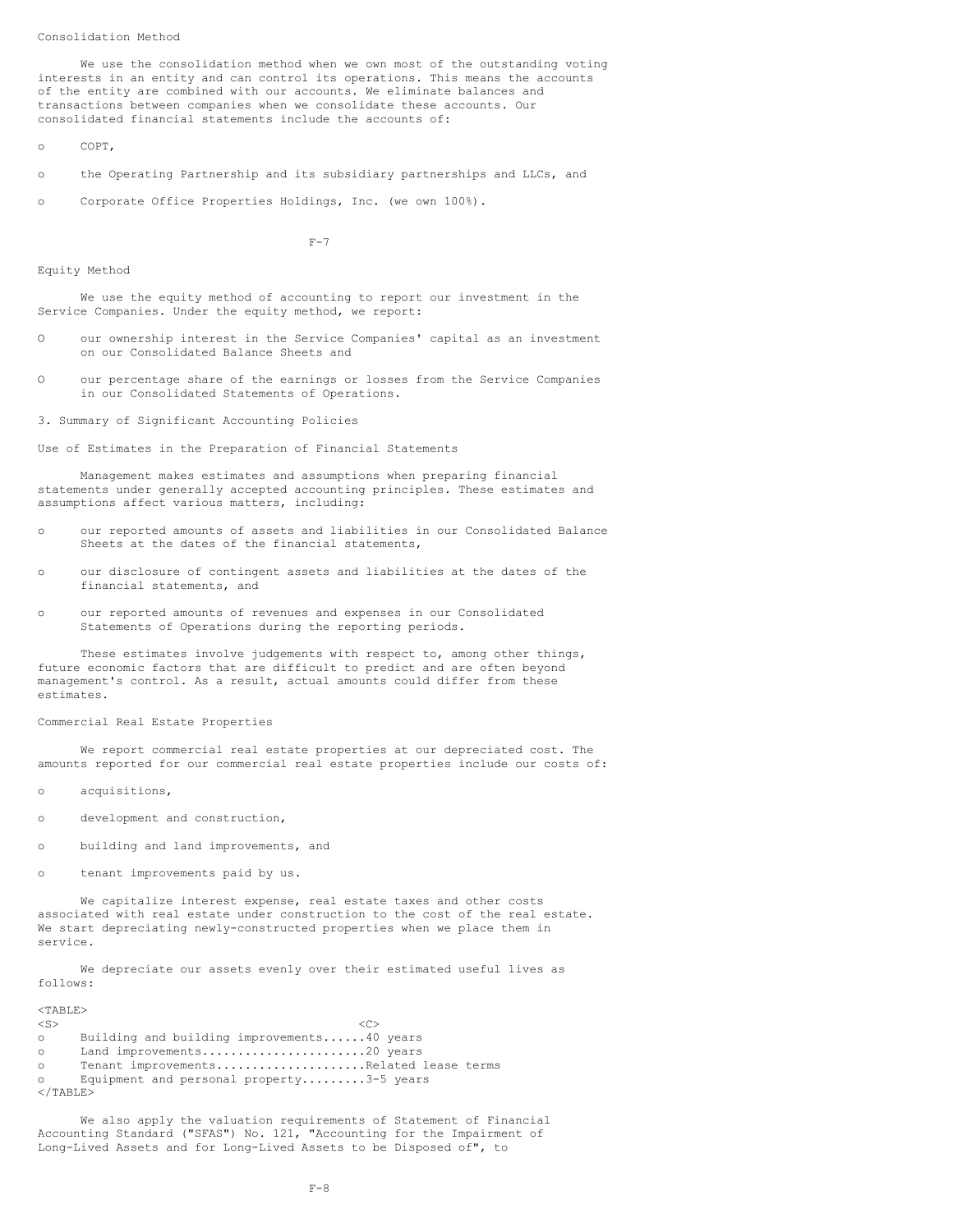Consolidation Method

We use the consolidation method when we own most of the outstanding voting interests in an entity and can control its operations. This means the accounts of the entity are combined with our accounts. We eliminate balances and transactions between companies when we consolidate these accounts. Our consolidated financial statements include the accounts of:

- COPT,
- the Operating Partnership and its subsidiary partnerships and LLCs, and
- Corporate Office Properties Holdings, Inc. (we own 100%).

Equity Method

We use the equity method of accounting to report our investment in the Service Companies. Under the equity method, we report:

- our ownership interest in the Service Companies' capital as an investment on our Consolidated Balance Sheets and
- our percentage share of the earnings or losses from the Service Companies in our Consolidated Statements of Operations.

3. Summary of Significant Accounting Policies

Use of Estimates in the Preparation of Financial Statements

Management makes estimates and assumptions when preparing financial statements under generally accepted accounting principles. These estimates and assumptions affect various matters, including:

- our reported amounts of assets and liabilities in our Consolidated Balance Sheets at the dates of the financial statements,
- our disclosure of contingent assets and liabilities at the dates of the financial statements, and
- our reported amounts of revenues and expenses in our Consolidated Statements of Operations during the reporting periods.

These estimates involve judgements with respect to, among other things, future economic factors that are difficult to predict and are often beyond management's control. As a result, actual amounts could differ from these estimates.

Commercial Real Estate Properties

We report commercial real estate properties at our depreciated cost. The amounts reported for our commercial real estate properties include our costs of:

- acquisitions,
- development and construction,
- building and land improvements, and
- tenant improvements paid by us.

We capitalize interest expense, real estate taxes and other costs associated with real estate under construction to the cost of the real estate. We start depreciating newly-constructed properties when we place them in service.

We depreciate our assets evenly over their estimated useful lives as follows:

| | |
|---|---|
| Building and building improvements | 40 years |
| Land improvements | 20 years |
| Tenant improvements | Related lease terms |
| Equipment and personal property | 3-5 years |

We also apply the valuation requirements of Statement of Financial Accounting Standard ("SFAS") No. 121, "Accounting for the Impairment of Long-Lived Assets and for Long-Lived Assets to be Disposed of", to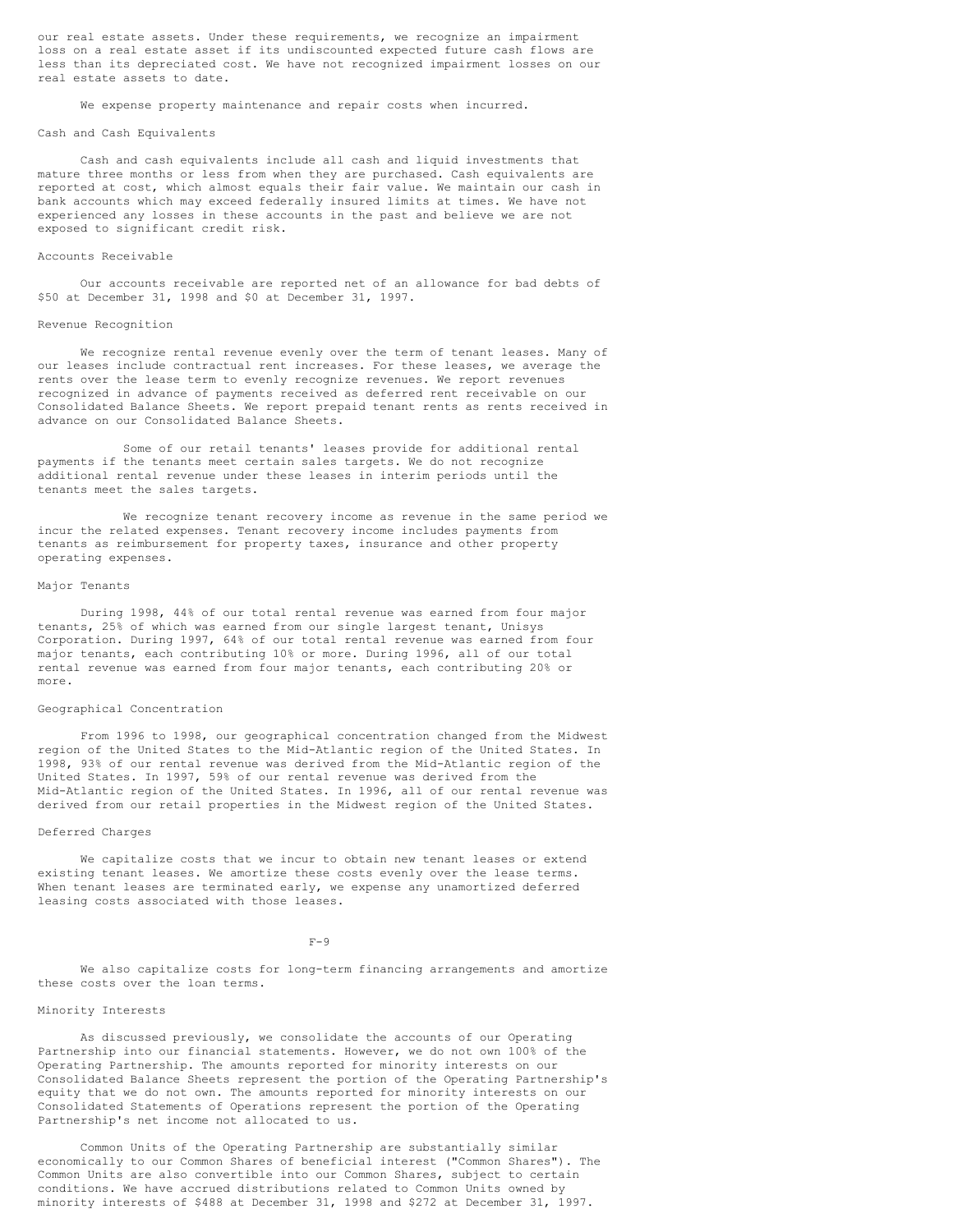our real estate assets. Under these requirements, we recognize an impairment loss on a real estate asset if its undiscounted expected future cash flows are less than its depreciated cost. We have not recognized impairment losses on our real estate assets to date.

We expense property maintenance and repair costs when incurred.

### Cash and Cash Equivalents

Cash and cash equivalents include all cash and liquid investments that mature three months or less from when they are purchased. Cash equivalents are reported at cost, which almost equals their fair value. We maintain our cash in bank accounts which may exceed federally insured limits at times. We have not experienced any losses in these accounts in the past and believe we are not exposed to significant credit risk.

### Accounts Receivable

Our accounts receivable are reported net of an allowance for bad debts of $50 at December 31, 1998 and $0 at December 31, 1997.

### Revenue Recognition

We recognize rental revenue evenly over the term of tenant leases. Many of our leases include contractual rent increases. For these leases, we average the rents over the lease term to evenly recognize revenues. We report revenues recognized in advance of payments received as deferred rent receivable on our Consolidated Balance Sheets. We report prepaid tenant rents as rents received in advance on our Consolidated Balance Sheets.

Some of our retail tenants' leases provide for additional rental payments if the tenants meet certain sales targets. We do not recognize additional rental revenue under these leases in interim periods until the tenants meet the sales targets.

We recognize tenant recovery income as revenue in the same period we incur the related expenses. Tenant recovery income includes payments from tenants as reimbursement for property taxes, insurance and other property operating expenses.

### Major Tenants

During 1998, 44% of our total rental revenue was earned from four major tenants, 25% of which was earned from our single largest tenant, Unisys Corporation. During 1997, 64% of our total rental revenue was earned from four major tenants, each contributing 10% or more. During 1996, all of our total rental revenue was earned from four major tenants, each contributing 20% or more.

### Geographical Concentration

From 1996 to 1998, our geographical concentration changed from the Midwest region of the United States to the Mid-Atlantic region of the United States. In 1998, 93% of our rental revenue was derived from the Mid-Atlantic region of the United States. In 1997, 59% of our rental revenue was derived from the Mid-Atlantic region of the United States. In 1996, all of our rental revenue was derived from our retail properties in the Midwest region of the United States.

### Deferred Charges

We capitalize costs that we incur to obtain new tenant leases or extend existing tenant leases. We amortize these costs evenly over the lease terms. When tenant leases are terminated early, we expense any unamortized deferred leasing costs associated with those leases.

We also capitalize costs for long-term financing arrangements and amortize these costs over the loan terms.

### Minority Interests

As discussed previously, we consolidate the accounts of our Operating Partnership into our financial statements. However, we do not own 100% of the Operating Partnership. The amounts reported for minority interests on our Consolidated Balance Sheets represent the portion of the Operating Partnership's equity that we do not own. The amounts reported for minority interests on our Consolidated Statements of Operations represent the portion of the Operating Partnership's net income not allocated to us.

Common Units of the Operating Partnership are substantially similar economically to our Common Shares of beneficial interest ("Common Shares"). The Common Units are also convertible into our Common Shares, subject to certain conditions. We have accrued distributions related to Common Units owned by minority interests of $488 at December 31, 1998 and $272 at December 31, 1997.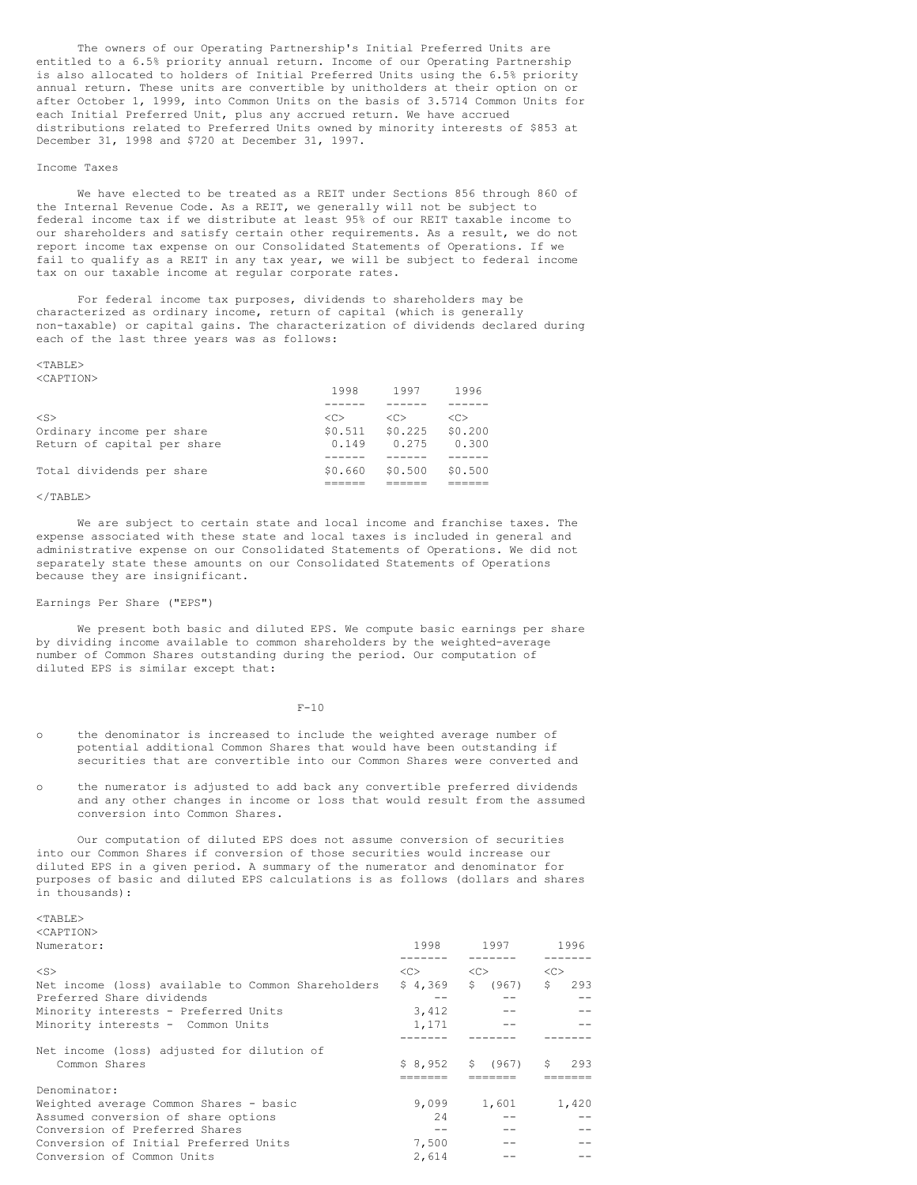The owners of our Operating Partnership's Initial Preferred Units are entitled to a 6.5% priority annual return. Income of our Operating Partnership is also allocated to holders of Initial Preferred Units using the 6.5% priority annual return. These units are convertible by unitholders at their option on or after October 1, 1999, into Common Units on the basis of 3.5714 Common Units for each Initial Preferred Unit, plus any accrued return. We have accrued distributions related to Preferred Units owned by minority interests of $853 at December 31, 1998 and $720 at December 31, 1997.

Income Taxes

We have elected to be treated as a REIT under Sections 856 through 860 of the Internal Revenue Code. As a REIT, we generally will not be subject to federal income tax if we distribute at least 95% of our REIT taxable income to our shareholders and satisfy certain other requirements. As a result, we do not report income tax expense on our Consolidated Statements of Operations. If we fail to qualify as a REIT in any tax year, we will be subject to federal income tax on our taxable income at regular corporate rates.

For federal income tax purposes, dividends to shareholders may be characterized as ordinary income, return of capital (which is generally non-taxable) or capital gains. The characterization of dividends declared during each of the last three years was as follows:

| | 1998 | 1997 | 1996 |
|---|---|---|---|
| Ordinary income per share | $0.511 | $0.225 | $0.200 |
| Return of capital per share | 0.149 | 0.275 | 0.300 |
| Total dividends per share | $0.660 | $0.500 | $0.500 |

We are subject to certain state and local income and franchise taxes. The expense associated with these state and local taxes is included in general and administrative expense on our Consolidated Statements of Operations. We did not separately state these amounts on our Consolidated Statements of Operations because they are insignificant.

Earnings Per Share ("EPS")

We present both basic and diluted EPS. We compute basic earnings per share by dividing income available to common shareholders by the weighted-average number of Common Shares outstanding during the period. Our computation of diluted EPS is similar except that:

- the denominator is increased to include the weighted average number of potential additional Common Shares that would have been outstanding if securities that are convertible into our Common Shares were converted and
- the numerator is adjusted to add back any convertible preferred dividends and any other changes in income or loss that would result from the assumed conversion into Common Shares.

Our computation of diluted EPS does not assume conversion of securities into our Common Shares if conversion of those securities would increase our diluted EPS in a given period. A summary of the numerator and denominator for purposes of basic and diluted EPS calculations is as follows (dollars and shares in thousands):

| Numerator: | 1998 | 1997 | 1996 |
|---|---|---|---|
| Net income (loss) available to Common Shareholders | $ 4,369 | $ (967) | $ 293 |
| Preferred Share dividends | -- | -- | -- |
| Minority interests - Preferred Units | 3,412 | -- | -- |
| Minority interests - Common Units | 1,171 | -- | -- |
| Net income (loss) adjusted for dilution of Common Shares | $ 8,952 | $ (967) | $ 293 |
| Denominator: | | | |
| Weighted average Common Shares - basic | 9,099 | 1,601 | 1,420 |
| Assumed conversion of share options | 24 | -- | -- |
| Conversion of Preferred Shares | -- | -- | -- |
| Conversion of Initial Preferred Units | 7,500 | -- | -- |
| Conversion of Common Units | 2,614 | -- | -- |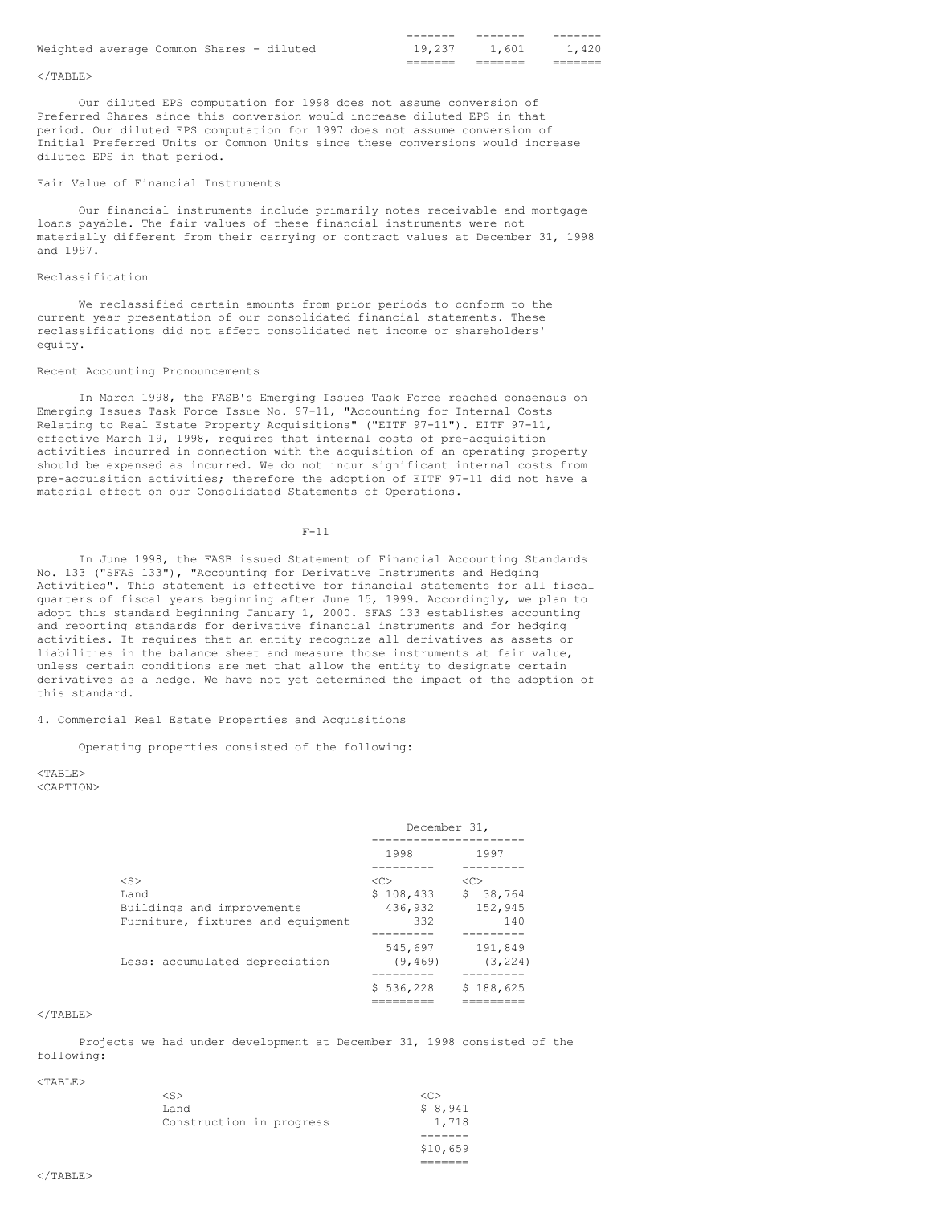| | | | |
|---|---|---|---|
| Weighted average Common Shares - diluted | 19,237 | 1,601 | 1,420 |

Our diluted EPS computation for 1998 does not assume conversion of Preferred Shares since this conversion would increase diluted EPS in that period. Our diluted EPS computation for 1997 does not assume conversion of Initial Preferred Units or Common Units since these conversions would increase diluted EPS in that period.

Fair Value of Financial Instruments

Our financial instruments include primarily notes receivable and mortgage loans payable. The fair values of these financial instruments were not materially different from their carrying or contract values at December 31, 1998 and 1997.

Reclassification

We reclassified certain amounts from prior periods to conform to the current year presentation of our consolidated financial statements. These reclassifications did not affect consolidated net income or shareholders' equity.

Recent Accounting Pronouncements

In March 1998, the FASB's Emerging Issues Task Force reached consensus on Emerging Issues Task Force Issue No. 97-11, "Accounting for Internal Costs Relating to Real Estate Property Acquisitions" ("EITF 97-11"). EITF 97-11, effective March 19, 1998, requires that internal costs of pre-acquisition activities incurred in connection with the acquisition of an operating property should be expensed as incurred. We do not incur significant internal costs from pre-acquisition activities; therefore the adoption of EITF 97-11 did not have a material effect on our Consolidated Statements of Operations.

In June 1998, the FASB issued Statement of Financial Accounting Standards No. 133 ("SFAS 133"), "Accounting for Derivative Instruments and Hedging Activities". This statement is effective for financial statements for all fiscal quarters of fiscal years beginning after June 15, 1999. Accordingly, we plan to adopt this standard beginning January 1, 2000. SFAS 133 establishes accounting and reporting standards for derivative financial instruments and for hedging activities. It requires that an entity recognize all derivatives as assets or liabilities in the balance sheet and measure those instruments at fair value, unless certain conditions are met that allow the entity to designate certain derivatives as a hedge. We have not yet determined the impact of the adoption of this standard.

4. Commercial Real Estate Properties and Acquisitions

Operating properties consisted of the following:

| | December 31, | |
|---|---|---|
| | 1998 | 1997 |
| Land | $ 108,433 | $ 38,764 |
| Buildings and improvements | 436,932 | 152,945 |
| Furniture, fixtures and equipment | 332 | 140 |
| | 545,697 | 191,849 |
| Less: accumulated depreciation | (9,469) | (3,224) |
| | $ 536,228 | $ 188,625 |

Projects we had under development at December 31, 1998 consisted of the following:

| | |
|---|---|
| Land | $ 8,941 |
| Construction in progress | 1,718 |
| | $10,659 |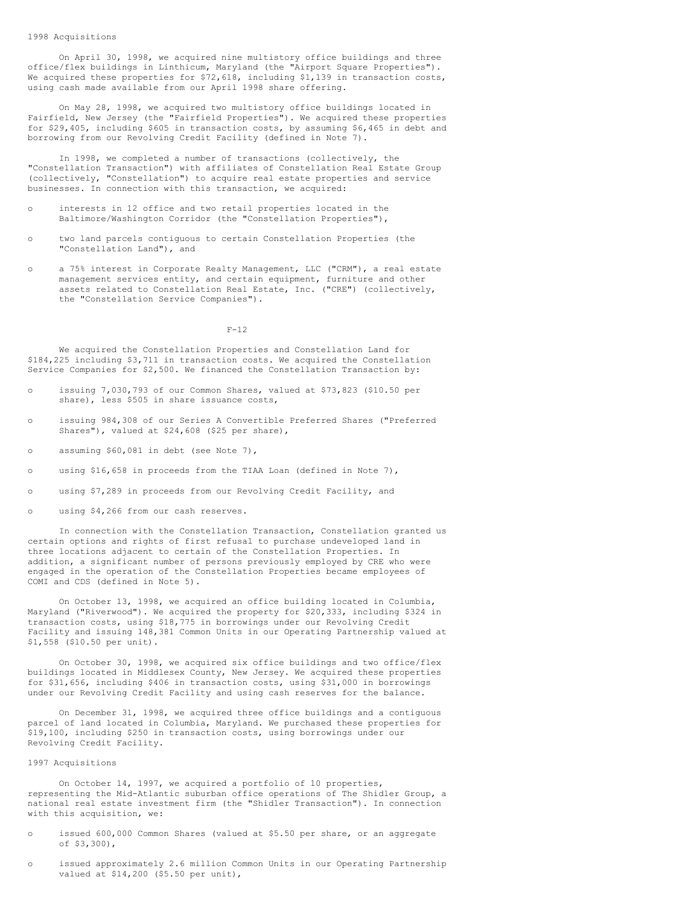### 1998 Acquisitions

On April 30, 1998, we acquired nine multistory office buildings and three office/flex buildings in Linthicum, Maryland (the "Airport Square Properties"). We acquired these properties for $72,618, including $1,139 in transaction costs, using cash made available from our April 1998 share offering.

On May 28, 1998, we acquired two multistory office buildings located in Fairfield, New Jersey (the "Fairfield Properties"). We acquired these properties for $29,405, including $605 in transaction costs, by assuming $6,465 in debt and borrowing from our Revolving Credit Facility (defined in Note 7).

In 1998, we completed a number of transactions (collectively, the "Constellation Transaction") with affiliates of Constellation Real Estate Group (collectively, "Constellation") to acquire real estate properties and service businesses. In connection with this transaction, we acquired:

- interests in 12 office and two retail properties located in the Baltimore/Washington Corridor (the "Constellation Properties"),
- two land parcels contiguous to certain Constellation Properties (the "Constellation Land"), and
- a 75% interest in Corporate Realty Management, LLC ("CRM"), a real estate management services entity, and certain equipment, furniture and other assets related to Constellation Real Estate, Inc. ("CRE") (collectively, the "Constellation Service Companies").

We acquired the Constellation Properties and Constellation Land for $184,225 including $3,711 in transaction costs. We acquired the Constellation Service Companies for $2,500. We financed the Constellation Transaction by:

- issuing 7,030,793 of our Common Shares, valued at $73,823 ($10.50 per share), less $505 in share issuance costs,
- issuing 984,308 of our Series A Convertible Preferred Shares ("Preferred Shares"), valued at $24,608 ($25 per share),
- assuming $60,081 in debt (see Note 7),
- using $16,658 in proceeds from the TIAA Loan (defined in Note 7),
- using $7,289 in proceeds from our Revolving Credit Facility, and
- using $4,266 from our cash reserves.

In connection with the Constellation Transaction, Constellation granted us certain options and rights of first refusal to purchase undeveloped land in three locations adjacent to certain of the Constellation Properties. In addition, a significant number of persons previously employed by CRE who were engaged in the operation of the Constellation Properties became employees of COMI and CDS (defined in Note 5).

On October 13, 1998, we acquired an office building located in Columbia, Maryland ("Riverwood"). We acquired the property for $20,333, including $324 in transaction costs, using $18,775 in borrowings under our Revolving Credit Facility and issuing 148,381 Common Units in our Operating Partnership valued at $1,558 ($10.50 per unit).

On October 30, 1998, we acquired six office buildings and two office/flex buildings located in Middlesex County, New Jersey. We acquired these properties for $31,656, including $406 in transaction costs, using $31,000 in borrowings under our Revolving Credit Facility and using cash reserves for the balance.

On December 31, 1998, we acquired three office buildings and a contiguous parcel of land located in Columbia, Maryland. We purchased these properties for $19,100, including $250 in transaction costs, using borrowings under our Revolving Credit Facility.

### 1997 Acquisitions

On October 14, 1997, we acquired a portfolio of 10 properties, representing the Mid-Atlantic suburban office operations of The Shidler Group, a national real estate investment firm (the "Shidler Transaction"). In connection with this acquisition, we:

- issued 600,000 Common Shares (valued at $5.50 per share, or an aggregate of $3,300),
- issued approximately 2.6 million Common Units in our Operating Partnership valued at $14,200 ($5.50 per unit),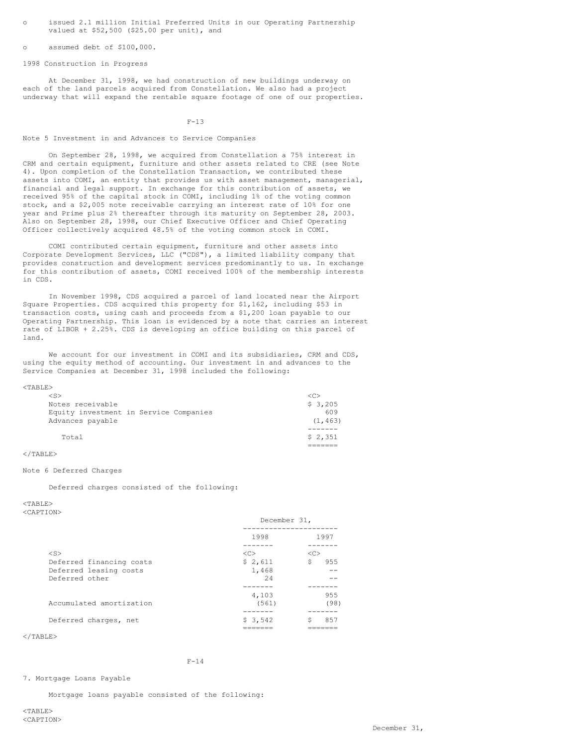- issued 2.1 million Initial Preferred Units in our Operating Partnership valued at $52,500 ($25.00 per unit), and
- assumed debt of $100,000.

1998 Construction in Progress

At December 31, 1998, we had construction of new buildings underway on each of the land parcels acquired from Constellation. We also had a project underway that will expand the rentable square footage of one of our properties.

Note 5 Investment in and Advances to Service Companies

On September 28, 1998, we acquired from Constellation a 75% interest in CRM and certain equipment, furniture and other assets related to CRE (see Note 4). Upon completion of the Constellation Transaction, we contributed these assets into COMI, an entity that provides us with asset management, managerial, financial and legal support. In exchange for this contribution of assets, we received 95% of the capital stock in COMI, including 1% of the voting common stock, and a $2,005 note receivable carrying an interest rate of 10% for one year and Prime plus 2% thereafter through its maturity on September 28, 2003. Also on September 28, 1998, our Chief Executive Officer and Chief Operating Officer collectively acquired 48.5% of the voting common stock in COMI.

COMI contributed certain equipment, furniture and other assets into Corporate Development Services, LLC ("CDS"), a limited liability company that provides construction and development services predominantly to us. In exchange for this contribution of assets, COMI received 100% of the membership interests in CDS.

In November 1998, CDS acquired a parcel of land located near the Airport Square Properties. CDS acquired this property for $1,162, including $53 in transaction costs, using cash and proceeds from a $1,200 loan payable to our Operating Partnership. This loan is evidenced by a note that carries an interest rate of LIBOR + 2.25%. CDS is developing an office building on this parcel of land.

We account for our investment in COMI and its subsidiaries, CRM and CDS, using the equity method of accounting. Our investment in and advances to the Service Companies at December 31, 1998 included the following:

| | |
|---|---|
| Notes receivable | $ 3,205 |
| Equity investment in Service Companies | 609 |
| Advances payable | (1,463) |
| Total | $ 2,351 |

Note 6 Deferred Charges

Deferred charges consisted of the following:

| | December 31, 1998 | December 31, 1997 |
|---|---|---|
| Deferred financing costs | $ 2,611 | $ 955 |
| Deferred leasing costs | 1,468 | -- |
| Deferred other | 24 | -- |
| | 4,103 | 955 |
| Accumulated amortization | (561) | (98) |
| Deferred charges, net | $ 3,542 | $ 857 |

7. Mortgage Loans Payable

Mortgage loans payable consisted of the following:

December 31,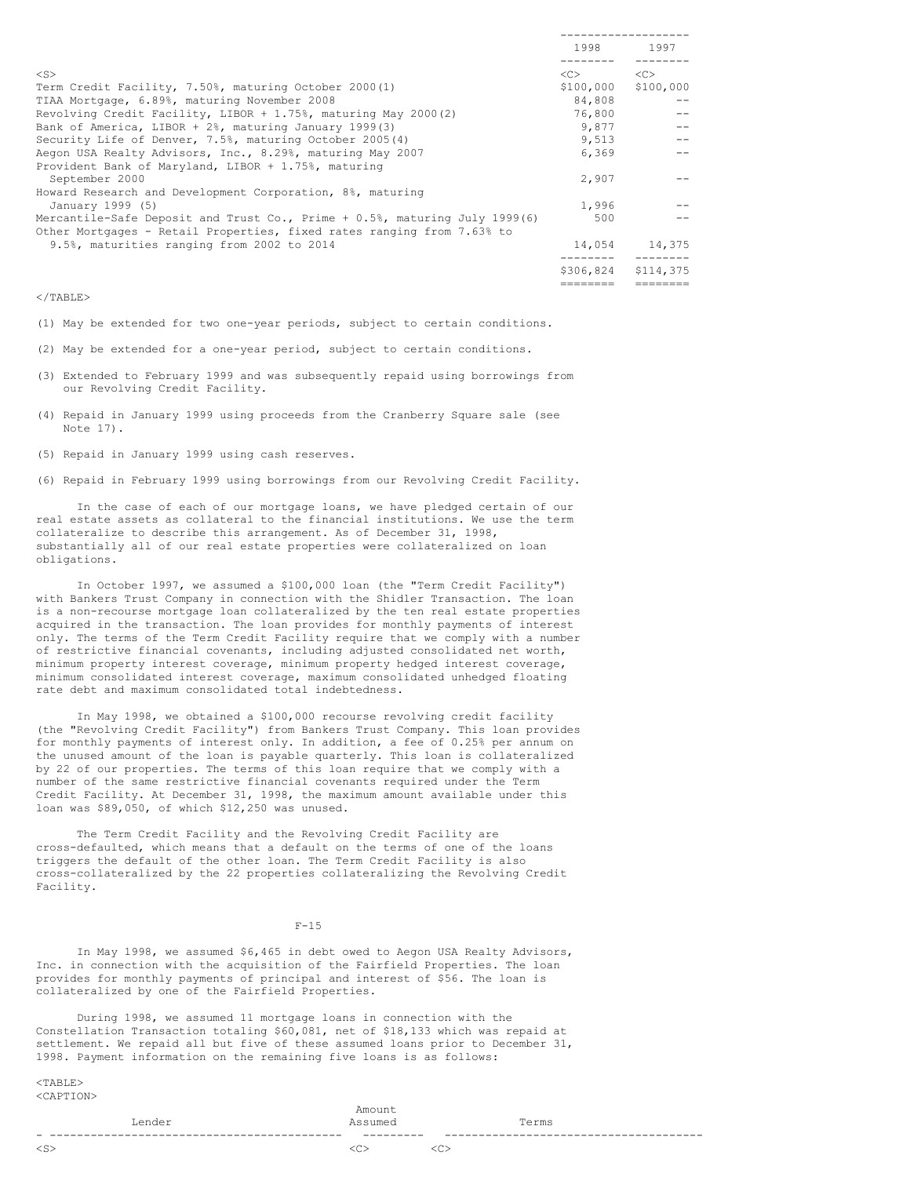| | 1998 | 1997 |
|---|---|---|
| Term Credit Facility, 7.50%, maturing October 2000(1) | $100,000 | $100,000 |
| TIAA Mortgage, 6.89%, maturing November 2008 | 84,808 | -- |
| Revolving Credit Facility, LIBOR + 1.75%, maturing May 2000(2) | 76,800 | -- |
| Bank of America, LIBOR + 2%, maturing January 1999(3) | 9,877 | -- |
| Security Life of Denver, 7.5%, maturing October 2005(4) | 9,513 | -- |
| Aegon USA Realty Advisors, Inc., 8.29%, maturing May 2007 | 6,369 | -- |
| Provident Bank of Maryland, LIBOR + 1.75%, maturing September 2000 | 2,907 | -- |
| Howard Research and Development Corporation, 8%, maturing January 1999 (5) | 1,996 | -- |
| Mercantile-Safe Deposit and Trust Co., Prime + 0.5%, maturing July 1999(6) | 500 | -- |
| Other Mortgages - Retail Properties, fixed rates ranging from 7.63% to 9.5%, maturities ranging from 2002 to 2014 | 14,054 | 14,375 |
| | $306,824 | $114,375 |

(1) May be extended for two one-year periods, subject to certain conditions.

(2) May be extended for a one-year period, subject to certain conditions.

(3) Extended to February 1999 and was subsequently repaid using borrowings from our Revolving Credit Facility.

(4) Repaid in January 1999 using proceeds from the Cranberry Square sale (see Note 17).

(5) Repaid in January 1999 using cash reserves.

(6) Repaid in February 1999 using borrowings from our Revolving Credit Facility.

In the case of each of our mortgage loans, we have pledged certain of our real estate assets as collateral to the financial institutions. We use the term collateralize to describe this arrangement. As of December 31, 1998, substantially all of our real estate properties were collateralized on loan obligations.

In October 1997, we assumed a $100,000 loan (the "Term Credit Facility") with Bankers Trust Company in connection with the Shidler Transaction. The loan is a non-recourse mortgage loan collateralized by the ten real estate properties acquired in the transaction. The loan provides for monthly payments of interest only. The terms of the Term Credit Facility require that we comply with a number of restrictive financial covenants, including adjusted consolidated net worth, minimum property interest coverage, minimum property hedged interest coverage, minimum consolidated interest coverage, maximum consolidated unhedged floating rate debt and maximum consolidated total indebtedness.

In May 1998, we obtained a $100,000 recourse revolving credit facility (the "Revolving Credit Facility") from Bankers Trust Company. This loan provides for monthly payments of interest only. In addition, a fee of 0.25% per annum on the unused amount of the loan is payable quarterly. This loan is collateralized by 22 of our properties. The terms of this loan require that we comply with a number of the same restrictive financial covenants required under the Term Credit Facility. At December 31, 1998, the maximum amount available under this loan was $89,050, of which $12,250 was unused.

The Term Credit Facility and the Revolving Credit Facility are cross-defaulted, which means that a default on the terms of one of the loans triggers the default of the other loan. The Term Credit Facility is also cross-collateralized by the 22 properties collateralizing the Revolving Credit Facility.

In May 1998, we assumed $6,465 in debt owed to Aegon USA Realty Advisors, Inc. in connection with the acquisition of the Fairfield Properties. The loan provides for monthly payments of principal and interest of $56. The loan is collateralized by one of the Fairfield Properties.

During 1998, we assumed 11 mortgage loans in connection with the Constellation Transaction totaling $60,081, net of $18,133 which was repaid at settlement. We repaid all but five of these assumed loans prior to December 31, 1998. Payment information on the remaining five loans is as follows:

| Lender | Amount Assumed | Terms |
|---|---|---|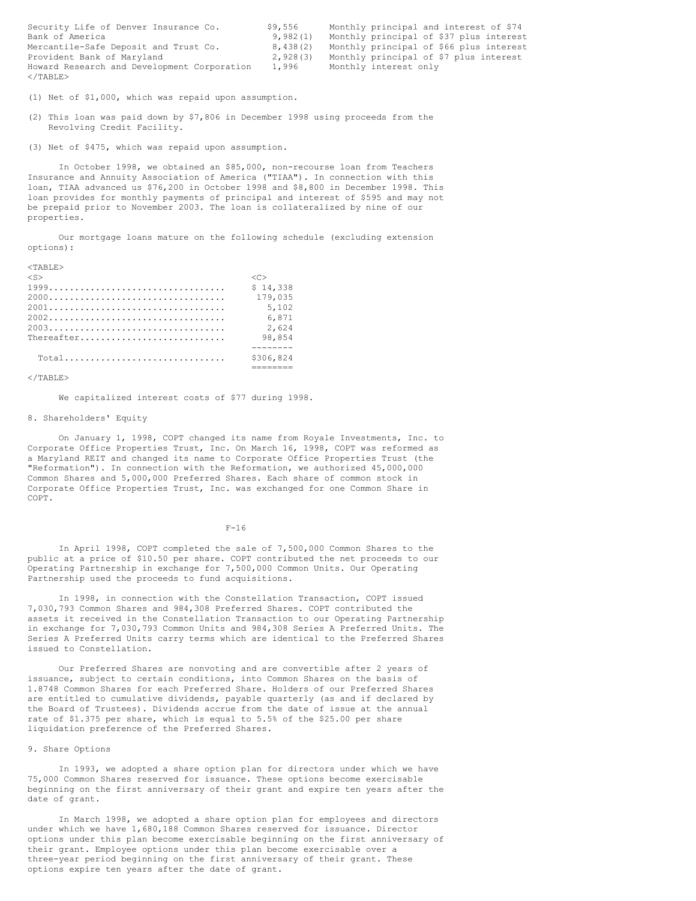| | | |
|---|---|---|
| Security Life of Denver Insurance Co. | $9,556 | Monthly principal and interest of $74 |
| Bank of America | 9,982(1) | Monthly principal of $37 plus interest |
| Mercantile-Safe Deposit and Trust Co. | 8,438(2) | Monthly principal of $66 plus interest |
| Provident Bank of Maryland | 2,928(3) | Monthly principal of $7 plus interest |
| Howard Research and Development Corporation | 1,996 | Monthly interest only |

(1) Net of $1,000, which was repaid upon assumption.

(2) This loan was paid down by $7,806 in December 1998 using proceeds from the Revolving Credit Facility.

(3) Net of $475, which was repaid upon assumption.

In October 1998, we obtained an $85,000, non-recourse loan from Teachers Insurance and Annuity Association of America ("TIAA"). In connection with this loan, TIAA advanced us $76,200 in October 1998 and $8,800 in December 1998. This loan provides for monthly payments of principal and interest of $595 and may not be prepaid prior to November 2003. The loan is collateralized by nine of our properties.

Our mortgage loans mature on the following schedule (excluding extension options):

| | |
|---|---|
| 1999 | $ 14,338 |
| 2000 | 179,035 |
| 2001 | 5,102 |
| 2002 | 6,871 |
| 2003 | 2,624 |
| Thereafter | 98,854 |
| Total | $306,824 |

We capitalized interest costs of $77 during 1998.

## 8. Shareholders' Equity

On January 1, 1998, COPT changed its name from Royale Investments, Inc. to Corporate Office Properties Trust, Inc. On March 16, 1998, COPT was reformed as a Maryland REIT and changed its name to Corporate Office Properties Trust (the "Reformation"). In connection with the Reformation, we authorized 45,000,000 Common Shares and 5,000,000 Preferred Shares. Each share of common stock in Corporate Office Properties Trust, Inc. was exchanged for one Common Share in COPT.

In April 1998, COPT completed the sale of 7,500,000 Common Shares to the public at a price of $10.50 per share. COPT contributed the net proceeds to our Operating Partnership in exchange for 7,500,000 Common Units. Our Operating Partnership used the proceeds to fund acquisitions.

In 1998, in connection with the Constellation Transaction, COPT issued 7,030,793 Common Shares and 984,308 Preferred Shares. COPT contributed the assets it received in the Constellation Transaction to our Operating Partnership in exchange for 7,030,793 Common Units and 984,308 Series A Preferred Units. The Series A Preferred Units carry terms which are identical to the Preferred Shares issued to Constellation.

Our Preferred Shares are nonvoting and are convertible after 2 years of issuance, subject to certain conditions, into Common Shares on the basis of 1.8748 Common Shares for each Preferred Share. Holders of our Preferred Shares are entitled to cumulative dividends, payable quarterly (as and if declared by the Board of Trustees). Dividends accrue from the date of issue at the annual rate of $1.375 per share, which is equal to 5.5% of the $25.00 per share liquidation preference of the Preferred Shares.

## 9. Share Options

In 1993, we adopted a share option plan for directors under which we have 75,000 Common Shares reserved for issuance. These options become exercisable beginning on the first anniversary of their grant and expire ten years after the date of grant.

In March 1998, we adopted a share option plan for employees and directors under which we have 1,680,188 Common Shares reserved for issuance. Director options under this plan become exercisable beginning on the first anniversary of their grant. Employee options under this plan become exercisable over a three-year period beginning on the first anniversary of their grant. These options expire ten years after the date of grant.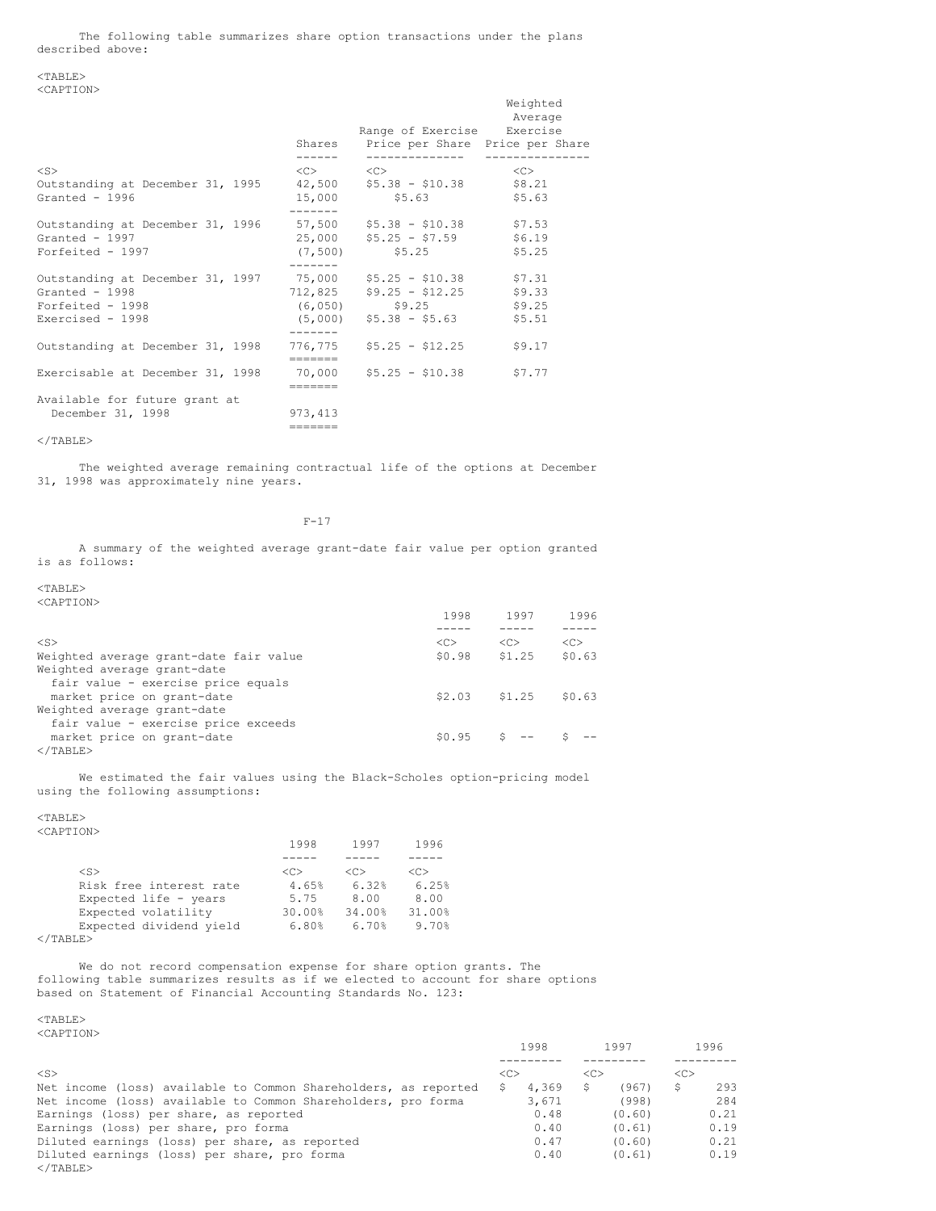The following table summarizes share option transactions under the plans described above:

| | Shares | Range of Exercise Price per Share | Weighted Average Exercise Price per Share |
|---|---|---|---|
| Outstanding at December 31, 1995 | 42,500 | $5.38 - $10.38 | $8.21 |
| Granted - 1996 | 15,000 | $5.63 | $5.63 |
| Outstanding at December 31, 1996 | 57,500 | $5.38 - $10.38 | $7.53 |
| Granted - 1997 | 25,000 | $5.25 - $7.59 | $6.19 |
| Forfeited - 1997 | (7,500) | $5.25 | $5.25 |
| Outstanding at December 31, 1997 | 75,000 | $5.25 - $10.38 | $7.31 |
| Granted - 1998 | 712,825 | $9.25 - $12.25 | $9.33 |
| Forfeited - 1998 | (6,050) | $9.25 | $9.25 |
| Exercised - 1998 | (5,000) | $5.38 - $5.63 | $5.51 |
| Outstanding at December 31, 1998 | 776,775 | $5.25 - $12.25 | $9.17 |
| Exercisable at December 31, 1998 | 70,000 | $5.25 - $10.38 | $7.77 |
| Available for future grant at December 31, 1998 | 973,413 | | |

The weighted average remaining contractual life of the options at December 31, 1998 was approximately nine years.

A summary of the weighted average grant-date fair value per option granted is as follows:

| | 1998 | 1997 | 1996 |
|---|---|---|---|
| Weighted average grant-date fair value | $0.98 | $1.25 | $0.63 |
| Weighted average grant-date fair value - exercise price equals market price on grant-date | $2.03 | $1.25 | $0.63 |
| Weighted average grant-date fair value - exercise price exceeds market price on grant-date | $0.95 | $ -- | $ -- |

We estimated the fair values using the Black-Scholes option-pricing model using the following assumptions:

| | 1998 | 1997 | 1996 |
|---|---|---|---|
| Risk free interest rate | 4.65% | 6.32% | 6.25% |
| Expected life - years | 5.75 | 8.00 | 8.00 |
| Expected volatility | 30.00% | 34.00% | 31.00% |
| Expected dividend yield | 6.80% | 6.70% | 9.70% |

We do not record compensation expense for share option grants. The following table summarizes results as if we elected to account for share options based on Statement of Financial Accounting Standards No. 123:

| | 1998 | 1997 | 1996 |
|---|---|---|---|
| Net income (loss) available to Common Shareholders, as reported | $ 4,369 | $ (967) | $ 293 |
| Net income (loss) available to Common Shareholders, pro forma | 3,671 | (998) | 284 |
| Earnings (loss) per share, as reported | 0.48 | (0.60) | 0.21 |
| Earnings (loss) per share, pro forma | 0.40 | (0.61) | 0.19 |
| Diluted earnings (loss) per share, as reported | 0.47 | (0.60) | 0.21 |
| Diluted earnings (loss) per share, pro forma | 0.40 | (0.61) | 0.19 |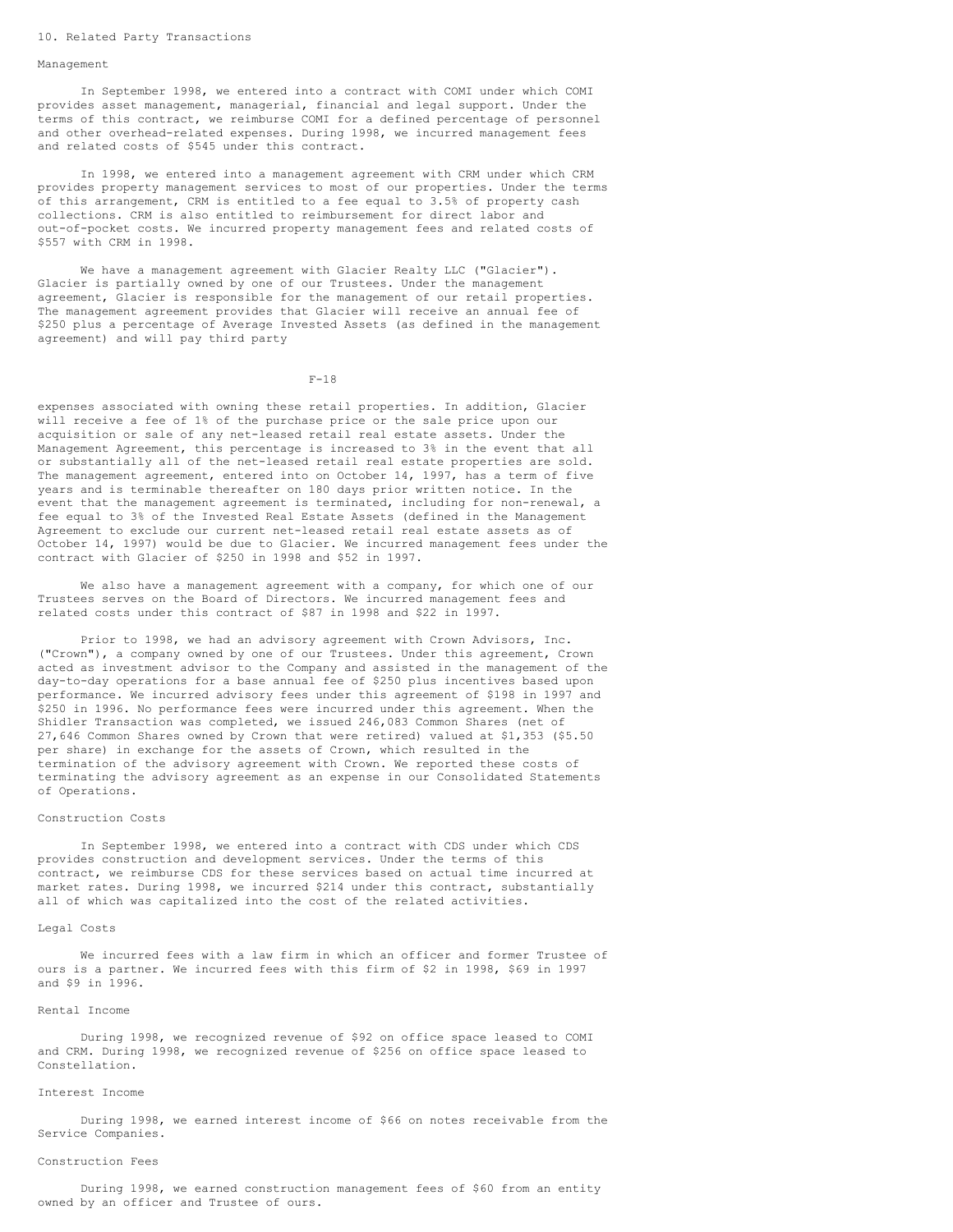## 10. Related Party Transactions

### Management

In September 1998, we entered into a contract with COMI under which COMI provides asset management, managerial, financial and legal support. Under the terms of this contract, we reimburse COMI for a defined percentage of personnel and other overhead-related expenses. During 1998, we incurred management fees and related costs of $545 under this contract.

In 1998, we entered into a management agreement with CRM under which CRM provides property management services to most of our properties. Under the terms of this arrangement, CRM is entitled to a fee equal to 3.5% of property cash collections. CRM is also entitled to reimbursement for direct labor and out-of-pocket costs. We incurred property management fees and related costs of $557 with CRM in 1998.

We have a management agreement with Glacier Realty LLC ("Glacier"). Glacier is partially owned by one of our Trustees. Under the management agreement, Glacier is responsible for the management of our retail properties. The management agreement provides that Glacier will receive an annual fee of $250 plus a percentage of Average Invested Assets (as defined in the management agreement) and will pay third party expenses associated with owning these retail properties. In addition, Glacier will receive a fee of 1% of the purchase price or the sale price upon our acquisition or sale of any net-leased retail real estate assets. Under the Management Agreement, this percentage is increased to 3% in the event that all or substantially all of the net-leased retail real estate properties are sold. The management agreement, entered into on October 14, 1997, has a term of five years and is terminable thereafter on 180 days prior written notice. In the event that the management agreement is terminated, including for non-renewal, a fee equal to 3% of the Invested Real Estate Assets (defined in the Management Agreement to exclude our current net-leased retail real estate assets as of October 14, 1997) would be due to Glacier. We incurred management fees under the contract with Glacier of $250 in 1998 and $52 in 1997.

We also have a management agreement with a company, for which one of our Trustees serves on the Board of Directors. We incurred management fees and related costs under this contract of $87 in 1998 and $22 in 1997.

Prior to 1998, we had an advisory agreement with Crown Advisors, Inc. ("Crown"), a company owned by one of our Trustees. Under this agreement, Crown acted as investment advisor to the Company and assisted in the management of the day-to-day operations for a base annual fee of $250 plus incentives based upon performance. We incurred advisory fees under this agreement of $198 in 1997 and $250 in 1996. No performance fees were incurred under this agreement. When the Shidler Transaction was completed, we issued 246,083 Common Shares (net of 27,646 Common Shares owned by Crown that were retired) valued at $1,353 ($5.50 per share) in exchange for the assets of Crown, which resulted in the termination of the advisory agreement with Crown. We reported these costs of terminating the advisory agreement as an expense in our Consolidated Statements of Operations.

### Construction Costs

In September 1998, we entered into a contract with CDS under which CDS provides construction and development services. Under the terms of this contract, we reimburse CDS for these services based on actual time incurred at market rates. During 1998, we incurred $214 under this contract, substantially all of which was capitalized into the cost of the related activities.

### Legal Costs

We incurred fees with a law firm in which an officer and former Trustee of ours is a partner. We incurred fees with this firm of $2 in 1998, $69 in 1997 and $9 in 1996.

### Rental Income

During 1998, we recognized revenue of $92 on office space leased to COMI and CRM. During 1998, we recognized revenue of $256 on office space leased to Constellation.

### Interest Income

During 1998, we earned interest income of $66 on notes receivable from the Service Companies.

### Construction Fees

During 1998, we earned construction management fees of $60 from an entity owned by an officer and Trustee of ours.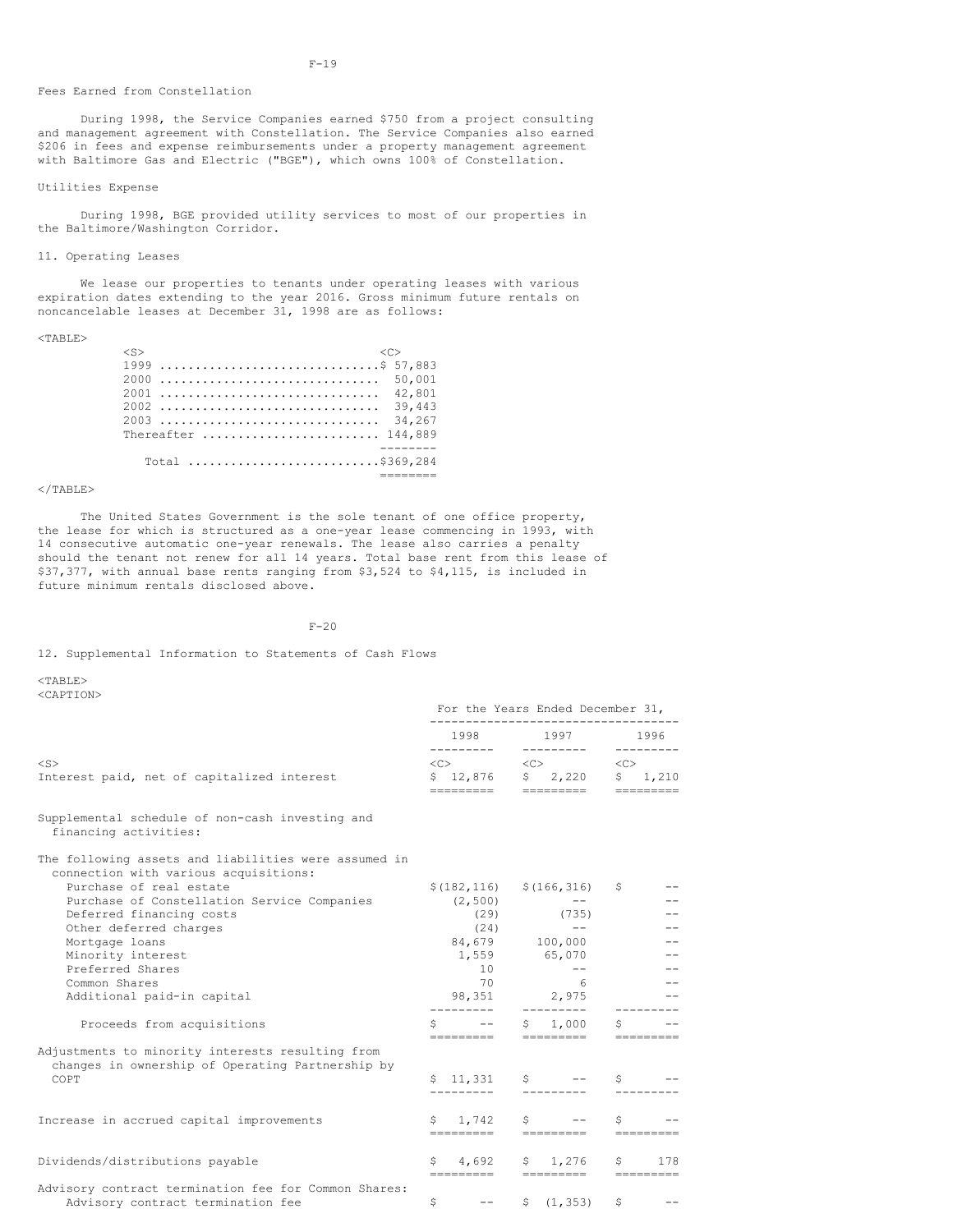Fees Earned from Constellation

During 1998, the Service Companies earned $750 from a project consulting and management agreement with Constellation. The Service Companies also earned $206 in fees and expense reimbursements under a property management agreement with Baltimore Gas and Electric ("BGE"), which owns 100% of Constellation.

Utilities Expense

During 1998, BGE provided utility services to most of our properties in the Baltimore/Washington Corridor.

11. Operating Leases

We lease our properties to tenants under operating leases with various expiration dates extending to the year 2016. Gross minimum future rentals on noncancelable leases at December 31, 1998 are as follows:

| | |
|---|---|
| 1999 | $ 57,883 |
| 2000 | 50,001 |
| 2001 | 42,801 |
| 2002 | 39,443 |
| 2003 | 34,267 |
| Thereafter | 144,889 |
| Total | $369,284 |

The United States Government is the sole tenant of one office property, the lease for which is structured as a one-year lease commencing in 1993, with 14 consecutive automatic one-year renewals. The lease also carries a penalty should the tenant not renew for all 14 years. Total base rent from this lease of $37,377, with annual base rents ranging from $3,524 to $4,115, is included in future minimum rentals disclosed above.

12. Supplemental Information to Statements of Cash Flows

| | For the Years Ended December 31, | | |
|---|---|---|---|
| | 1998 | 1997 | 1996 |
| Interest paid, net of capitalized interest | $ 12,876 | $ 2,220 | $ 1,210 |
| Supplemental schedule of non-cash investing and financing activities: | | | |
| The following assets and liabilities were assumed in connection with various acquisitions: | | | |
| Purchase of real estate | $(182,116) | $(166,316) | $ -- |
| Purchase of Constellation Service Companies | (2,500) | -- | -- |
| Deferred financing costs | (29) | (735) | -- |
| Other deferred charges | (24) | -- | -- |
| Mortgage loans | 84,679 | 100,000 | -- |
| Minority interest | 1,559 | 65,070 | -- |
| Preferred Shares | 10 | -- | -- |
| Common Shares | 70 | 6 | -- |
| Additional paid-in capital | 98,351 | 2,975 | -- |
| Proceeds from acquisitions | $ -- | $ 1,000 | $ -- |
| Adjustments to minority interests resulting from changes in ownership of Operating Partnership by COPT | $ 11,331 | $ -- | $ -- |
| Increase in accrued capital improvements | $ 1,742 | $ -- | $ -- |
| Dividends/distributions payable | $ 4,692 | $ 1,276 | $ 178 |
| Advisory contract termination fee for Common Shares: | | | |
| Advisory contract termination fee | $ -- | $ (1,353) | $ -- |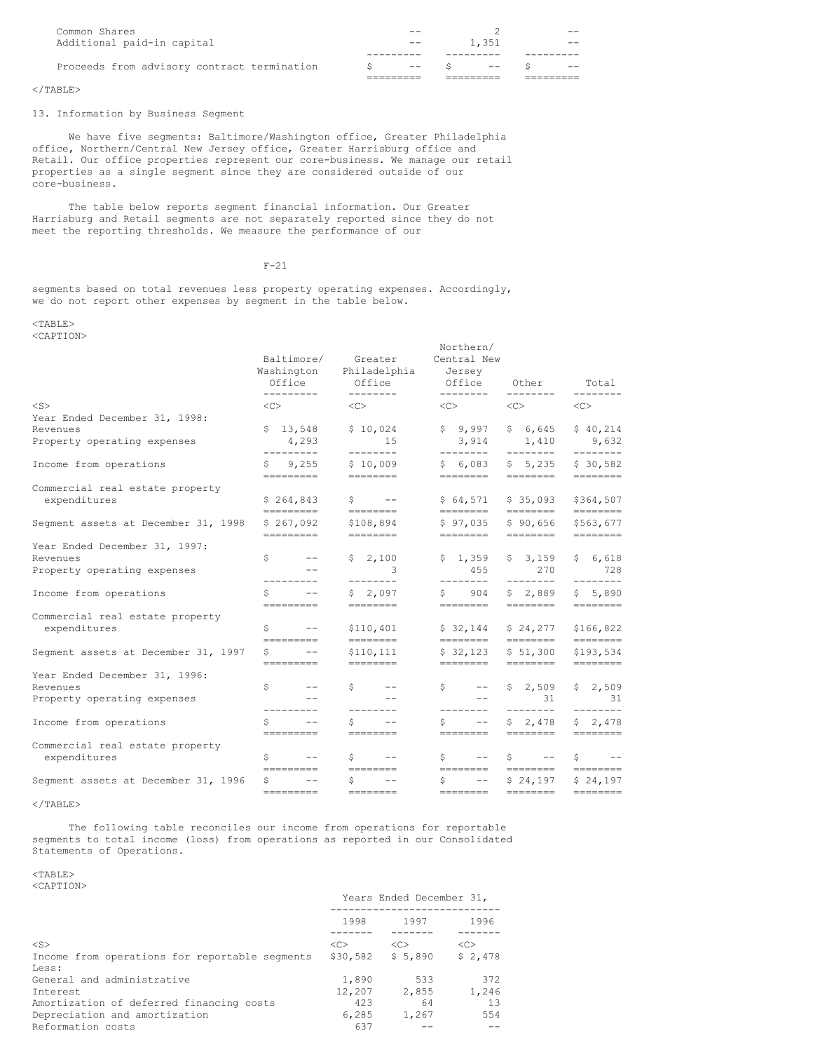| | | | |
|---|---|---|---|
| Common Shares | -- | 2 | -- |
| Additional paid-in capital | -- | 1,351 | -- |
| Proceeds from advisory contract termination | $ -- | $ -- | $ -- |

## 13. Information by Business Segment

We have five segments: Baltimore/Washington office, Greater Philadelphia office, Northern/Central New Jersey office, Greater Harrisburg office and Retail. Our office properties represent our core-business. We manage our retail properties as a single segment since they are considered outside of our core-business.

The table below reports segment financial information. Our Greater Harrisburg and Retail segments are not separately reported since they do not meet the reporting thresholds. We measure the performance of our segments based on total revenues less property operating expenses. Accordingly, we do not report other expenses by segment in the table below.

| | Baltimore/ Washington Office | Greater Philadelphia Office | Northern/ Central New Jersey Office | Other | Total |
|---|---|---|---|---|---|
| Year Ended December 31, 1998: | | | | | |
| Revenues | $ 13,548 | $ 10,024 | $ 9,997 | $ 6,645 | $ 40,214 |
| Property operating expenses | 4,293 | 15 | 3,914 | 1,410 | 9,632 |
| Income from operations | $ 9,255 | $ 10,009 | $ 6,083 | $ 5,235 | $ 30,582 |
| Commercial real estate property expenditures | $ 264,843 | $ -- | $ 64,571 | $ 35,093 | $364,507 |
| Segment assets at December 31, 1998 | $ 267,092 | $108,894 | $ 97,035 | $ 90,656 | $563,677 |
| Year Ended December 31, 1997: | | | | | |
| Revenues | $ -- | $ 2,100 | $ 1,359 | $ 3,159 | $ 6,618 |
| Property operating expenses | -- | 3 | 455 | 270 | 728 |
| Income from operations | $ -- | $ 2,097 | $ 904 | $ 2,889 | $ 5,890 |
| Commercial real estate property expenditures | $ -- | $110,401 | $ 32,144 | $ 24,277 | $166,822 |
| Segment assets at December 31, 1997 | $ -- | $110,111 | $ 32,123 | $ 51,300 | $193,534 |
| Year Ended December 31, 1996: | | | | | |
| Revenues | $ -- | $ -- | $ -- | $ 2,509 | $ 2,509 |
| Property operating expenses | -- | -- | -- | 31 | 31 |
| Income from operations | $ -- | $ -- | $ -- | $ 2,478 | $ 2,478 |
| Commercial real estate property expenditures | $ -- | $ -- | $ -- | $ -- | $ -- |
| Segment assets at December 31, 1996 | $ -- | $ -- | $ -- | $ 24,197 | $ 24,197 |

The following table reconciles our income from operations for reportable segments to total income (loss) from operations as reported in our Consolidated Statements of Operations.

| | Years Ended December 31, | | |
|---|---|---|---|
| | 1998 | 1997 | 1996 |
| Income from operations for reportable segments | $30,582 | $ 5,890 | $ 2,478 |
| Less: | | | |
| General and administrative | 1,890 | 533 | 372 |
| Interest | 12,207 | 2,855 | 1,246 |
| Amortization of deferred financing costs | 423 | 64 | 13 |
| Depreciation and amortization | 6,285 | 1,267 | 554 |
| Reformation costs | 637 | -- | -- |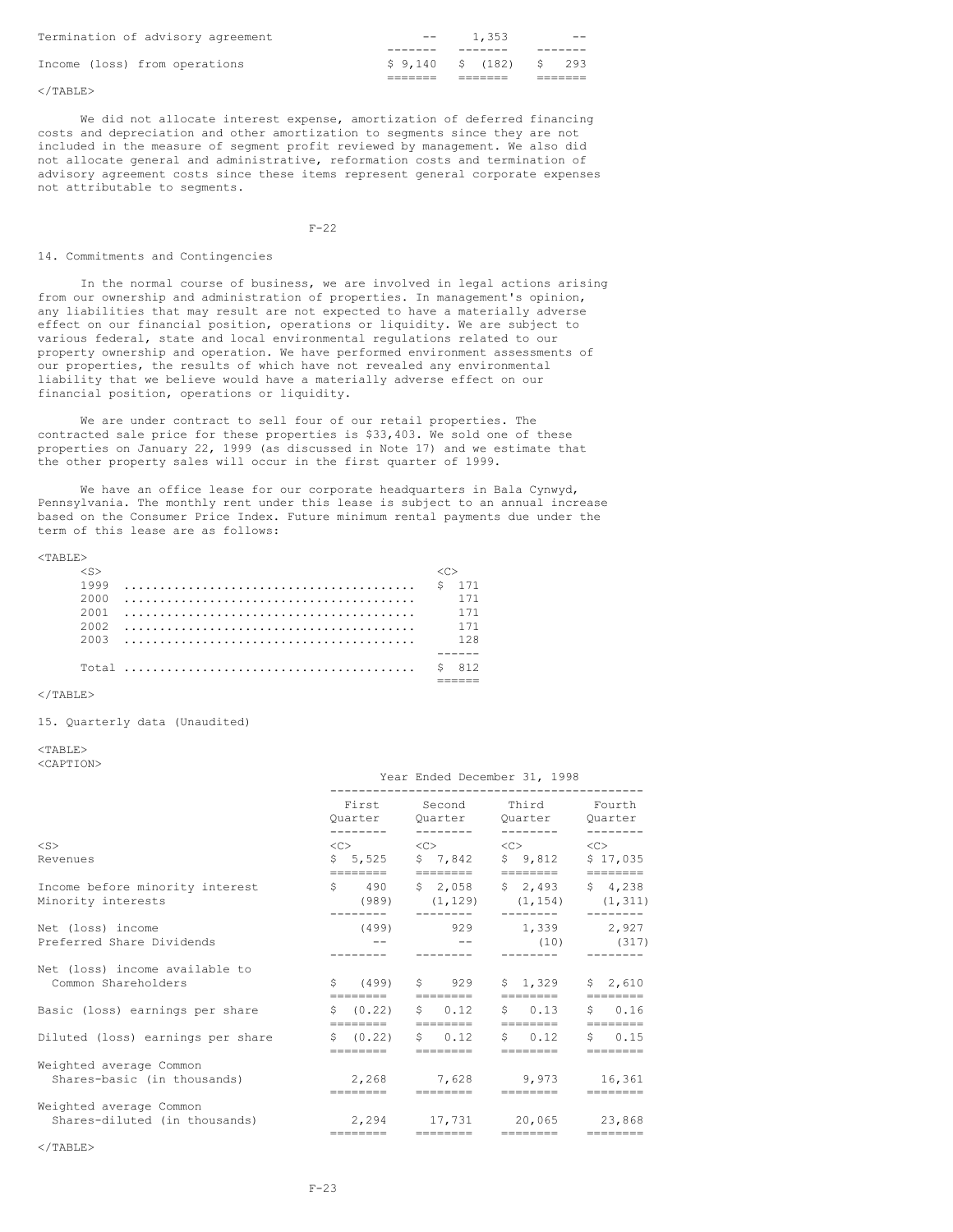| | | | |
|---|---|---|---|
| Termination of advisory agreement | -- | 1,353 | -- |
| Income (loss) from operations | $ 9,140 | $ (182) | $ 293 |

We did not allocate interest expense, amortization of deferred financing costs and depreciation and other amortization to segments since they are not included in the measure of segment profit reviewed by management. We also did not allocate general and administrative, reformation costs and termination of advisory agreement costs since these items represent general corporate expenses not attributable to segments.

## 14. Commitments and Contingencies

In the normal course of business, we are involved in legal actions arising from our ownership and administration of properties. In management's opinion, any liabilities that may result are not expected to have a materially adverse effect on our financial position, operations or liquidity. We are subject to various federal, state and local environmental regulations related to our property ownership and operation. We have performed environment assessments of our properties, the results of which have not revealed any environmental liability that we believe would have a materially adverse effect on our financial position, operations or liquidity.

We are under contract to sell four of our retail properties. The contracted sale price for these properties is $33,403. We sold one of these properties on January 22, 1999 (as discussed in Note 17) and we estimate that the other property sales will occur in the first quarter of 1999.

We have an office lease for our corporate headquarters in Bala Cynwyd, Pennsylvania. The monthly rent under this lease is subject to an annual increase based on the Consumer Price Index. Future minimum rental payments due under the term of this lease are as follows:

| Year | Amount |
|---|---|
| 1999 | $ 171 |
| 2000 | 171 |
| 2001 | 171 |
| 2002 | 171 |
| 2003 | 128 |
| Total | $ 812 |

## 15. Quarterly data (Unaudited)

| | Year Ended December 31, 1998 | | | |
|---|---|---|---|---|
| | First Quarter | Second Quarter | Third Quarter | Fourth Quarter |
| Revenues | $ 5,525 | $ 7,842 | $ 9,812 | $ 17,035 |
| Income before minority interest | $ 490 | $ 2,058 | $ 2,493 | $ 4,238 |
| Minority interests | (989) | (1,129) | (1,154) | (1,311) |
| Net (loss) income | (499) | 929 | 1,339 | 2,927 |
| Preferred Share Dividends | -- | -- | (10) | (317) |
| Net (loss) income available to Common Shareholders | $ (499) | $ 929 | $ 1,329 | $ 2,610 |
| Basic (loss) earnings per share | $ (0.22) | $ 0.12 | $ 0.13 | $ 0.16 |
| Diluted (loss) earnings per share | $ (0.22) | $ 0.12 | $ 0.12 | $ 0.15 |
| Weighted average Common Shares-basic (in thousands) | 2,268 | 7,628 | 9,973 | 16,361 |
| Weighted average Common Shares-diluted (in thousands) | 2,294 | 17,731 | 20,065 | 23,868 |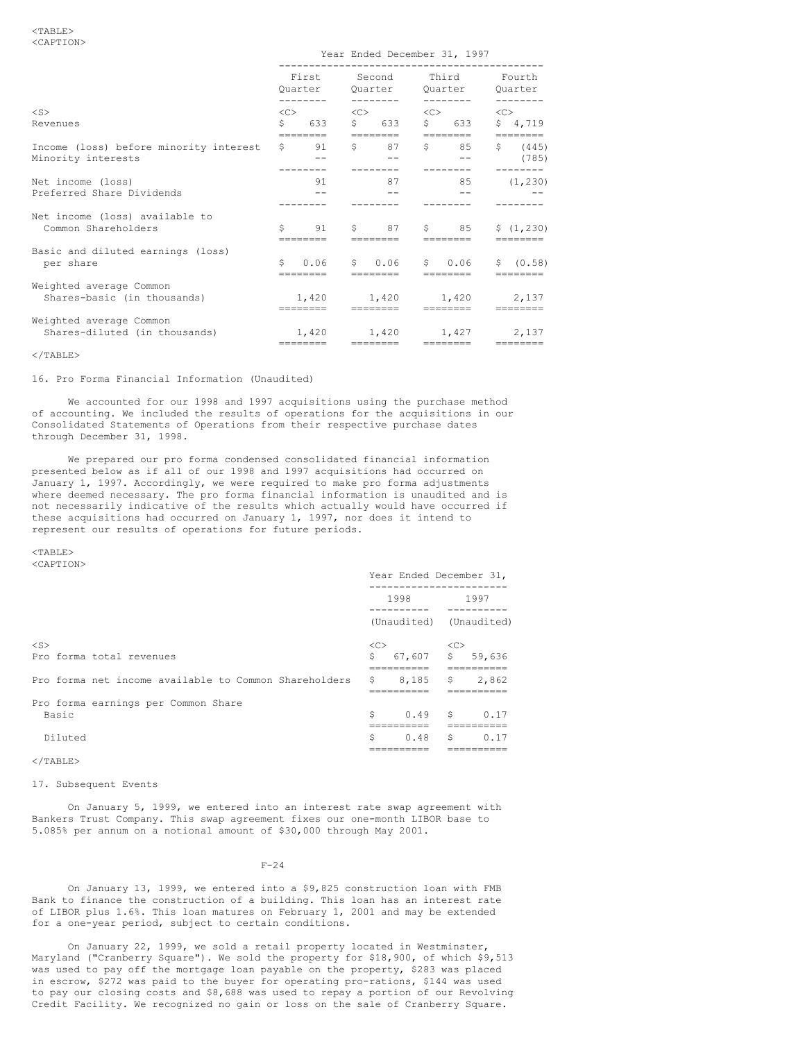| | Year Ended December 31, 1997 | | | |
|---|---|---|---|---|
| | First Quarter | Second Quarter | Third Quarter | Fourth Quarter |
| Revenues | $ 633 | $ 633 | $ 633 | $ 4,719 |
| Income (loss) before minority interest | $ 91 | $ 87 | $ 85 | $ (445) |
| Minority interests | -- | -- | -- | (785) |
| Net income (loss) | 91 | 87 | 85 | (1,230) |
| Preferred Share Dividends | -- | -- | -- | -- |
| Net income (loss) available to Common Shareholders | $ 91 | $ 87 | $ 85 | $ (1,230) |
| Basic and diluted earnings (loss) per share | $ 0.06 | $ 0.06 | $ 0.06 | $ (0.58) |
| Weighted average Common Shares-basic (in thousands) | 1,420 | 1,420 | 1,420 | 2,137 |
| Weighted average Common Shares-diluted (in thousands) | 1,420 | 1,420 | 1,427 | 2,137 |

16. Pro Forma Financial Information (Unaudited)

We accounted for our 1998 and 1997 acquisitions using the purchase method of accounting. We included the results of operations for the acquisitions in our Consolidated Statements of Operations from their respective purchase dates through December 31, 1998.

We prepared our pro forma condensed consolidated financial information presented below as if all of our 1998 and 1997 acquisitions had occurred on January 1, 1997. Accordingly, we were required to make pro forma adjustments where deemed necessary. The pro forma financial information is unaudited and is not necessarily indicative of the results which actually would have occurred if these acquisitions had occurred on January 1, 1997, nor does it intend to represent our results of operations for future periods.

| | Year Ended December 31, | |
|---|---|---|
| | 1998 | 1997 |
| | (Unaudited) | (Unaudited) |
| Pro forma total revenues | $ 67,607 | $ 59,636 |
| Pro forma net income available to Common Shareholders | $ 8,185 | $ 2,862 |
| Pro forma earnings per Common Share | | |
| Basic | $ 0.49 | $ 0.17 |
| Diluted | $ 0.48 | $ 0.17 |

17. Subsequent Events

On January 5, 1999, we entered into an interest rate swap agreement with Bankers Trust Company. This swap agreement fixes our one-month LIBOR base to 5.085% per annum on a notional amount of $30,000 through May 2001.

On January 13, 1999, we entered into a $9,825 construction loan with FMB Bank to finance the construction of a building. This loan has an interest rate of LIBOR plus 1.6%. This loan matures on February 1, 2001 and may be extended for a one-year period, subject to certain conditions.

On January 22, 1999, we sold a retail property located in Westminster, Maryland ("Cranberry Square"). We sold the property for $18,900, of which $9,513 was used to pay off the mortgage loan payable on the property, $283 was placed in escrow, $272 was paid to the buyer for operating pro-rations, $144 was used to pay our closing costs and $8,688 was used to repay a portion of our Revolving Credit Facility. We recognized no gain or loss on the sale of Cranberry Square.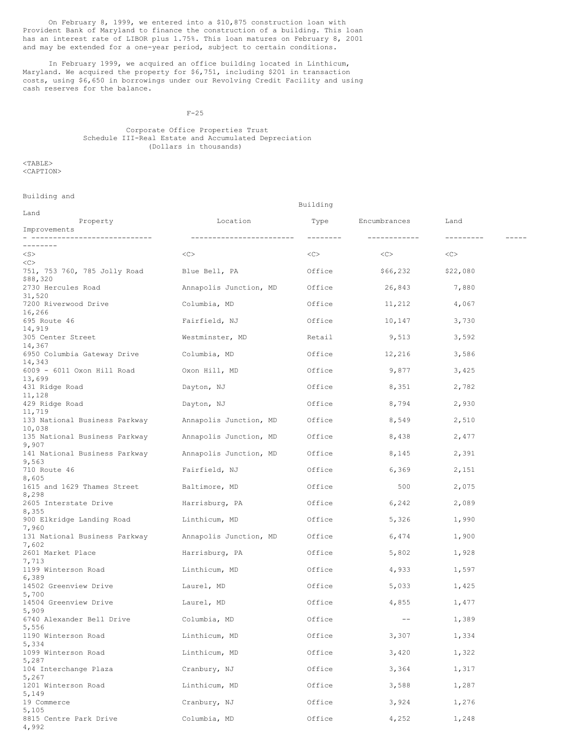On February 8, 1999, we entered into a $10,875 construction loan with Provident Bank of Maryland to finance the construction of a building. This loan has an interest rate of LIBOR plus 1.75%. This loan matures on February 8, 2001 and may be extended for a one-year period, subject to certain conditions.

In February 1999, we acquired an office building located in Linthicum, Maryland. We acquired the property for $6,751, including $201 in transaction costs, using $6,650 in borrowings under our Revolving Credit Facility and using cash reserves for the balance.

Corporate Office Properties Trust
Schedule III-Real Estate and Accumulated Depreciation
(Dollars in thousands)

| Property | Location | Building Type | Encumbrances | Land | Building and Land Improvements |
|---|---|---|---|---|---|
| 751, 753 760, 785 Jolly Road | Blue Bell, PA | Office | $66,232 | $22,080 | $88,320 |
| 2730 Hercules Road | Annapolis Junction, MD | Office | 26,843 | 7,880 | 31,520 |
| 7200 Riverwood Drive | Columbia, MD | Office | 11,212 | 4,067 | 16,266 |
| 695 Route 46 | Fairfield, NJ | Office | 10,147 | 3,730 | 14,919 |
| 305 Center Street | Westminster, MD | Retail | 9,513 | 3,592 | 14,367 |
| 6950 Columbia Gateway Drive | Columbia, MD | Office | 12,216 | 3,586 | 14,343 |
| 6009 - 6011 Oxon Hill Road | Oxon Hill, MD | Office | 9,877 | 3,425 | 13,699 |
| 431 Ridge Road | Dayton, NJ | Office | 8,351 | 2,782 | 11,128 |
| 429 Ridge Road | Dayton, NJ | Office | 8,794 | 2,930 | 11,719 |
| 133 National Business Parkway | Annapolis Junction, MD | Office | 8,549 | 2,510 | 10,038 |
| 135 National Business Parkway | Annapolis Junction, MD | Office | 8,438 | 2,477 | 9,907 |
| 141 National Business Parkway | Annapolis Junction, MD | Office | 8,145 | 2,391 | 9,563 |
| 710 Route 46 | Fairfield, NJ | Office | 6,369 | 2,151 | 8,605 |
| 1615 and 1629 Thames Street | Baltimore, MD | Office | 500 | 2,075 | 8,298 |
| 2605 Interstate Drive | Harrisburg, PA | Office | 6,242 | 2,089 | 8,355 |
| 900 Elkridge Landing Road | Linthicum, MD | Office | 5,326 | 1,990 | 7,960 |
| 131 National Business Parkway | Annapolis Junction, MD | Office | 6,474 | 1,900 | 7,602 |
| 2601 Market Place | Harrisburg, PA | Office | 5,802 | 1,928 | 7,713 |
| 1199 Winterson Road | Linthicum, MD | Office | 4,933 | 1,597 | 6,389 |
| 14502 Greenview Drive | Laurel, MD | Office | 5,033 | 1,425 | 5,700 |
| 14504 Greenview Drive | Laurel, MD | Office | 4,855 | 1,477 | 5,909 |
| 6740 Alexander Bell Drive | Columbia, MD | Office | -- | 1,389 | 5,556 |
| 1190 Winterson Road | Linthicum, MD | Office | 3,307 | 1,334 | 5,334 |
| 1099 Winterson Road | Linthicum, MD | Office | 3,420 | 1,322 | 5,287 |
| 104 Interchange Plaza | Cranbury, NJ | Office | 3,364 | 1,317 | 5,267 |
| 1201 Winterson Road | Linthicum, MD | Office | 3,588 | 1,287 | 5,149 |
| 19 Commerce | Cranbury, NJ | Office | 3,924 | 1,276 | 5,105 |
| 8815 Centre Park Drive | Columbia, MD | Office | 4,252 | 1,248 | 4,992 |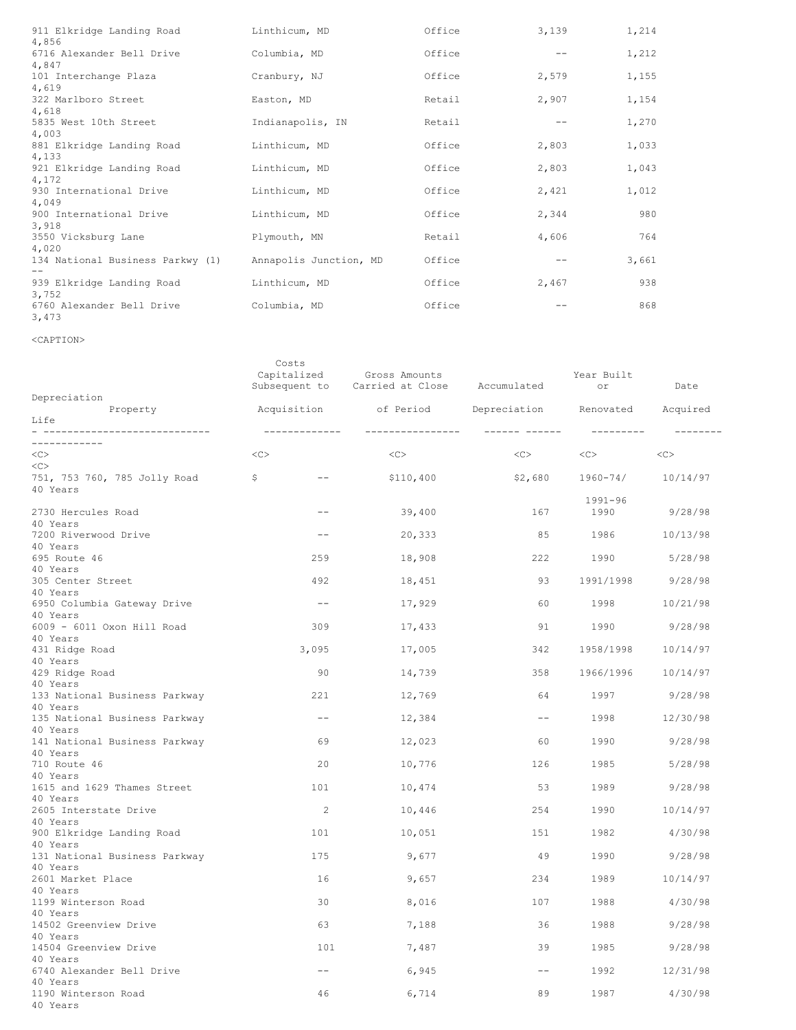| | | | | | |
|---|---|---|---|---|---|
| 911 Elkridge Landing Road | Linthicum, MD | Office | 3,139 | 1,214 | 4,856 |
| 6716 Alexander Bell Drive | Columbia, MD | Office | -- | 1,212 | 4,847 |
| 101 Interchange Plaza | Cranbury, NJ | Office | 2,579 | 1,155 | 4,619 |
| 322 Marlboro Street | Easton, MD | Retail | 2,907 | 1,154 | 4,618 |
| 5835 West 10th Street | Indianapolis, IN | Retail | -- | 1,270 | 4,003 |
| 881 Elkridge Landing Road | Linthicum, MD | Office | 2,803 | 1,033 | 4,133 |
| 921 Elkridge Landing Road | Linthicum, MD | Office | 2,803 | 1,043 | 4,172 |
| 930 International Drive | Linthicum, MD | Office | 2,421 | 1,012 | 4,049 |
| 900 International Drive | Linthicum, MD | Office | 2,344 | 980 | 3,918 |
| 3550 Vicksburg Lane | Plymouth, MN | Retail | 4,606 | 764 | 4,020 |
| 134 National Business Parkwy (1) | Annapolis Junction, MD | Office | -- | 3,661 | -- |
| 939 Elkridge Landing Road | Linthicum, MD | Office | 2,467 | 938 | 3,752 |
| 6760 Alexander Bell Drive | Columbia, MD | Office | -- | 868 | 3,473 |

| Property | Costs Capitalized Subsequent to Acquisition | Gross Amounts Carried at Close of Period | Accumulated Depreciation | Year Built or Renovated | Date Acquired | Depreciation Life |
|---|---|---|---|---|---|---|
| 751, 753 760, 785 Jolly Road | $ -- | $110,400 | $2,680 | 1960-74/ 1991-96 | 10/14/97 | 40 Years |
| 2730 Hercules Road | -- | 39,400 | 167 | 1990 | 9/28/98 | 40 Years |
| 7200 Riverwood Drive | -- | 20,333 | 85 | 1986 | 10/13/98 | 40 Years |
| 695 Route 46 | 259 | 18,908 | 222 | 1990 | 5/28/98 | 40 Years |
| 305 Center Street | 492 | 18,451 | 93 | 1991/1998 | 9/28/98 | 40 Years |
| 6950 Columbia Gateway Drive | -- | 17,929 | 60 | 1998 | 10/21/98 | 40 Years |
| 6009 - 6011 Oxon Hill Road | 309 | 17,433 | 91 | 1990 | 9/28/98 | 40 Years |
| 431 Ridge Road | 3,095 | 17,005 | 342 | 1958/1998 | 10/14/97 | 40 Years |
| 429 Ridge Road | 90 | 14,739 | 358 | 1966/1996 | 10/14/97 | 40 Years |
| 133 National Business Parkway | 221 | 12,769 | 64 | 1997 | 9/28/98 | 40 Years |
| 135 National Business Parkway | -- | 12,384 | -- | 1998 | 12/30/98 | 40 Years |
| 141 National Business Parkway | 69 | 12,023 | 60 | 1990 | 9/28/98 | 40 Years |
| 710 Route 46 | 20 | 10,776 | 126 | 1985 | 5/28/98 | 40 Years |
| 1615 and 1629 Thames Street | 101 | 10,474 | 53 | 1989 | 9/28/98 | 40 Years |
| 2605 Interstate Drive | 2 | 10,446 | 254 | 1990 | 10/14/97 | 40 Years |
| 900 Elkridge Landing Road | 101 | 10,051 | 151 | 1982 | 4/30/98 | 40 Years |
| 131 National Business Parkway | 175 | 9,677 | 49 | 1990 | 9/28/98 | 40 Years |
| 2601 Market Place | 16 | 9,657 | 234 | 1989 | 10/14/97 | 40 Years |
| 1199 Winterson Road | 30 | 8,016 | 107 | 1988 | 4/30/98 | 40 Years |
| 14502 Greenview Drive | 63 | 7,188 | 36 | 1988 | 9/28/98 | 40 Years |
| 14504 Greenview Drive | 101 | 7,487 | 39 | 1985 | 9/28/98 | 40 Years |
| 6740 Alexander Bell Drive | -- | 6,945 | -- | 1992 | 12/31/98 | 40 Years |
| 1190 Winterson Road | 46 | 6,714 | 89 | 1987 | 4/30/98 | 40 Years |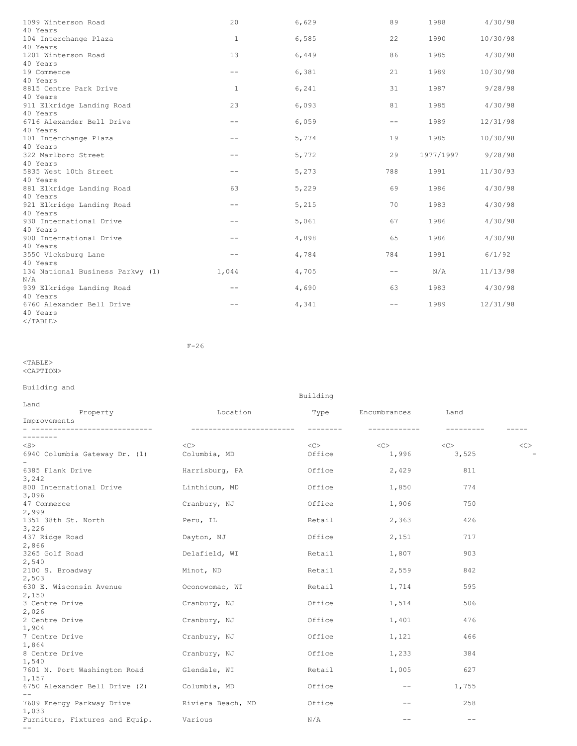| | | | | | | |
|---|---|---|---|---|---|---|
| 1099 Winterson Road | 20 | 6,629 | 89 | 1988 | 4/30/98 | 40 Years |
| 104 Interchange Plaza | 1 | 6,585 | 22 | 1990 | 10/30/98 | 40 Years |
| 1201 Winterson Road | 13 | 6,449 | 86 | 1985 | 4/30/98 | 40 Years |
| 19 Commerce | -- | 6,381 | 21 | 1989 | 10/30/98 | 40 Years |
| 8815 Centre Park Drive | 1 | 6,241 | 31 | 1987 | 9/28/98 | 40 Years |
| 911 Elkridge Landing Road | 23 | 6,093 | 81 | 1985 | 4/30/98 | 40 Years |
| 6716 Alexander Bell Drive | -- | 6,059 | -- | 1989 | 12/31/98 | 40 Years |
| 101 Interchange Plaza | -- | 5,774 | 19 | 1985 | 10/30/98 | 40 Years |
| 322 Marlboro Street | -- | 5,772 | 29 | 1977/1997 | 9/28/98 | 40 Years |
| 5835 West 10th Street | -- | 5,273 | 788 | 1991 | 11/30/93 | 40 Years |
| 881 Elkridge Landing Road | 63 | 5,229 | 69 | 1986 | 4/30/98 | 40 Years |
| 921 Elkridge Landing Road | -- | 5,215 | 70 | 1983 | 4/30/98 | 40 Years |
| 930 International Drive | -- | 5,061 | 67 | 1986 | 4/30/98 | 40 Years |
| 900 International Drive | -- | 4,898 | 65 | 1986 | 4/30/98 | 40 Years |
| 3550 Vicksburg Lane | -- | 4,784 | 784 | 1991 | 6/1/92 | 40 Years |
| 134 National Business Parkwy (1) | 1,044 | 4,705 | -- | N/A | 11/13/98 | N/A |
| 939 Elkridge Landing Road | -- | 4,690 | 63 | 1983 | 4/30/98 | 40 Years |
| 6760 Alexander Bell Drive | -- | 4,341 | -- | 1989 | 12/31/98 | 40 Years |

| Property | Location | Building Type | Encumbrances | Land | Building and Land Improvements |
|---|---|---|---|---|---|
| 6940 Columbia Gateway Dr. (1) | Columbia, MD | Office | 1,996 | 3,525 | - |
| 6385 Flank Drive | Harrisburg, PA | Office | 2,429 | 811 | 3,242 |
| 800 International Drive | Linthicum, MD | Office | 1,850 | 774 | 3,096 |
| 47 Commerce | Cranbury, NJ | Office | 1,906 | 750 | 2,999 |
| 1351 38th St. North | Peru, IL | Retail | 2,363 | 426 | 3,226 |
| 437 Ridge Road | Dayton, NJ | Office | 2,151 | 717 | 2,866 |
| 3265 Golf Road | Delafield, WI | Retail | 1,807 | 903 | 2,540 |
| 2100 S. Broadway | Minot, ND | Retail | 2,559 | 842 | 2,503 |
| 630 E. Wisconsin Avenue | Oconowomac, WI | Retail | 1,714 | 595 | 2,150 |
| 3 Centre Drive | Cranbury, NJ | Office | 1,514 | 506 | 2,026 |
| 2 Centre Drive | Cranbury, NJ | Office | 1,401 | 476 | 1,904 |
| 7 Centre Drive | Cranbury, NJ | Office | 1,121 | 466 | 1,864 |
| 8 Centre Drive | Cranbury, NJ | Office | 1,233 | 384 | 1,540 |
| 7601 N. Port Washington Road | Glendale, WI | Retail | 1,005 | 627 | 1,157 |
| 6750 Alexander Bell Drive (2) | Columbia, MD | Office | -- | 1,755 | -- |
| 7609 Energy Parkway Drive | Riviera Beach, MD | Office | -- | 258 | 1,033 |
| Furniture, Fixtures and Equip. | Various | N/A | -- | -- | -- |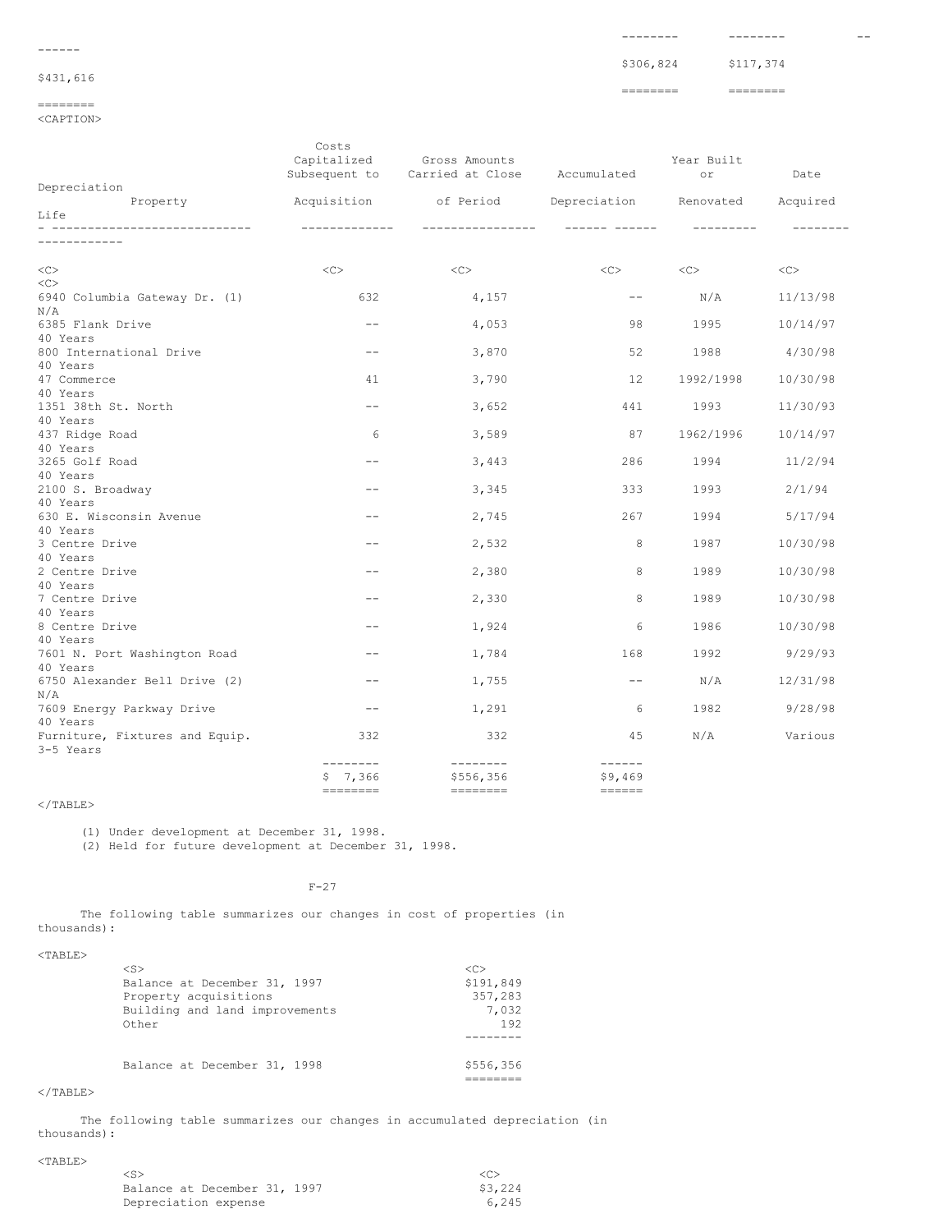| | | | |
|---|---|---|---|
| | $306,824 | $117,374 | $431,616 |

| Property | Costs Capitalized Subsequent to Acquisition | Gross Amounts Carried at Close of Period | Accumulated Depreciation | Year Built or Renovated | Date Acquired | Depreciation Life |
|---|---|---|---|---|---|---|
| 6940 Columbia Gateway Dr. (1) | 632 | 4,157 | -- | N/A | 11/13/98 | N/A |
| 6385 Flank Drive | -- | 4,053 | 98 | 1995 | 10/14/97 | 40 Years |
| 800 International Drive | -- | 3,870 | 52 | 1988 | 4/30/98 | 40 Years |
| 47 Commerce | 41 | 3,790 | 12 | 1992/1998 | 10/30/98 | 40 Years |
| 1351 38th St. North | -- | 3,652 | 441 | 1993 | 11/30/93 | 40 Years |
| 437 Ridge Road | 6 | 3,589 | 87 | 1962/1996 | 10/14/97 | 40 Years |
| 3265 Golf Road | -- | 3,443 | 286 | 1994 | 11/2/94 | 40 Years |
| 2100 S. Broadway | -- | 3,345 | 333 | 1993 | 2/1/94 | 40 Years |
| 630 E. Wisconsin Avenue | -- | 2,745 | 267 | 1994 | 5/17/94 | 40 Years |
| 3 Centre Drive | -- | 2,532 | 8 | 1987 | 10/30/98 | 40 Years |
| 2 Centre Drive | -- | 2,380 | 8 | 1989 | 10/30/98 | 40 Years |
| 7 Centre Drive | -- | 2,330 | 8 | 1989 | 10/30/98 | 40 Years |
| 8 Centre Drive | -- | 1,924 | 6 | 1986 | 10/30/98 | 40 Years |
| 7601 N. Port Washington Road | -- | 1,784 | 168 | 1992 | 9/29/93 | 40 Years |
| 6750 Alexander Bell Drive (2) | -- | 1,755 | -- | N/A | 12/31/98 | N/A |
| 7609 Energy Parkway Drive | -- | 1,291 | 6 | 1982 | 9/28/98 | 40 Years |
| Furniture, Fixtures and Equip. | 332 | 332 | 45 | N/A | Various | 3-5 Years |
| | $ 7,366 | $556,356 | $9,469 | | | |

(1) Under development at December 31, 1998.
(2) Held for future development at December 31, 1998.

The following table summarizes our changes in cost of properties (in thousands):

| | |
|---|---|
| Balance at December 31, 1997 | $191,849 |
| Property acquisitions | 357,283 |
| Building and land improvements | 7,032 |
| Other | 192 |
| Balance at December 31, 1998 | $556,356 |

The following table summarizes our changes in accumulated depreciation (in thousands):

| | |
|---|---|
| Balance at December 31, 1997 | $3,224 |
| Depreciation expense | 6,245 |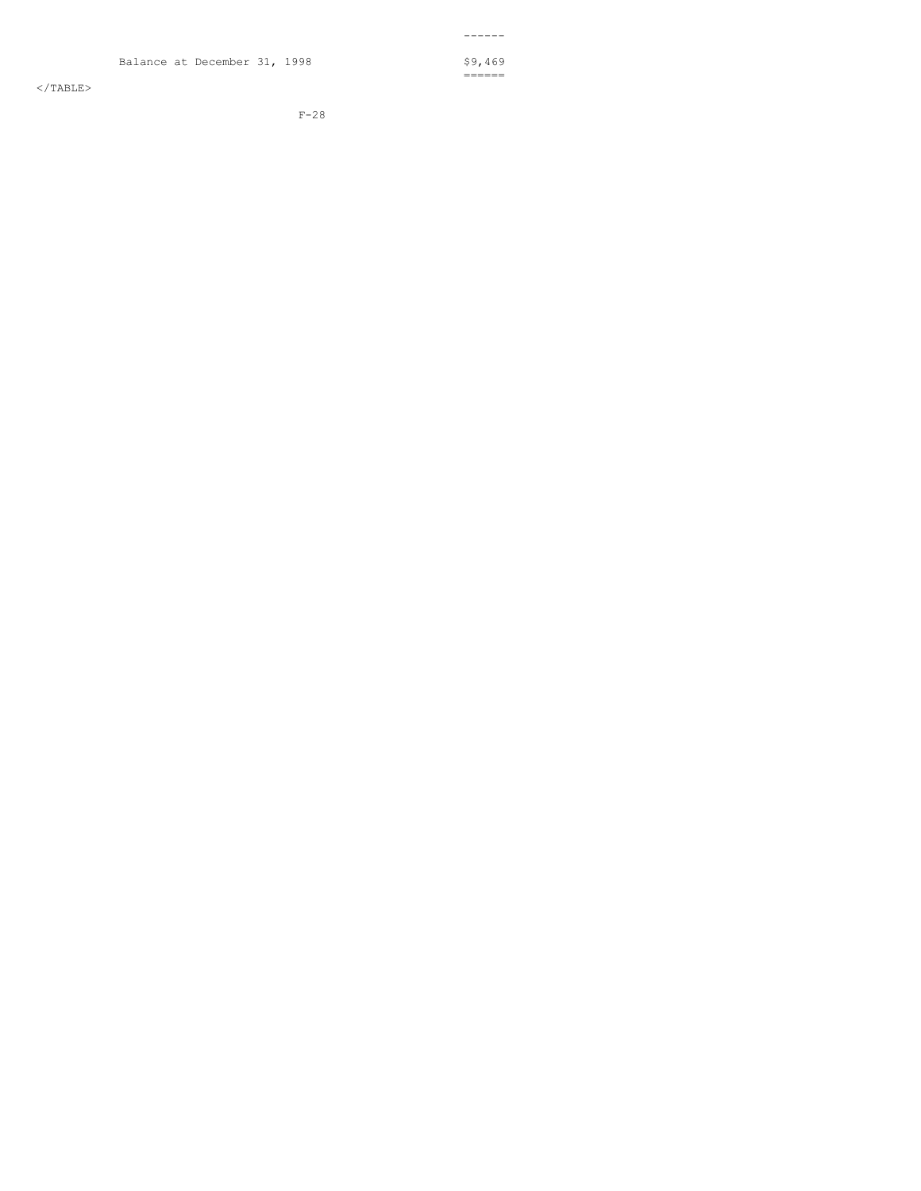| | |
|---|---|
| Balance at December 31, 1998 | $9,469 |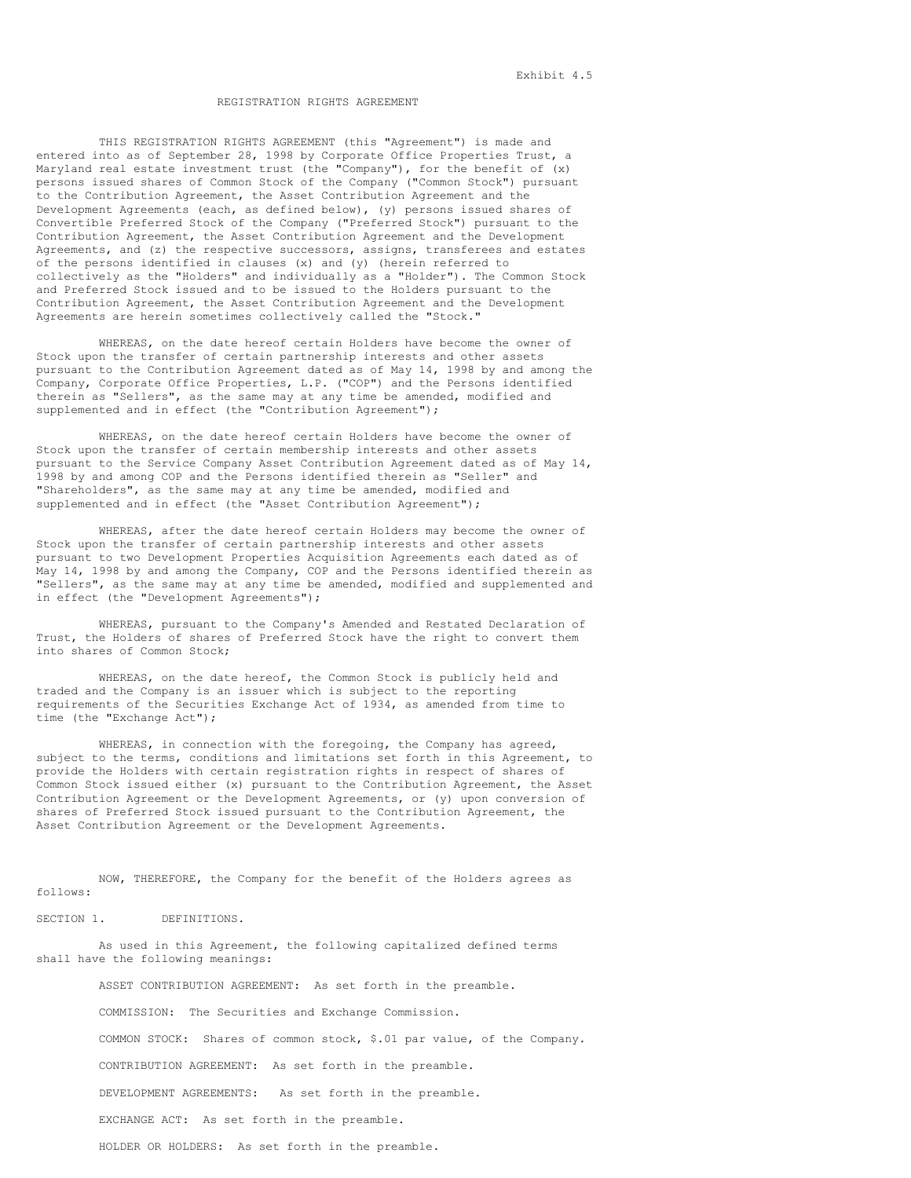Exhibit 4.5

# REGISTRATION RIGHTS AGREEMENT

THIS REGISTRATION RIGHTS AGREEMENT (this "Agreement") is made and entered into as of September 28, 1998 by Corporate Office Properties Trust, a Maryland real estate investment trust (the "Company"), for the benefit of (x) persons issued shares of Common Stock of the Company ("Common Stock") pursuant to the Contribution Agreement, the Asset Contribution Agreement and the Development Agreements (each, as defined below), (y) persons issued shares of Convertible Preferred Stock of the Company ("Preferred Stock") pursuant to the Contribution Agreement, the Asset Contribution Agreement and the Development Agreements, and (z) the respective successors, assigns, transferees and estates of the persons identified in clauses (x) and (y) (herein referred to collectively as the "Holders" and individually as a "Holder"). The Common Stock and Preferred Stock issued and to be issued to the Holders pursuant to the Contribution Agreement, the Asset Contribution Agreement and the Development Agreements are herein sometimes collectively called the "Stock."

WHEREAS, on the date hereof certain Holders have become the owner of Stock upon the transfer of certain partnership interests and other assets pursuant to the Contribution Agreement dated as of May 14, 1998 by and among the Company, Corporate Office Properties, L.P. ("COP") and the Persons identified therein as "Sellers", as the same may at any time be amended, modified and supplemented and in effect (the "Contribution Agreement");

WHEREAS, on the date hereof certain Holders have become the owner of Stock upon the transfer of certain membership interests and other assets pursuant to the Service Company Asset Contribution Agreement dated as of May 14, 1998 by and among COP and the Persons identified therein as "Seller" and "Shareholders", as the same may at any time be amended, modified and supplemented and in effect (the "Asset Contribution Agreement");

WHEREAS, after the date hereof certain Holders may become the owner of Stock upon the transfer of certain partnership interests and other assets pursuant to two Development Properties Acquisition Agreements each dated as of May 14, 1998 by and among the Company, COP and the Persons identified therein as "Sellers", as the same may at any time be amended, modified and supplemented and in effect (the "Development Agreements");

WHEREAS, pursuant to the Company's Amended and Restated Declaration of Trust, the Holders of shares of Preferred Stock have the right to convert them into shares of Common Stock;

WHEREAS, on the date hereof, the Common Stock is publicly held and traded and the Company is an issuer which is subject to the reporting requirements of the Securities Exchange Act of 1934, as amended from time to time (the "Exchange Act");

WHEREAS, in connection with the foregoing, the Company has agreed, subject to the terms, conditions and limitations set forth in this Agreement, to provide the Holders with certain registration rights in respect of shares of Common Stock issued either (x) pursuant to the Contribution Agreement, the Asset Contribution Agreement or the Development Agreements, or (y) upon conversion of shares of Preferred Stock issued pursuant to the Contribution Agreement, the Asset Contribution Agreement or the Development Agreements.

NOW, THEREFORE, the Company for the benefit of the Holders agrees as follows:

## SECTION 1. DEFINITIONS.

As used in this Agreement, the following capitalized defined terms shall have the following meanings:

ASSET CONTRIBUTION AGREEMENT: As set forth in the preamble.

COMMISSION: The Securities and Exchange Commission.

COMMON STOCK: Shares of common stock, $.01 par value, of the Company.

CONTRIBUTION AGREEMENT: As set forth in the preamble.

DEVELOPMENT AGREEMENTS: As set forth in the preamble.

EXCHANGE ACT: As set forth in the preamble.

HOLDER OR HOLDERS: As set forth in the preamble.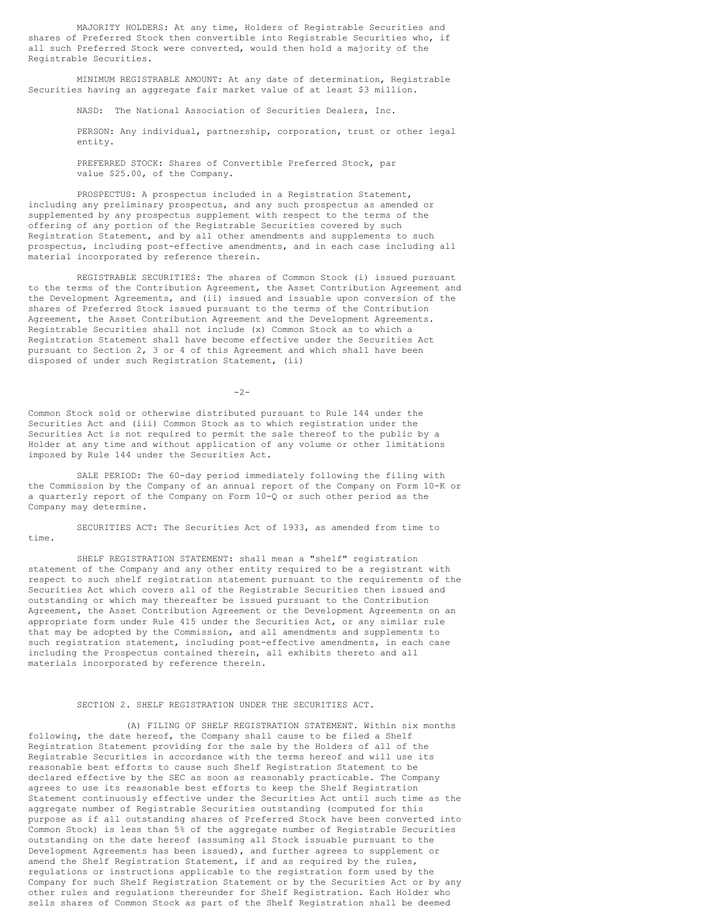MAJORITY HOLDERS: At any time, Holders of Registrable Securities and shares of Preferred Stock then convertible into Registrable Securities who, if all such Preferred Stock were converted, would then hold a majority of the Registrable Securities.

MINIMUM REGISTRABLE AMOUNT: At any date of determination, Registrable Securities having an aggregate fair market value of at least $3 million.

NASD: The National Association of Securities Dealers, Inc.

PERSON: Any individual, partnership, corporation, trust or other legal entity.

PREFERRED STOCK: Shares of Convertible Preferred Stock, par value $25.00, of the Company.

PROSPECTUS: A prospectus included in a Registration Statement, including any preliminary prospectus, and any such prospectus as amended or supplemented by any prospectus supplement with respect to the terms of the offering of any portion of the Registrable Securities covered by such Registration Statement, and by all other amendments and supplements to such prospectus, including post-effective amendments, and in each case including all material incorporated by reference therein.

REGISTRABLE SECURITIES: The shares of Common Stock (i) issued pursuant to the terms of the Contribution Agreement, the Asset Contribution Agreement and the Development Agreements, and (ii) issued and issuable upon conversion of the shares of Preferred Stock issued pursuant to the terms of the Contribution Agreement, the Asset Contribution Agreement and the Development Agreements. Registrable Securities shall not include (x) Common Stock as to which a Registration Statement shall have become effective under the Securities Act pursuant to Section 2, 3 or 4 of this Agreement and which shall have been disposed of under such Registration Statement, (ii) Common Stock sold or otherwise distributed pursuant to Rule 144 under the Securities Act and (iii) Common Stock as to which registration under the Securities Act is not required to permit the sale thereof to the public by a Holder at any time and without application of any volume or other limitations imposed by Rule 144 under the Securities Act.

SALE PERIOD: The 60-day period immediately following the filing with the Commission by the Company of an annual report of the Company on Form 10-K or a quarterly report of the Company on Form 10-Q or such other period as the Company may determine.

SECURITIES ACT: The Securities Act of 1933, as amended from time to time.

SHELF REGISTRATION STATEMENT: shall mean a "shelf" registration statement of the Company and any other entity required to be a registrant with respect to such shelf registration statement pursuant to the requirements of the Securities Act which covers all of the Registrable Securities then issued and outstanding or which may thereafter be issued pursuant to the Contribution Agreement, the Asset Contribution Agreement or the Development Agreements on an appropriate form under Rule 415 under the Securities Act, or any similar rule that may be adopted by the Commission, and all amendments and supplements to such registration statement, including post-effective amendments, in each case including the Prospectus contained therein, all exhibits thereto and all materials incorporated by reference therein.

## SECTION 2. SHELF REGISTRATION UNDER THE SECURITIES ACT.

(A) FILING OF SHELF REGISTRATION STATEMENT. Within six months following, the date hereof, the Company shall cause to be filed a Shelf Registration Statement providing for the sale by the Holders of all of the Registrable Securities in accordance with the terms hereof and will use its reasonable best efforts to cause such Shelf Registration Statement to be declared effective by the SEC as soon as reasonably practicable. The Company agrees to use its reasonable best efforts to keep the Shelf Registration Statement continuously effective under the Securities Act until such time as the aggregate number of Registrable Securities outstanding (computed for this purpose as if all outstanding shares of Preferred Stock have been converted into Common Stock) is less than 5% of the aggregate number of Registrable Securities outstanding on the date hereof (assuming all Stock issuable pursuant to the Development Agreements has been issued), and further agrees to supplement or amend the Shelf Registration Statement, if and as required by the rules, regulations or instructions applicable to the registration form used by the Company for such Shelf Registration Statement or by the Securities Act or by any other rules and regulations thereunder for Shelf Registration. Each Holder who sells shares of Common Stock as part of the Shelf Registration shall be deemed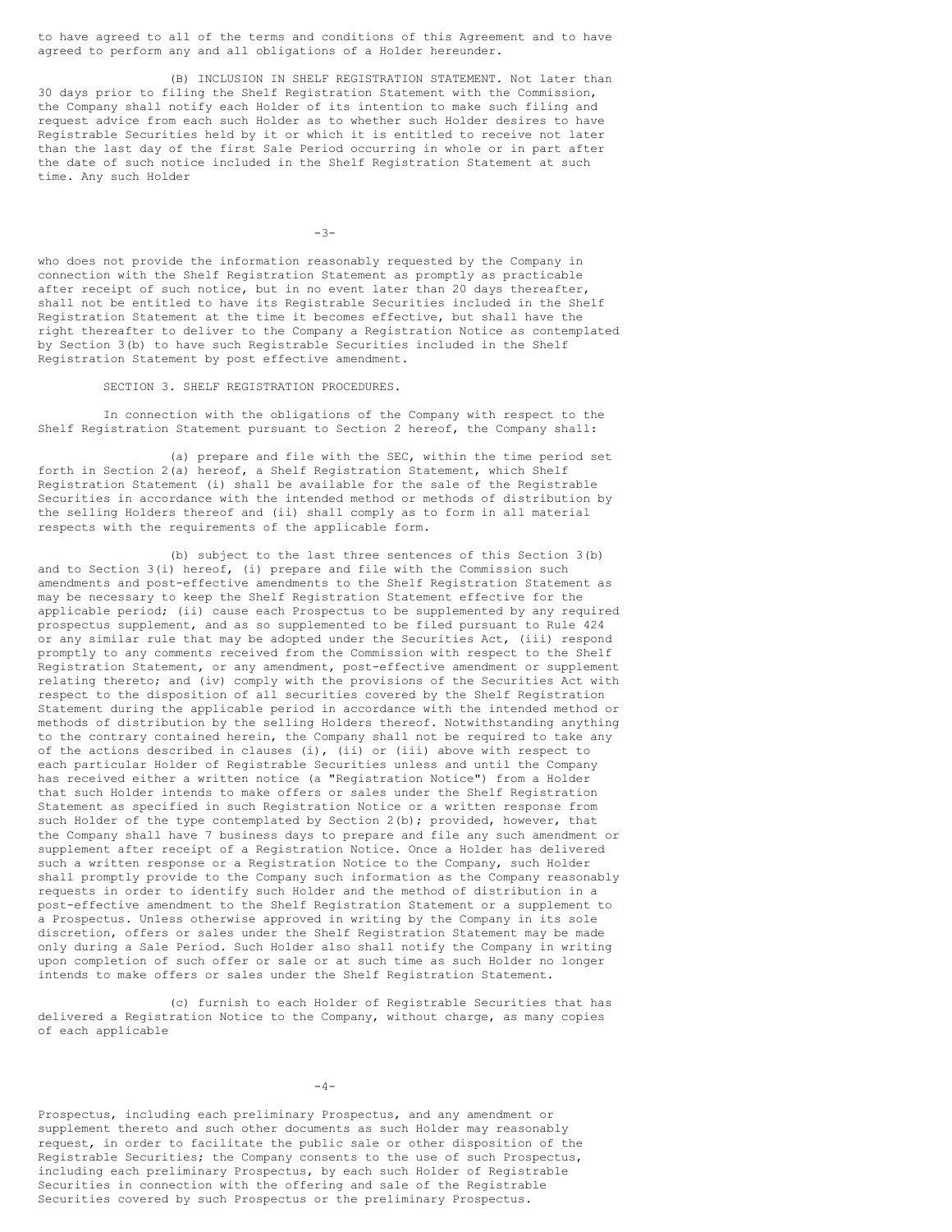to have agreed to all of the terms and conditions of this Agreement and to have agreed to perform any and all obligations of a Holder hereunder.

(B) INCLUSION IN SHELF REGISTRATION STATEMENT. Not later than 30 days prior to filing the Shelf Registration Statement with the Commission, the Company shall notify each Holder of its intention to make such filing and request advice from each such Holder as to whether such Holder desires to have Registrable Securities held by it or which it is entitled to receive not later than the last day of the first Sale Period occurring in whole or in part after the date of such notice included in the Shelf Registration Statement at such time. Any such Holder who does not provide the information reasonably requested by the Company in connection with the Shelf Registration Statement as promptly as practicable after receipt of such notice, but in no event later than 20 days thereafter, shall not be entitled to have its Registrable Securities included in the Shelf Registration Statement at the time it becomes effective, but shall have the right thereafter to deliver to the Company a Registration Notice as contemplated by Section 3(b) to have such Registrable Securities included in the Shelf Registration Statement by post effective amendment.

SECTION 3. SHELF REGISTRATION PROCEDURES.

In connection with the obligations of the Company with respect to the Shelf Registration Statement pursuant to Section 2 hereof, the Company shall:

(a) prepare and file with the SEC, within the time period set forth in Section 2(a) hereof, a Shelf Registration Statement, which Shelf Registration Statement (i) shall be available for the sale of the Registrable Securities in accordance with the intended method or methods of distribution by the selling Holders thereof and (ii) shall comply as to form in all material respects with the requirements of the applicable form.

(b) subject to the last three sentences of this Section 3(b) and to Section 3(i) hereof, (i) prepare and file with the Commission such amendments and post-effective amendments to the Shelf Registration Statement as may be necessary to keep the Shelf Registration Statement effective for the applicable period; (ii) cause each Prospectus to be supplemented by any required prospectus supplement, and as so supplemented to be filed pursuant to Rule 424 or any similar rule that may be adopted under the Securities Act, (iii) respond promptly to any comments received from the Commission with respect to the Shelf Registration Statement, or any amendment, post-effective amendment or supplement relating thereto; and (iv) comply with the provisions of the Securities Act with respect to the disposition of all securities covered by the Shelf Registration Statement during the applicable period in accordance with the intended method or methods of distribution by the selling Holders thereof. Notwithstanding anything to the contrary contained herein, the Company shall not be required to take any of the actions described in clauses (i), (ii) or (iii) above with respect to each particular Holder of Registrable Securities unless and until the Company has received either a written notice (a "Registration Notice") from a Holder that such Holder intends to make offers or sales under the Shelf Registration Statement as specified in such Registration Notice or a written response from such Holder of the type contemplated by Section 2(b); provided, however, that the Company shall have 7 business days to prepare and file any such amendment or supplement after receipt of a Registration Notice. Once a Holder has delivered such a written response or a Registration Notice to the Company, such Holder shall promptly provide to the Company such information as the Company reasonably requests in order to identify such Holder and the method of distribution in a post-effective amendment to the Shelf Registration Statement or a supplement to a Prospectus. Unless otherwise approved in writing by the Company in its sole discretion, offers or sales under the Shelf Registration Statement may be made only during a Sale Period. Such Holder also shall notify the Company in writing upon completion of such offer or sale or at such time as such Holder no longer intends to make offers or sales under the Shelf Registration Statement.

(c) furnish to each Holder of Registrable Securities that has delivered a Registration Notice to the Company, without charge, as many copies of each applicable Prospectus, including each preliminary Prospectus, and any amendment or supplement thereto and such other documents as such Holder may reasonably request, in order to facilitate the public sale or other disposition of the Registrable Securities; the Company consents to the use of such Prospectus, including each preliminary Prospectus, by each such Holder of Registrable Securities in connection with the offering and sale of the Registrable Securities covered by such Prospectus or the preliminary Prospectus.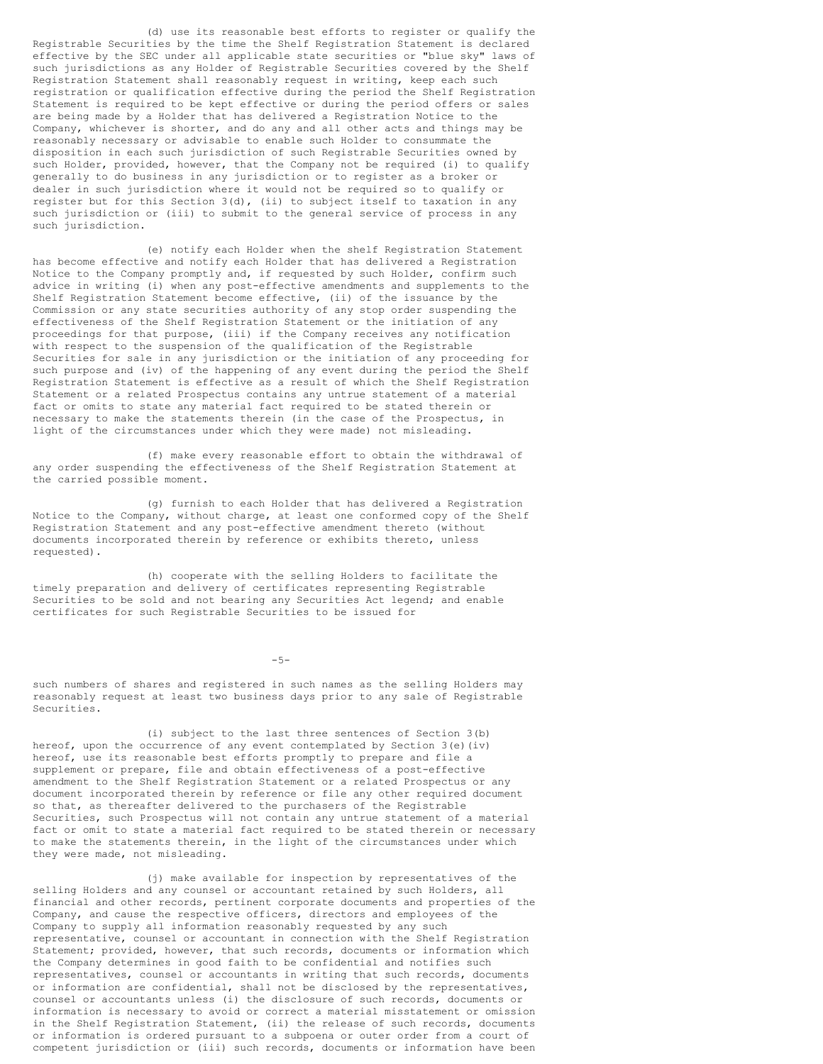(d) use its reasonable best efforts to register or qualify the Registrable Securities by the time the Shelf Registration Statement is declared effective by the SEC under all applicable state securities or "blue sky" laws of such jurisdictions as any Holder of Registrable Securities covered by the Shelf Registration Statement shall reasonably request in writing, keep each such registration or qualification effective during the period the Shelf Registration Statement is required to be kept effective or during the period offers or sales are being made by a Holder that has delivered a Registration Notice to the Company, whichever is shorter, and do any and all other acts and things may be reasonably necessary or advisable to enable such Holder to consummate the disposition in each such jurisdiction of such Registrable Securities owned by such Holder, provided, however, that the Company not be required (i) to qualify generally to do business in any jurisdiction or to register as a broker or dealer in such jurisdiction where it would not be required so to qualify or register but for this Section 3(d), (ii) to subject itself to taxation in any such jurisdiction or (iii) to submit to the general service of process in any such jurisdiction.

(e) notify each Holder when the shelf Registration Statement has become effective and notify each Holder that has delivered a Registration Notice to the Company promptly and, if requested by such Holder, confirm such advice in writing (i) when any post-effective amendments and supplements to the Shelf Registration Statement become effective, (ii) of the issuance by the Commission or any state securities authority of any stop order suspending the effectiveness of the Shelf Registration Statement or the initiation of any proceedings for that purpose, (iii) if the Company receives any notification with respect to the suspension of the qualification of the Registrable Securities for sale in any jurisdiction or the initiation of any proceeding for such purpose and (iv) of the happening of any event during the period the Shelf Registration Statement is effective as a result of which the Shelf Registration Statement or a related Prospectus contains any untrue statement of a material fact or omits to state any material fact required to be stated therein or necessary to make the statements therein (in the case of the Prospectus, in light of the circumstances under which they were made) not misleading.

(f) make every reasonable effort to obtain the withdrawal of any order suspending the effectiveness of the Shelf Registration Statement at the carried possible moment.

(g) furnish to each Holder that has delivered a Registration Notice to the Company, without charge, at least one conformed copy of the Shelf Registration Statement and any post-effective amendment thereto (without documents incorporated therein by reference or exhibits thereto, unless requested).

(h) cooperate with the selling Holders to facilitate the timely preparation and delivery of certificates representing Registrable Securities to be sold and not bearing any Securities Act legend; and enable certificates for such Registrable Securities to be issued for such numbers of shares and registered in such names as the selling Holders may reasonably request at least two business days prior to any sale of Registrable Securities.

(i) subject to the last three sentences of Section 3(b) hereof, upon the occurrence of any event contemplated by Section 3(e)(iv) hereof, use its reasonable best efforts promptly to prepare and file a supplement or prepare, file and obtain effectiveness of a post-effective amendment to the Shelf Registration Statement or a related Prospectus or any document incorporated therein by reference or file any other required document so that, as thereafter delivered to the purchasers of the Registrable Securities, such Prospectus will not contain any untrue statement of a material fact or omit to state a material fact required to be stated therein or necessary to make the statements therein, in the light of the circumstances under which they were made, not misleading.

(j) make available for inspection by representatives of the selling Holders and any counsel or accountant retained by such Holders, all financial and other records, pertinent corporate documents and properties of the Company, and cause the respective officers, directors and employees of the Company to supply all information reasonably requested by any such representative, counsel or accountant in connection with the Shelf Registration Statement; provided, however, that such records, documents or information which the Company determines in good faith to be confidential and notifies such representatives, counsel or accountants in writing that such records, documents or information are confidential, shall not be disclosed by the representatives, counsel or accountants unless (i) the disclosure of such records, documents or information is necessary to avoid or correct a material misstatement or omission in the Shelf Registration Statement, (ii) the release of such records, documents or information is ordered pursuant to a subpoena or outer order from a court of competent jurisdiction or (iii) such records, documents or information have been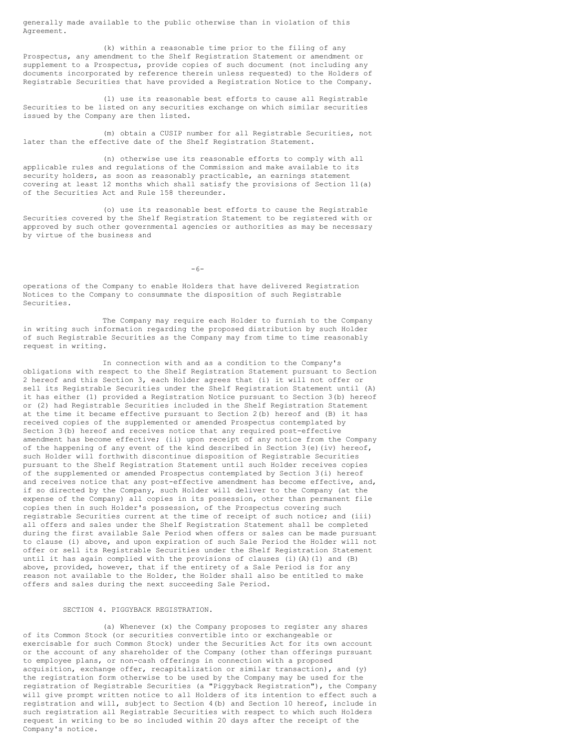generally made available to the public otherwise than in violation of this Agreement.

(k) within a reasonable time prior to the filing of any Prospectus, any amendment to the Shelf Registration Statement or amendment or supplement to a Prospectus, provide copies of such document (not including any documents incorporated by reference therein unless requested) to the Holders of Registrable Securities that have provided a Registration Notice to the Company.

(l) use its reasonable best efforts to cause all Registrable Securities to be listed on any securities exchange on which similar securities issued by the Company are then listed.

(m) obtain a CUSIP number for all Registrable Securities, not later than the effective date of the Shelf Registration Statement.

(n) otherwise use its reasonable efforts to comply with all applicable rules and regulations of the Commission and make available to its security holders, as soon as reasonably practicable, an earnings statement covering at least 12 months which shall satisfy the provisions of Section 11(a) of the Securities Act and Rule 158 thereunder.

(o) use its reasonable best efforts to cause the Registrable Securities covered by the Shelf Registration Statement to be registered with or approved by such other governmental agencies or authorities as may be necessary by virtue of the business and operations of the Company to enable Holders that have delivered Registration Notices to the Company to consummate the disposition of such Registrable Securities.

The Company may require each Holder to furnish to the Company in writing such information regarding the proposed distribution by such Holder of such Registrable Securities as the Company may from time to time reasonably request in writing.

In connection with and as a condition to the Company's obligations with respect to the Shelf Registration Statement pursuant to Section 2 hereof and this Section 3, each Holder agrees that (i) it will not offer or sell its Registrable Securities under the Shelf Registration Statement until (A) it has either (1) provided a Registration Notice pursuant to Section 3(b) hereof or (2) had Registrable Securities included in the Shelf Registration Statement at the time it became effective pursuant to Section 2(b) hereof and (B) it has received copies of the supplemented or amended Prospectus contemplated by Section 3(b) hereof and receives notice that any required post-effective amendment has become effective; (ii) upon receipt of any notice from the Company of the happening of any event of the kind described in Section 3(e)(iv) hereof, such Holder will forthwith discontinue disposition of Registrable Securities pursuant to the Shelf Registration Statement until such Holder receives copies of the supplemented or amended Prospectus contemplated by Section 3(i) hereof and receives notice that any post-effective amendment has become effective, and, if so directed by the Company, such Holder will deliver to the Company (at the expense of the Company) all copies in its possession, other than permanent file copies then in such Holder's possession, of the Prospectus covering such registrable Securities current at the time of receipt of such notice; and (iii) all offers and sales under the Shelf Registration Statement shall be completed during the first available Sale Period when offers or sales can be made pursuant to clause (i) above, and upon expiration of such Sale Period the Holder will not offer or sell its Registrable Securities under the Shelf Registration Statement until it has again complied with the provisions of clauses (i)(A)(1) and (B) above, provided, however, that if the entirety of a Sale Period is for any reason not available to the Holder, the Holder shall also be entitled to make offers and sales during the next succeeding Sale Period.

SECTION 4. PIGGYBACK REGISTRATION.

(a) Whenever (x) the Company proposes to register any shares of its Common Stock (or securities convertible into or exchangeable or exercisable for such Common Stock) under the Securities Act for its own account or the account of any shareholder of the Company (other than offerings pursuant to employee plans, or non-cash offerings in connection with a proposed acquisition, exchange offer, recapitalization or similar transaction), and (y) the registration form otherwise to be used by the Company may be used for the registration of Registrable Securities (a "Piggyback Registration"), the Company will give prompt written notice to all Holders of its intention to effect such a registration and will, subject to Section 4(b) and Section 10 hereof, include in such registration all Registrable Securities with respect to which such Holders request in writing to be so included within 20 days after the receipt of the Company's notice.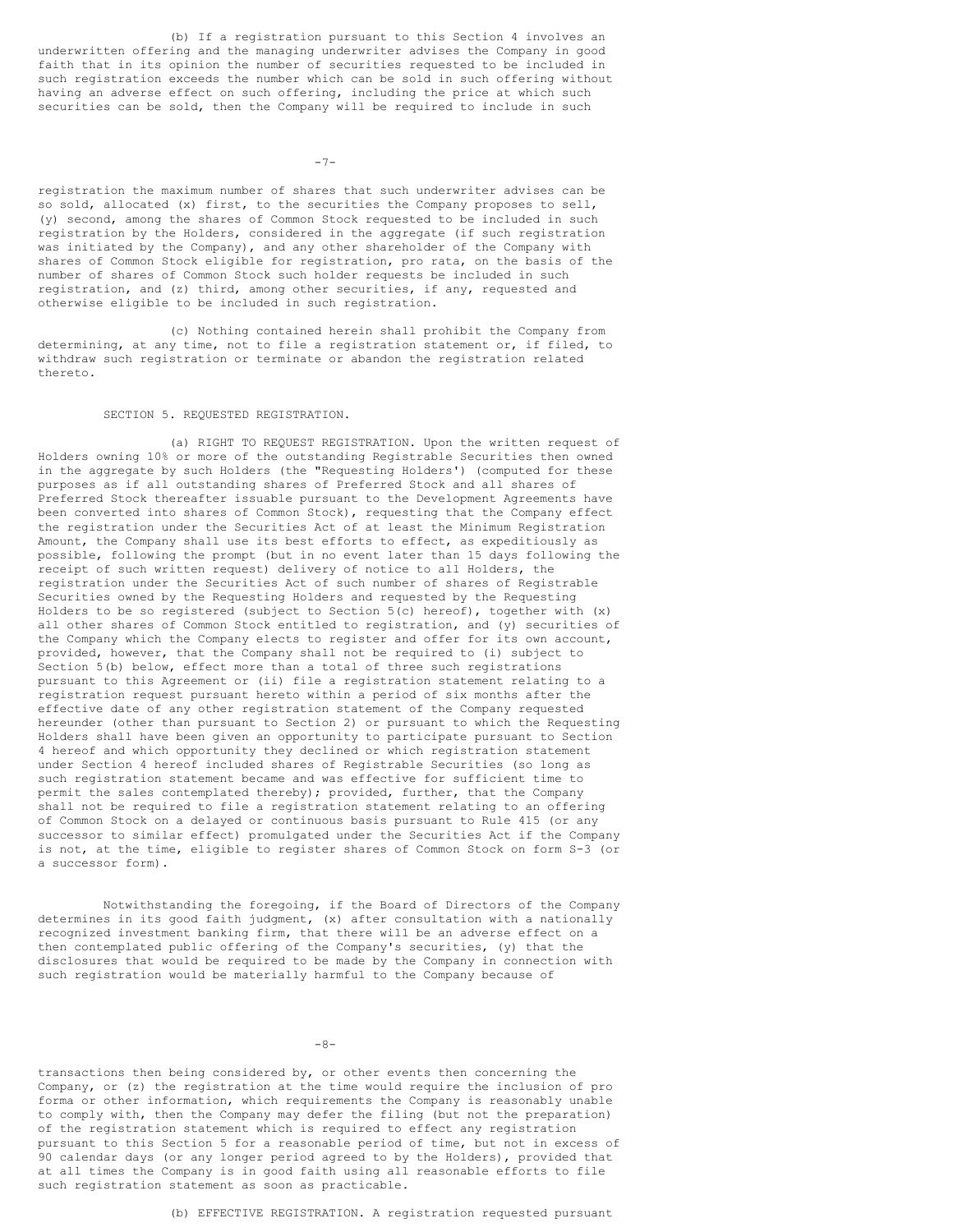(b) If a registration pursuant to this Section 4 involves an underwritten offering and the managing underwriter advises the Company in good faith that in its opinion the number of securities requested to be included in such registration exceeds the number which can be sold in such offering without having an adverse effect on such offering, including the price at which such securities can be sold, then the Company will be required to include in such registration the maximum number of shares that such underwriter advises can be so sold, allocated (x) first, to the securities the Company proposes to sell, (y) second, among the shares of Common Stock requested to be included in such registration by the Holders, considered in the aggregate (if such registration was initiated by the Company), and any other shareholder of the Company with shares of Common Stock eligible for registration, pro rata, on the basis of the number of shares of Common Stock such holder requests be included in such registration, and (z) third, among other securities, if any, requested and otherwise eligible to be included in such registration.

(c) Nothing contained herein shall prohibit the Company from determining, at any time, not to file a registration statement or, if filed, to withdraw such registration or terminate or abandon the registration related thereto.

SECTION 5. REQUESTED REGISTRATION.

(a) RIGHT TO REQUEST REGISTRATION. Upon the written request of Holders owning 10% or more of the outstanding Registrable Securities then owned in the aggregate by such Holders (the "Requesting Holders') (computed for these purposes as if all outstanding shares of Preferred Stock and all shares of Preferred Stock thereafter issuable pursuant to the Development Agreements have been converted into shares of Common Stock), requesting that the Company effect the registration under the Securities Act of at least the Minimum Registration Amount, the Company shall use its best efforts to effect, as expeditiously as possible, following the prompt (but in no event later than 15 days following the receipt of such written request) delivery of notice to all Holders, the registration under the Securities Act of such number of shares of Registrable Securities owned by the Requesting Holders and requested by the Requesting Holders to be so registered (subject to Section 5(c) hereof), together with (x) all other shares of Common Stock entitled to registration, and (y) securities of the Company which the Company elects to register and offer for its own account, provided, however, that the Company shall not be required to (i) subject to Section 5(b) below, effect more than a total of three such registrations pursuant to this Agreement or (ii) file a registration statement relating to a registration request pursuant hereto within a period of six months after the effective date of any other registration statement of the Company requested hereunder (other than pursuant to Section 2) or pursuant to which the Requesting Holders shall have been given an opportunity to participate pursuant to Section 4 hereof and which opportunity they declined or which registration statement under Section 4 hereof included shares of Registrable Securities (so long as such registration statement became and was effective for sufficient time to permit the sales contemplated thereby); provided, further, that the Company shall not be required to file a registration statement relating to an offering of Common Stock on a delayed or continuous basis pursuant to Rule 415 (or any successor to similar effect) promulgated under the Securities Act if the Company is not, at the time, eligible to register shares of Common Stock on form S-3 (or a successor form).

Notwithstanding the foregoing, if the Board of Directors of the Company determines in its good faith judgment, (x) after consultation with a nationally recognized investment banking firm, that there will be an adverse effect on a then contemplated public offering of the Company's securities, (y) that the disclosures that would be required to be made by the Company in connection with such registration would be materially harmful to the Company because of transactions then being considered by, or other events then concerning the Company, or (z) the registration at the time would require the inclusion of pro forma or other information, which requirements the Company is reasonably unable to comply with, then the Company may defer the filing (but not the preparation) of the registration statement which is required to effect any registration pursuant to this Section 5 for a reasonable period of time, but not in excess of 90 calendar days (or any longer period agreed to by the Holders), provided that at all times the Company is in good faith using all reasonable efforts to file such registration statement as soon as practicable.

(b) EFFECTIVE REGISTRATION. A registration requested pursuant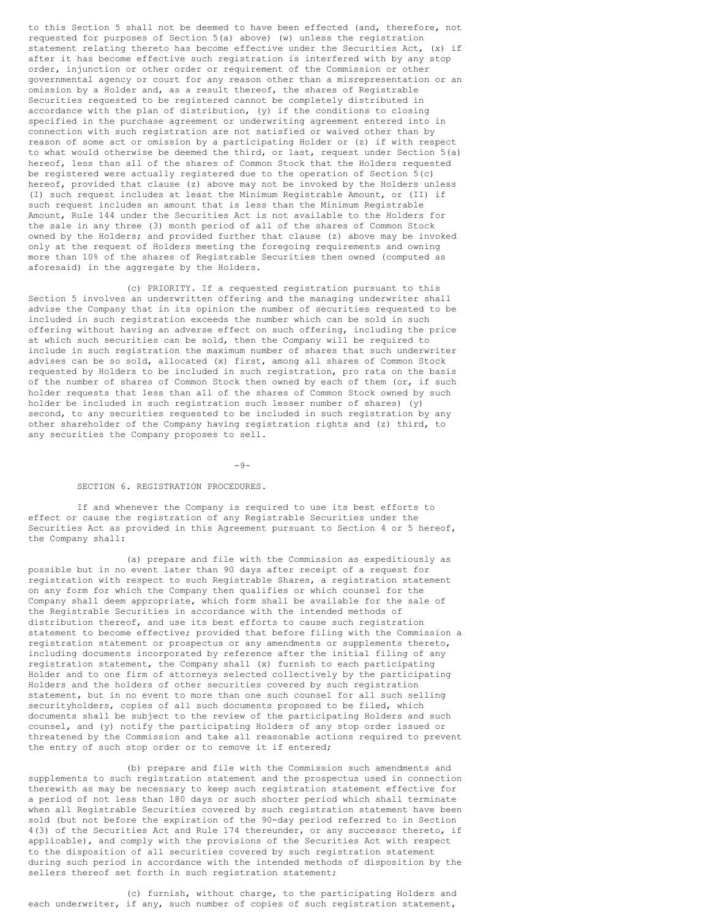to this Section 5 shall not be deemed to have been effected (and, therefore, not requested for purposes of Section 5(a) above) (w) unless the registration statement relating thereto has become effective under the Securities Act, (x) if after it has become effective such registration is interfered with by any stop order, injunction or other order or requirement of the Commission or other governmental agency or court for any reason other than a misrepresentation or an omission by a Holder and, as a result thereof, the shares of Registrable Securities requested to be registered cannot be completely distributed in accordance with the plan of distribution, (y) if the conditions to closing specified in the purchase agreement or underwriting agreement entered into in connection with such registration are not satisfied or waived other than by reason of some act or omission by a participating Holder or (z) if with respect to what would otherwise be deemed the third, or last, request under Section 5(a) hereof, less than all of the shares of Common Stock that the Holders requested be registered were actually registered due to the operation of Section 5(c) hereof, provided that clause (z) above may not be invoked by the Holders unless (I) such request includes at least the Minimum Registrable Amount, or (II) if such request includes an amount that is less than the Minimum Registrable Amount, Rule 144 under the Securities Act is not available to the Holders for the sale in any three (3) month period of all of the shares of Common Stock owned by the Holders; and provided further that clause (z) above may be invoked only at the request of Holders meeting the foregoing requirements and owning more than 10% of the shares of Registrable Securities then owned (computed as aforesaid) in the aggregate by the Holders.

(c) PRIORITY. If a requested registration pursuant to this Section 5 involves an underwritten offering and the managing underwriter shall advise the Company that in its opinion the number of securities requested to be included in such registration exceeds the number which can be sold in such offering without having an adverse effect on such offering, including the price at which such securities can be sold, then the Company will be required to include in such registration the maximum number of shares that such underwriter advises can be so sold, allocated (x) first, among all shares of Common Stock requested by Holders to be included in such registration, pro rata on the basis of the number of shares of Common Stock then owned by each of them (or, if such holder requests that less than all of the shares of Common Stock owned by such holder be included in such registration such lesser number of shares) (y) second, to any securities requested to be included in such registration by any other shareholder of the Company having registration rights and (z) third, to any securities the Company proposes to sell.

SECTION 6. REGISTRATION PROCEDURES.

If and whenever the Company is required to use its best efforts to effect or cause the registration of any Registrable Securities under the Securities Act as provided in this Agreement pursuant to Section 4 or 5 hereof, the Company shall:

(a) prepare and file with the Commission as expeditiously as possible but in no event later than 90 days after receipt of a request for registration with respect to such Registrable Shares, a registration statement on any form for which the Company then qualifies or which counsel for the Company shall deem appropriate, which form shall be available for the sale of the Registrable Securities in accordance with the intended methods of distribution thereof, and use its best efforts to cause such registration statement to become effective; provided that before filing with the Commission a registration statement or prospectus or any amendments or supplements thereto, including documents incorporated by reference after the initial filing of any registration statement, the Company shall (x) furnish to each participating Holder and to one firm of attorneys selected collectively by the participating Holders and the holders of other securities covered by such registration statement, but in no event to more than one such counsel for all such selling securityholders, copies of all such documents proposed to be filed, which documents shall be subject to the review of the participating Holders and such counsel, and (y) notify the participating Holders of any stop order issued or threatened by the Commission and take all reasonable actions required to prevent the entry of such stop order or to remove it if entered;

(b) prepare and file with the Commission such amendments and supplements to such registration statement and the prospectus used in connection therewith as may be necessary to keep such registration statement effective for a period of not less than 180 days or such shorter period which shall terminate when all Registrable Securities covered by such registration statement have been sold (but not before the expiration of the 90-day period referred to in Section 4(3) of the Securities Act and Rule 174 thereunder, or any successor thereto, if applicable), and comply with the provisions of the Securities Act with respect to the disposition of all securities covered by such registration statement during such period in accordance with the intended methods of disposition by the sellers thereof set forth in such registration statement;

(c) furnish, without charge, to the participating Holders and each underwriter, if any, such number of copies of such registration statement,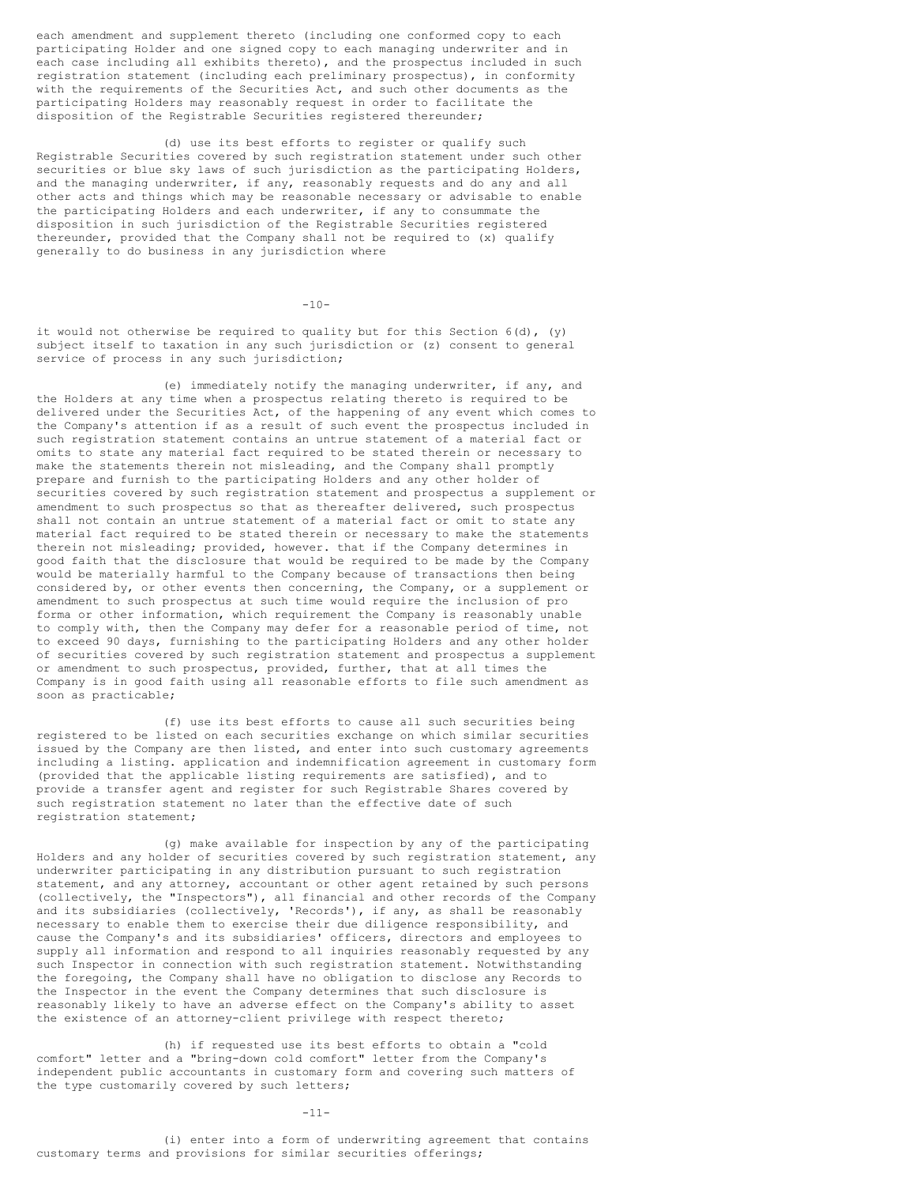each amendment and supplement thereto (including one conformed copy to each participating Holder and one signed copy to each managing underwriter and in each case including all exhibits thereto), and the prospectus included in such registration statement (including each preliminary prospectus), in conformity with the requirements of the Securities Act, and such other documents as the participating Holders may reasonably request in order to facilitate the disposition of the Registrable Securities registered thereunder;

(d) use its best efforts to register or qualify such Registrable Securities covered by such registration statement under such other securities or blue sky laws of such jurisdiction as the participating Holders, and the managing underwriter, if any, reasonably requests and do any and all other acts and things which may be reasonable necessary or advisable to enable the participating Holders and each underwriter, if any to consummate the disposition in such jurisdiction of the Registrable Securities registered thereunder, provided that the Company shall not be required to (x) qualify generally to do business in any jurisdiction where it would not otherwise be required to quality but for this Section 6(d), (y) subject itself to taxation in any such jurisdiction or (z) consent to general service of process in any such jurisdiction;

(e) immediately notify the managing underwriter, if any, and the Holders at any time when a prospectus relating thereto is required to be delivered under the Securities Act, of the happening of any event which comes to the Company's attention if as a result of such event the prospectus included in such registration statement contains an untrue statement of a material fact or omits to state any material fact required to be stated therein or necessary to make the statements therein not misleading, and the Company shall promptly prepare and furnish to the participating Holders and any other holder of securities covered by such registration statement and prospectus a supplement or amendment to such prospectus so that as thereafter delivered, such prospectus shall not contain an untrue statement of a material fact or omit to state any material fact required to be stated therein or necessary to make the statements therein not misleading; provided, however. that if the Company determines in good faith that the disclosure that would be required to be made by the Company would be materially harmful to the Company because of transactions then being considered by, or other events then concerning, the Company, or a supplement or amendment to such prospectus at such time would require the inclusion of pro forma or other information, which requirement the Company is reasonably unable to comply with, then the Company may defer for a reasonable period of time, not to exceed 90 days, furnishing to the participating Holders and any other holder of securities covered by such registration statement and prospectus a supplement or amendment to such prospectus, provided, further, that at all times the Company is in good faith using all reasonable efforts to file such amendment as soon as practicable;

(f) use its best efforts to cause all such securities being registered to be listed on each securities exchange on which similar securities issued by the Company are then listed, and enter into such customary agreements including a listing. application and indemnification agreement in customary form (provided that the applicable listing requirements are satisfied), and to provide a transfer agent and register for such Registrable Shares covered by such registration statement no later than the effective date of such registration statement;

(g) make available for inspection by any of the participating Holders and any holder of securities covered by such registration statement, any underwriter participating in any distribution pursuant to such registration statement, and any attorney, accountant or other agent retained by such persons (collectively, the "Inspectors"), all financial and other records of the Company and its subsidiaries (collectively, 'Records'), if any, as shall be reasonably necessary to enable them to exercise their due diligence responsibility, and cause the Company's and its subsidiaries' officers, directors and employees to supply all information and respond to all inquiries reasonably requested by any such Inspector in connection with such registration statement. Notwithstanding the foregoing, the Company shall have no obligation to disclose any Records to the Inspector in the event the Company determines that such disclosure is reasonably likely to have an adverse effect on the Company's ability to asset the existence of an attorney-client privilege with respect thereto;

(h) if requested use its best efforts to obtain a "cold comfort" letter and a "bring-down cold comfort" letter from the Company's independent public accountants in customary form and covering such matters of the type customarily covered by such letters;

(i) enter into a form of underwriting agreement that contains customary terms and provisions for similar securities offerings;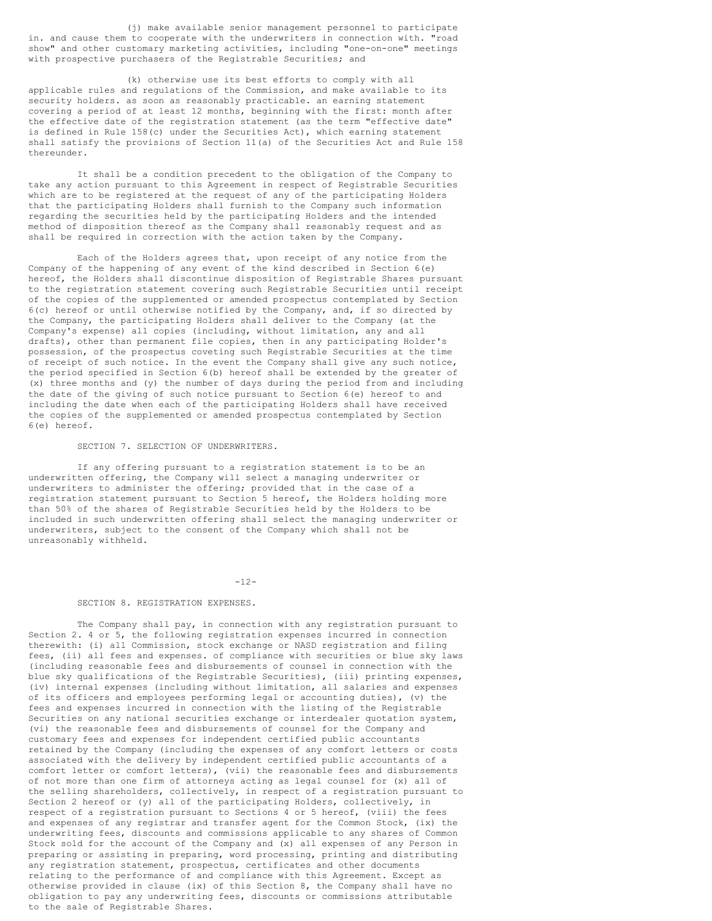(j) make available senior management personnel to participate in. and cause them to cooperate with the underwriters in connection with. "road show" and other customary marketing activities, including "one-on-one" meetings with prospective purchasers of the Registrable Securities; and

(k) otherwise use its best efforts to comply with all applicable rules and regulations of the Commission, and make available to its security holders. as soon as reasonably practicable. an earning statement covering a period of at least 12 months, beginning with the first: month after the effective date of the registration statement (as the term "effective date" is defined in Rule 158(c) under the Securities Act), which earning statement shall satisfy the provisions of Section 11(a) of the Securities Act and Rule 158 thereunder.

It shall be a condition precedent to the obligation of the Company to take any action pursuant to this Agreement in respect of Registrable Securities which are to be registered at the request of any of the participating Holders that the participating Holders shall furnish to the Company such information regarding the securities held by the participating Holders and the intended method of disposition thereof as the Company shall reasonably request and as shall be required in correction with the action taken by the Company.

Each of the Holders agrees that, upon receipt of any notice from the Company of the happening of any event of the kind described in Section 6(e) hereof, the Holders shall discontinue disposition of Registrable Shares pursuant to the registration statement covering such Registrable Securities until receipt of the copies of the supplemented or amended prospectus contemplated by Section 6(c) hereof or until otherwise notified by the Company, and, if so directed by the Company, the participating Holders shall deliver to the Company (at the Company's expense) all copies (including, without limitation, any and all drafts), other than permanent file copies, then in any participating Holder's possession, of the prospectus coveting such Registrable Securities at the time of receipt of such notice. In the event the Company shall give any such notice, the period specified in Section 6(b) hereof shall be extended by the greater of (x) three months and (y) the number of days during the period from and including the date of the giving of such notice pursuant to Section 6(e) hereof to and including the date when each of the participating Holders shall have received the copies of the supplemented or amended prospectus contemplated by Section 6(e) hereof.

SECTION 7. SELECTION OF UNDERWRITERS.

If any offering pursuant to a registration statement is to be an underwritten offering, the Company will select a managing underwriter or underwriters to administer the offering; provided that in the case of a registration statement pursuant to Section 5 hereof, the Holders holding more than 50% of the shares of Registrable Securities held by the Holders to be included in such underwritten offering shall select the managing underwriter or underwriters, subject to the consent of the Company which shall not be unreasonably withheld.

SECTION 8. REGISTRATION EXPENSES.

The Company shall pay, in connection with any registration pursuant to Section 2. 4 or 5, the following registration expenses incurred in connection therewith: (i) all Commission, stock exchange or NASD registration and filing fees, (ii) all fees and expenses. of compliance with securities or blue sky laws (including reasonable fees and disbursements of counsel in connection with the blue sky qualifications of the Registrable Securities), (iii) printing expenses, (iv) internal expenses (including without limitation, all salaries and expenses of its officers and employees performing legal or accounting duties), (v) the fees and expenses incurred in connection with the listing of the Registrable Securities on any national securities exchange or interdealer quotation system, (vi) the reasonable fees and disbursements of counsel for the Company and customary fees and expenses for independent certified public accountants retained by the Company (including the expenses of any comfort letters or costs associated with the delivery by independent certified public accountants of a comfort letter or comfort letters), (vii) the reasonable fees and disbursements of not more than one firm of attorneys acting as legal counsel for (x) all of the selling shareholders, collectively, in respect of a registration pursuant to Section 2 hereof or (y) all of the participating Holders, collectively, in respect of a registration pursuant to Sections 4 or 5 hereof, (viii) the fees and expenses of any registrar and transfer agent for the Common Stock, (ix) the underwriting fees, discounts and commissions applicable to any shares of Common Stock sold for the account of the Company and (x) all expenses of any Person in preparing or assisting in preparing, word processing, printing and distributing any registration statement, prospectus, certificates and other documents relating to the performance of and compliance with this Agreement. Except as otherwise provided in clause (ix) of this Section 8, the Company shall have no obligation to pay any underwriting fees, discounts or commissions attributable to the sale of Registrable Shares.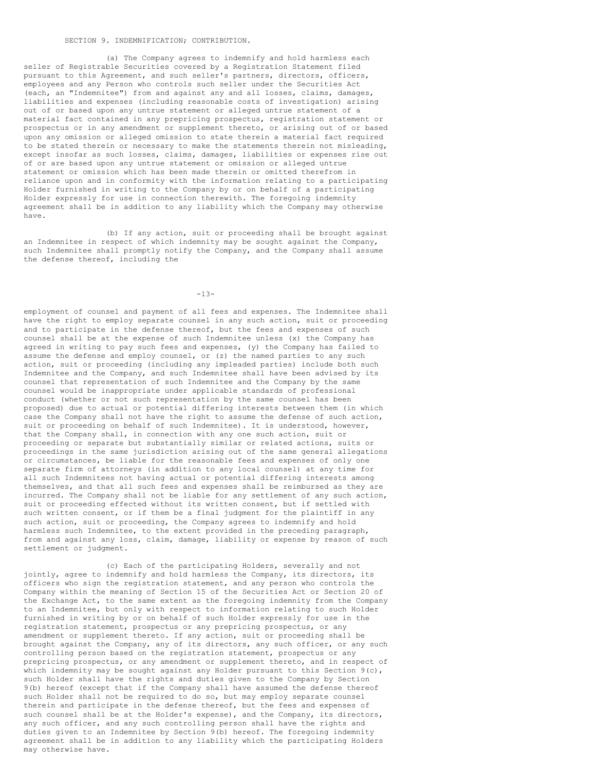SECTION 9. INDEMNIFICATION; CONTRIBUTION.

(a) The Company agrees to indemnify and hold harmless each seller of Registrable Securities covered by a Registration Statement filed pursuant to this Agreement, and such seller's partners, directors, officers, employees and any Person who controls such seller under the Securities Act (each, an "Indemnitee") from and against any and all losses, claims, damages, liabilities and expenses (including reasonable costs of investigation) arising out of or based upon any untrue statement or alleged untrue statement of a material fact contained in any prepricing prospectus, registration statement or prospectus or in any amendment or supplement thereto, or arising out of or based upon any omission or alleged omission to state therein a material fact required to be stated therein or necessary to make the statements therein not misleading, except insofar as such losses, claims, damages, liabilities or expenses rise out of or are based upon any untrue statement or omission or alleged untrue statement or omission which has been made therein or omitted therefrom in reliance upon and in conformity with the information relating to a participating Holder furnished in writing to the Company by or on behalf of a participating Holder expressly for use in connection therewith. The foregoing indemnity agreement shall be in addition to any liability which the Company may otherwise have.

(b) If any action, suit or proceeding shall be brought against an Indemnitee in respect of which indemnity may be sought against the Company, such Indemnitee shall promptly notify the Company, and the Company shall assume the defense thereof, including the employment of counsel and payment of all fees and expenses. The Indemnitee shall have the right to employ separate counsel in any such action, suit or proceeding and to participate in the defense thereof, but the fees and expenses of such counsel shall be at the expense of such Indemnitee unless (x) the Company has agreed in writing to pay such fees and expenses, (y) the Company has failed to assume the defense and employ counsel, or (z) the named parties to any such action, suit or proceeding (including any impleaded parties) include both such Indemnitee and the Company, and such Indemnitee shall have been advised by its counsel that representation of such Indemnitee and the Company by the same counsel would be inappropriate under applicable standards of professional conduct (whether or not such representation by the same counsel has been proposed) due to actual or potential differing interests between them (in which case the Company shall not have the right to assume the defense of such action, suit or proceeding on behalf of such Indemnitee). It is understood, however, that the Company shall, in connection with any one such action, suit or proceeding or separate but substantially similar or related actions, suits or proceedings in the same jurisdiction arising out of the same general allegations or circumstances, be liable for the reasonable fees and expenses of only one separate firm of attorneys (in addition to any local counsel) at any time for all such Indemnitees not having actual or potential differing interests among themselves, and that all such fees and expenses shall be reimbursed as they are incurred. The Company shall not be liable for any settlement of any such action, suit or proceeding effected without its written consent, but if settled with such written consent, or if them be a final judgment for the plaintiff in any such action, suit or proceeding, the Company agrees to indemnify and hold harmless such Indemnitee, to the extent provided in the preceding paragraph, from and against any loss, claim, damage, liability or expense by reason of such settlement or judgment.

(c) Each of the participating Holders, severally and not jointly, agree to indemnify and hold harmless the Company, its directors, its officers who sign the registration statement, and any person who controls the Company within the meaning of Section 15 of the Securities Act or Section 20 of the Exchange Act, to the same extent as the foregoing indemnity from the Company to an Indemnitee, but only with respect to information relating to such Holder furnished in writing by or on behalf of such Holder expressly for use in the registration statement, prospectus or any prepricing prospectus, or any amendment or supplement thereto. If any action, suit or proceeding shall be brought against the Company, any of its directors, any such officer, or any such controlling person based on the registration statement, prospectus or any prepricing prospectus, or any amendment or supplement thereto, and in respect of which indemnity may be sought against any Holder pursuant to this Section 9(c), such Holder shall have the rights and duties given to the Company by Section 9(b) hereof (except that if the Company shall have assumed the defense thereof such Holder shall not be required to do so, but may employ separate counsel therein and participate in the defense thereof, but the fees and expenses of such counsel shall be at the Holder's expense), and the Company, its directors, any such officer, and any such controlling person shall have the rights and duties given to an Indemnitee by Section 9(b) hereof. The foregoing indemnity agreement shall be in addition to any liability which the participating Holders may otherwise have.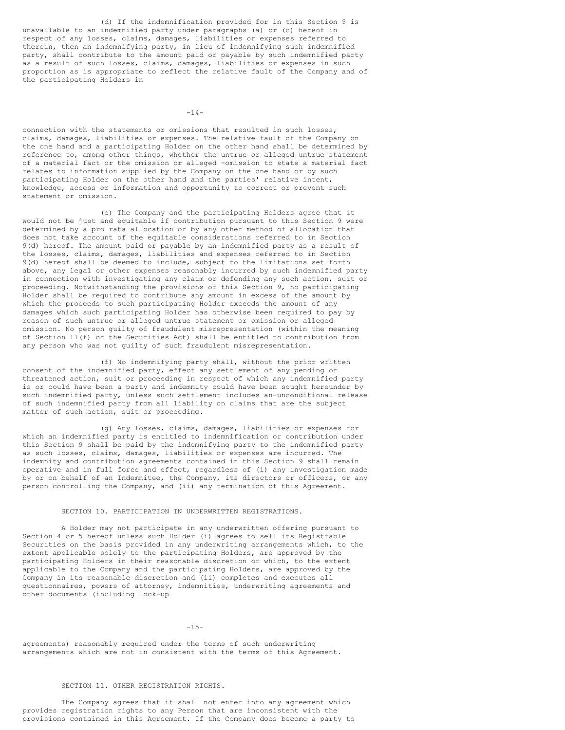(d) If the indemnification provided for in this Section 9 is unavailable to an indemnified party under paragraphs (a) or (c) hereof in respect of any losses, claims, damages, liabilities or expenses referred to therein, then an indemnifying party, in lieu of indemnifying such indemnified party, shall contribute to the amount paid or payable by such indemnified party as a result of such losses, claims, damages, liabilities or expenses in such proportion as is appropriate to reflect the relative fault of the Company and of the participating Holders in connection with the statements or omissions that resulted in such losses, claims, damages, liabilities or expenses. The relative fault of the Company on the one hand and a participating Holder on the other hand shall be determined by reference to, among other things, whether the untrue or alleged untrue statement of a material fact or the omission or alleged -omission to state a material fact relates to information supplied by the Company on the one hand or by such participating Holder on the other hand and the parties' relative intent, knowledge, access or information and opportunity to correct or prevent such statement or omission.

(e) The Company and the participating Holders agree that it would not be just and equitable if contribution pursuant to this Section 9 were determined by a pro rata allocation or by any other method of allocation that does not take account of the equitable considerations referred to in Section 9(d) hereof. The amount paid or payable by an indemnified party as a result of the losses, claims, damages, liabilities and expenses referred to in Section 9(d) hereof shall be deemed to include, subject to the limitations set forth above, any legal or other expenses reasonably incurred by such indemnified party in connection with investigating any claim or defending any such action, suit or proceeding. Notwithstanding the provisions of this Section 9, no participating Holder shall be required to contribute any amount in excess of the amount by which the proceeds to such participating Holder exceeds the amount of any damages which such participating Holder has otherwise been required to pay by reason of such untrue or alleged untrue statement or omission or alleged omission. No person guilty of fraudulent misrepresentation (within the meaning of Section 11(f) of the Securities Act) shall be entitled to contribution from any person who was not guilty of such fraudulent misrepresentation.

(f) No indemnifying party shall, without the prior written consent of the indemnified party, effect any settlement of any pending or threatened action, suit or proceeding in respect of which any indemnified party is or could have been a party and indemnity could have been sought hereunder by such indemnified party, unless such settlement includes an-unconditional release of such indemnified party from all liability on claims that are the subject matter of such action, suit or proceeding.

(g) Any losses, claims, damages, liabilities or expenses for which an indemnified party is entitled to indemnification or contribution under this Section 9 shall be paid by the indemnifying party to the indemnified party as such losses, claims, damages, liabilities or expenses are incurred. The indemnity and contribution agreements contained in this Section 9 shall remain operative and in full force and effect, regardless of (i) any investigation made by or on behalf of an Indemnitee, the Company, its directors or officers, or any person controlling the Company, and (ii) any termination of this Agreement.

## SECTION 10. PARTICIPATION IN UNDERWRITTEN REGISTRATIONS.

A Holder may not participate in any underwritten offering pursuant to Section 4 or 5 hereof unless such Holder (i) agrees to sell its Registrable Securities on the basis provided in any underwriting arrangements which, to the extent applicable solely to the participating Holders, are approved by the participating Holders in their reasonable discretion or which, to the extent applicable to the Company and the participating Holders, are approved by the Company in its reasonable discretion and (ii) completes and executes all questionnaires, powers of attorney, indemnities, underwriting agreements and other documents (including lock-up agreements) reasonably required under the terms of such underwriting arrangements which are not in consistent with the terms of this Agreement.

## SECTION 11. OTHER REGISTRATION RIGHTS.

The Company agrees that it shall not enter into any agreement which provides registration rights to any Person that are inconsistent with the provisions contained in this Agreement. If the Company does become a party to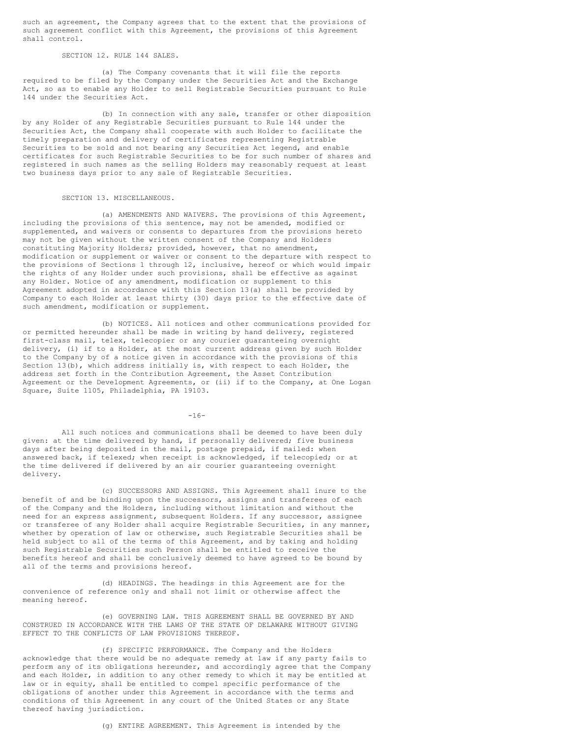such an agreement, the Company agrees that to the extent that the provisions of such agreement conflict with this Agreement, the provisions of this Agreement shall control.

SECTION 12. RULE 144 SALES.

(a) The Company covenants that it will file the reports required to be filed by the Company under the Securities Act and the Exchange Act, so as to enable any Holder to sell Registrable Securities pursuant to Rule 144 under the Securities Act.

(b) In connection with any sale, transfer or other disposition by any Holder of any Registrable Securities pursuant to Rule 144 under the Securities Act, the Company shall cooperate with such Holder to facilitate the timely preparation and delivery of certificates representing Registrable Securities to be sold and not bearing any Securities Act legend, and enable certificates for such Registrable Securities to be for such number of shares and registered in such names as the selling Holders may reasonably request at least two business days prior to any sale of Registrable Securities.

SECTION 13. MISCELLANEOUS.

(a) AMENDMENTS AND WAIVERS. The provisions of this Agreement, including the provisions of this sentence, may not be amended, modified or supplemented, and waivers or consents to departures from the provisions hereto may not be given without the written consent of the Company and Holders constituting Majority Holders; provided, however, that no amendment, modification or supplement or waiver or consent to the departure with respect to the provisions of Sections 1 through 12, inclusive, hereof or which would impair the rights of any Holder under such provisions, shall be effective as against any Holder. Notice of any amendment, modification or supplement to this Agreement adopted in accordance with this Section 13(a) shall be provided by Company to each Holder at least thirty (30) days prior to the effective date of such amendment, modification or supplement.

(b) NOTICES. All notices and other communications provided for or permitted hereunder shall be made in writing by hand delivery, registered first-class mail, telex, telecopier or any courier guaranteeing overnight delivery, (i) if to a Holder, at the most current address given by such Holder to the Company by of a notice given in accordance with the provisions of this Section 13(b), which address initially is, with respect to each Holder, the address set forth in the Contribution Agreement, the Asset Contribution Agreement or the Development Agreements, or (ii) if to the Company, at One Logan Square, Suite 1105, Philadelphia, PA 19103.

All such notices and communications shall be deemed to have been duly given: at the time delivered by hand, if personally delivered; five business days after being deposited in the mail, postage prepaid, if mailed: when answered back, if telexed; when receipt is acknowledged, if telecopied; or at the time delivered if delivered by an air courier guaranteeing overnight delivery.

(c) SUCCESSORS AND ASSIGNS. This Agreement shall inure to the benefit of and be binding upon the successors, assigns and transferees of each of the Company and the Holders, including without limitation and without the need for an express assignment, subsequent Holders. If any successor, assignee or transferee of any Holder shall acquire Registrable Securities, in any manner, whether by operation of law or otherwise, such Registrable Securities shall be held subject to all of the terms of this Agreement, and by taking and holding such Registrable Securities such Person shall be entitled to receive the benefits hereof and shall be conclusively deemed to have agreed to be bound by all of the terms and provisions hereof.

(d) HEADINGS. The headings in this Agreement are for the convenience of reference only and shall not limit or otherwise affect the meaning hereof.

(e) GOVERNING LAW. THIS AGREEMENT SHALL BE GOVERNED BY AND CONSTRUED IN ACCORDANCE WITH THE LAWS OF THE STATE OF DELAWARE WITHOUT GIVING EFFECT TO THE CONFLICTS OF LAW PROVISIONS THEREOF.

(f) SPECIFIC PERFORMANCE. The Company and the Holders acknowledge that there would be no adequate remedy at law if any party fails to perform any of its obligations hereunder, and accordingly agree that the Company and each Holder, in addition to any other remedy to which it may be entitled at law or in equity, shall be entitled to compel specific performance of the obligations of another under this Agreement in accordance with the terms and conditions of this Agreement in any court of the United States or any State thereof having jurisdiction.

(g) ENTIRE AGREEMENT. This Agreement is intended by the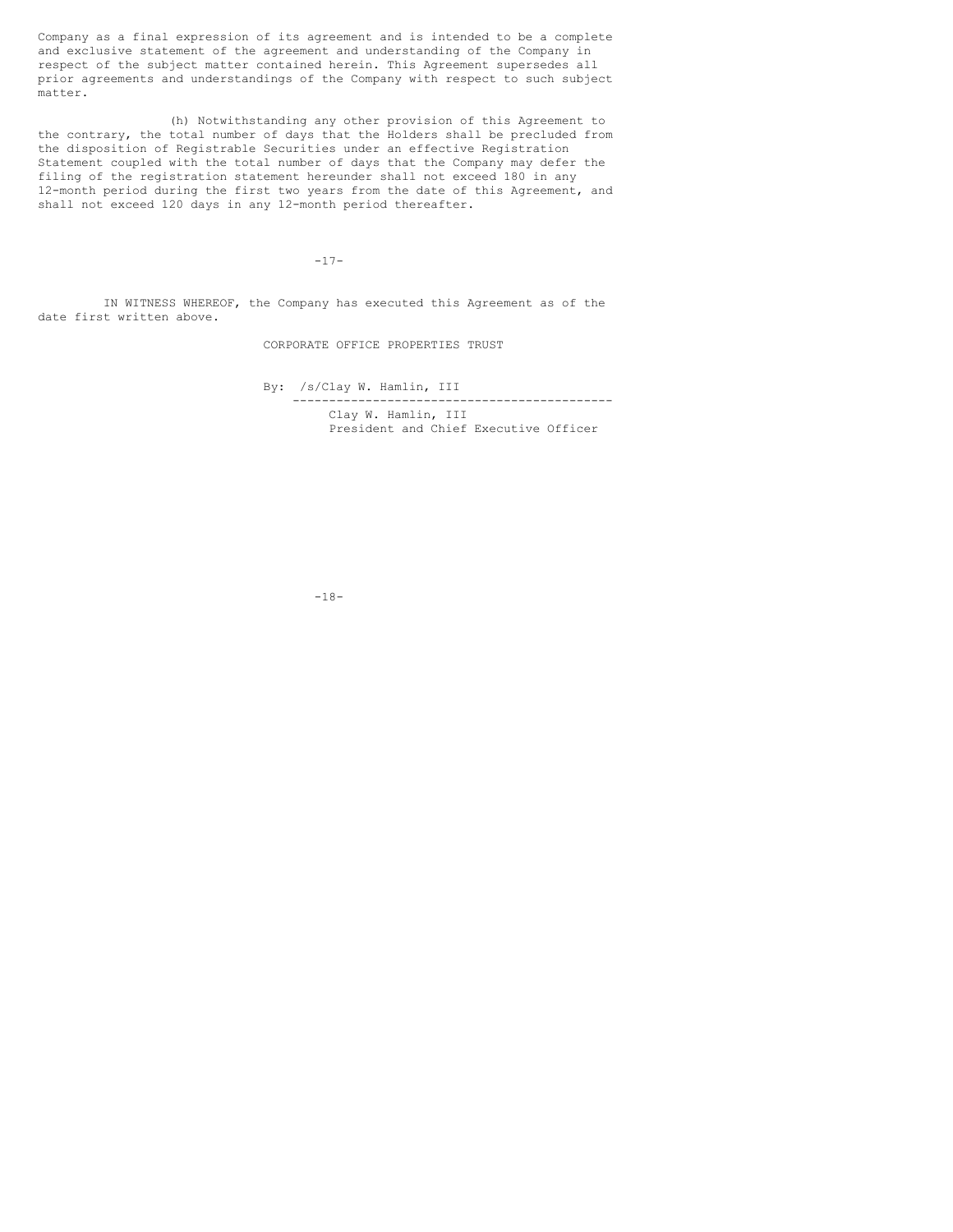Company as a final expression of its agreement and is intended to be a complete and exclusive statement of the agreement and understanding of the Company in respect of the subject matter contained herein. This Agreement supersedes all prior agreements and understandings of the Company with respect to such subject matter.

(h) Notwithstanding any other provision of this Agreement to the contrary, the total number of days that the Holders shall be precluded from the disposition of Registrable Securities under an effective Registration Statement coupled with the total number of days that the Company may defer the filing of the registration statement hereunder shall not exceed 180 in any 12-month period during the first two years from the date of this Agreement, and shall not exceed 120 days in any 12-month period thereafter.

IN WITNESS WHEREOF, the Company has executed this Agreement as of the date first written above.

CORPORATE OFFICE PROPERTIES TRUST

By: /s/Clay W. Hamlin, III

Clay W. Hamlin, III
President and Chief Executive Officer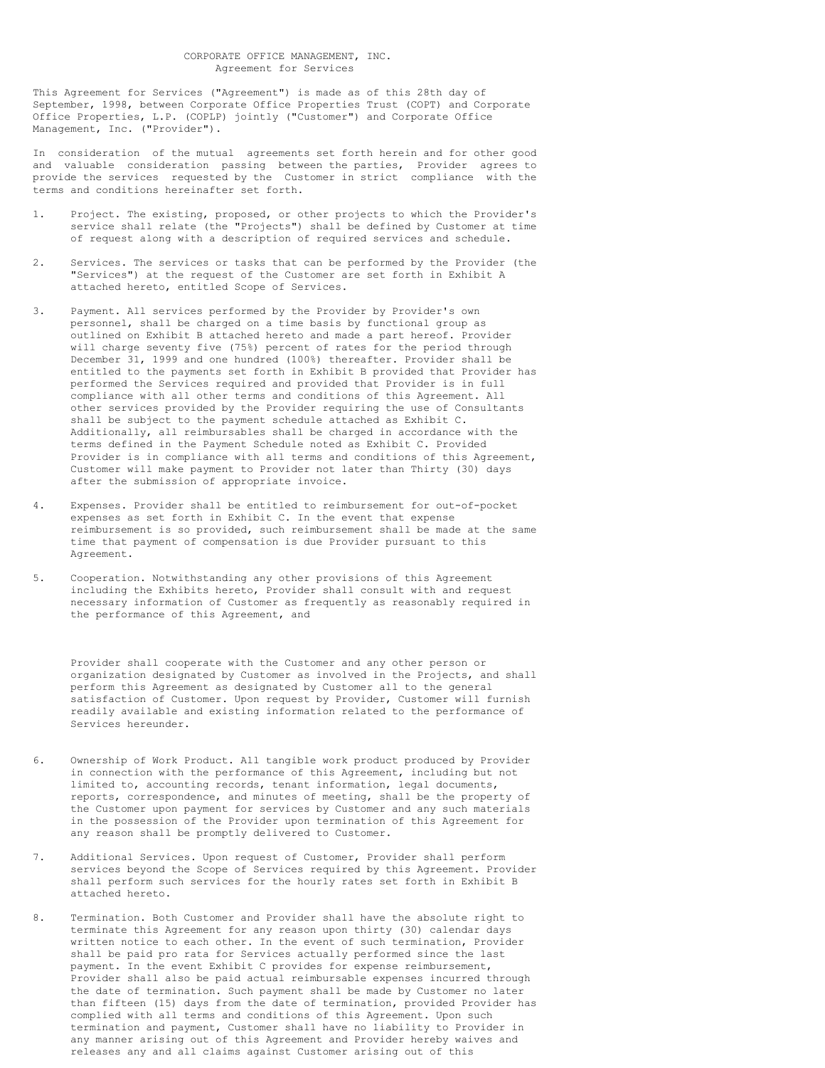CORPORATE OFFICE MANAGEMENT, INC.
Agreement for Services

This Agreement for Services ("Agreement") is made as of this 28th day of September, 1998, between Corporate Office Properties Trust (COPT) and Corporate Office Properties, L.P. (COPLP) jointly ("Customer") and Corporate Office Management, Inc. ("Provider").

In consideration of the mutual agreements set forth herein and for other good and valuable consideration passing between the parties, Provider agrees to provide the services requested by the Customer in strict compliance with the terms and conditions hereinafter set forth.

1. Project. The existing, proposed, or other projects to which the Provider's service shall relate (the "Projects") shall be defined by Customer at time of request along with a description of required services and schedule.

2. Services. The services or tasks that can be performed by the Provider (the "Services") at the request of the Customer are set forth in Exhibit A attached hereto, entitled Scope of Services.

3. Payment. All services performed by the Provider by Provider's own personnel, shall be charged on a time basis by functional group as outlined on Exhibit B attached hereto and made a part hereof. Provider will charge seventy five (75%) percent of rates for the period through December 31, 1999 and one hundred (100%) thereafter. Provider shall be entitled to the payments set forth in Exhibit B provided that Provider has performed the Services required and provided that Provider is in full compliance with all other terms and conditions of this Agreement. All other services provided by the Provider requiring the use of Consultants shall be subject to the payment schedule attached as Exhibit C. Additionally, all reimbursables shall be charged in accordance with the terms defined in the Payment Schedule noted as Exhibit C. Provided Provider is in compliance with all terms and conditions of this Agreement, Customer will make payment to Provider not later than Thirty (30) days after the submission of appropriate invoice.

4. Expenses. Provider shall be entitled to reimbursement for out-of-pocket expenses as set forth in Exhibit C. In the event that expense reimbursement is so provided, such reimbursement shall be made at the same time that payment of compensation is due Provider pursuant to this Agreement.

5. Cooperation. Notwithstanding any other provisions of this Agreement including the Exhibits hereto, Provider shall consult with and request necessary information of Customer as frequently as reasonably required in the performance of this Agreement, and

   Provider shall cooperate with the Customer and any other person or organization designated by Customer as involved in the Projects, and shall perform this Agreement as designated by Customer all to the general satisfaction of Customer. Upon request by Provider, Customer will furnish readily available and existing information related to the performance of Services hereunder.

6. Ownership of Work Product. All tangible work product produced by Provider in connection with the performance of this Agreement, including but not limited to, accounting records, tenant information, legal documents, reports, correspondence, and minutes of meeting, shall be the property of the Customer upon payment for services by Customer and any such materials in the possession of the Provider upon termination of this Agreement for any reason shall be promptly delivered to Customer.

7. Additional Services. Upon request of Customer, Provider shall perform services beyond the Scope of Services required by this Agreement. Provider shall perform such services for the hourly rates set forth in Exhibit B attached hereto.

8. Termination. Both Customer and Provider shall have the absolute right to terminate this Agreement for any reason upon thirty (30) calendar days written notice to each other. In the event of such termination, Provider shall be paid pro rata for Services actually performed since the last payment. In the event Exhibit C provides for expense reimbursement, Provider shall also be paid actual reimbursable expenses incurred through the date of termination. Such payment shall be made by Customer no later than fifteen (15) days from the date of termination, provided Provider has complied with all terms and conditions of this Agreement. Upon such termination and payment, Customer shall have no liability to Provider in any manner arising out of this Agreement and Provider hereby waives and releases any and all claims against Customer arising out of this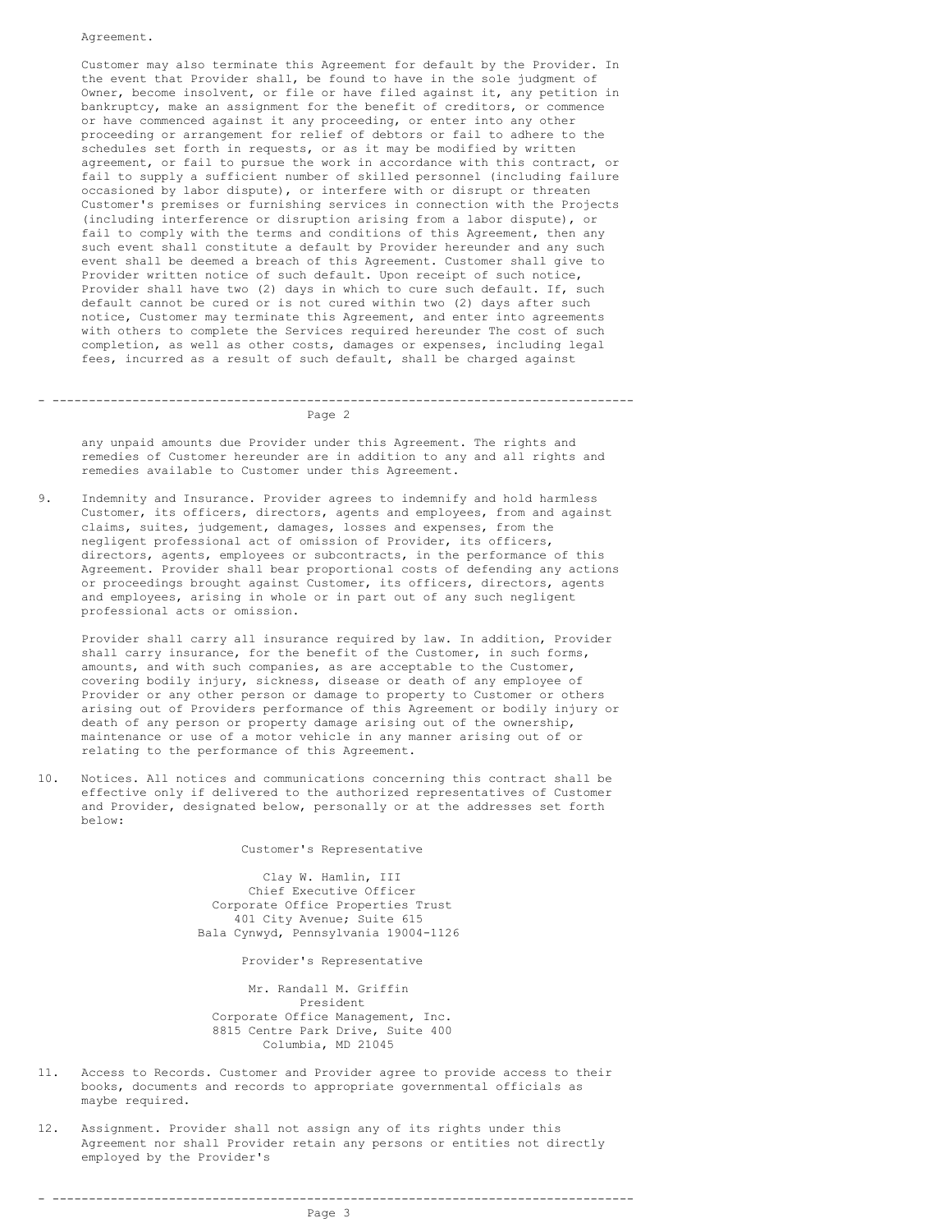Agreement.

Customer may also terminate this Agreement for default by the Provider. In the event that Provider shall, be found to have in the sole judgment of Owner, become insolvent, or file or have filed against it, any petition in bankruptcy, make an assignment for the benefit of creditors, or commence or have commenced against it any proceeding, or enter into any other proceeding or arrangement for relief of debtors or fail to adhere to the schedules set forth in requests, or as it may be modified by written agreement, or fail to pursue the work in accordance with this contract, or fail to supply a sufficient number of skilled personnel (including failure occasioned by labor dispute), or interfere with or disrupt or threaten Customer's premises or furnishing services in connection with the Projects (including interference or disruption arising from a labor dispute), or fail to comply with the terms and conditions of this Agreement, then any such event shall constitute a default by Provider hereunder and any such event shall be deemed a breach of this Agreement. Customer shall give to Provider written notice of such default. Upon receipt of such notice, Provider shall have two (2) days in which to cure such default. If, such default cannot be cured or is not cured within two (2) days after such notice, Customer may terminate this Agreement, and enter into agreements with others to complete the Services required hereunder The cost of such completion, as well as other costs, damages or expenses, including legal fees, incurred as a result of such default, shall be charged against any unpaid amounts due Provider under this Agreement. The rights and remedies of Customer hereunder are in addition to any and all rights and remedies available to Customer under this Agreement.

9. Indemnity and Insurance. Provider agrees to indemnify and hold harmless Customer, its officers, directors, agents and employees, from and against claims, suites, judgement, damages, losses and expenses, from the negligent professional act of omission of Provider, its officers, directors, agents, employees or subcontracts, in the performance of this Agreement. Provider shall bear proportional costs of defending any actions or proceedings brought against Customer, its officers, directors, agents and employees, arising in whole or in part out of any such negligent professional acts or omission.

   Provider shall carry all insurance required by law. In addition, Provider shall carry insurance, for the benefit of the Customer, in such forms, amounts, and with such companies, as are acceptable to the Customer, covering bodily injury, sickness, disease or death of any employee of Provider or any other person or damage to property to Customer or others arising out of Providers performance of this Agreement or bodily injury or death of any person or property damage arising out of the ownership, maintenance or use of a motor vehicle in any manner arising out of or relating to the performance of this Agreement.

10. Notices. All notices and communications concerning this contract shall be effective only if delivered to the authorized representatives of Customer and Provider, designated below, personally or at the addresses set forth below:

Customer's Representative

Clay W. Hamlin, III
Chief Executive Officer
Corporate Office Properties Trust
401 City Avenue; Suite 615
Bala Cynwyd, Pennsylvania 19004-1126

Provider's Representative

Mr. Randall M. Griffin
President
Corporate Office Management, Inc.
8815 Centre Park Drive, Suite 400
Columbia, MD 21045

11. Access to Records. Customer and Provider agree to provide access to their books, documents and records to appropriate governmental officials as maybe required.

12. Assignment. Provider shall not assign any of its rights under this Agreement nor shall Provider retain any persons or entities not directly employed by the Provider's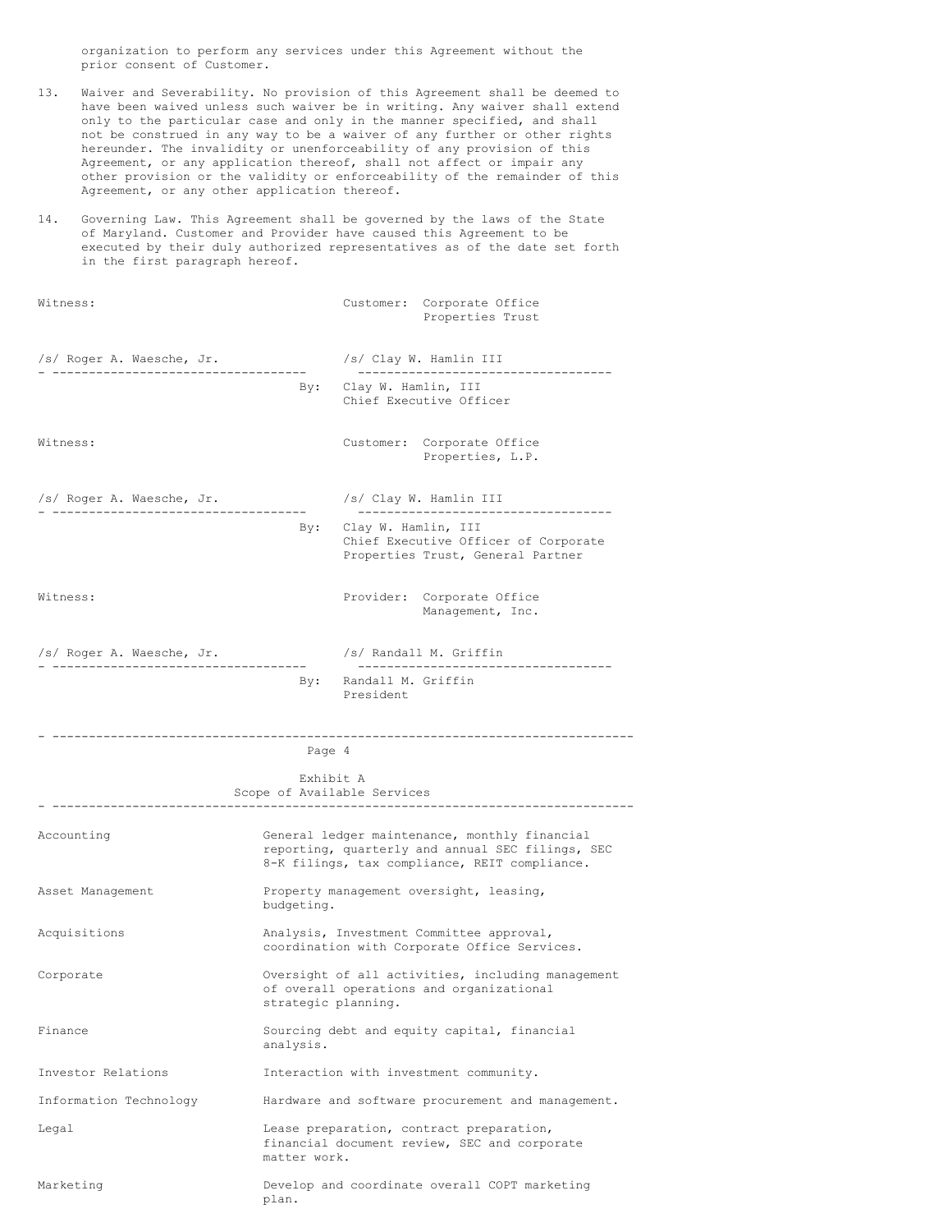organization to perform any services under this Agreement without the prior consent of Customer.

13. Waiver and Severability. No provision of this Agreement shall be deemed to have been waived unless such waiver be in writing. Any waiver shall extend only to the particular case and only in the manner specified, and shall not be construed in any way to be a waiver of any further or other rights hereunder. The invalidity or unenforceability of any provision of this Agreement, or any application thereof, shall not affect or impair any other provision or the validity or enforceability of the remainder of this Agreement, or any other application thereof.

14. Governing Law. This Agreement shall be governed by the laws of the State of Maryland. Customer and Provider have caused this Agreement to be executed by their duly authorized representatives as of the date set forth in the first paragraph hereof.

| | |
|---|---|
| Witness: | Customer: Corporate Office Properties Trust |
| /s/ Roger A. Waesche, Jr. | /s/ Clay W. Hamlin III |
| | By: Clay W. Hamlin, III<br>Chief Executive Officer |
| Witness: | Customer: Corporate Office Properties, L.P. |
| /s/ Roger A. Waesche, Jr. | /s/ Clay W. Hamlin III |
| | By: Clay W. Hamlin, III<br>Chief Executive Officer of Corporate Properties Trust, General Partner |
| Witness: | Provider: Corporate Office Management, Inc. |
| /s/ Roger A. Waesche, Jr. | /s/ Randall M. Griffin |
| | By: Randall M. Griffin<br>President |

Exhibit A
Scope of Available Services

| | |
|---|---|
| Accounting | General ledger maintenance, monthly financial reporting, quarterly and annual SEC filings, SEC 8-K filings, tax compliance, REIT compliance. |
| Asset Management | Property management oversight, leasing, budgeting. |
| Acquisitions | Analysis, Investment Committee approval, coordination with Corporate Office Services. |
| Corporate | Oversight of all activities, including management of overall operations and organizational strategic planning. |
| Finance | Sourcing debt and equity capital, financial analysis. |
| Investor Relations | Interaction with investment community. |
| Information Technology | Hardware and software procurement and management. |
| Legal | Lease preparation, contract preparation, financial document review, SEC and corporate matter work. |
| Marketing | Develop and coordinate overall COPT marketing plan. |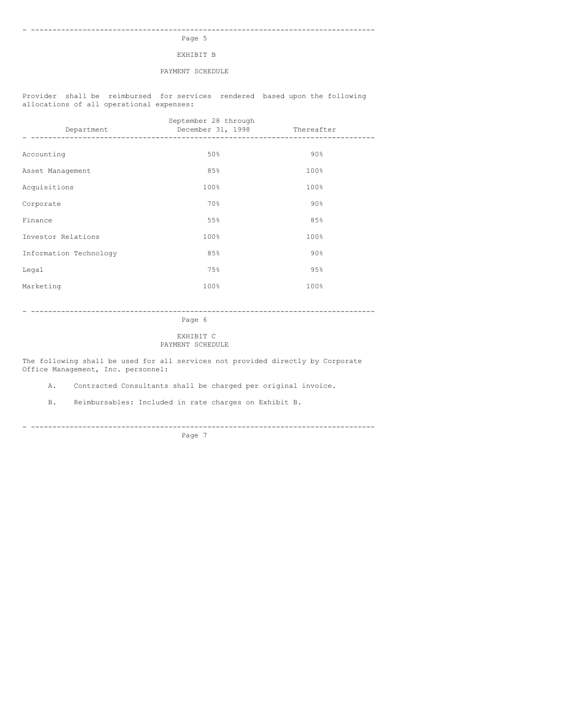## EXHIBIT B

## PAYMENT SCHEDULE

Provider shall be reimbursed for services rendered based upon the following allocations of all operational expenses:

| Department | September 28 through December 31, 1998 | Thereafter |
|---|---|---|
| Accounting | 50% | 90% |
| Asset Management | 85% | 100% |
| Acquisitions | 100% | 100% |
| Corporate | 70% | 90% |
| Finance | 55% | 85% |
| Investor Relations | 100% | 100% |
| Information Technology | 85% | 90% |
| Legal | 75% | 95% |
| Marketing | 100% | 100% |

## EXHIBIT C
## PAYMENT SCHEDULE

The following shall be used for all services not provided directly by Corporate Office Management, Inc. personnel:

A. Contracted Consultants shall be charged per original invoice.

B. Reimbursables: Included in rate charges on Exhibit B.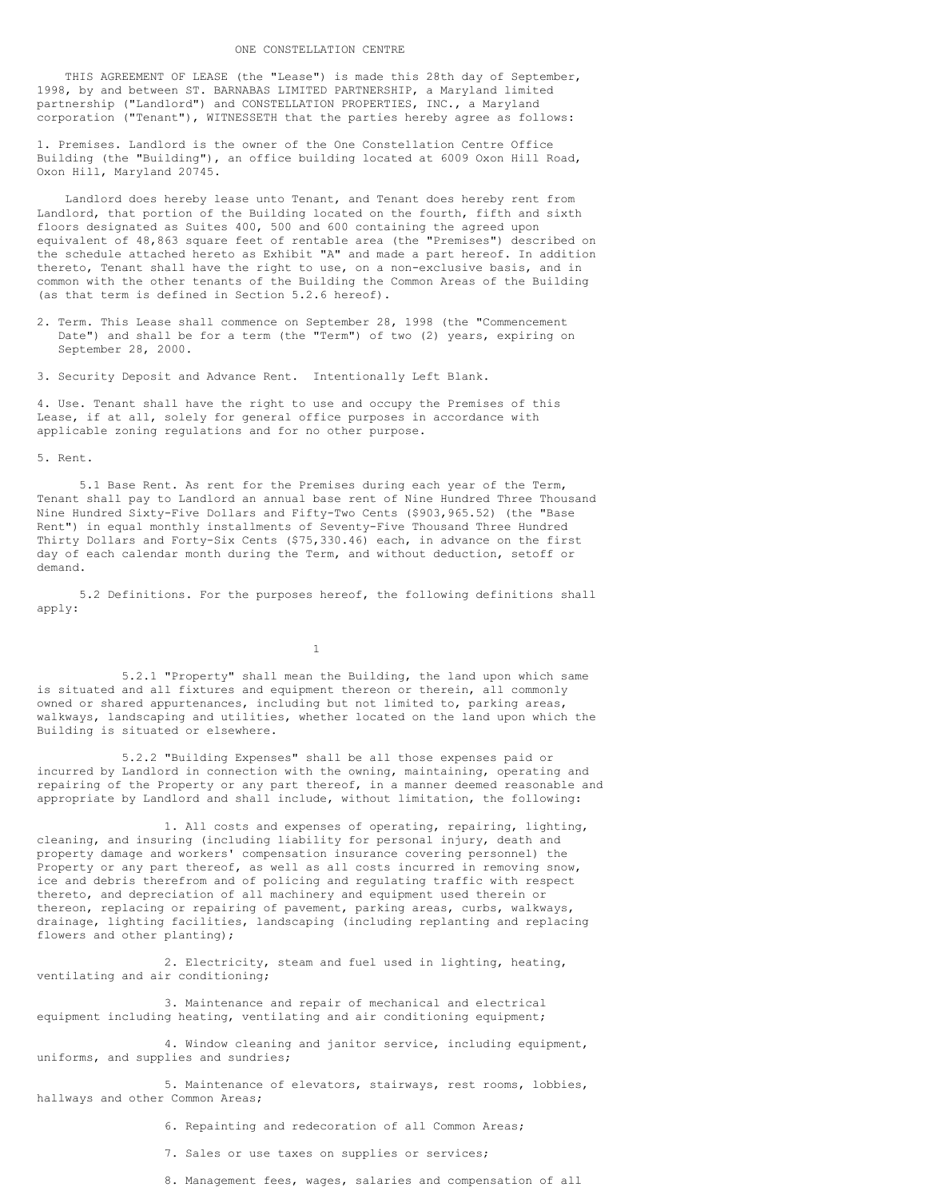# ONE CONSTELLATION CENTRE

THIS AGREEMENT OF LEASE (the "Lease") is made this 28th day of September, 1998, by and between ST. BARNABAS LIMITED PARTNERSHIP, a Maryland limited partnership ("Landlord") and CONSTELLATION PROPERTIES, INC., a Maryland corporation ("Tenant"), WITNESSETH that the parties hereby agree as follows:

1. Premises. Landlord is the owner of the One Constellation Centre Office Building (the "Building"), an office building located at 6009 Oxon Hill Road, Oxon Hill, Maryland 20745.

Landlord does hereby lease unto Tenant, and Tenant does hereby rent from Landlord, that portion of the Building located on the fourth, fifth and sixth floors designated as Suites 400, 500 and 600 containing the agreed upon equivalent of 48,863 square feet of rentable area (the "Premises") described on the schedule attached hereto as Exhibit "A" and made a part hereof. In addition thereto, Tenant shall have the right to use, on a non-exclusive basis, and in common with the other tenants of the Building the Common Areas of the Building (as that term is defined in Section 5.2.6 hereof).

2. Term. This Lease shall commence on September 28, 1998 (the "Commencement Date") and shall be for a term (the "Term") of two (2) years, expiring on September 28, 2000.

3. Security Deposit and Advance Rent. Intentionally Left Blank.

4. Use. Tenant shall have the right to use and occupy the Premises of this Lease, if at all, solely for general office purposes in accordance with applicable zoning regulations and for no other purpose.

5. Rent.

5.1 Base Rent. As rent for the Premises during each year of the Term, Tenant shall pay to Landlord an annual base rent of Nine Hundred Three Thousand Nine Hundred Sixty-Five Dollars and Fifty-Two Cents ($903,965.52) (the "Base Rent") in equal monthly installments of Seventy-Five Thousand Three Hundred Thirty Dollars and Forty-Six Cents ($75,330.46) each, in advance on the first day of each calendar month during the Term, and without deduction, setoff or demand.

5.2 Definitions. For the purposes hereof, the following definitions shall apply:

5.2.1 "Property" shall mean the Building, the land upon which same is situated and all fixtures and equipment thereon or therein, all commonly owned or shared appurtenances, including but not limited to, parking areas, walkways, landscaping and utilities, whether located on the land upon which the Building is situated or elsewhere.

5.2.2 "Building Expenses" shall be all those expenses paid or incurred by Landlord in connection with the owning, maintaining, operating and repairing of the Property or any part thereof, in a manner deemed reasonable and appropriate by Landlord and shall include, without limitation, the following:

1. All costs and expenses of operating, repairing, lighting, cleaning, and insuring (including liability for personal injury, death and property damage and workers' compensation insurance covering personnel) the Property or any part thereof, as well as all costs incurred in removing snow, ice and debris therefrom and of policing and regulating traffic with respect thereto, and depreciation of all machinery and equipment used therein or thereon, replacing or repairing of pavement, parking areas, curbs, walkways, drainage, lighting facilities, landscaping (including replanting and replacing flowers and other planting);

2. Electricity, steam and fuel used in lighting, heating, ventilating and air conditioning;

3. Maintenance and repair of mechanical and electrical equipment including heating, ventilating and air conditioning equipment;

4. Window cleaning and janitor service, including equipment, uniforms, and supplies and sundries;

5. Maintenance of elevators, stairways, rest rooms, lobbies, hallways and other Common Areas;

6. Repainting and redecoration of all Common Areas;

7. Sales or use taxes on supplies or services;

8. Management fees, wages, salaries and compensation of all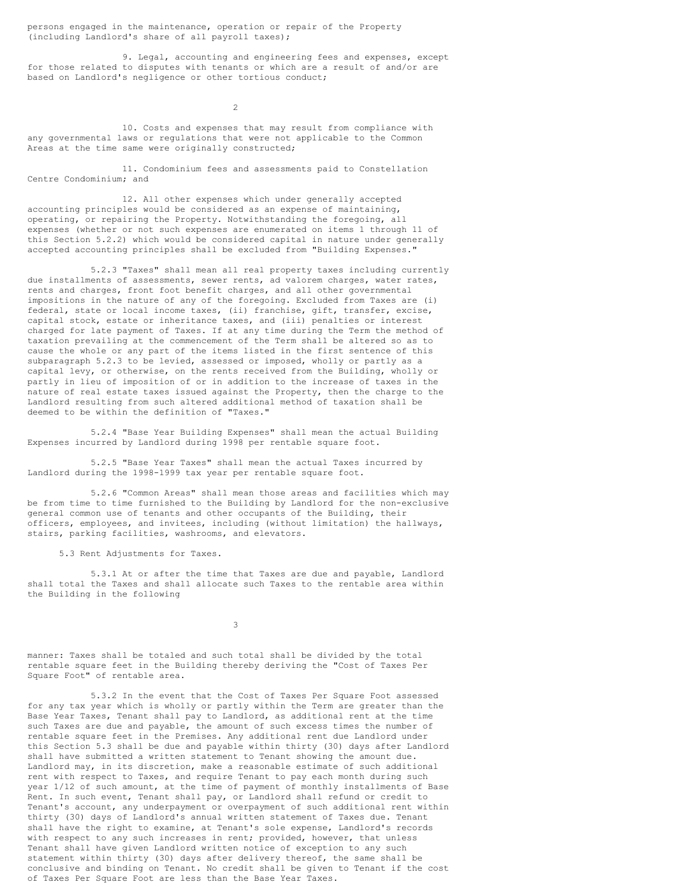persons engaged in the maintenance, operation or repair of the Property (including Landlord's share of all payroll taxes);

9. Legal, accounting and engineering fees and expenses, except for those related to disputes with tenants or which are a result of and/or are based on Landlord's negligence or other tortious conduct;

10. Costs and expenses that may result from compliance with any governmental laws or regulations that were not applicable to the Common Areas at the time same were originally constructed;

11. Condominium fees and assessments paid to Constellation Centre Condominium; and

12. All other expenses which under generally accepted accounting principles would be considered as an expense of maintaining, operating, or repairing the Property. Notwithstanding the foregoing, all expenses (whether or not such expenses are enumerated on items 1 through 11 of this Section 5.2.2) which would be considered capital in nature under generally accepted accounting principles shall be excluded from "Building Expenses."

5.2.3 "Taxes" shall mean all real property taxes including currently due installments of assessments, sewer rents, ad valorem charges, water rates, rents and charges, front foot benefit charges, and all other governmental impositions in the nature of any of the foregoing. Excluded from Taxes are (i) federal, state or local income taxes, (ii) franchise, gift, transfer, excise, capital stock, estate or inheritance taxes, and (iii) penalties or interest charged for late payment of Taxes. If at any time during the Term the method of taxation prevailing at the commencement of the Term shall be altered so as to cause the whole or any part of the items listed in the first sentence of this subparagraph 5.2.3 to be levied, assessed or imposed, wholly or partly as a capital levy, or otherwise, on the rents received from the Building, wholly or partly in lieu of imposition of or in addition to the increase of taxes in the nature of real estate taxes issued against the Property, then the charge to the Landlord resulting from such altered additional method of taxation shall be deemed to be within the definition of "Taxes."

5.2.4 "Base Year Building Expenses" shall mean the actual Building Expenses incurred by Landlord during 1998 per rentable square foot.

5.2.5 "Base Year Taxes" shall mean the actual Taxes incurred by Landlord during the 1998-1999 tax year per rentable square foot.

5.2.6 "Common Areas" shall mean those areas and facilities which may be from time to time furnished to the Building by Landlord for the non-exclusive general common use of tenants and other occupants of the Building, their officers, employees, and invitees, including (without limitation) the hallways, stairs, parking facilities, washrooms, and elevators.

5.3 Rent Adjustments for Taxes.

5.3.1 At or after the time that Taxes are due and payable, Landlord shall total the Taxes and shall allocate such Taxes to the rentable area within the Building in the following manner: Taxes shall be totaled and such total shall be divided by the total rentable square feet in the Building thereby deriving the "Cost of Taxes Per Square Foot" of rentable area.

5.3.2 In the event that the Cost of Taxes Per Square Foot assessed for any tax year which is wholly or partly within the Term are greater than the Base Year Taxes, Tenant shall pay to Landlord, as additional rent at the time such Taxes are due and payable, the amount of such excess times the number of rentable square feet in the Premises. Any additional rent due Landlord under this Section 5.3 shall be due and payable within thirty (30) days after Landlord shall have submitted a written statement to Tenant showing the amount due. Landlord may, in its discretion, make a reasonable estimate of such additional rent with respect to Taxes, and require Tenant to pay each month during such year 1/12 of such amount, at the time of payment of monthly installments of Base Rent. In such event, Tenant shall pay, or Landlord shall refund or credit to Tenant's account, any underpayment or overpayment of such additional rent within thirty (30) days of Landlord's annual written statement of Taxes due. Tenant shall have the right to examine, at Tenant's sole expense, Landlord's records with respect to any such increases in rent; provided, however, that unless Tenant shall have given Landlord written notice of exception to any such statement within thirty (30) days after delivery thereof, the same shall be conclusive and binding on Tenant. No credit shall be given to Tenant if the cost of Taxes Per Square Foot are less than the Base Year Taxes.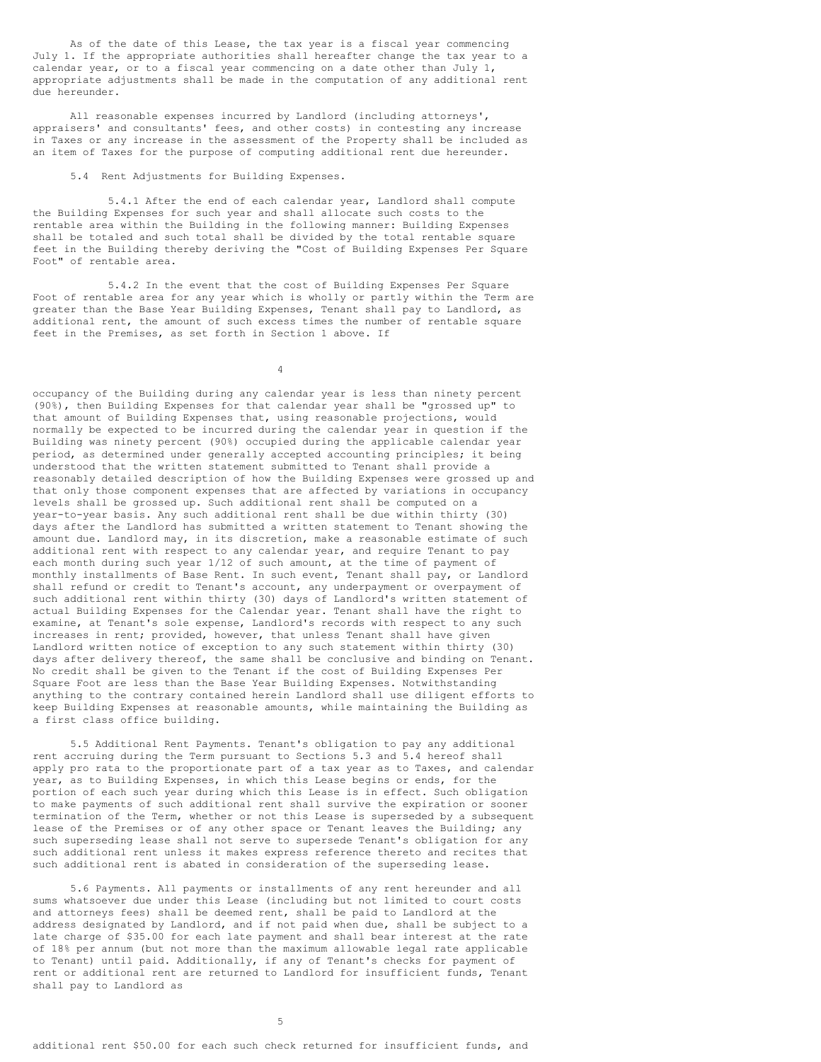As of the date of this Lease, the tax year is a fiscal year commencing July 1. If the appropriate authorities shall hereafter change the tax year to a calendar year, or to a fiscal year commencing on a date other than July 1, appropriate adjustments shall be made in the computation of any additional rent due hereunder.

All reasonable expenses incurred by Landlord (including attorneys', appraisers' and consultants' fees, and other costs) in contesting any increase in Taxes or any increase in the assessment of the Property shall be included as an item of Taxes for the purpose of computing additional rent due hereunder.

5.4 Rent Adjustments for Building Expenses.

5.4.1 After the end of each calendar year, Landlord shall compute the Building Expenses for such year and shall allocate such costs to the rentable area within the Building in the following manner: Building Expenses shall be totaled and such total shall be divided by the total rentable square feet in the Building thereby deriving the "Cost of Building Expenses Per Square Foot" of rentable area.

5.4.2 In the event that the cost of Building Expenses Per Square Foot of rentable area for any year which is wholly or partly within the Term are greater than the Base Year Building Expenses, Tenant shall pay to Landlord, as additional rent, the amount of such excess times the number of rentable square feet in the Premises, as set forth in Section 1 above. If occupancy of the Building during any calendar year is less than ninety percent (90%), then Building Expenses for that calendar year shall be "grossed up" to that amount of Building Expenses that, using reasonable projections, would normally be expected to be incurred during the calendar year in question if the Building was ninety percent (90%) occupied during the applicable calendar year period, as determined under generally accepted accounting principles; it being understood that the written statement submitted to Tenant shall provide a reasonably detailed description of how the Building Expenses were grossed up and that only those component expenses that are affected by variations in occupancy levels shall be grossed up. Such additional rent shall be computed on a year-to-year basis. Any such additional rent shall be due within thirty (30) days after the Landlord has submitted a written statement to Tenant showing the amount due. Landlord may, in its discretion, make a reasonable estimate of such additional rent with respect to any calendar year, and require Tenant to pay each month during such year 1/12 of such amount, at the time of payment of monthly installments of Base Rent. In such event, Tenant shall pay, or Landlord shall refund or credit to Tenant's account, any underpayment or overpayment of such additional rent within thirty (30) days of Landlord's written statement of actual Building Expenses for the Calendar year. Tenant shall have the right to examine, at Tenant's sole expense, Landlord's records with respect to any such increases in rent; provided, however, that unless Tenant shall have given Landlord written notice of exception to any such statement within thirty (30) days after delivery thereof, the same shall be conclusive and binding on Tenant. No credit shall be given to the Tenant if the cost of Building Expenses Per Square Foot are less than the Base Year Building Expenses. Notwithstanding anything to the contrary contained herein Landlord shall use diligent efforts to keep Building Expenses at reasonable amounts, while maintaining the Building as a first class office building.

5.5 Additional Rent Payments. Tenant's obligation to pay any additional rent accruing during the Term pursuant to Sections 5.3 and 5.4 hereof shall apply pro rata to the proportionate part of a tax year as to Taxes, and calendar year, as to Building Expenses, in which this Lease begins or ends, for the portion of each such year during which this Lease is in effect. Such obligation to make payments of such additional rent shall survive the expiration or sooner termination of the Term, whether or not this Lease is superseded by a subsequent lease of the Premises or of any other space or Tenant leaves the Building; any such superseding lease shall not serve to supersede Tenant's obligation for any such additional rent unless it makes express reference thereto and recites that such additional rent is abated in consideration of the superseding lease.

5.6 Payments. All payments or installments of any rent hereunder and all sums whatsoever due under this Lease (including but not limited to court costs and attorneys fees) shall be deemed rent, shall be paid to Landlord at the address designated by Landlord, and if not paid when due, shall be subject to a late charge of $35.00 for each late payment and shall bear interest at the rate of 18% per annum (but not more than the maximum allowable legal rate applicable to Tenant) until paid. Additionally, if any of Tenant's checks for payment of rent or additional rent are returned to Landlord for insufficient funds, Tenant shall pay to Landlord as additional rent $50.00 for each such check returned for insufficient funds, and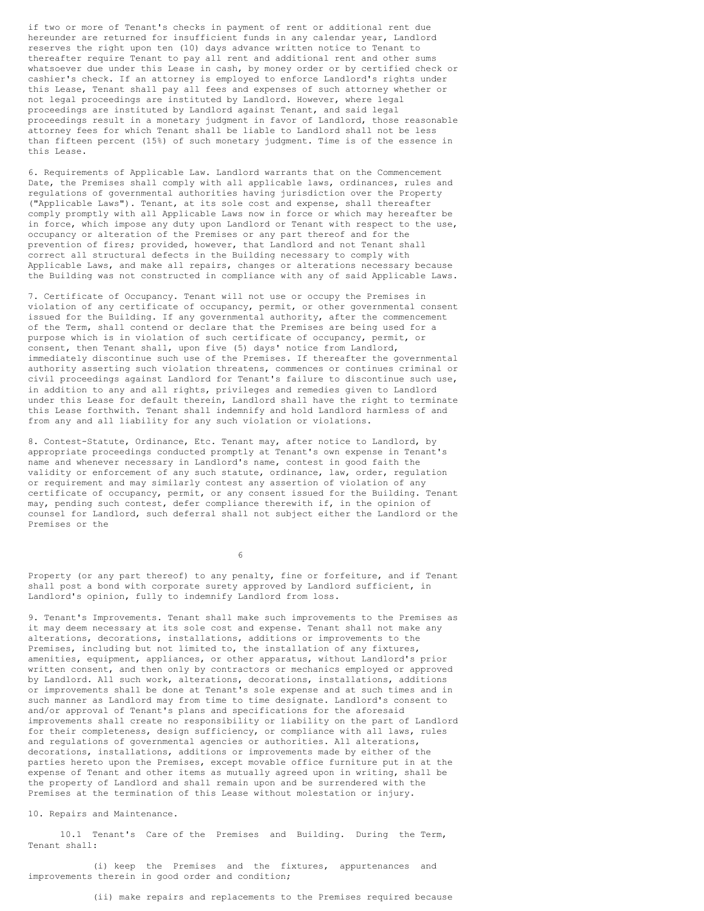if two or more of Tenant's checks in payment of rent or additional rent due hereunder are returned for insufficient funds in any calendar year, Landlord reserves the right upon ten (10) days advance written notice to Tenant to thereafter require Tenant to pay all rent and additional rent and other sums whatsoever due under this Lease in cash, by money order or by certified check or cashier's check. If an attorney is employed to enforce Landlord's rights under this Lease, Tenant shall pay all fees and expenses of such attorney whether or not legal proceedings are instituted by Landlord. However, where legal proceedings are instituted by Landlord against Tenant, and said legal proceedings result in a monetary judgment in favor of Landlord, those reasonable attorney fees for which Tenant shall be liable to Landlord shall not be less than fifteen percent (15%) of such monetary judgment. Time is of the essence in this Lease.

6. Requirements of Applicable Law. Landlord warrants that on the Commencement Date, the Premises shall comply with all applicable laws, ordinances, rules and regulations of governmental authorities having jurisdiction over the Property ("Applicable Laws"). Tenant, at its sole cost and expense, shall thereafter comply promptly with all Applicable Laws now in force or which may hereafter be in force, which impose any duty upon Landlord or Tenant with respect to the use, occupancy or alteration of the Premises or any part thereof and for the prevention of fires; provided, however, that Landlord and not Tenant shall correct all structural defects in the Building necessary to comply with Applicable Laws, and make all repairs, changes or alterations necessary because the Building was not constructed in compliance with any of said Applicable Laws.

7. Certificate of Occupancy. Tenant will not use or occupy the Premises in violation of any certificate of occupancy, permit, or other governmental consent issued for the Building. If any governmental authority, after the commencement of the Term, shall contend or declare that the Premises are being used for a purpose which is in violation of such certificate of occupancy, permit, or consent, then Tenant shall, upon five (5) days' notice from Landlord, immediately discontinue such use of the Premises. If thereafter the governmental authority asserting such violation threatens, commences or continues criminal or civil proceedings against Landlord for Tenant's failure to discontinue such use, in addition to any and all rights, privileges and remedies given to Landlord under this Lease for default therein, Landlord shall have the right to terminate this Lease forthwith. Tenant shall indemnify and hold Landlord harmless of and from any and all liability for any such violation or violations.

8. Contest-Statute, Ordinance, Etc. Tenant may, after notice to Landlord, by appropriate proceedings conducted promptly at Tenant's own expense in Tenant's name and whenever necessary in Landlord's name, contest in good faith the validity or enforcement of any such statute, ordinance, law, order, regulation or requirement and may similarly contest any assertion of violation of any certificate of occupancy, permit, or any consent issued for the Building. Tenant may, pending such contest, defer compliance therewith if, in the opinion of counsel for Landlord, such deferral shall not subject either the Landlord or the Premises or the Property (or any part thereof) to any penalty, fine or forfeiture, and if Tenant shall post a bond with corporate surety approved by Landlord sufficient, in Landlord's opinion, fully to indemnify Landlord from loss.

9. Tenant's Improvements. Tenant shall make such improvements to the Premises as it may deem necessary at its sole cost and expense. Tenant shall not make any alterations, decorations, installations, additions or improvements to the Premises, including but not limited to, the installation of any fixtures, amenities, equipment, appliances, or other apparatus, without Landlord's prior written consent, and then only by contractors or mechanics employed or approved by Landlord. All such work, alterations, decorations, installations, additions or improvements shall be done at Tenant's sole expense and at such times and in such manner as Landlord may from time to time designate. Landlord's consent to and/or approval of Tenant's plans and specifications for the aforesaid improvements shall create no responsibility or liability on the part of Landlord for their completeness, design sufficiency, or compliance with all laws, rules and regulations of governmental agencies or authorities. All alterations, decorations, installations, additions or improvements made by either of the parties hereto upon the Premises, except movable office furniture put in at the expense of Tenant and other items as mutually agreed upon in writing, shall be the property of Landlord and shall remain upon and be surrendered with the Premises at the termination of this Lease without molestation or injury.

10. Repairs and Maintenance.

10.1 Tenant's Care of the Premises and Building. During the Term, Tenant shall:

(i) keep the Premises and the fixtures, appurtenances and improvements therein in good order and condition;

(ii) make repairs and replacements to the Premises required because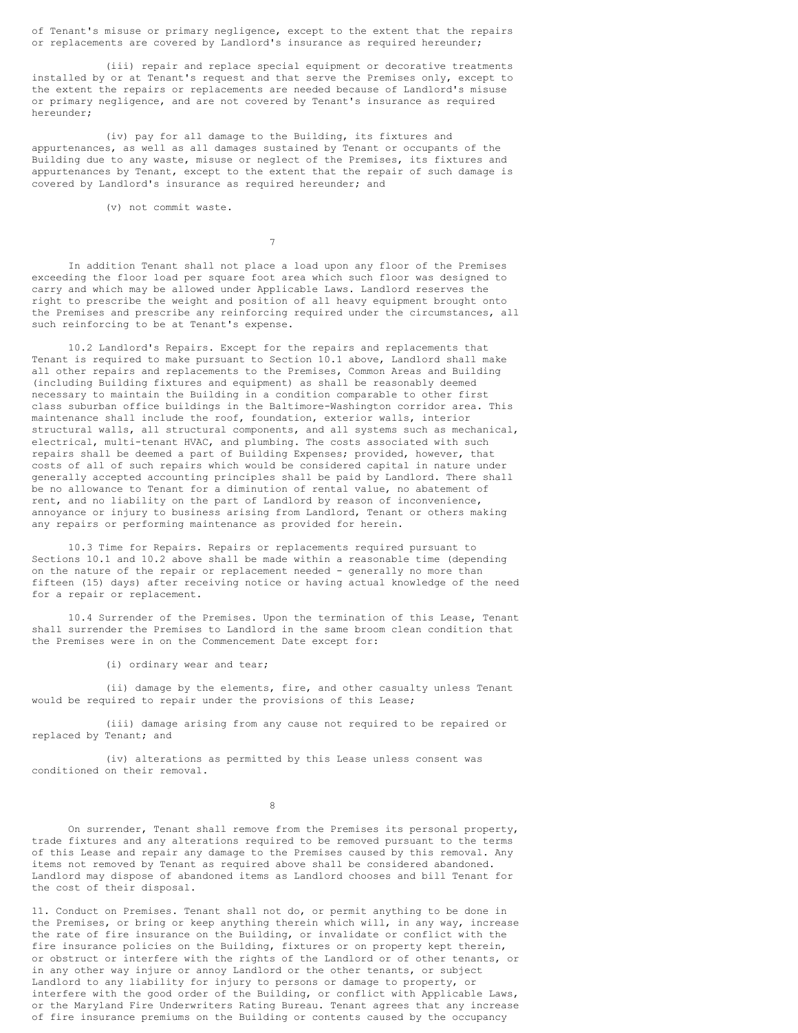of Tenant's misuse or primary negligence, except to the extent that the repairs or replacements are covered by Landlord's insurance as required hereunder;

(iii) repair and replace special equipment or decorative treatments installed by or at Tenant's request and that serve the Premises only, except to the extent the repairs or replacements are needed because of Landlord's misuse or primary negligence, and are not covered by Tenant's insurance as required hereunder;

(iv) pay for all damage to the Building, its fixtures and appurtenances, as well as all damages sustained by Tenant or occupants of the Building due to any waste, misuse or neglect of the Premises, its fixtures and appurtenances by Tenant, except to the extent that the repair of such damage is covered by Landlord's insurance as required hereunder; and

(v) not commit waste.

In addition Tenant shall not place a load upon any floor of the Premises exceeding the floor load per square foot area which such floor was designed to carry and which may be allowed under Applicable Laws. Landlord reserves the right to prescribe the weight and position of all heavy equipment brought onto the Premises and prescribe any reinforcing required under the circumstances, all such reinforcing to be at Tenant's expense.

10.2 Landlord's Repairs. Except for the repairs and replacements that Tenant is required to make pursuant to Section 10.1 above, Landlord shall make all other repairs and replacements to the Premises, Common Areas and Building (including Building fixtures and equipment) as shall be reasonably deemed necessary to maintain the Building in a condition comparable to other first class suburban office buildings in the Baltimore-Washington corridor area. This maintenance shall include the roof, foundation, exterior walls, interior structural walls, all structural components, and all systems such as mechanical, electrical, multi-tenant HVAC, and plumbing. The costs associated with such repairs shall be deemed a part of Building Expenses; provided, however, that costs of all of such repairs which would be considered capital in nature under generally accepted accounting principles shall be paid by Landlord. There shall be no allowance to Tenant for a diminution of rental value, no abatement of rent, and no liability on the part of Landlord by reason of inconvenience, annoyance or injury to business arising from Landlord, Tenant or others making any repairs or performing maintenance as provided for herein.

10.3 Time for Repairs. Repairs or replacements required pursuant to Sections 10.1 and 10.2 above shall be made within a reasonable time (depending on the nature of the repair or replacement needed - generally no more than fifteen (15) days) after receiving notice or having actual knowledge of the need for a repair or replacement.

10.4 Surrender of the Premises. Upon the termination of this Lease, Tenant shall surrender the Premises to Landlord in the same broom clean condition that the Premises were in on the Commencement Date except for:

(i) ordinary wear and tear;

(ii) damage by the elements, fire, and other casualty unless Tenant would be required to repair under the provisions of this Lease;

(iii) damage arising from any cause not required to be repaired or replaced by Tenant; and

(iv) alterations as permitted by this Lease unless consent was conditioned on their removal.

On surrender, Tenant shall remove from the Premises its personal property, trade fixtures and any alterations required to be removed pursuant to the terms of this Lease and repair any damage to the Premises caused by this removal. Any items not removed by Tenant as required above shall be considered abandoned. Landlord may dispose of abandoned items as Landlord chooses and bill Tenant for the cost of their disposal.

11. Conduct on Premises. Tenant shall not do, or permit anything to be done in the Premises, or bring or keep anything therein which will, in any way, increase the rate of fire insurance on the Building, or invalidate or conflict with the fire insurance policies on the Building, fixtures or on property kept therein, or obstruct or interfere with the rights of the Landlord or of other tenants, or in any other way injure or annoy Landlord or the other tenants, or subject Landlord to any liability for injury to persons or damage to property, or interfere with the good order of the Building, or conflict with Applicable Laws, or the Maryland Fire Underwriters Rating Bureau. Tenant agrees that any increase of fire insurance premiums on the Building or contents caused by the occupancy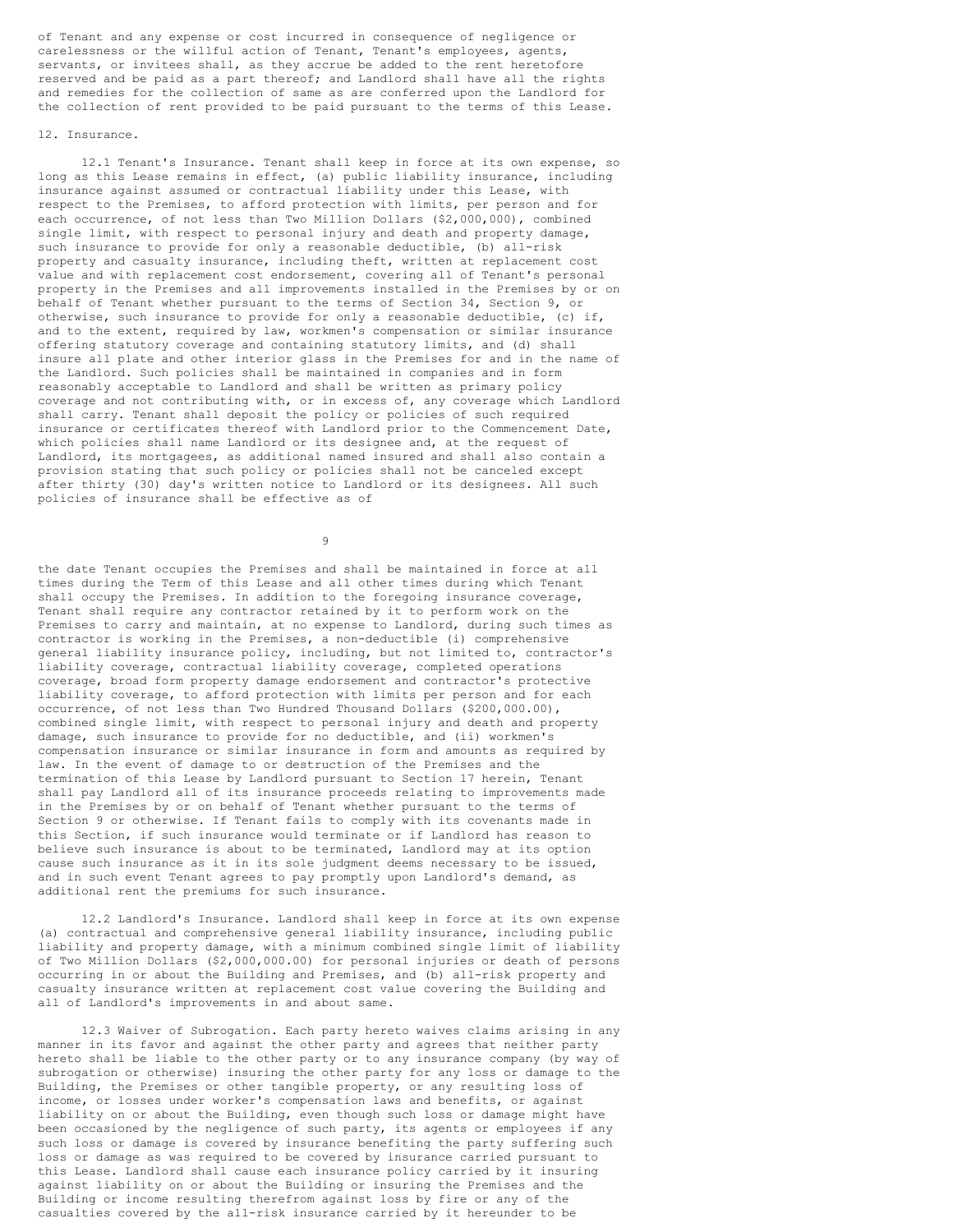of Tenant and any expense or cost incurred in consequence of negligence or carelessness or the willful action of Tenant, Tenant's employees, agents, servants, or invitees shall, as they accrue be added to the rent heretofore reserved and be paid as a part thereof; and Landlord shall have all the rights and remedies for the collection of same as are conferred upon the Landlord for the collection of rent provided to be paid pursuant to the terms of this Lease.

12. Insurance.

12.1 Tenant's Insurance. Tenant shall keep in force at its own expense, so long as this Lease remains in effect, (a) public liability insurance, including insurance against assumed or contractual liability under this Lease, with respect to the Premises, to afford protection with limits, per person and for each occurrence, of not less than Two Million Dollars ($2,000,000), combined single limit, with respect to personal injury and death and property damage, such insurance to provide for only a reasonable deductible, (b) all-risk property and casualty insurance, including theft, written at replacement cost value and with replacement cost endorsement, covering all of Tenant's personal property in the Premises and all improvements installed in the Premises by or on behalf of Tenant whether pursuant to the terms of Section 34, Section 9, or otherwise, such insurance to provide for only a reasonable deductible, (c) if, and to the extent, required by law, workmen's compensation or similar insurance offering statutory coverage and containing statutory limits, and (d) shall insure all plate and other interior glass in the Premises for and in the name of the Landlord. Such policies shall be maintained in companies and in form reasonably acceptable to Landlord and shall be written as primary policy coverage and not contributing with, or in excess of, any coverage which Landlord shall carry. Tenant shall deposit the policy or policies of such required insurance or certificates thereof with Landlord prior to the Commencement Date, which policies shall name Landlord or its designee and, at the request of Landlord, its mortgagees, as additional named insured and shall also contain a provision stating that such policy or policies shall not be canceled except after thirty (30) day's written notice to Landlord or its designees. All such policies of insurance shall be effective as of the date Tenant occupies the Premises and shall be maintained in force at all times during the Term of this Lease and all other times during which Tenant shall occupy the Premises. In addition to the foregoing insurance coverage, Tenant shall require any contractor retained by it to perform work on the Premises to carry and maintain, at no expense to Landlord, during such times as contractor is working in the Premises, a non-deductible (i) comprehensive general liability insurance policy, including, but not limited to, contractor's liability coverage, contractual liability coverage, completed operations coverage, broad form property damage endorsement and contractor's protective liability coverage, to afford protection with limits per person and for each occurrence, of not less than Two Hundred Thousand Dollars ($200,000.00), combined single limit, with respect to personal injury and death and property damage, such insurance to provide for no deductible, and (ii) workmen's compensation insurance or similar insurance in form and amounts as required by law. In the event of damage to or destruction of the Premises and the termination of this Lease by Landlord pursuant to Section 17 herein, Tenant shall pay Landlord all of its insurance proceeds relating to improvements made in the Premises by or on behalf of Tenant whether pursuant to the terms of Section 9 or otherwise. If Tenant fails to comply with its covenants made in this Section, if such insurance would terminate or if Landlord has reason to believe such insurance is about to be terminated, Landlord may at its option cause such insurance as it in its sole judgment deems necessary to be issued, and in such event Tenant agrees to pay promptly upon Landlord's demand, as additional rent the premiums for such insurance.

12.2 Landlord's Insurance. Landlord shall keep in force at its own expense (a) contractual and comprehensive general liability insurance, including public liability and property damage, with a minimum combined single limit of liability of Two Million Dollars ($2,000,000.00) for personal injuries or death of persons occurring in or about the Building and Premises, and (b) all-risk property and casualty insurance written at replacement cost value covering the Building and all of Landlord's improvements in and about same.

12.3 Waiver of Subrogation. Each party hereto waives claims arising in any manner in its favor and against the other party and agrees that neither party hereto shall be liable to the other party or to any insurance company (by way of subrogation or otherwise) insuring the other party for any loss or damage to the Building, the Premises or other tangible property, or any resulting loss of income, or losses under worker's compensation laws and benefits, or against liability on or about the Building, even though such loss or damage might have been occasioned by the negligence of such party, its agents or employees if any such loss or damage is covered by insurance benefiting the party suffering such loss or damage as was required to be covered by insurance carried pursuant to this Lease. Landlord shall cause each insurance policy carried by it insuring against liability on or about the Building or insuring the Premises and the Building or income resulting therefrom against loss by fire or any of the casualties covered by the all-risk insurance carried by it hereunder to be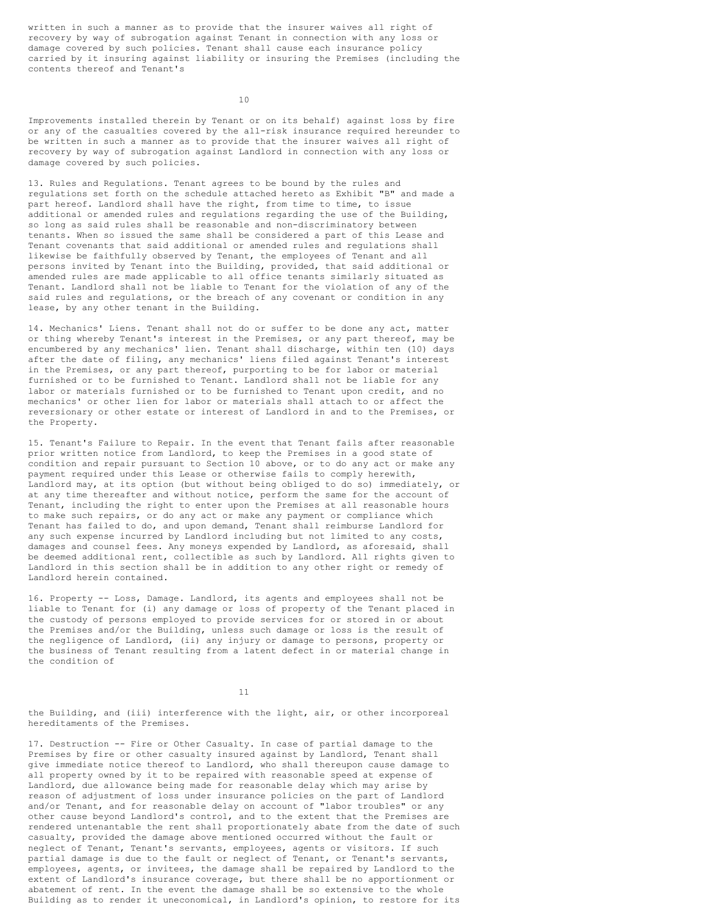written in such a manner as to provide that the insurer waives all right of recovery by way of subrogation against Tenant in connection with any loss or damage covered by such policies. Tenant shall cause each insurance policy carried by it insuring against liability or insuring the Premises (including the contents thereof and Tenant's Improvements installed therein by Tenant or on its behalf) against loss by fire or any of the casualties covered by the all-risk insurance required hereunder to be written in such a manner as to provide that the insurer waives all right of recovery by way of subrogation against Landlord in connection with any loss or damage covered by such policies.

13. Rules and Regulations. Tenant agrees to be bound by the rules and regulations set forth on the schedule attached hereto as Exhibit "B" and made a part hereof. Landlord shall have the right, from time to time, to issue additional or amended rules and regulations regarding the use of the Building, so long as said rules shall be reasonable and non-discriminatory between tenants. When so issued the same shall be considered a part of this Lease and Tenant covenants that said additional or amended rules and regulations shall likewise be faithfully observed by Tenant, the employees of Tenant and all persons invited by Tenant into the Building, provided, that said additional or amended rules are made applicable to all office tenants similarly situated as Tenant. Landlord shall not be liable to Tenant for the violation of any of the said rules and regulations, or the breach of any covenant or condition in any lease, by any other tenant in the Building.

14. Mechanics' Liens. Tenant shall not do or suffer to be done any act, matter or thing whereby Tenant's interest in the Premises, or any part thereof, may be encumbered by any mechanics' lien. Tenant shall discharge, within ten (10) days after the date of filing, any mechanics' liens filed against Tenant's interest in the Premises, or any part thereof, purporting to be for labor or material furnished or to be furnished to Tenant. Landlord shall not be liable for any labor or materials furnished or to be furnished to Tenant upon credit, and no mechanics' or other lien for labor or materials shall attach to or affect the reversionary or other estate or interest of Landlord in and to the Premises, or the Property.

15. Tenant's Failure to Repair. In the event that Tenant fails after reasonable prior written notice from Landlord, to keep the Premises in a good state of condition and repair pursuant to Section 10 above, or to do any act or make any payment required under this Lease or otherwise fails to comply herewith, Landlord may, at its option (but without being obliged to do so) immediately, or at any time thereafter and without notice, perform the same for the account of Tenant, including the right to enter upon the Premises at all reasonable hours to make such repairs, or do any act or make any payment or compliance which Tenant has failed to do, and upon demand, Tenant shall reimburse Landlord for any such expense incurred by Landlord including but not limited to any costs, damages and counsel fees. Any moneys expended by Landlord, as aforesaid, shall be deemed additional rent, collectible as such by Landlord. All rights given to Landlord in this section shall be in addition to any other right or remedy of Landlord herein contained.

16. Property -- Loss, Damage. Landlord, its agents and employees shall not be liable to Tenant for (i) any damage or loss of property of the Tenant placed in the custody of persons employed to provide services for or stored in or about the Premises and/or the Building, unless such damage or loss is the result of the negligence of Landlord, (ii) any injury or damage to persons, property or the business of Tenant resulting from a latent defect in or material change in the condition of the Building, and (iii) interference with the light, air, or other incorporeal hereditaments of the Premises.

17. Destruction -- Fire or Other Casualty. In case of partial damage to the Premises by fire or other casualty insured against by Landlord, Tenant shall give immediate notice thereof to Landlord, who shall thereupon cause damage to all property owned by it to be repaired with reasonable speed at expense of Landlord, due allowance being made for reasonable delay which may arise by reason of adjustment of loss under insurance policies on the part of Landlord and/or Tenant, and for reasonable delay on account of "labor troubles" or any other cause beyond Landlord's control, and to the extent that the Premises are rendered untenantable the rent shall proportionately abate from the date of such casualty, provided the damage above mentioned occurred without the fault or neglect of Tenant, Tenant's servants, employees, agents or visitors. If such partial damage is due to the fault or neglect of Tenant, or Tenant's servants, employees, agents, or invitees, the damage shall be repaired by Landlord to the extent of Landlord's insurance coverage, but there shall be no apportionment or abatement of rent. In the event the damage shall be so extensive to the whole Building as to render it uneconomical, in Landlord's opinion, to restore for its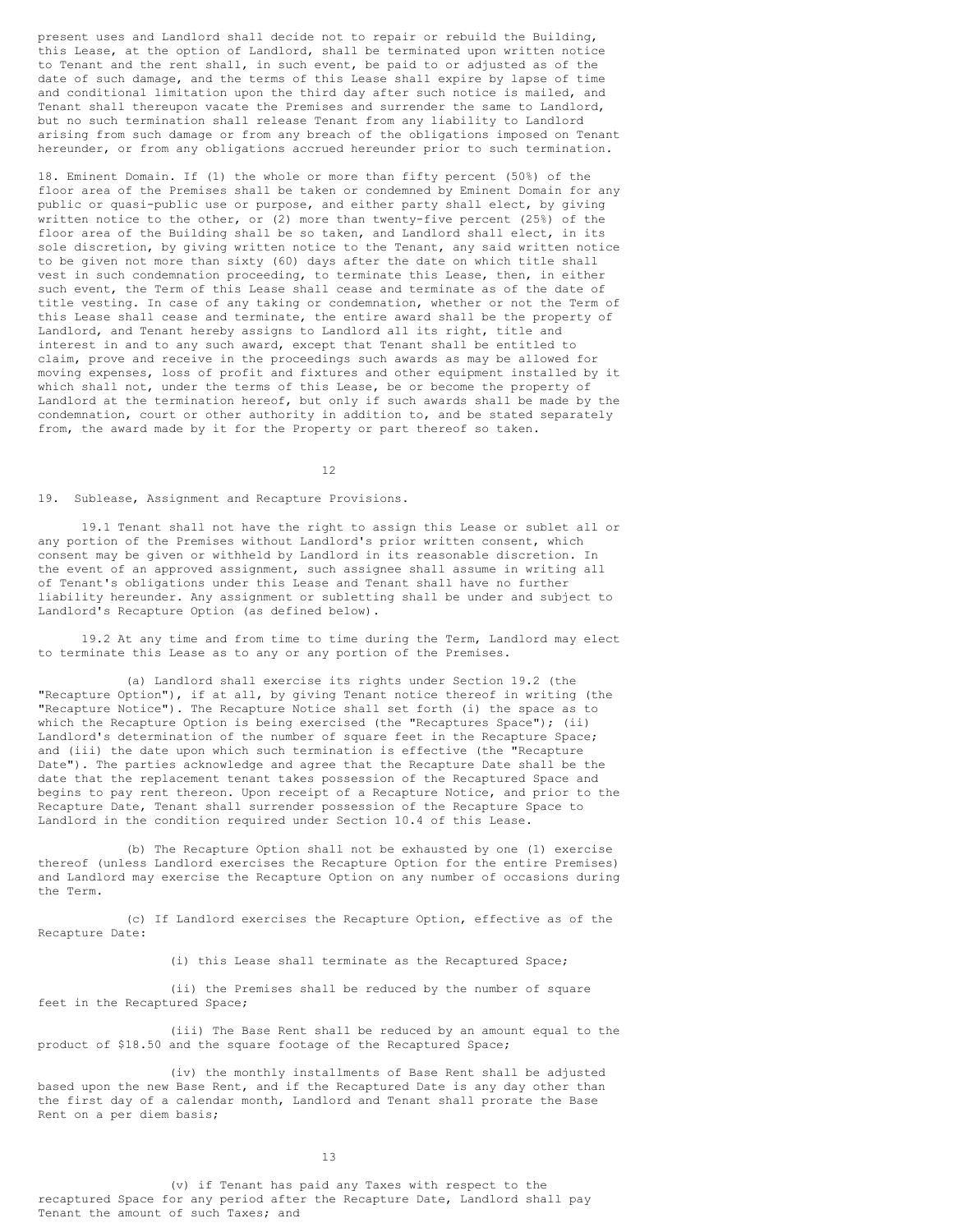present uses and Landlord shall decide not to repair or rebuild the Building, this Lease, at the option of Landlord, shall be terminated upon written notice to Tenant and the rent shall, in such event, be paid to or adjusted as of the date of such damage, and the terms of this Lease shall expire by lapse of time and conditional limitation upon the third day after such notice is mailed, and Tenant shall thereupon vacate the Premises and surrender the same to Landlord, but no such termination shall release Tenant from any liability to Landlord arising from such damage or from any breach of the obligations imposed on Tenant hereunder, or from any obligations accrued hereunder prior to such termination.

18. Eminent Domain. If (1) the whole or more than fifty percent (50%) of the floor area of the Premises shall be taken or condemned by Eminent Domain for any public or quasi-public use or purpose, and either party shall elect, by giving written notice to the other, or (2) more than twenty-five percent (25%) of the floor area of the Building shall be so taken, and Landlord shall elect, in its sole discretion, by giving written notice to the Tenant, any said written notice to be given not more than sixty (60) days after the date on which title shall vest in such condemnation proceeding, to terminate this Lease, then, in either such event, the Term of this Lease shall cease and terminate as of the date of title vesting. In case of any taking or condemnation, whether or not the Term of this Lease shall cease and terminate, the entire award shall be the property of Landlord, and Tenant hereby assigns to Landlord all its right, title and interest in and to any such award, except that Tenant shall be entitled to claim, prove and receive in the proceedings such awards as may be allowed for moving expenses, loss of profit and fixtures and other equipment installed by it which shall not, under the terms of this Lease, be or become the property of Landlord at the termination hereof, but only if such awards shall be made by the condemnation, court or other authority in addition to, and be stated separately from, the award made by it for the Property or part thereof so taken.

19. Sublease, Assignment and Recapture Provisions.

19.1 Tenant shall not have the right to assign this Lease or sublet all or any portion of the Premises without Landlord's prior written consent, which consent may be given or withheld by Landlord in its reasonable discretion. In the event of an approved assignment, such assignee shall assume in writing all of Tenant's obligations under this Lease and Tenant shall have no further liability hereunder. Any assignment or subletting shall be under and subject to Landlord's Recapture Option (as defined below).

19.2 At any time and from time to time during the Term, Landlord may elect to terminate this Lease as to any or any portion of the Premises.

(a) Landlord shall exercise its rights under Section 19.2 (the "Recapture Option"), if at all, by giving Tenant notice thereof in writing (the "Recapture Notice"). The Recapture Notice shall set forth (i) the space as to which the Recapture Option is being exercised (the "Recaptures Space"); (ii) Landlord's determination of the number of square feet in the Recapture Space; and (iii) the date upon which such termination is effective (the "Recapture Date"). The parties acknowledge and agree that the Recapture Date shall be the date that the replacement tenant takes possession of the Recaptured Space and begins to pay rent thereon. Upon receipt of a Recapture Notice, and prior to the Recapture Date, Tenant shall surrender possession of the Recapture Space to Landlord in the condition required under Section 10.4 of this Lease.

(b) The Recapture Option shall not be exhausted by one (1) exercise thereof (unless Landlord exercises the Recapture Option for the entire Premises) and Landlord may exercise the Recapture Option on any number of occasions during the Term.

(c) If Landlord exercises the Recapture Option, effective as of the Recapture Date:

(i) this Lease shall terminate as the Recaptured Space;

(ii) the Premises shall be reduced by the number of square feet in the Recaptured Space;

(iii) The Base Rent shall be reduced by an amount equal to the product of $18.50 and the square footage of the Recaptured Space;

(iv) the monthly installments of Base Rent shall be adjusted based upon the new Base Rent, and if the Recaptured Date is any day other than the first day of a calendar month, Landlord and Tenant shall prorate the Base Rent on a per diem basis;

(v) if Tenant has paid any Taxes with respect to the recaptured Space for any period after the Recapture Date, Landlord shall pay Tenant the amount of such Taxes; and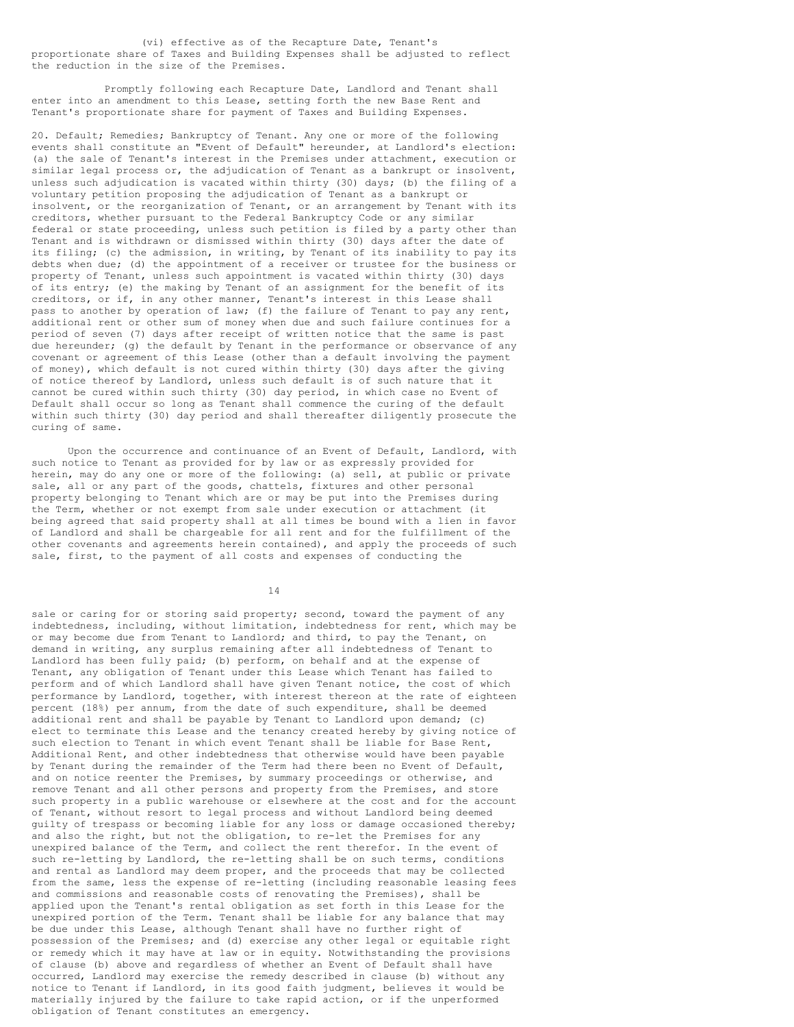(vi) effective as of the Recapture Date, Tenant's proportionate share of Taxes and Building Expenses shall be adjusted to reflect the reduction in the size of the Premises.

Promptly following each Recapture Date, Landlord and Tenant shall enter into an amendment to this Lease, setting forth the new Base Rent and Tenant's proportionate share for payment of Taxes and Building Expenses.

20. Default; Remedies; Bankruptcy of Tenant. Any one or more of the following events shall constitute an "Event of Default" hereunder, at Landlord's election: (a) the sale of Tenant's interest in the Premises under attachment, execution or similar legal process or, the adjudication of Tenant as a bankrupt or insolvent, unless such adjudication is vacated within thirty (30) days; (b) the filing of a voluntary petition proposing the adjudication of Tenant as a bankrupt or insolvent, or the reorganization of Tenant, or an arrangement by Tenant with its creditors, whether pursuant to the Federal Bankruptcy Code or any similar federal or state proceeding, unless such petition is filed by a party other than Tenant and is withdrawn or dismissed within thirty (30) days after the date of its filing; (c) the admission, in writing, by Tenant of its inability to pay its debts when due; (d) the appointment of a receiver or trustee for the business or property of Tenant, unless such appointment is vacated within thirty (30) days of its entry; (e) the making by Tenant of an assignment for the benefit of its creditors, or if, in any other manner, Tenant's interest in this Lease shall pass to another by operation of law; (f) the failure of Tenant to pay any rent, additional rent or other sum of money when due and such failure continues for a period of seven (7) days after receipt of written notice that the same is past due hereunder; (g) the default by Tenant in the performance or observance of any covenant or agreement of this Lease (other than a default involving the payment of money), which default is not cured within thirty (30) days after the giving of notice thereof by Landlord, unless such default is of such nature that it cannot be cured within such thirty (30) day period, in which case no Event of Default shall occur so long as Tenant shall commence the curing of the default within such thirty (30) day period and shall thereafter diligently prosecute the curing of same.

Upon the occurrence and continuance of an Event of Default, Landlord, with such notice to Tenant as provided for by law or as expressly provided for herein, may do any one or more of the following: (a) sell, at public or private sale, all or any part of the goods, chattels, fixtures and other personal property belonging to Tenant which are or may be put into the Premises during the Term, whether or not exempt from sale under execution or attachment (it being agreed that said property shall at all times be bound with a lien in favor of Landlord and shall be chargeable for all rent and for the fulfillment of the other covenants and agreements herein contained), and apply the proceeds of such sale, first, to the payment of all costs and expenses of conducting the sale or caring for or storing said property; second, toward the payment of any indebtedness, including, without limitation, indebtedness for rent, which may be or may become due from Tenant to Landlord; and third, to pay the Tenant, on demand in writing, any surplus remaining after all indebtedness of Tenant to Landlord has been fully paid; (b) perform, on behalf and at the expense of Tenant, any obligation of Tenant under this Lease which Tenant has failed to perform and of which Landlord shall have given Tenant notice, the cost of which performance by Landlord, together, with interest thereon at the rate of eighteen percent (18%) per annum, from the date of such expenditure, shall be deemed additional rent and shall be payable by Tenant to Landlord upon demand; (c) elect to terminate this Lease and the tenancy created hereby by giving notice of such election to Tenant in which event Tenant shall be liable for Base Rent, Additional Rent, and other indebtedness that otherwise would have been payable by Tenant during the remainder of the Term had there been no Event of Default, and on notice reenter the Premises, by summary proceedings or otherwise, and remove Tenant and all other persons and property from the Premises, and store such property in a public warehouse or elsewhere at the cost and for the account of Tenant, without resort to legal process and without Landlord being deemed guilty of trespass or becoming liable for any loss or damage occasioned thereby; and also the right, but not the obligation, to re-let the Premises for any unexpired balance of the Term, and collect the rent therefor. In the event of such re-letting by Landlord, the re-letting shall be on such terms, conditions and rental as Landlord may deem proper, and the proceeds that may be collected from the same, less the expense of re-letting (including reasonable leasing fees and commissions and reasonable costs of renovating the Premises), shall be applied upon the Tenant's rental obligation as set forth in this Lease for the unexpired portion of the Term. Tenant shall be liable for any balance that may be due under this Lease, although Tenant shall have no further right of possession of the Premises; and (d) exercise any other legal or equitable right or remedy which it may have at law or in equity. Notwithstanding the provisions of clause (b) above and regardless of whether an Event of Default shall have occurred, Landlord may exercise the remedy described in clause (b) without any notice to Tenant if Landlord, in its good faith judgment, believes it would be materially injured by the failure to take rapid action, or if the unperformed obligation of Tenant constitutes an emergency.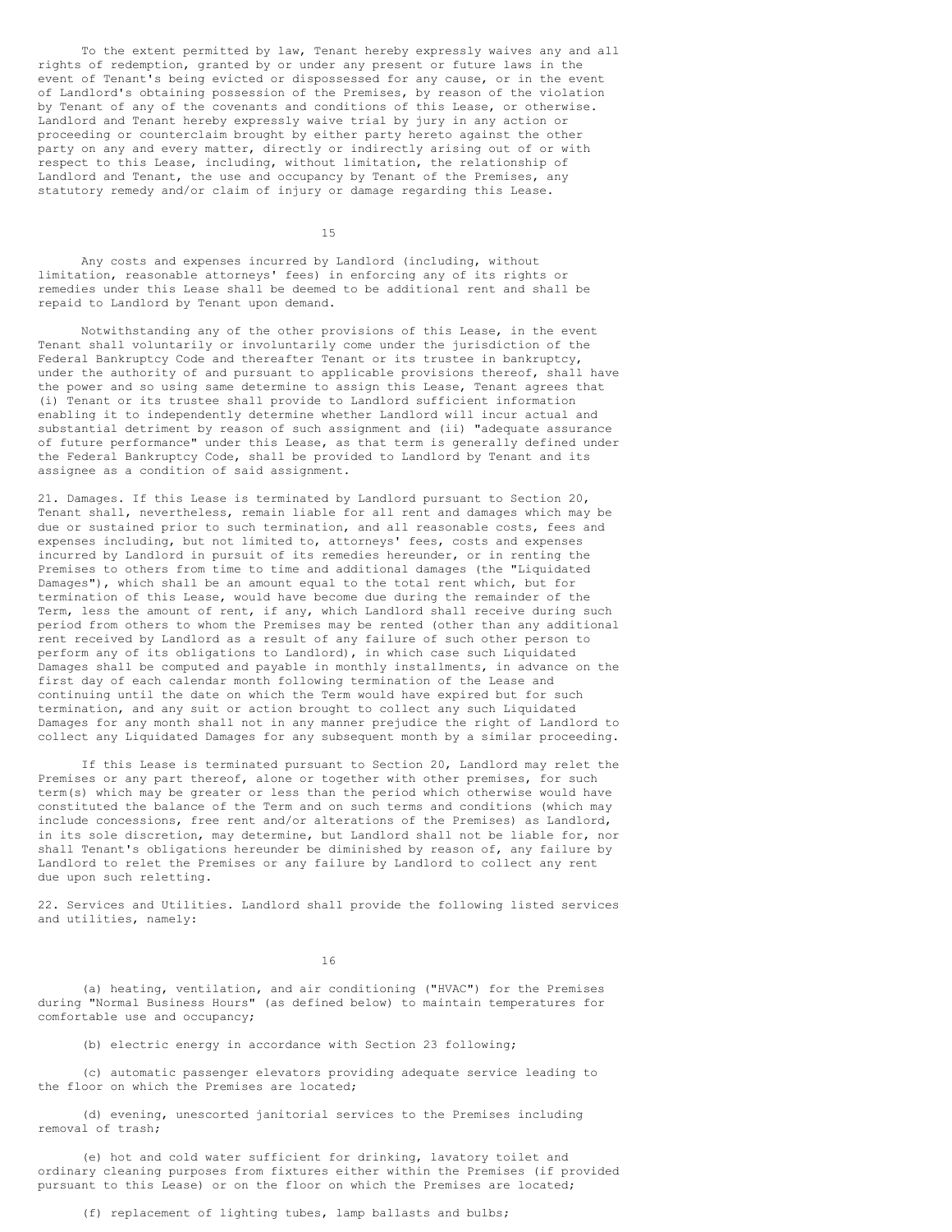To the extent permitted by law, Tenant hereby expressly waives any and all rights of redemption, granted by or under any present or future laws in the event of Tenant's being evicted or dispossessed for any cause, or in the event of Landlord's obtaining possession of the Premises, by reason of the violation by Tenant of any of the covenants and conditions of this Lease, or otherwise. Landlord and Tenant hereby expressly waive trial by jury in any action or proceeding or counterclaim brought by either party hereto against the other party on any and every matter, directly or indirectly arising out of or with respect to this Lease, including, without limitation, the relationship of Landlord and Tenant, the use and occupancy by Tenant of the Premises, any statutory remedy and/or claim of injury or damage regarding this Lease.

Any costs and expenses incurred by Landlord (including, without limitation, reasonable attorneys' fees) in enforcing any of its rights or remedies under this Lease shall be deemed to be additional rent and shall be repaid to Landlord by Tenant upon demand.

Notwithstanding any of the other provisions of this Lease, in the event Tenant shall voluntarily or involuntarily come under the jurisdiction of the Federal Bankruptcy Code and thereafter Tenant or its trustee in bankruptcy, under the authority of and pursuant to applicable provisions thereof, shall have the power and so using same determine to assign this Lease, Tenant agrees that (i) Tenant or its trustee shall provide to Landlord sufficient information enabling it to independently determine whether Landlord will incur actual and substantial detriment by reason of such assignment and (ii) "adequate assurance of future performance" under this Lease, as that term is generally defined under the Federal Bankruptcy Code, shall be provided to Landlord by Tenant and its assignee as a condition of said assignment.

21. Damages. If this Lease is terminated by Landlord pursuant to Section 20, Tenant shall, nevertheless, remain liable for all rent and damages which may be due or sustained prior to such termination, and all reasonable costs, fees and expenses including, but not limited to, attorneys' fees, costs and expenses incurred by Landlord in pursuit of its remedies hereunder, or in renting the Premises to others from time to time and additional damages (the "Liquidated Damages"), which shall be an amount equal to the total rent which, but for termination of this Lease, would have become due during the remainder of the Term, less the amount of rent, if any, which Landlord shall receive during such period from others to whom the Premises may be rented (other than any additional rent received by Landlord as a result of any failure of such other person to perform any of its obligations to Landlord), in which case such Liquidated Damages shall be computed and payable in monthly installments, in advance on the first day of each calendar month following termination of the Lease and continuing until the date on which the Term would have expired but for such termination, and any suit or action brought to collect any such Liquidated Damages for any month shall not in any manner prejudice the right of Landlord to collect any Liquidated Damages for any subsequent month by a similar proceeding.

If this Lease is terminated pursuant to Section 20, Landlord may relet the Premises or any part thereof, alone or together with other premises, for such term(s) which may be greater or less than the period which otherwise would have constituted the balance of the Term and on such terms and conditions (which may include concessions, free rent and/or alterations of the Premises) as Landlord, in its sole discretion, may determine, but Landlord shall not be liable for, nor shall Tenant's obligations hereunder be diminished by reason of, any failure by Landlord to relet the Premises or any failure by Landlord to collect any rent due upon such reletting.

22. Services and Utilities. Landlord shall provide the following listed services and utilities, namely:

(a) heating, ventilation, and air conditioning ("HVAC") for the Premises during "Normal Business Hours" (as defined below) to maintain temperatures for comfortable use and occupancy;

(b) electric energy in accordance with Section 23 following;

(c) automatic passenger elevators providing adequate service leading to the floor on which the Premises are located;

(d) evening, unescorted janitorial services to the Premises including removal of trash;

(e) hot and cold water sufficient for drinking, lavatory toilet and ordinary cleaning purposes from fixtures either within the Premises (if provided pursuant to this Lease) or on the floor on which the Premises are located;

(f) replacement of lighting tubes, lamp ballasts and bulbs;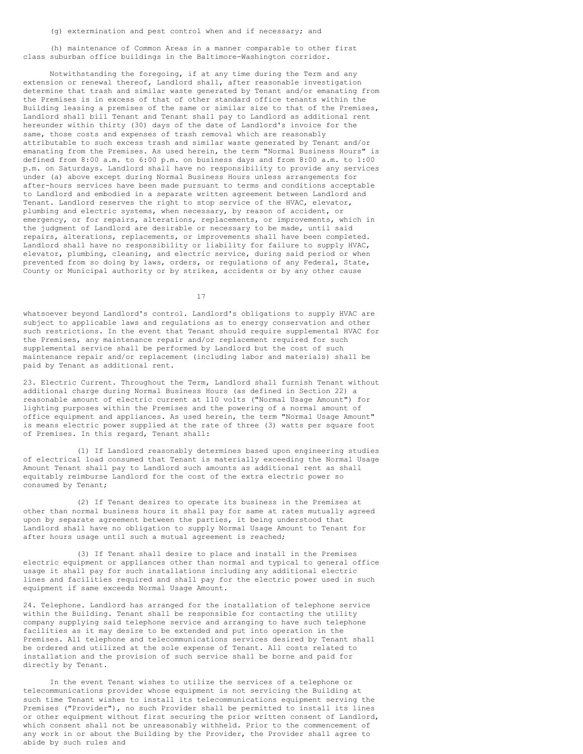(g) extermination and pest control when and if necessary; and

(h) maintenance of Common Areas in a manner comparable to other first class suburban office buildings in the Baltimore-Washington corridor.

Notwithstanding the foregoing, if at any time during the Term and any extension or renewal thereof, Landlord shall, after reasonable investigation determine that trash and similar waste generated by Tenant and/or emanating from the Premises is in excess of that of other standard office tenants within the Building leasing a premises of the same or similar size to that of the Premises, Landlord shall bill Tenant and Tenant shall pay to Landlord as additional rent hereunder within thirty (30) days of the date of Landlord's invoice for the same, those costs and expenses of trash removal which are reasonably attributable to such excess trash and similar waste generated by Tenant and/or emanating from the Premises. As used herein, the term "Normal Business Hours" is defined from 8:00 a.m. to 6:00 p.m. on business days and from 8:00 a.m. to 1:00 p.m. on Saturdays. Landlord shall have no responsibility to provide any services under (a) above except during Normal Business Hours unless arrangements for after-hours services have been made pursuant to terms and conditions acceptable to Landlord and embodied in a separate written agreement between Landlord and Tenant. Landlord reserves the right to stop service of the HVAC, elevator, plumbing and electric systems, when necessary, by reason of accident, or emergency, or for repairs, alterations, replacements, or improvements, which in the judgment of Landlord are desirable or necessary to be made, until said repairs, alterations, replacements, or improvements shall have been completed. Landlord shall have no responsibility or liability for failure to supply HVAC, elevator, plumbing, cleaning, and electric service, during said period or when prevented from so doing by laws, orders, or regulations of any Federal, State, County or Municipal authority or by strikes, accidents or by any other cause whatsoever beyond Landlord's control. Landlord's obligations to supply HVAC are subject to applicable laws and regulations as to energy conservation and other such restrictions. In the event that Tenant should require supplemental HVAC for the Premises, any maintenance repair and/or replacement required for such supplemental service shall be performed by Landlord but the cost of such maintenance repair and/or replacement (including labor and materials) shall be paid by Tenant as additional rent.

23. Electric Current. Throughout the Term, Landlord shall furnish Tenant without additional charge during Normal Business Hours (as defined in Section 22) a reasonable amount of electric current at 110 volts ("Normal Usage Amount") for lighting purposes within the Premises and the powering of a normal amount of office equipment and appliances. As used herein, the term "Normal Usage Amount" is means electric power supplied at the rate of three (3) watts per square foot of Premises. In this regard, Tenant shall:

(1) If Landlord reasonably determines based upon engineering studies of electrical load consumed that Tenant is materially exceeding the Normal Usage Amount Tenant shall pay to Landlord such amounts as additional rent as shall equitably reimburse Landlord for the cost of the extra electric power so consumed by Tenant;

(2) If Tenant desires to operate its business in the Premises at other than normal business hours it shall pay for same at rates mutually agreed upon by separate agreement between the parties, it being understood that Landlord shall have no obligation to supply Normal Usage Amount to Tenant for after hours usage until such a mutual agreement is reached;

(3) If Tenant shall desire to place and install in the Premises electric equipment or appliances other than normal and typical to general office usage it shall pay for such installations including any additional electric lines and facilities required and shall pay for the electric power used in such equipment if same exceeds Normal Usage Amount.

24. Telephone. Landlord has arranged for the installation of telephone service within the Building. Tenant shall be responsible for contacting the utility company supplying said telephone service and arranging to have such telephone facilities as it may desire to be extended and put into operation in the Premises. All telephone and telecommunications services desired by Tenant shall be ordered and utilized at the sole expense of Tenant. All costs related to installation and the provision of such service shall be borne and paid for directly by Tenant.

In the event Tenant wishes to utilize the services of a telephone or telecommunications provider whose equipment is not servicing the Building at such time Tenant wishes to install its telecommunications equipment serving the Premises ("Provider"), no such Provider shall be permitted to install its lines or other equipment without first securing the prior written consent of Landlord, which consent shall not be unreasonably withheld. Prior to the commencement of any work in or about the Building by the Provider, the Provider shall agree to abide by such rules and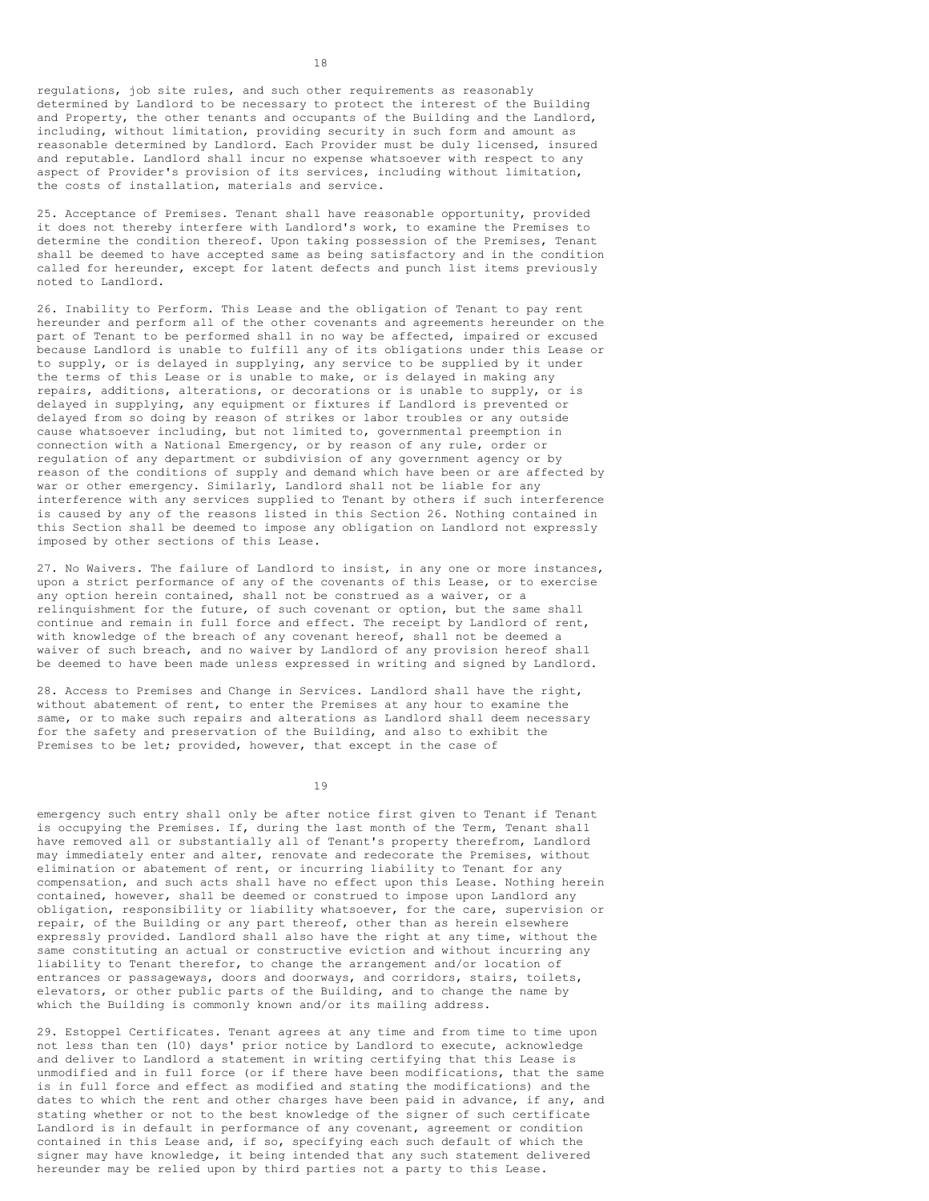regulations, job site rules, and such other requirements as reasonably determined by Landlord to be necessary to protect the interest of the Building and Property, the other tenants and occupants of the Building and the Landlord, including, without limitation, providing security in such form and amount as reasonable determined by Landlord. Each Provider must be duly licensed, insured and reputable. Landlord shall incur no expense whatsoever with respect to any aspect of Provider's provision of its services, including without limitation, the costs of installation, materials and service.

25. Acceptance of Premises. Tenant shall have reasonable opportunity, provided it does not thereby interfere with Landlord's work, to examine the Premises to determine the condition thereof. Upon taking possession of the Premises, Tenant shall be deemed to have accepted same as being satisfactory and in the condition called for hereunder, except for latent defects and punch list items previously noted to Landlord.

26. Inability to Perform. This Lease and the obligation of Tenant to pay rent hereunder and perform all of the other covenants and agreements hereunder on the part of Tenant to be performed shall in no way be affected, impaired or excused because Landlord is unable to fulfill any of its obligations under this Lease or to supply, or is delayed in supplying, any service to be supplied by it under the terms of this Lease or is unable to make, or is delayed in making any repairs, additions, alterations, or decorations or is unable to supply, or is delayed in supplying, any equipment or fixtures if Landlord is prevented or delayed from so doing by reason of strikes or labor troubles or any outside cause whatsoever including, but not limited to, governmental preemption in connection with a National Emergency, or by reason of any rule, order or regulation of any department or subdivision of any government agency or by reason of the conditions of supply and demand which have been or are affected by war or other emergency. Similarly, Landlord shall not be liable for any interference with any services supplied to Tenant by others if such interference is caused by any of the reasons listed in this Section 26. Nothing contained in this Section shall be deemed to impose any obligation on Landlord not expressly imposed by other sections of this Lease.

27. No Waivers. The failure of Landlord to insist, in any one or more instances, upon a strict performance of any of the covenants of this Lease, or to exercise any option herein contained, shall not be construed as a waiver, or a relinquishment for the future, of such covenant or option, but the same shall continue and remain in full force and effect. The receipt by Landlord of rent, with knowledge of the breach of any covenant hereof, shall not be deemed a waiver of such breach, and no waiver by Landlord of any provision hereof shall be deemed to have been made unless expressed in writing and signed by Landlord.

28. Access to Premises and Change in Services. Landlord shall have the right, without abatement of rent, to enter the Premises at any hour to examine the same, or to make such repairs and alterations as Landlord shall deem necessary for the safety and preservation of the Building, and also to exhibit the Premises to be let; provided, however, that except in the case of emergency such entry shall only be after notice first given to Tenant if Tenant is occupying the Premises. If, during the last month of the Term, Tenant shall have removed all or substantially all of Tenant's property therefrom, Landlord may immediately enter and alter, renovate and redecorate the Premises, without elimination or abatement of rent, or incurring liability to Tenant for any compensation, and such acts shall have no effect upon this Lease. Nothing herein contained, however, shall be deemed or construed to impose upon Landlord any obligation, responsibility or liability whatsoever, for the care, supervision or repair, of the Building or any part thereof, other than as herein elsewhere expressly provided. Landlord shall also have the right at any time, without the same constituting an actual or constructive eviction and without incurring any liability to Tenant therefor, to change the arrangement and/or location of entrances or passageways, doors and doorways, and corridors, stairs, toilets, elevators, or other public parts of the Building, and to change the name by which the Building is commonly known and/or its mailing address.

29. Estoppel Certificates. Tenant agrees at any time and from time to time upon not less than ten (10) days' prior notice by Landlord to execute, acknowledge and deliver to Landlord a statement in writing certifying that this Lease is unmodified and in full force (or if there have been modifications, that the same is in full force and effect as modified and stating the modifications) and the dates to which the rent and other charges have been paid in advance, if any, and stating whether or not to the best knowledge of the signer of such certificate Landlord is in default in performance of any covenant, agreement or condition contained in this Lease and, if so, specifying each such default of which the signer may have knowledge, it being intended that any such statement delivered hereunder may be relied upon by third parties not a party to this Lease.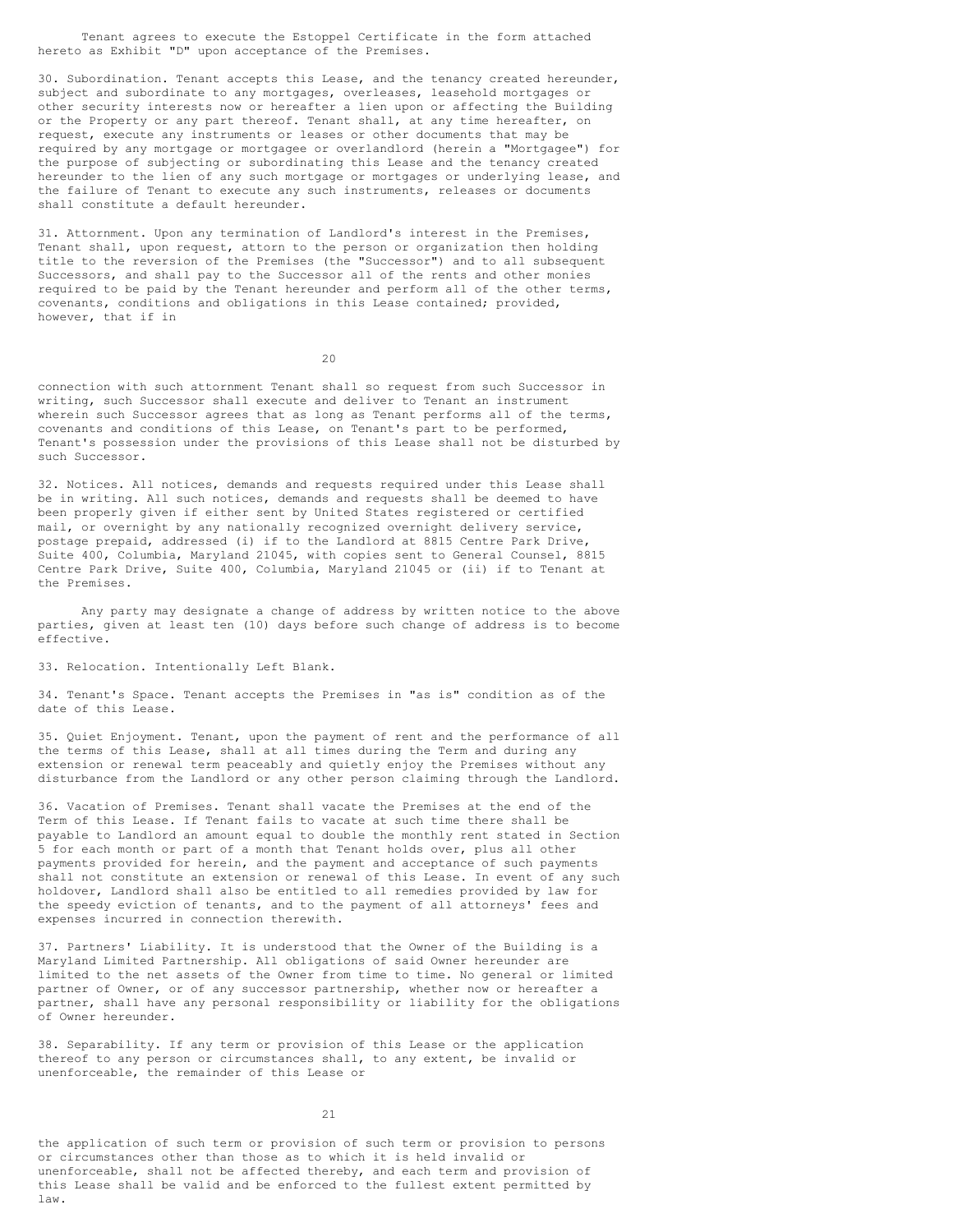Tenant agrees to execute the Estoppel Certificate in the form attached hereto as Exhibit "D" upon acceptance of the Premises.

30. Subordination. Tenant accepts this Lease, and the tenancy created hereunder, subject and subordinate to any mortgages, overleases, leasehold mortgages or other security interests now or hereafter a lien upon or affecting the Building or the Property or any part thereof. Tenant shall, at any time hereafter, on request, execute any instruments or leases or other documents that may be required by any mortgage or mortgagee or overlandlord (herein a "Mortgagee") for the purpose of subjecting or subordinating this Lease and the tenancy created hereunder to the lien of any such mortgage or mortgages or underlying lease, and the failure of Tenant to execute any such instruments, releases or documents shall constitute a default hereunder.

31. Attornment. Upon any termination of Landlord's interest in the Premises, Tenant shall, upon request, attorn to the person or organization then holding title to the reversion of the Premises (the "Successor") and to all subsequent Successors, and shall pay to the Successor all of the rents and other monies required to be paid by the Tenant hereunder and perform all of the other terms, covenants, conditions and obligations in this Lease contained; provided, however, that if in connection with such attornment Tenant shall so request from such Successor in writing, such Successor shall execute and deliver to Tenant an instrument wherein such Successor agrees that as long as Tenant performs all of the terms, covenants and conditions of this Lease, on Tenant's part to be performed, Tenant's possession under the provisions of this Lease shall not be disturbed by such Successor.

32. Notices. All notices, demands and requests required under this Lease shall be in writing. All such notices, demands and requests shall be deemed to have been properly given if either sent by United States registered or certified mail, or overnight by any nationally recognized overnight delivery service, postage prepaid, addressed (i) if to the Landlord at 8815 Centre Park Drive, Suite 400, Columbia, Maryland 21045, with copies sent to General Counsel, 8815 Centre Park Drive, Suite 400, Columbia, Maryland 21045 or (ii) if to Tenant at the Premises.

Any party may designate a change of address by written notice to the above parties, given at least ten (10) days before such change of address is to become effective.

33. Relocation. Intentionally Left Blank.

34. Tenant's Space. Tenant accepts the Premises in "as is" condition as of the date of this Lease.

35. Quiet Enjoyment. Tenant, upon the payment of rent and the performance of all the terms of this Lease, shall at all times during the Term and during any extension or renewal term peaceably and quietly enjoy the Premises without any disturbance from the Landlord or any other person claiming through the Landlord.

36. Vacation of Premises. Tenant shall vacate the Premises at the end of the Term of this Lease. If Tenant fails to vacate at such time there shall be payable to Landlord an amount equal to double the monthly rent stated in Section 5 for each month or part of a month that Tenant holds over, plus all other payments provided for herein, and the payment and acceptance of such payments shall not constitute an extension or renewal of this Lease. In event of any such holdover, Landlord shall also be entitled to all remedies provided by law for the speedy eviction of tenants, and to the payment of all attorneys' fees and expenses incurred in connection therewith.

37. Partners' Liability. It is understood that the Owner of the Building is a Maryland Limited Partnership. All obligations of said Owner hereunder are limited to the net assets of the Owner from time to time. No general or limited partner of Owner, or of any successor partnership, whether now or hereafter a partner, shall have any personal responsibility or liability for the obligations of Owner hereunder.

38. Separability. If any term or provision of this Lease or the application thereof to any person or circumstances shall, to any extent, be invalid or unenforceable, the remainder of this Lease or the application of such term or provision of such term or provision to persons or circumstances other than those as to which it is held invalid or unenforceable, shall not be affected thereby, and each term and provision of this Lease shall be valid and be enforced to the fullest extent permitted by law.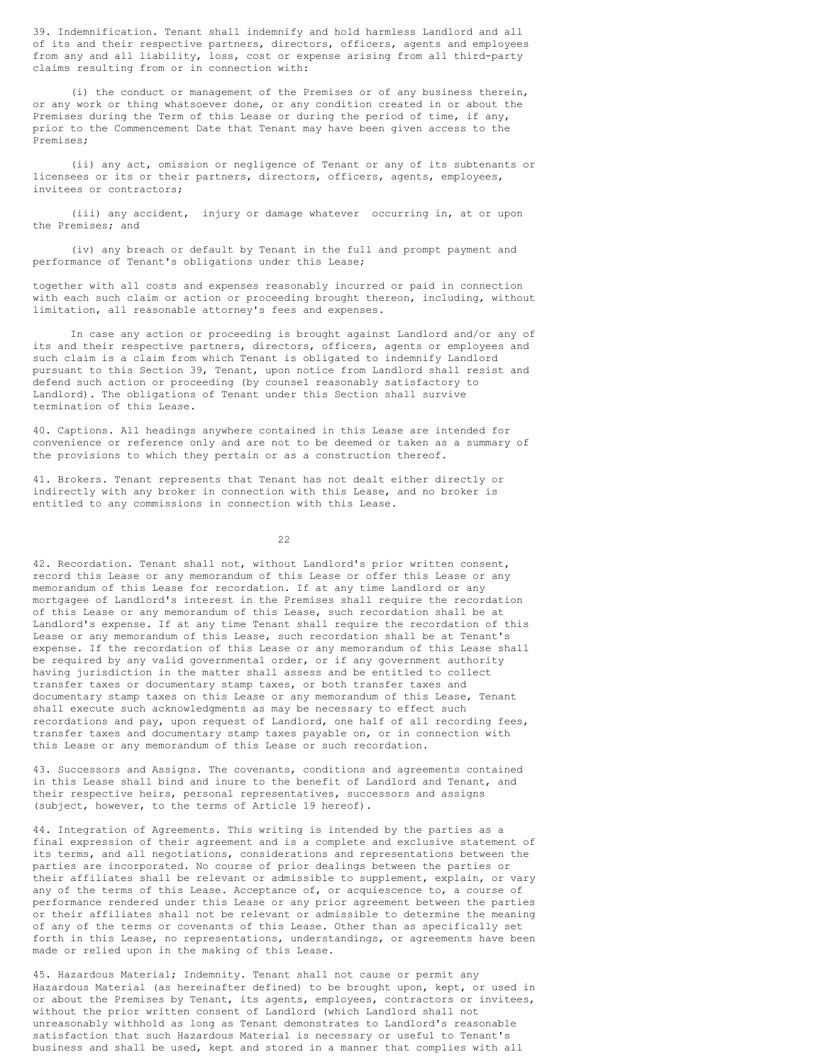39. Indemnification. Tenant shall indemnify and hold harmless Landlord and all of its and their respective partners, directors, officers, agents and employees from any and all liability, loss, cost or expense arising from all third-party claims resulting from or in connection with:

(i) the conduct or management of the Premises or of any business therein, or any work or thing whatsoever done, or any condition created in or about the Premises during the Term of this Lease or during the period of time, if any, prior to the Commencement Date that Tenant may have been given access to the Premises;

(ii) any act, omission or negligence of Tenant or any of its subtenants or licensees or its or their partners, directors, officers, agents, employees, invitees or contractors;

(iii) any accident, injury or damage whatever occurring in, at or upon the Premises; and

(iv) any breach or default by Tenant in the full and prompt payment and performance of Tenant's obligations under this Lease;

together with all costs and expenses reasonably incurred or paid in connection with each such claim or action or proceeding brought thereon, including, without limitation, all reasonable attorney's fees and expenses.

In case any action or proceeding is brought against Landlord and/or any of its and their respective partners, directors, officers, agents or employees and such claim is a claim from which Tenant is obligated to indemnify Landlord pursuant to this Section 39, Tenant, upon notice from Landlord shall resist and defend such action or proceeding (by counsel reasonably satisfactory to Landlord). The obligations of Tenant under this Section shall survive termination of this Lease.

40. Captions. All headings anywhere contained in this Lease are intended for convenience or reference only and are not to be deemed or taken as a summary of the provisions to which they pertain or as a construction thereof.

41. Brokers. Tenant represents that Tenant has not dealt either directly or indirectly with any broker in connection with this Lease, and no broker is entitled to any commissions in connection with this Lease.

42. Recordation. Tenant shall not, without Landlord's prior written consent, record this Lease or any memorandum of this Lease or offer this Lease or any memorandum of this Lease for recordation. If at any time Landlord or any mortgagee of Landlord's interest in the Premises shall require the recordation of this Lease or any memorandum of this Lease, such recordation shall be at Landlord's expense. If at any time Tenant shall require the recordation of this Lease or any memorandum of this Lease, such recordation shall be at Tenant's expense. If the recordation of this Lease or any memorandum of this Lease shall be required by any valid governmental order, or if any government authority having jurisdiction in the matter shall assess and be entitled to collect transfer taxes or documentary stamp taxes, or both transfer taxes and documentary stamp taxes on this Lease or any memorandum of this Lease, Tenant shall execute such acknowledgments as may be necessary to effect such recordations and pay, upon request of Landlord, one half of all recording fees, transfer taxes and documentary stamp taxes payable on, or in connection with this Lease or any memorandum of this Lease or such recordation.

43. Successors and Assigns. The covenants, conditions and agreements contained in this Lease shall bind and inure to the benefit of Landlord and Tenant, and their respective heirs, personal representatives, successors and assigns (subject, however, to the terms of Article 19 hereof).

44. Integration of Agreements. This writing is intended by the parties as a final expression of their agreement and is a complete and exclusive statement of its terms, and all negotiations, considerations and representations between the parties are incorporated. No course of prior dealings between the parties or their affiliates shall be relevant or admissible to supplement, explain, or vary any of the terms of this Lease. Acceptance of, or acquiescence to, a course of performance rendered under this Lease or any prior agreement between the parties or their affiliates shall not be relevant or admissible to determine the meaning of any of the terms or covenants of this Lease. Other than as specifically set forth in this Lease, no representations, understandings, or agreements have been made or relied upon in the making of this Lease.

45. Hazardous Material; Indemnity. Tenant shall not cause or permit any Hazardous Material (as hereinafter defined) to be brought upon, kept, or used in or about the Premises by Tenant, its agents, employees, contractors or invitees, without the prior written consent of Landlord (which Landlord shall not unreasonably withhold as long as Tenant demonstrates to Landlord's reasonable satisfaction that such Hazardous Material is necessary or useful to Tenant's business and shall be used, kept and stored in a manner that complies with all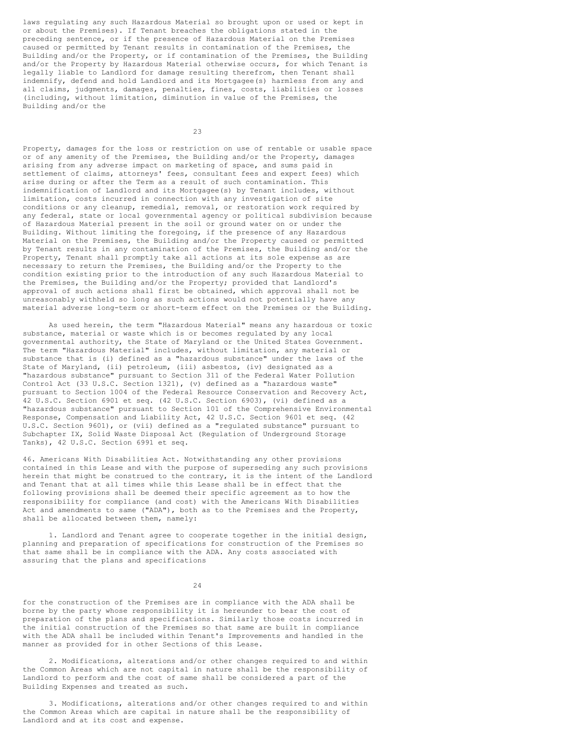laws regulating any such Hazardous Material so brought upon or used or kept in or about the Premises). If Tenant breaches the obligations stated in the preceding sentence, or if the presence of Hazardous Material on the Premises caused or permitted by Tenant results in contamination of the Premises, the Building and/or the Property, or if contamination of the Premises, the Building and/or the Property by Hazardous Material otherwise occurs, for which Tenant is legally liable to Landlord for damage resulting therefrom, then Tenant shall indemnify, defend and hold Landlord and its Mortgagee(s) harmless from any and all claims, judgments, damages, penalties, fines, costs, liabilities or losses (including, without limitation, diminution in value of the Premises, the Building and/or the Property, damages for the loss or restriction on use of rentable or usable space or of any amenity of the Premises, the Building and/or the Property, damages arising from any adverse impact on marketing of space, and sums paid in settlement of claims, attorneys' fees, consultant fees and expert fees) which arise during or after the Term as a result of such contamination. This indemnification of Landlord and its Mortgagee(s) by Tenant includes, without limitation, costs incurred in connection with any investigation of site conditions or any cleanup, remedial, removal, or restoration work required by any federal, state or local governmental agency or political subdivision because of Hazardous Material present in the soil or ground water on or under the Building. Without limiting the foregoing, if the presence of any Hazardous Material on the Premises, the Building and/or the Property caused or permitted by Tenant results in any contamination of the Premises, the Building and/or the Property, Tenant shall promptly take all actions at its sole expense as are necessary to return the Premises, the Building and/or the Property to the condition existing prior to the introduction of any such Hazardous Material to the Premises, the Building and/or the Property; provided that Landlord's approval of such actions shall first be obtained, which approval shall not be unreasonably withheld so long as such actions would not potentially have any material adverse long-term or short-term effect on the Premises or the Building.

As used herein, the term "Hazardous Material" means any hazardous or toxic substance, material or waste which is or becomes regulated by any local governmental authority, the State of Maryland or the United States Government. The term "Hazardous Material" includes, without limitation, any material or substance that is (i) defined as a "hazardous substance" under the laws of the State of Maryland, (ii) petroleum, (iii) asbestos, (iv) designated as a "hazardous substance" pursuant to Section 311 of the Federal Water Pollution Control Act (33 U.S.C. Section 1321), (v) defined as a "hazardous waste" pursuant to Section 1004 of the Federal Resource Conservation and Recovery Act, 42 U.S.C. Section 6901 et seq. (42 U.S.C. Section 6903), (vi) defined as a "hazardous substance" pursuant to Section 101 of the Comprehensive Environmental Response, Compensation and Liability Act, 42 U.S.C. Section 9601 et seq. (42 U.S.C. Section 9601), or (vii) defined as a "regulated substance" pursuant to Subchapter IX, Solid Waste Disposal Act (Regulation of Underground Storage Tanks), 42 U.S.C. Section 6991 et seq.

46. Americans With Disabilities Act. Notwithstanding any other provisions contained in this Lease and with the purpose of superseding any such provisions herein that might be construed to the contrary, it is the intent of the Landlord and Tenant that at all times while this Lease shall be in effect that the following provisions shall be deemed their specific agreement as to how the responsibility for compliance (and cost) with the Americans With Disabilities Act and amendments to same ("ADA"), both as to the Premises and the Property, shall be allocated between them, namely:

1. Landlord and Tenant agree to cooperate together in the initial design, planning and preparation of specifications for construction of the Premises so that same shall be in compliance with the ADA. Any costs associated with assuring that the plans and specifications for the construction of the Premises are in compliance with the ADA shall be borne by the party whose responsibility it is hereunder to bear the cost of preparation of the plans and specifications. Similarly those costs incurred in the initial construction of the Premises so that same are built in compliance with the ADA shall be included within Tenant's Improvements and handled in the manner as provided for in other Sections of this Lease.

2. Modifications, alterations and/or other changes required to and within the Common Areas which are not capital in nature shall be the responsibility of Landlord to perform and the cost of same shall be considered a part of the Building Expenses and treated as such.

3. Modifications, alterations and/or other changes required to and within the Common Areas which are capital in nature shall be the responsibility of Landlord and at its cost and expense.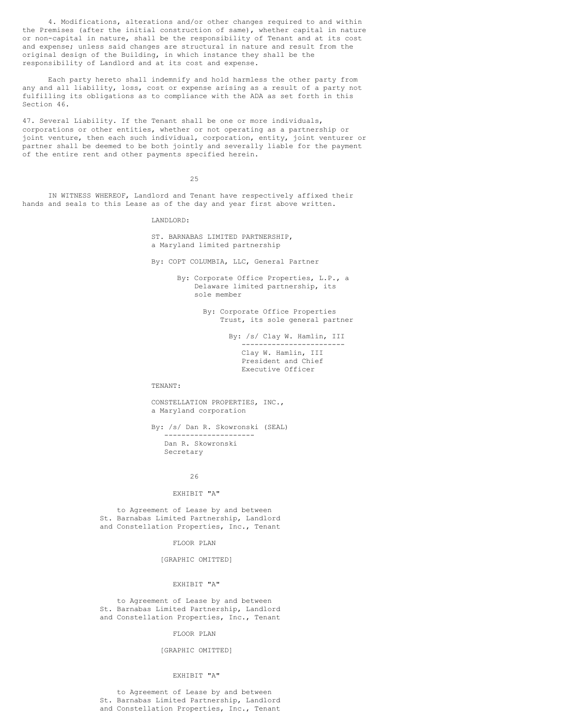4. Modifications, alterations and/or other changes required to and within the Premises (after the initial construction of same), whether capital in nature or non-capital in nature, shall be the responsibility of Tenant and at its cost and expense; unless said changes are structural in nature and result from the original design of the Building, in which instance they shall be the responsibility of Landlord and at its cost and expense.

Each party hereto shall indemnify and hold harmless the other party from any and all liability, loss, cost or expense arising as a result of a party not fulfilling its obligations as to compliance with the ADA as set forth in this Section 46.

47. Several Liability. If the Tenant shall be one or more individuals, corporations or other entities, whether or not operating as a partnership or joint venture, then each such individual, corporation, entity, joint venturer or partner shall be deemed to be both jointly and severally liable for the payment of the entire rent and other payments specified herein.

IN WITNESS WHEREOF, Landlord and Tenant have respectively affixed their hands and seals to this Lease as of the day and year first above written.

LANDLORD:

ST. BARNABAS LIMITED PARTNERSHIP, a Maryland limited partnership

By: COPT COLUMBIA, LLC, General Partner

By: Corporate Office Properties, L.P., a Delaware limited partnership, its sole member

By: Corporate Office Properties Trust, its sole general partner

By: /s/ Clay W. Hamlin, III
Clay W. Hamlin, III
President and Chief Executive Officer

TENANT:

CONSTELLATION PROPERTIES, INC., a Maryland corporation

By: /s/ Dan R. Skowronski (SEAL)
Dan R. Skowronski
Secretary

EXHIBIT "A"

to Agreement of Lease by and between St. Barnabas Limited Partnership, Landlord and Constellation Properties, Inc., Tenant

FLOOR PLAN

[GRAPHIC OMITTED]

EXHIBIT "A"

to Agreement of Lease by and between St. Barnabas Limited Partnership, Landlord and Constellation Properties, Inc., Tenant

FLOOR PLAN

[GRAPHIC OMITTED]

EXHIBIT "A"

to Agreement of Lease by and between St. Barnabas Limited Partnership, Landlord and Constellation Properties, Inc., Tenant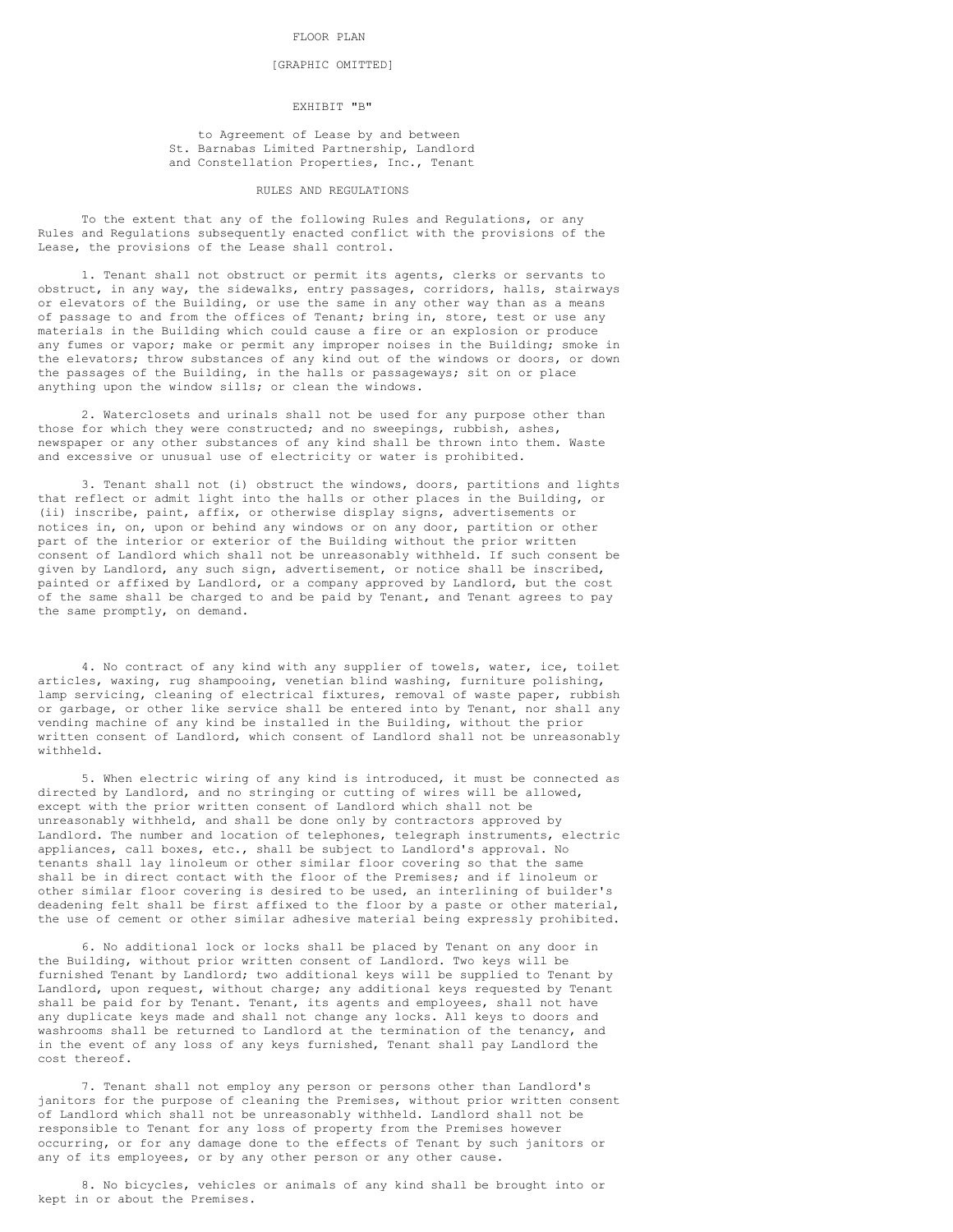FLOOR PLAN

[GRAPHIC OMITTED]

EXHIBIT "B"

to Agreement of Lease by and between
St. Barnabas Limited Partnership, Landlord
and Constellation Properties, Inc., Tenant

RULES AND REGULATIONS

To the extent that any of the following Rules and Regulations, or any Rules and Regulations subsequently enacted conflict with the provisions of the Lease, the provisions of the Lease shall control.

1. Tenant shall not obstruct or permit its agents, clerks or servants to obstruct, in any way, the sidewalks, entry passages, corridors, halls, stairways or elevators of the Building, or use the same in any other way than as a means of passage to and from the offices of Tenant; bring in, store, test or use any materials in the Building which could cause a fire or an explosion or produce any fumes or vapor; make or permit any improper noises in the Building; smoke in the elevators; throw substances of any kind out of the windows or doors, or down the passages of the Building, in the halls or passageways; sit on or place anything upon the window sills; or clean the windows.

2. Waterclosets and urinals shall not be used for any purpose other than those for which they were constructed; and no sweepings, rubbish, ashes, newspaper or any other substances of any kind shall be thrown into them. Waste and excessive or unusual use of electricity or water is prohibited.

3. Tenant shall not (i) obstruct the windows, doors, partitions and lights that reflect or admit light into the halls or other places in the Building, or (ii) inscribe, paint, affix, or otherwise display signs, advertisements or notices in, on, upon or behind any windows or on any door, partition or other part of the interior or exterior of the Building without the prior written consent of Landlord which shall not be unreasonably withheld. If such consent be given by Landlord, any such sign, advertisement, or notice shall be inscribed, painted or affixed by Landlord, or a company approved by Landlord, but the cost of the same shall be charged to and be paid by Tenant, and Tenant agrees to pay the same promptly, on demand.

4. No contract of any kind with any supplier of towels, water, ice, toilet articles, waxing, rug shampooing, venetian blind washing, furniture polishing, lamp servicing, cleaning of electrical fixtures, removal of waste paper, rubbish or garbage, or other like service shall be entered into by Tenant, nor shall any vending machine of any kind be installed in the Building, without the prior written consent of Landlord, which consent of Landlord shall not be unreasonably withheld.

5. When electric wiring of any kind is introduced, it must be connected as directed by Landlord, and no stringing or cutting of wires will be allowed, except with the prior written consent of Landlord which shall not be unreasonably withheld, and shall be done only by contractors approved by Landlord. The number and location of telephones, telegraph instruments, electric appliances, call boxes, etc., shall be subject to Landlord's approval. No tenants shall lay linoleum or other similar floor covering so that the same shall be in direct contact with the floor of the Premises; and if linoleum or other similar floor covering is desired to be used, an interlining of builder's deadening felt shall be first affixed to the floor by a paste or other material, the use of cement or other similar adhesive material being expressly prohibited.

6. No additional lock or locks shall be placed by Tenant on any door in the Building, without prior written consent of Landlord. Two keys will be furnished Tenant by Landlord; two additional keys will be supplied to Tenant by Landlord, upon request, without charge; any additional keys requested by Tenant shall be paid for by Tenant. Tenant, its agents and employees, shall not have any duplicate keys made and shall not change any locks. All keys to doors and washrooms shall be returned to Landlord at the termination of the tenancy, and in the event of any loss of any keys furnished, Tenant shall pay Landlord the cost thereof.

7. Tenant shall not employ any person or persons other than Landlord's janitors for the purpose of cleaning the Premises, without prior written consent of Landlord which shall not be unreasonably withheld. Landlord shall not be responsible to Tenant for any loss of property from the Premises however occurring, or for any damage done to the effects of Tenant by such janitors or any of its employees, or by any other person or any other cause.

8. No bicycles, vehicles or animals of any kind shall be brought into or kept in or about the Premises.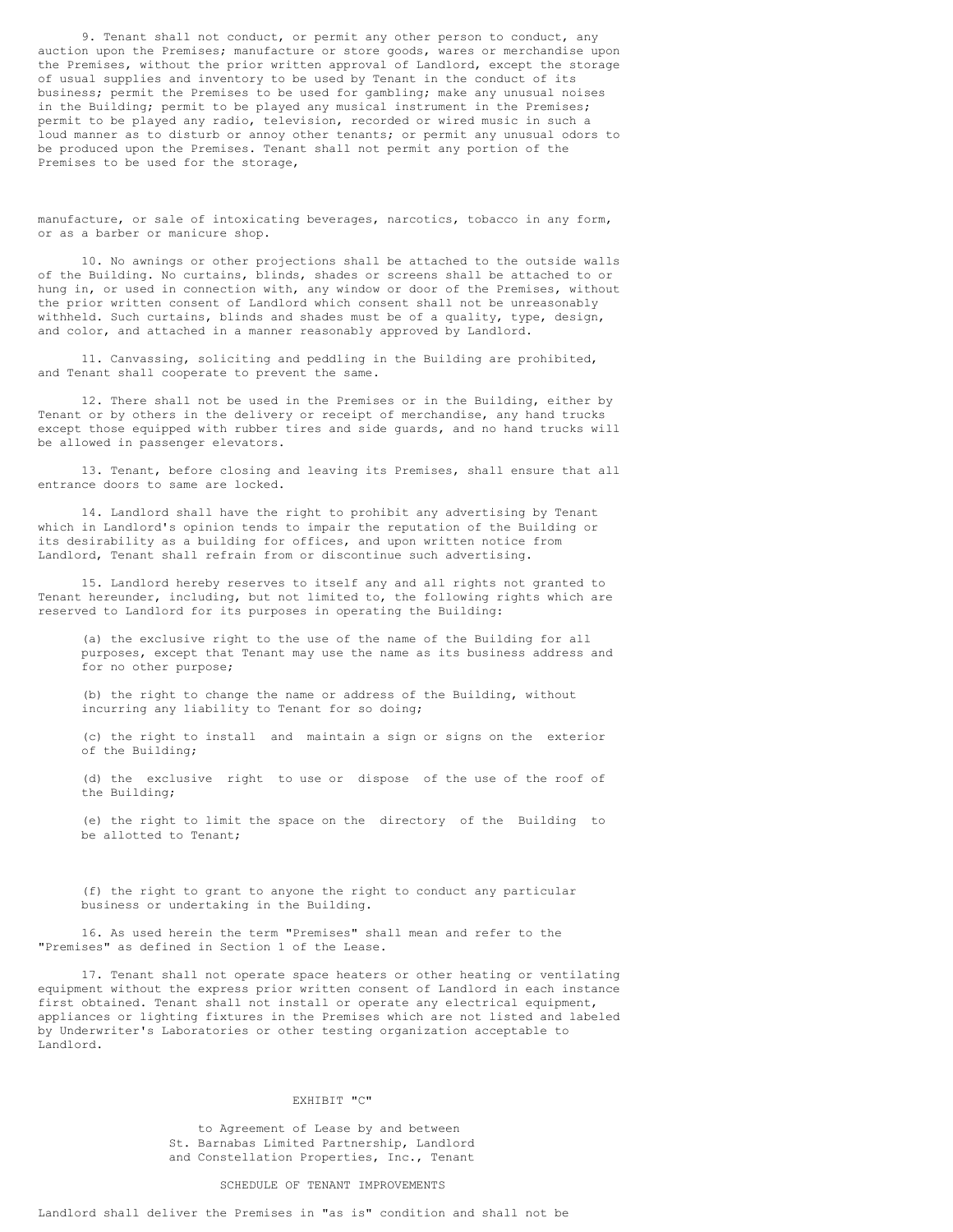9. Tenant shall not conduct, or permit any other person to conduct, any auction upon the Premises; manufacture or store goods, wares or merchandise upon the Premises, without the prior written approval of Landlord, except the storage of usual supplies and inventory to be used by Tenant in the conduct of its business; permit the Premises to be used for gambling; make any unusual noises in the Building; permit to be played any musical instrument in the Premises; permit to be played any radio, television, recorded or wired music in such a loud manner as to disturb or annoy other tenants; or permit any unusual odors to be produced upon the Premises. Tenant shall not permit any portion of the Premises to be used for the storage, manufacture, or sale of intoxicating beverages, narcotics, tobacco in any form, or as a barber or manicure shop.

10. No awnings or other projections shall be attached to the outside walls of the Building. No curtains, blinds, shades or screens shall be attached to or hung in, or used in connection with, any window or door of the Premises, without the prior written consent of Landlord which consent shall not be unreasonably withheld. Such curtains, blinds and shades must be of a quality, type, design, and color, and attached in a manner reasonably approved by Landlord.

11. Canvassing, soliciting and peddling in the Building are prohibited, and Tenant shall cooperate to prevent the same.

12. There shall not be used in the Premises or in the Building, either by Tenant or by others in the delivery or receipt of merchandise, any hand trucks except those equipped with rubber tires and side guards, and no hand trucks will be allowed in passenger elevators.

13. Tenant, before closing and leaving its Premises, shall ensure that all entrance doors to same are locked.

14. Landlord shall have the right to prohibit any advertising by Tenant which in Landlord's opinion tends to impair the reputation of the Building or its desirability as a building for offices, and upon written notice from Landlord, Tenant shall refrain from or discontinue such advertising.

15. Landlord hereby reserves to itself any and all rights not granted to Tenant hereunder, including, but not limited to, the following rights which are reserved to Landlord for its purposes in operating the Building:

(a) the exclusive right to the use of the name of the Building for all purposes, except that Tenant may use the name as its business address and for no other purpose;

(b) the right to change the name or address of the Building, without incurring any liability to Tenant for so doing;

(c) the right to install and maintain a sign or signs on the exterior of the Building;

(d) the exclusive right to use or dispose of the use of the roof of the Building;

(e) the right to limit the space on the directory of the Building to be allotted to Tenant;

(f) the right to grant to anyone the right to conduct any particular business or undertaking in the Building.

16. As used herein the term "Premises" shall mean and refer to the "Premises" as defined in Section 1 of the Lease.

17. Tenant shall not operate space heaters or other heating or ventilating equipment without the express prior written consent of Landlord in each instance first obtained. Tenant shall not install or operate any electrical equipment, appliances or lighting fixtures in the Premises which are not listed and labeled by Underwriter's Laboratories or other testing organization acceptable to Landlord.

EXHIBIT "C"

to Agreement of Lease by and between
St. Barnabas Limited Partnership, Landlord
and Constellation Properties, Inc., Tenant

SCHEDULE OF TENANT IMPROVEMENTS

Landlord shall deliver the Premises in "as is" condition and shall not be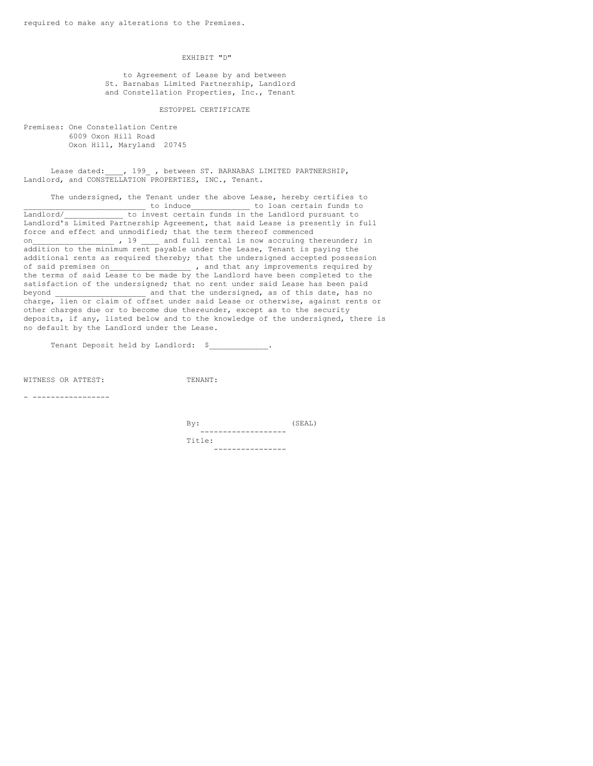required to make any alterations to the Premises.

EXHIBIT "D"

to Agreement of Lease by and between
St. Barnabas Limited Partnership, Landlord
and Constellation Properties, Inc., Tenant

ESTOPPEL CERTIFICATE

Premises: One Constellation Centre
6009 Oxon Hill Road
Oxon Hill, Maryland 20745

Lease dated:____, 199_ , between ST. BARNABAS LIMITED PARTNERSHIP, Landlord, and CONSTELLATION PROPERTIES, INC., Tenant.

The undersigned, the Tenant under the above Lease, hereby certifies to ____________________________ to induce_____________ to loan certain funds to Landlord/_____________ to invest certain funds in the Landlord pursuant to Landlord's Limited Partnership Agreement, that said Lease is presently in full force and effect and unmodified; that the term thereof commenced on__________________ , 19 ____ and full rental is now accruing thereunder; in addition to the minimum rent payable under the Lease, Tenant is paying the additional rents as required thereby; that the undersigned accepted possession of said premises on_________________ , and that any improvements required by the terms of said Lease to be made by the Landlord have been completed to the satisfaction of the undersigned; that no rent under said Lease has been paid beyond ____________________ and that the undersigned, as of this date, has no charge, lien or claim of offset under said Lease or otherwise, against rents or other charges due or to become due thereunder, except as to the security deposits, if any, listed below and to the knowledge of the undersigned, there is no default by the Landlord under the Lease.

Tenant Deposit held by Landlord: $_____________.

WITNESS OR ATTEST: TENANT:

- -----------------

By: ------------------- (SEAL)

Title: ----------------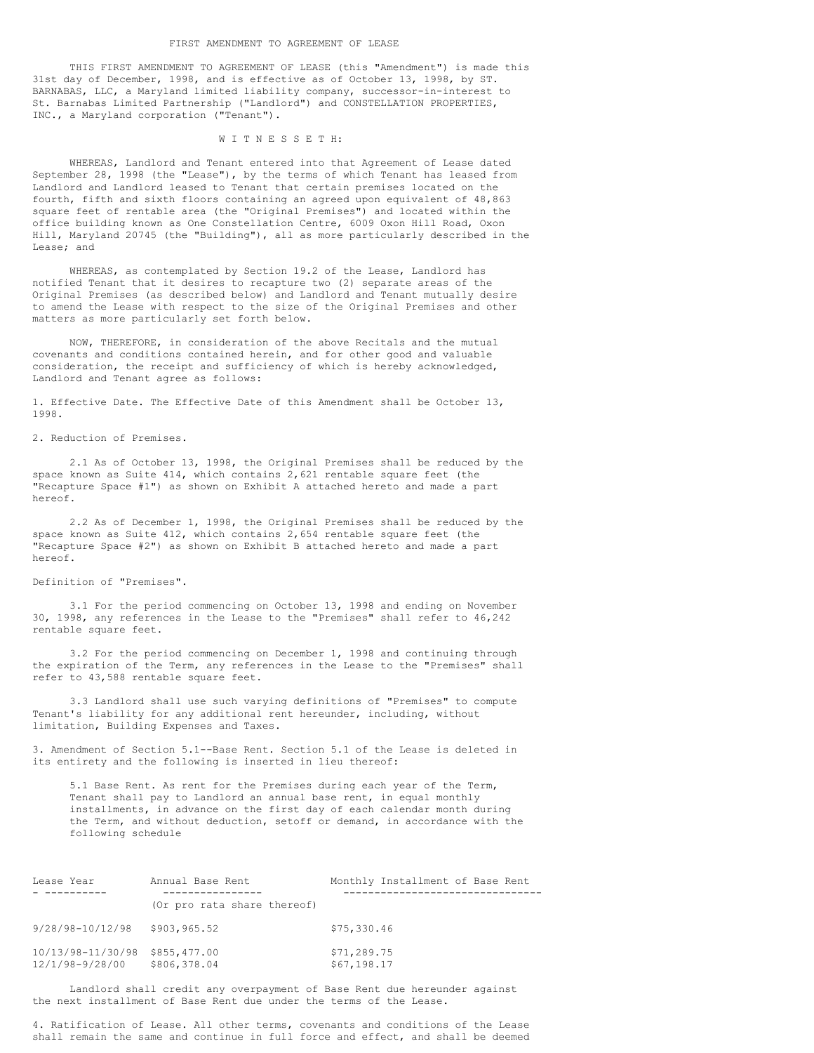# FIRST AMENDMENT TO AGREEMENT OF LEASE

THIS FIRST AMENDMENT TO AGREEMENT OF LEASE (this "Amendment") is made this 31st day of December, 1998, and is effective as of October 13, 1998, by ST. BARNABAS, LLC, a Maryland limited liability company, successor-in-interest to St. Barnabas Limited Partnership ("Landlord") and CONSTELLATION PROPERTIES, INC., a Maryland corporation ("Tenant").

W I T N E S S E T H:

WHEREAS, Landlord and Tenant entered into that Agreement of Lease dated September 28, 1998 (the "Lease"), by the terms of which Tenant has leased from Landlord and Landlord leased to Tenant that certain premises located on the fourth, fifth and sixth floors containing an agreed upon equivalent of 48,863 square feet of rentable area (the "Original Premises") and located within the office building known as One Constellation Centre, 6009 Oxon Hill Road, Oxon Hill, Maryland 20745 (the "Building"), all as more particularly described in the Lease; and

WHEREAS, as contemplated by Section 19.2 of the Lease, Landlord has notified Tenant that it desires to recapture two (2) separate areas of the Original Premises (as described below) and Landlord and Tenant mutually desire to amend the Lease with respect to the size of the Original Premises and other matters as more particularly set forth below.

NOW, THEREFORE, in consideration of the above Recitals and the mutual covenants and conditions contained herein, and for other good and valuable consideration, the receipt and sufficiency of which is hereby acknowledged, Landlord and Tenant agree as follows:

1. Effective Date. The Effective Date of this Amendment shall be October 13, 1998.

2. Reduction of Premises.

2.1 As of October 13, 1998, the Original Premises shall be reduced by the space known as Suite 414, which contains 2,621 rentable square feet (the "Recapture Space #1") as shown on Exhibit A attached hereto and made a part hereof.

2.2 As of December 1, 1998, the Original Premises shall be reduced by the space known as Suite 412, which contains 2,654 rentable square feet (the "Recapture Space #2") as shown on Exhibit B attached hereto and made a part hereof.

Definition of "Premises".

3.1 For the period commencing on October 13, 1998 and ending on November 30, 1998, any references in the Lease to the "Premises" shall refer to 46,242 rentable square feet.

3.2 For the period commencing on December 1, 1998 and continuing through the expiration of the Term, any references in the Lease to the "Premises" shall refer to 43,588 rentable square feet.

3.3 Landlord shall use such varying definitions of "Premises" to compute Tenant's liability for any additional rent hereunder, including, without limitation, Building Expenses and Taxes.

3. Amendment of Section 5.1--Base Rent. Section 5.1 of the Lease is deleted in its entirety and the following is inserted in lieu thereof:

> 5.1 Base Rent. As rent for the Premises during each year of the Term, Tenant shall pay to Landlord an annual base rent, in equal monthly installments, in advance on the first day of each calendar month during the Term, and without deduction, setoff or demand, in accordance with the following schedule

| Lease Year | Annual Base Rent<br>(Or pro rata share thereof) | Monthly Installment of Base Rent |
|---|---|---|
| 9/28/98-10/12/98 | $903,965.52 | $75,330.46 |
| 10/13/98-11/30/98 | $855,477.00 | $71,289.75 |
| 12/1/98-9/28/00 | $806,378.04 | $67,198.17 |

Landlord shall credit any overpayment of Base Rent due hereunder against the next installment of Base Rent due under the terms of the Lease.

4. Ratification of Lease. All other terms, covenants and conditions of the Lease shall remain the same and continue in full force and effect, and shall be deemed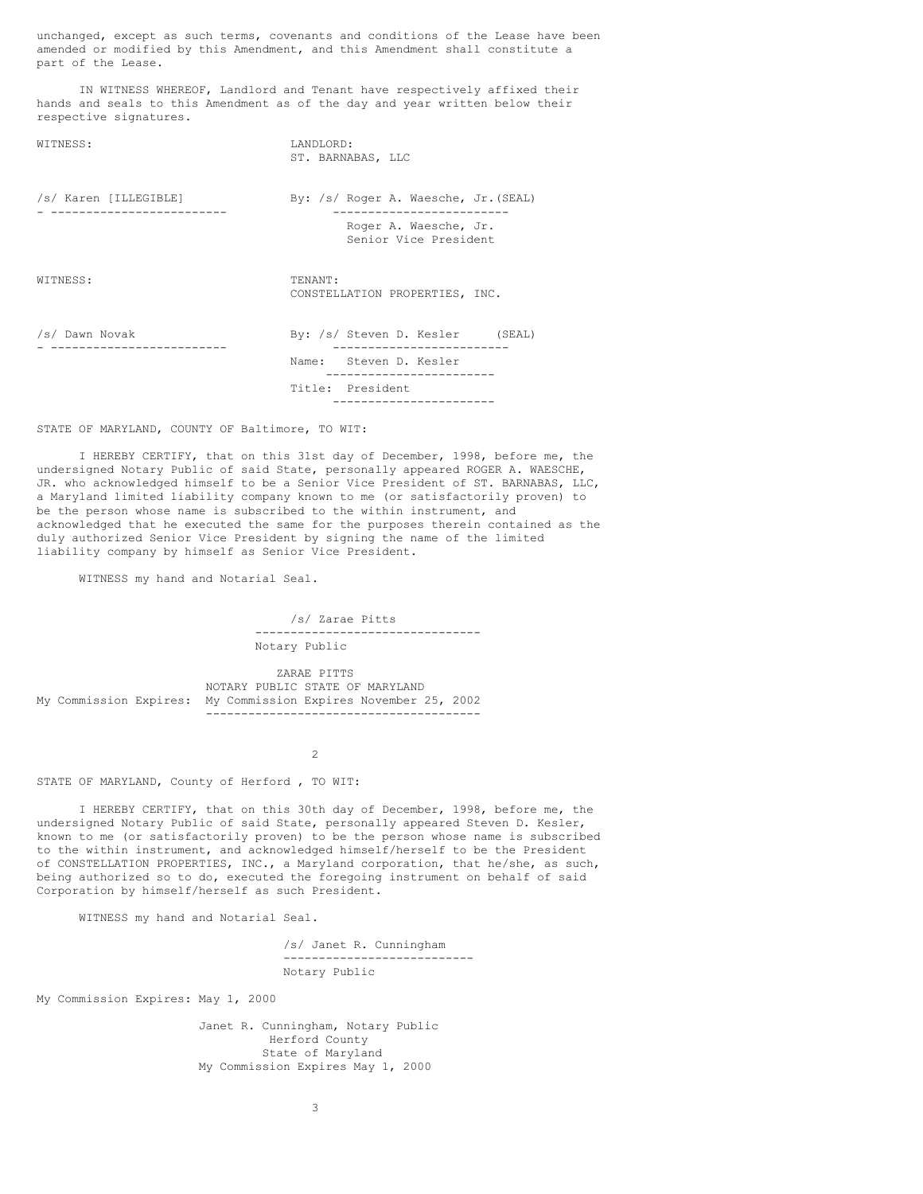unchanged, except as such terms, covenants and conditions of the Lease have been amended or modified by this Amendment, and this Amendment shall constitute a part of the Lease.

IN WITNESS WHEREOF, Landlord and Tenant have respectively affixed their hands and seals to this Amendment as of the day and year written below their respective signatures.

WITNESS: LANDLORD:
ST. BARNABAS, LLC

/s/ Karen [ILLEGIBLE] By: /s/ Roger A. Waesche, Jr.(SEAL)
Roger A. Waesche, Jr.
Senior Vice President

WITNESS: TENANT:
CONSTELLATION PROPERTIES, INC.

/s/ Dawn Novak By: /s/ Steven D. Kesler (SEAL)
Name: Steven D. Kesler
Title: President

STATE OF MARYLAND, COUNTY OF Baltimore, TO WIT:

I HEREBY CERTIFY, that on this 31st day of December, 1998, before me, the undersigned Notary Public of said State, personally appeared ROGER A. WAESCHE, JR. who acknowledged himself to be a Senior Vice President of ST. BARNABAS, LLC, a Maryland limited liability company known to me (or satisfactorily proven) to be the person whose name is subscribed to the within instrument, and acknowledged that he executed the same for the purposes therein contained as the duly authorized Senior Vice President by signing the name of the limited liability company by himself as Senior Vice President.

WITNESS my hand and Notarial Seal.

/s/ Zarae Pitts
Notary Public

ZARAE PITTS
NOTARY PUBLIC STATE OF MARYLAND
My Commission Expires: My Commission Expires November 25, 2002

STATE OF MARYLAND, County of Herford , TO WIT:

I HEREBY CERTIFY, that on this 30th day of December, 1998, before me, the undersigned Notary Public of said State, personally appeared Steven D. Kesler, known to me (or satisfactorily proven) to be the person whose name is subscribed to the within instrument, and acknowledged himself/herself to be the President of CONSTELLATION PROPERTIES, INC., a Maryland corporation, that he/she, as such, being authorized so to do, executed the foregoing instrument on behalf of said Corporation by himself/herself as such President.

WITNESS my hand and Notarial Seal.

/s/ Janet R. Cunningham
Notary Public

My Commission Expires: May 1, 2000

Janet R. Cunningham, Notary Public
Herford County
State of Maryland
My Commission Expires May 1, 2000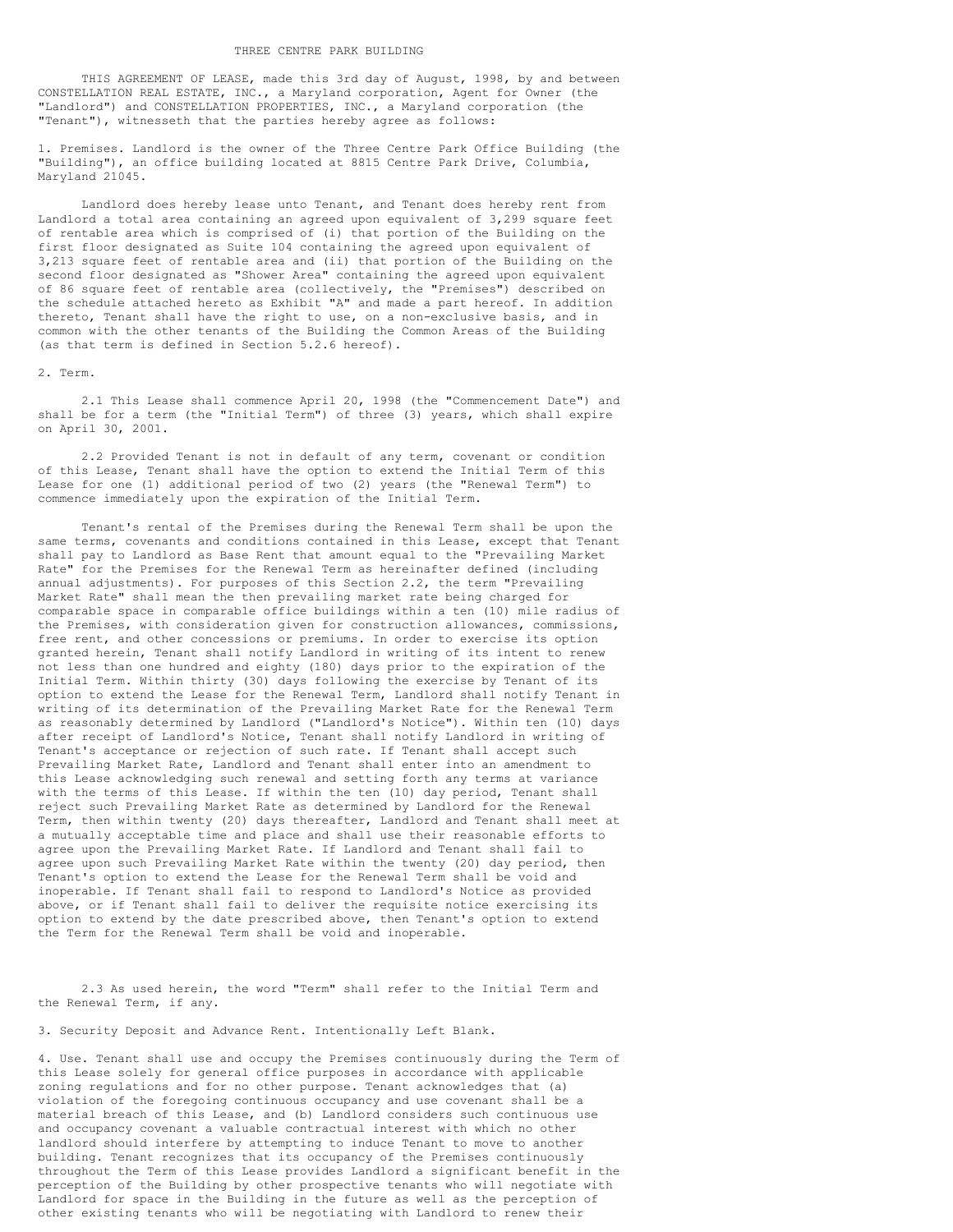THREE CENTRE PARK BUILDING

THIS AGREEMENT OF LEASE, made this 3rd day of August, 1998, by and between CONSTELLATION REAL ESTATE, INC., a Maryland corporation, Agent for Owner (the "Landlord") and CONSTELLATION PROPERTIES, INC., a Maryland corporation (the "Tenant"), witnesseth that the parties hereby agree as follows:

1. Premises. Landlord is the owner of the Three Centre Park Office Building (the "Building"), an office building located at 8815 Centre Park Drive, Columbia, Maryland 21045.

Landlord does hereby lease unto Tenant, and Tenant does hereby rent from Landlord a total area containing an agreed upon equivalent of 3,299 square feet of rentable area which is comprised of (i) that portion of the Building on the first floor designated as Suite 104 containing the agreed upon equivalent of 3,213 square feet of rentable area and (ii) that portion of the Building on the second floor designated as "Shower Area" containing the agreed upon equivalent of 86 square feet of rentable area (collectively, the "Premises") described on the schedule attached hereto as Exhibit "A" and made a part hereof. In addition thereto, Tenant shall have the right to use, on a non-exclusive basis, and in common with the other tenants of the Building the Common Areas of the Building (as that term is defined in Section 5.2.6 hereof).

2. Term.

2.1 This Lease shall commence April 20, 1998 (the "Commencement Date") and shall be for a term (the "Initial Term") of three (3) years, which shall expire on April 30, 2001.

2.2 Provided Tenant is not in default of any term, covenant or condition of this Lease, Tenant shall have the option to extend the Initial Term of this Lease for one (1) additional period of two (2) years (the "Renewal Term") to commence immediately upon the expiration of the Initial Term.

Tenant's rental of the Premises during the Renewal Term shall be upon the same terms, covenants and conditions contained in this Lease, except that Tenant shall pay to Landlord as Base Rent that amount equal to the "Prevailing Market Rate" for the Premises for the Renewal Term as hereinafter defined (including annual adjustments). For purposes of this Section 2.2, the term "Prevailing Market Rate" shall mean the then prevailing market rate being charged for comparable space in comparable office buildings within a ten (10) mile radius of the Premises, with consideration given for construction allowances, commissions, free rent, and other concessions or premiums. In order to exercise its option granted herein, Tenant shall notify Landlord in writing of its intent to renew not less than one hundred and eighty (180) days prior to the expiration of the Initial Term. Within thirty (30) days following the exercise by Tenant of its option to extend the Lease for the Renewal Term, Landlord shall notify Tenant in writing of its determination of the Prevailing Market Rate for the Renewal Term as reasonably determined by Landlord ("Landlord's Notice"). Within ten (10) days after receipt of Landlord's Notice, Tenant shall notify Landlord in writing of Tenant's acceptance or rejection of such rate. If Tenant shall accept such Prevailing Market Rate, Landlord and Tenant shall enter into an amendment to this Lease acknowledging such renewal and setting forth any terms at variance with the terms of this Lease. If within the ten (10) day period, Tenant shall reject such Prevailing Market Rate as determined by Landlord for the Renewal Term, then within twenty (20) days thereafter, Landlord and Tenant shall meet at a mutually acceptable time and place and shall use their reasonable efforts to agree upon the Prevailing Market Rate. If Landlord and Tenant shall fail to agree upon such Prevailing Market Rate within the twenty (20) day period, then Tenant's option to extend the Lease for the Renewal Term shall be void and inoperable. If Tenant shall fail to respond to Landlord's Notice as provided above, or if Tenant shall fail to deliver the requisite notice exercising its option to extend by the date prescribed above, then Tenant's option to extend the Term for the Renewal Term shall be void and inoperable.

2.3 As used herein, the word "Term" shall refer to the Initial Term and the Renewal Term, if any.

3. Security Deposit and Advance Rent. Intentionally Left Blank.

4. Use. Tenant shall use and occupy the Premises continuously during the Term of this Lease solely for general office purposes in accordance with applicable zoning regulations and for no other purpose. Tenant acknowledges that (a) violation of the foregoing continuous occupancy and use covenant shall be a material breach of this Lease, and (b) Landlord considers such continuous use and occupancy covenant a valuable contractual interest with which no other landlord should interfere by attempting to induce Tenant to move to another building. Tenant recognizes that its occupancy of the Premises continuously throughout the Term of this Lease provides Landlord a significant benefit in the perception of the Building by other prospective tenants who will negotiate with Landlord for space in the Building in the future as well as the perception of other existing tenants who will be negotiating with Landlord to renew their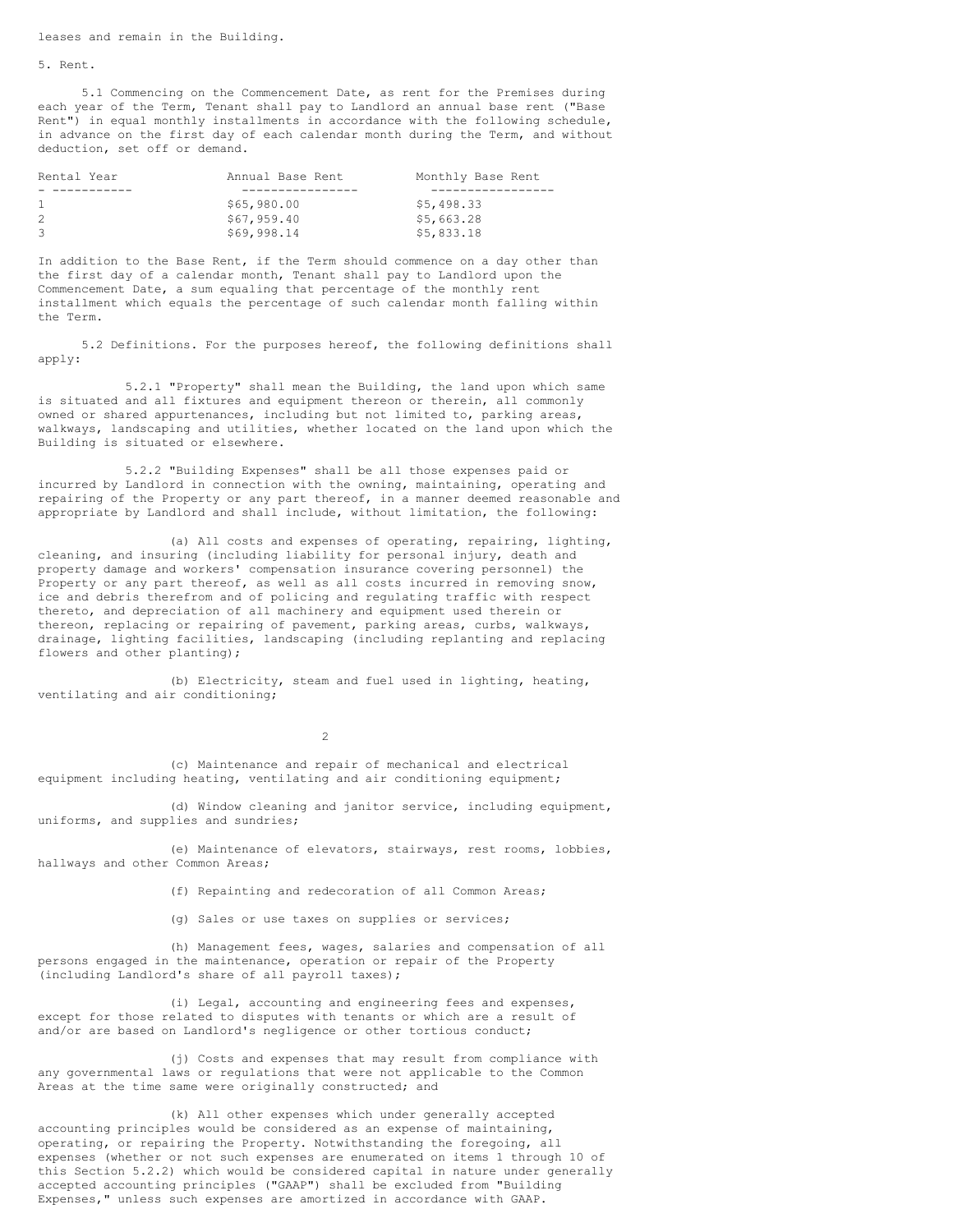leases and remain in the Building.

5. Rent.

5.1 Commencing on the Commencement Date, as rent for the Premises during each year of the Term, Tenant shall pay to Landlord an annual base rent ("Base Rent") in equal monthly installments in accordance with the following schedule, in advance on the first day of each calendar month during the Term, and without deduction, set off or demand.

| Rental Year | Annual Base Rent | Monthly Base Rent |
|---|---|---|
| 1 | $65,980.00 | $5,498.33 |
| 2 | $67,959.40 | $5,663.28 |
| 3 | $69,998.14 | $5,833.18 |

In addition to the Base Rent, if the Term should commence on a day other than the first day of a calendar month, Tenant shall pay to Landlord upon the Commencement Date, a sum equaling that percentage of the monthly rent installment which equals the percentage of such calendar month falling within the Term.

5.2 Definitions. For the purposes hereof, the following definitions shall apply:

5.2.1 "Property" shall mean the Building, the land upon which same is situated and all fixtures and equipment thereon or therein, all commonly owned or shared appurtenances, including but not limited to, parking areas, walkways, landscaping and utilities, whether located on the land upon which the Building is situated or elsewhere.

5.2.2 "Building Expenses" shall be all those expenses paid or incurred by Landlord in connection with the owning, maintaining, operating and repairing of the Property or any part thereof, in a manner deemed reasonable and appropriate by Landlord and shall include, without limitation, the following:

(a) All costs and expenses of operating, repairing, lighting, cleaning, and insuring (including liability for personal injury, death and property damage and workers' compensation insurance covering personnel) the Property or any part thereof, as well as all costs incurred in removing snow, ice and debris therefrom and of policing and regulating traffic with respect thereto, and depreciation of all machinery and equipment used therein or thereon, replacing or repairing of pavement, parking areas, curbs, walkways, drainage, lighting facilities, landscaping (including replanting and replacing flowers and other planting);

(b) Electricity, steam and fuel used in lighting, heating, ventilating and air conditioning;

(c) Maintenance and repair of mechanical and electrical equipment including heating, ventilating and air conditioning equipment;

(d) Window cleaning and janitor service, including equipment, uniforms, and supplies and sundries;

(e) Maintenance of elevators, stairways, rest rooms, lobbies, hallways and other Common Areas;

(f) Repainting and redecoration of all Common Areas;

(g) Sales or use taxes on supplies or services;

(h) Management fees, wages, salaries and compensation of all persons engaged in the maintenance, operation or repair of the Property (including Landlord's share of all payroll taxes);

(i) Legal, accounting and engineering fees and expenses, except for those related to disputes with tenants or which are a result of and/or are based on Landlord's negligence or other tortious conduct;

(j) Costs and expenses that may result from compliance with any governmental laws or regulations that were not applicable to the Common Areas at the time same were originally constructed; and

(k) All other expenses which under generally accepted accounting principles would be considered as an expense of maintaining, operating, or repairing the Property. Notwithstanding the foregoing, all expenses (whether or not such expenses are enumerated on items 1 through 10 of this Section 5.2.2) which would be considered capital in nature under generally accepted accounting principles ("GAAP") shall be excluded from "Building Expenses," unless such expenses are amortized in accordance with GAAP.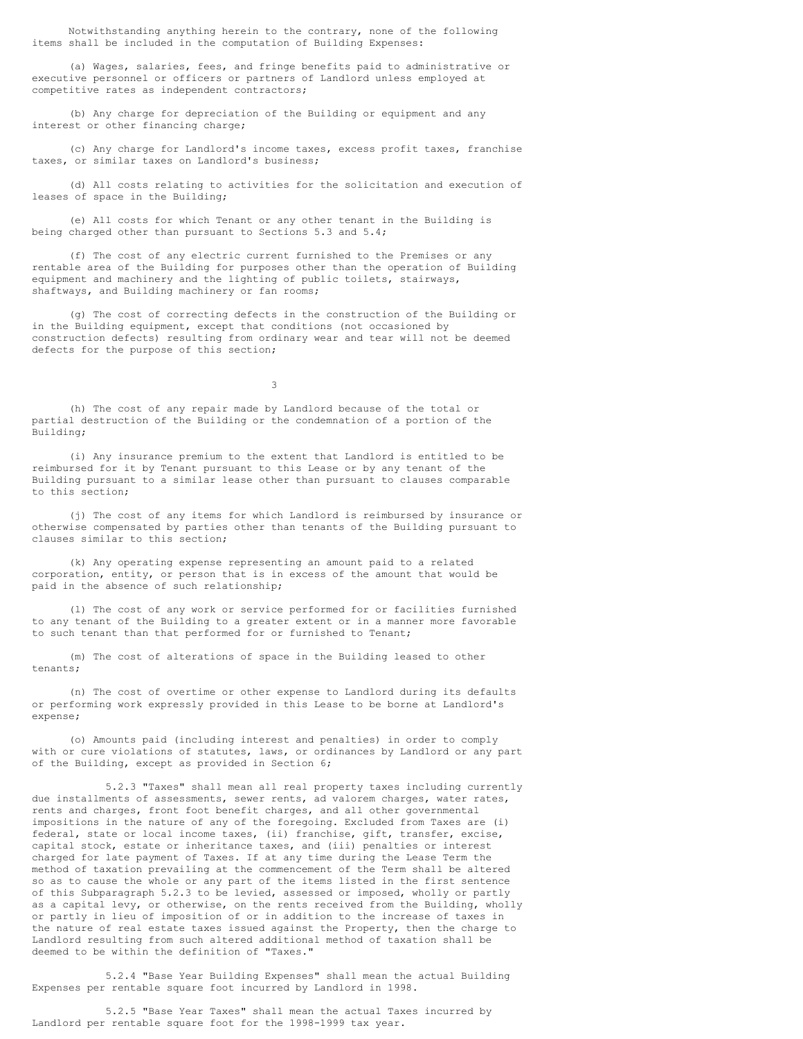Notwithstanding anything herein to the contrary, none of the following items shall be included in the computation of Building Expenses:

(a) Wages, salaries, fees, and fringe benefits paid to administrative or executive personnel or officers or partners of Landlord unless employed at competitive rates as independent contractors;

(b) Any charge for depreciation of the Building or equipment and any interest or other financing charge;

(c) Any charge for Landlord's income taxes, excess profit taxes, franchise taxes, or similar taxes on Landlord's business;

(d) All costs relating to activities for the solicitation and execution of leases of space in the Building;

(e) All costs for which Tenant or any other tenant in the Building is being charged other than pursuant to Sections 5.3 and 5.4;

(f) The cost of any electric current furnished to the Premises or any rentable area of the Building for purposes other than the operation of Building equipment and machinery and the lighting of public toilets, stairways, shaftways, and Building machinery or fan rooms;

(g) The cost of correcting defects in the construction of the Building or in the Building equipment, except that conditions (not occasioned by construction defects) resulting from ordinary wear and tear will not be deemed defects for the purpose of this section;

(h) The cost of any repair made by Landlord because of the total or partial destruction of the Building or the condemnation of a portion of the Building;

(i) Any insurance premium to the extent that Landlord is entitled to be reimbursed for it by Tenant pursuant to this Lease or by any tenant of the Building pursuant to a similar lease other than pursuant to clauses comparable to this section;

(j) The cost of any items for which Landlord is reimbursed by insurance or otherwise compensated by parties other than tenants of the Building pursuant to clauses similar to this section;

(k) Any operating expense representing an amount paid to a related corporation, entity, or person that is in excess of the amount that would be paid in the absence of such relationship;

(l) The cost of any work or service performed for or facilities furnished to any tenant of the Building to a greater extent or in a manner more favorable to such tenant than that performed for or furnished to Tenant;

(m) The cost of alterations of space in the Building leased to other tenants;

(n) The cost of overtime or other expense to Landlord during its defaults or performing work expressly provided in this Lease to be borne at Landlord's expense;

(o) Amounts paid (including interest and penalties) in order to comply with or cure violations of statutes, laws, or ordinances by Landlord or any part of the Building, except as provided in Section 6;

5.2.3 "Taxes" shall mean all real property taxes including currently due installments of assessments, sewer rents, ad valorem charges, water rates, rents and charges, front foot benefit charges, and all other governmental impositions in the nature of any of the foregoing. Excluded from Taxes are (i) federal, state or local income taxes, (ii) franchise, gift, transfer, excise, capital stock, estate or inheritance taxes, and (iii) penalties or interest charged for late payment of Taxes. If at any time during the Lease Term the method of taxation prevailing at the commencement of the Term shall be altered so as to cause the whole or any part of the items listed in the first sentence of this Subparagraph 5.2.3 to be levied, assessed or imposed, wholly or partly as a capital levy, or otherwise, on the rents received from the Building, wholly or partly in lieu of imposition of or in addition to the increase of taxes in the nature of real estate taxes issued against the Property, then the charge to Landlord resulting from such altered additional method of taxation shall be deemed to be within the definition of "Taxes."

5.2.4 "Base Year Building Expenses" shall mean the actual Building Expenses per rentable square foot incurred by Landlord in 1998.

5.2.5 "Base Year Taxes" shall mean the actual Taxes incurred by Landlord per rentable square foot for the 1998-1999 tax year.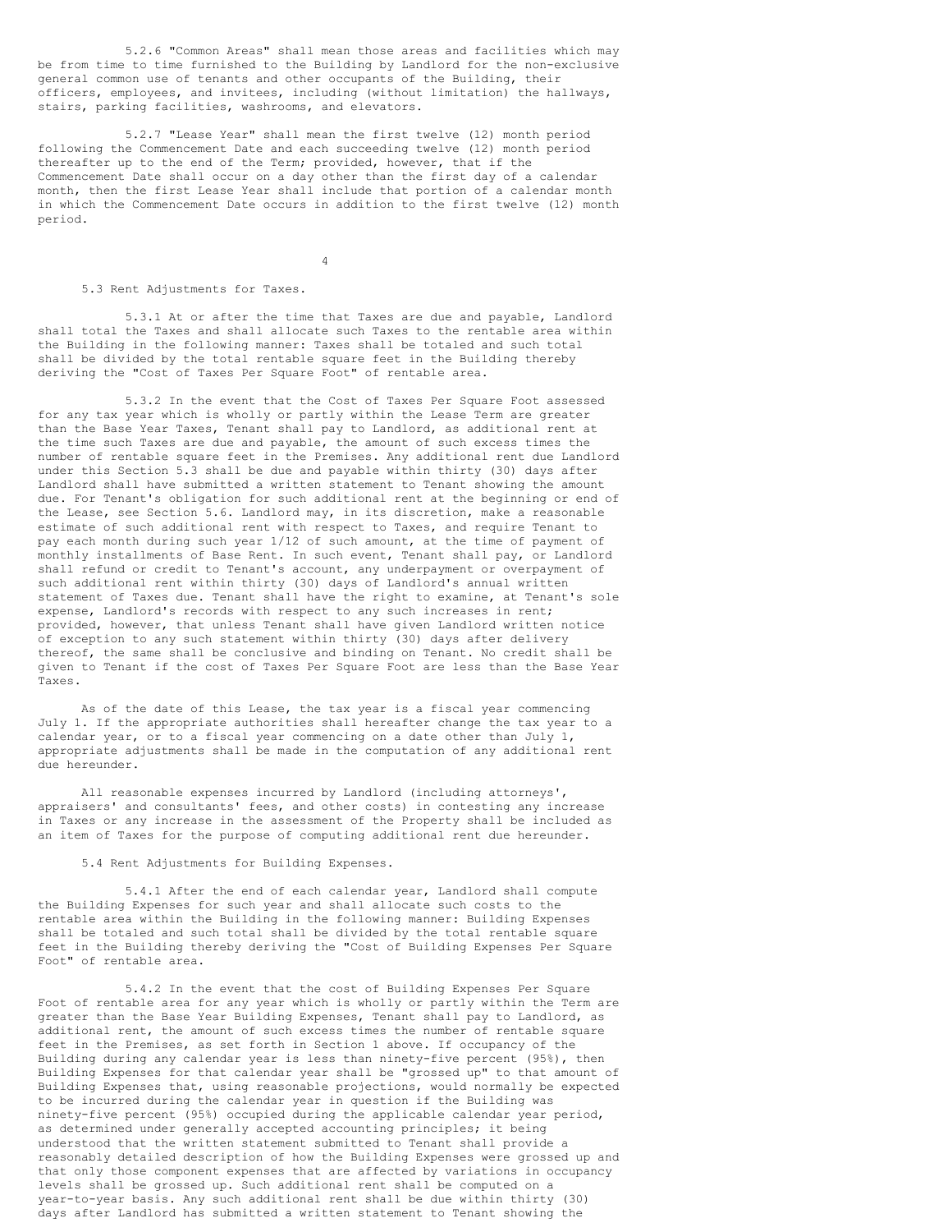5.2.6 "Common Areas" shall mean those areas and facilities which may be from time to time furnished to the Building by Landlord for the non-exclusive general common use of tenants and other occupants of the Building, their officers, employees, and invitees, including (without limitation) the hallways, stairs, parking facilities, washrooms, and elevators.

5.2.7 "Lease Year" shall mean the first twelve (12) month period following the Commencement Date and each succeeding twelve (12) month period thereafter up to the end of the Term; provided, however, that if the Commencement Date shall occur on a day other than the first day of a calendar month, then the first Lease Year shall include that portion of a calendar month in which the Commencement Date occurs in addition to the first twelve (12) month period.

5.3 Rent Adjustments for Taxes.

5.3.1 At or after the time that Taxes are due and payable, Landlord shall total the Taxes and shall allocate such Taxes to the rentable area within the Building in the following manner: Taxes shall be totaled and such total shall be divided by the total rentable square feet in the Building thereby deriving the "Cost of Taxes Per Square Foot" of rentable area.

5.3.2 In the event that the Cost of Taxes Per Square Foot assessed for any tax year which is wholly or partly within the Lease Term are greater than the Base Year Taxes, Tenant shall pay to Landlord, as additional rent at the time such Taxes are due and payable, the amount of such excess times the number of rentable square feet in the Premises. Any additional rent due Landlord under this Section 5.3 shall be due and payable within thirty (30) days after Landlord shall have submitted a written statement to Tenant showing the amount due. For Tenant's obligation for such additional rent at the beginning or end of the Lease, see Section 5.6. Landlord may, in its discretion, make a reasonable estimate of such additional rent with respect to Taxes, and require Tenant to pay each month during such year 1/12 of such amount, at the time of payment of monthly installments of Base Rent. In such event, Tenant shall pay, or Landlord shall refund or credit to Tenant's account, any underpayment or overpayment of such additional rent within thirty (30) days of Landlord's annual written statement of Taxes due. Tenant shall have the right to examine, at Tenant's sole expense, Landlord's records with respect to any such increases in rent; provided, however, that unless Tenant shall have given Landlord written notice of exception to any such statement within thirty (30) days after delivery thereof, the same shall be conclusive and binding on Tenant. No credit shall be given to Tenant if the cost of Taxes Per Square Foot are less than the Base Year Taxes.

As of the date of this Lease, the tax year is a fiscal year commencing July 1. If the appropriate authorities shall hereafter change the tax year to a calendar year, or to a fiscal year commencing on a date other than July 1, appropriate adjustments shall be made in the computation of any additional rent due hereunder.

All reasonable expenses incurred by Landlord (including attorneys', appraisers' and consultants' fees, and other costs) in contesting any increase in Taxes or any increase in the assessment of the Property shall be included as an item of Taxes for the purpose of computing additional rent due hereunder.

5.4 Rent Adjustments for Building Expenses.

5.4.1 After the end of each calendar year, Landlord shall compute the Building Expenses for such year and shall allocate such costs to the rentable area within the Building in the following manner: Building Expenses shall be totaled and such total shall be divided by the total rentable square feet in the Building thereby deriving the "Cost of Building Expenses Per Square Foot" of rentable area.

5.4.2 In the event that the cost of Building Expenses Per Square Foot of rentable area for any year which is wholly or partly within the Term are greater than the Base Year Building Expenses, Tenant shall pay to Landlord, as additional rent, the amount of such excess times the number of rentable square feet in the Premises, as set forth in Section 1 above. If occupancy of the Building during any calendar year is less than ninety-five percent (95%), then Building Expenses for that calendar year shall be "grossed up" to that amount of Building Expenses that, using reasonable projections, would normally be expected to be incurred during the calendar year in question if the Building was ninety-five percent (95%) occupied during the applicable calendar year period, as determined under generally accepted accounting principles; it being understood that the written statement submitted to Tenant shall provide a reasonably detailed description of how the Building Expenses were grossed up and that only those component expenses that are affected by variations in occupancy levels shall be grossed up. Such additional rent shall be computed on a year-to-year basis. Any such additional rent shall be due within thirty (30) days after Landlord has submitted a written statement to Tenant showing the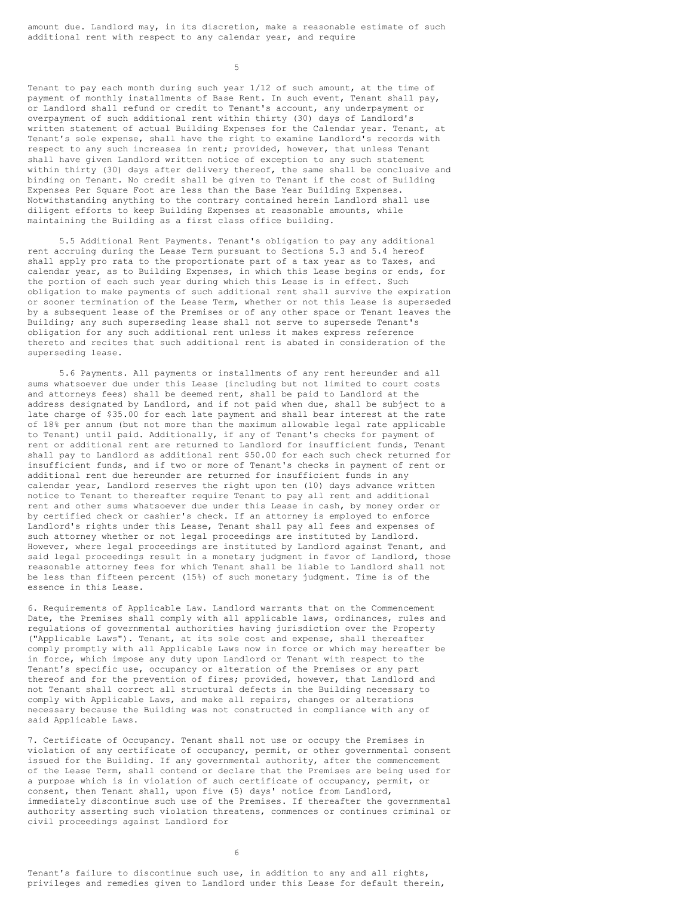amount due. Landlord may, in its discretion, make a reasonable estimate of such additional rent with respect to any calendar year, and require Tenant to pay each month during such year 1/12 of such amount, at the time of payment of monthly installments of Base Rent. In such event, Tenant shall pay, or Landlord shall refund or credit to Tenant's account, any underpayment or overpayment of such additional rent within thirty (30) days of Landlord's written statement of actual Building Expenses for the Calendar year. Tenant, at Tenant's sole expense, shall have the right to examine Landlord's records with respect to any such increases in rent; provided, however, that unless Tenant shall have given Landlord written notice of exception to any such statement within thirty (30) days after delivery thereof, the same shall be conclusive and binding on Tenant. No credit shall be given to Tenant if the cost of Building Expenses Per Square Foot are less than the Base Year Building Expenses. Notwithstanding anything to the contrary contained herein Landlord shall use diligent efforts to keep Building Expenses at reasonable amounts, while maintaining the Building as a first class office building.

5.5 Additional Rent Payments. Tenant's obligation to pay any additional rent accruing during the Lease Term pursuant to Sections 5.3 and 5.4 hereof shall apply pro rata to the proportionate part of a tax year as to Taxes, and calendar year, as to Building Expenses, in which this Lease begins or ends, for the portion of each such year during which this Lease is in effect. Such obligation to make payments of such additional rent shall survive the expiration or sooner termination of the Lease Term, whether or not this Lease is superseded by a subsequent lease of the Premises or of any other space or Tenant leaves the Building; any such superseding lease shall not serve to supersede Tenant's obligation for any such additional rent unless it makes express reference thereto and recites that such additional rent is abated in consideration of the superseding lease.

5.6 Payments. All payments or installments of any rent hereunder and all sums whatsoever due under this Lease (including but not limited to court costs and attorneys fees) shall be deemed rent, shall be paid to Landlord at the address designated by Landlord, and if not paid when due, shall be subject to a late charge of $35.00 for each late payment and shall bear interest at the rate of 18% per annum (but not more than the maximum allowable legal rate applicable to Tenant) until paid. Additionally, if any of Tenant's checks for payment of rent or additional rent are returned to Landlord for insufficient funds, Tenant shall pay to Landlord as additional rent $50.00 for each such check returned for insufficient funds, and if two or more of Tenant's checks in payment of rent or additional rent due hereunder are returned for insufficient funds in any calendar year, Landlord reserves the right upon ten (10) days advance written notice to Tenant to thereafter require Tenant to pay all rent and additional rent and other sums whatsoever due under this Lease in cash, by money order or by certified check or cashier's check. If an attorney is employed to enforce Landlord's rights under this Lease, Tenant shall pay all fees and expenses of such attorney whether or not legal proceedings are instituted by Landlord. However, where legal proceedings are instituted by Landlord against Tenant, and said legal proceedings result in a monetary judgment in favor of Landlord, those reasonable attorney fees for which Tenant shall be liable to Landlord shall not be less than fifteen percent (15%) of such monetary judgment. Time is of the essence in this Lease.

6. Requirements of Applicable Law. Landlord warrants that on the Commencement Date, the Premises shall comply with all applicable laws, ordinances, rules and regulations of governmental authorities having jurisdiction over the Property ("Applicable Laws"). Tenant, at its sole cost and expense, shall thereafter comply promptly with all Applicable Laws now in force or which may hereafter be in force, which impose any duty upon Landlord or Tenant with respect to the Tenant's specific use, occupancy or alteration of the Premises or any part thereof and for the prevention of fires; provided, however, that Landlord and not Tenant shall correct all structural defects in the Building necessary to comply with Applicable Laws, and make all repairs, changes or alterations necessary because the Building was not constructed in compliance with any of said Applicable Laws.

7. Certificate of Occupancy. Tenant shall not use or occupy the Premises in violation of any certificate of occupancy, permit, or other governmental consent issued for the Building. If any governmental authority, after the commencement of the Lease Term, shall contend or declare that the Premises are being used for a purpose which is in violation of such certificate of occupancy, permit, or consent, then Tenant shall, upon five (5) days' notice from Landlord, immediately discontinue such use of the Premises. If thereafter the governmental authority asserting such violation threatens, commences or continues criminal or civil proceedings against Landlord for Tenant's failure to discontinue such use, in addition to any and all rights, privileges and remedies given to Landlord under this Lease for default therein,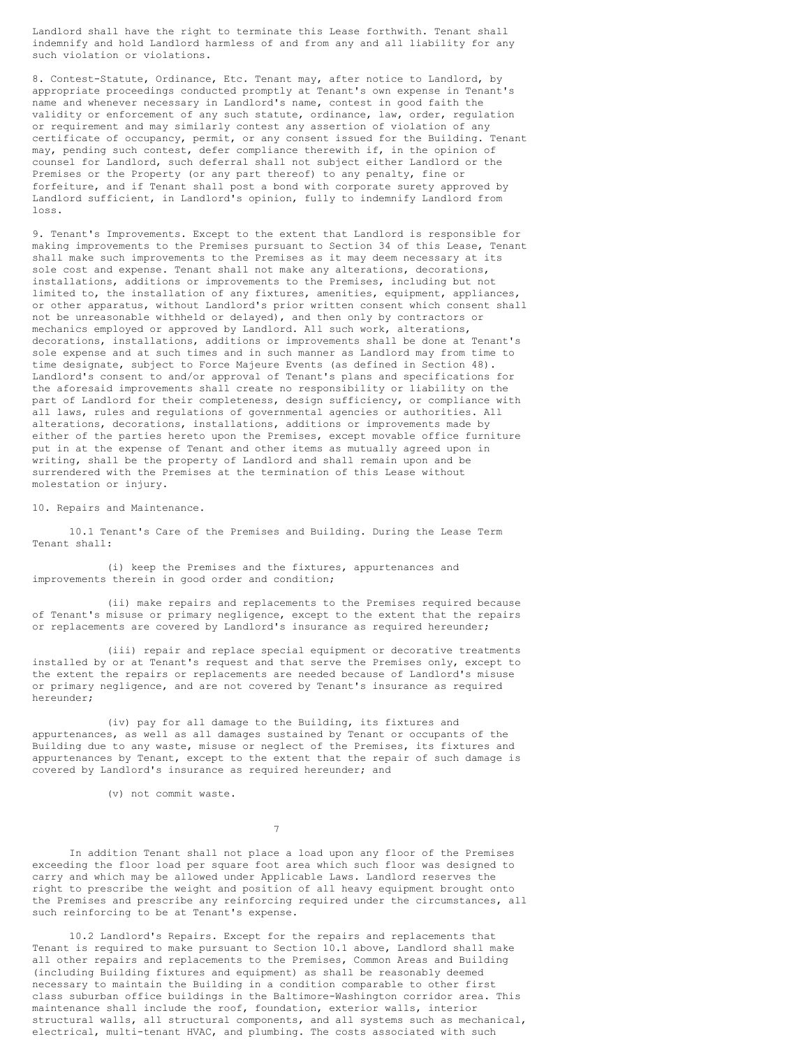Landlord shall have the right to terminate this Lease forthwith. Tenant shall indemnify and hold Landlord harmless of and from any and all liability for any such violation or violations.

8. Contest-Statute, Ordinance, Etc. Tenant may, after notice to Landlord, by appropriate proceedings conducted promptly at Tenant's own expense in Tenant's name and whenever necessary in Landlord's name, contest in good faith the validity or enforcement of any such statute, ordinance, law, order, regulation or requirement and may similarly contest any assertion of violation of any certificate of occupancy, permit, or any consent issued for the Building. Tenant may, pending such contest, defer compliance therewith if, in the opinion of counsel for Landlord, such deferral shall not subject either Landlord or the Premises or the Property (or any part thereof) to any penalty, fine or forfeiture, and if Tenant shall post a bond with corporate surety approved by Landlord sufficient, in Landlord's opinion, fully to indemnify Landlord from loss.

9. Tenant's Improvements. Except to the extent that Landlord is responsible for making improvements to the Premises pursuant to Section 34 of this Lease, Tenant shall make such improvements to the Premises as it may deem necessary at its sole cost and expense. Tenant shall not make any alterations, decorations, installations, additions or improvements to the Premises, including but not limited to, the installation of any fixtures, amenities, equipment, appliances, or other apparatus, without Landlord's prior written consent which consent shall not be unreasonable withheld or delayed), and then only by contractors or mechanics employed or approved by Landlord. All such work, alterations, decorations, installations, additions or improvements shall be done at Tenant's sole expense and at such times and in such manner as Landlord may from time to time designate, subject to Force Majeure Events (as defined in Section 48). Landlord's consent to and/or approval of Tenant's plans and specifications for the aforesaid improvements shall create no responsibility or liability on the part of Landlord for their completeness, design sufficiency, or compliance with all laws, rules and regulations of governmental agencies or authorities. All alterations, decorations, installations, additions or improvements made by either of the parties hereto upon the Premises, except movable office furniture put in at the expense of Tenant and other items as mutually agreed upon in writing, shall be the property of Landlord and shall remain upon and be surrendered with the Premises at the termination of this Lease without molestation or injury.

10. Repairs and Maintenance.

10.1 Tenant's Care of the Premises and Building. During the Lease Term Tenant shall:

(i) keep the Premises and the fixtures, appurtenances and improvements therein in good order and condition;

(ii) make repairs and replacements to the Premises required because of Tenant's misuse or primary negligence, except to the extent that the repairs or replacements are covered by Landlord's insurance as required hereunder;

(iii) repair and replace special equipment or decorative treatments installed by or at Tenant's request and that serve the Premises only, except to the extent the repairs or replacements are needed because of Landlord's misuse or primary negligence, and are not covered by Tenant's insurance as required hereunder;

(iv) pay for all damage to the Building, its fixtures and appurtenances, as well as all damages sustained by Tenant or occupants of the Building due to any waste, misuse or neglect of the Premises, its fixtures and appurtenances by Tenant, except to the extent that the repair of such damage is covered by Landlord's insurance as required hereunder; and

(v) not commit waste.

In addition Tenant shall not place a load upon any floor of the Premises exceeding the floor load per square foot area which such floor was designed to carry and which may be allowed under Applicable Laws. Landlord reserves the right to prescribe the weight and position of all heavy equipment brought onto the Premises and prescribe any reinforcing required under the circumstances, all such reinforcing to be at Tenant's expense.

10.2 Landlord's Repairs. Except for the repairs and replacements that Tenant is required to make pursuant to Section 10.1 above, Landlord shall make all other repairs and replacements to the Premises, Common Areas and Building (including Building fixtures and equipment) as shall be reasonably deemed necessary to maintain the Building in a condition comparable to other first class suburban office buildings in the Baltimore-Washington corridor area. This maintenance shall include the roof, foundation, exterior walls, interior structural walls, all structural components, and all systems such as mechanical, electrical, multi-tenant HVAC, and plumbing. The costs associated with such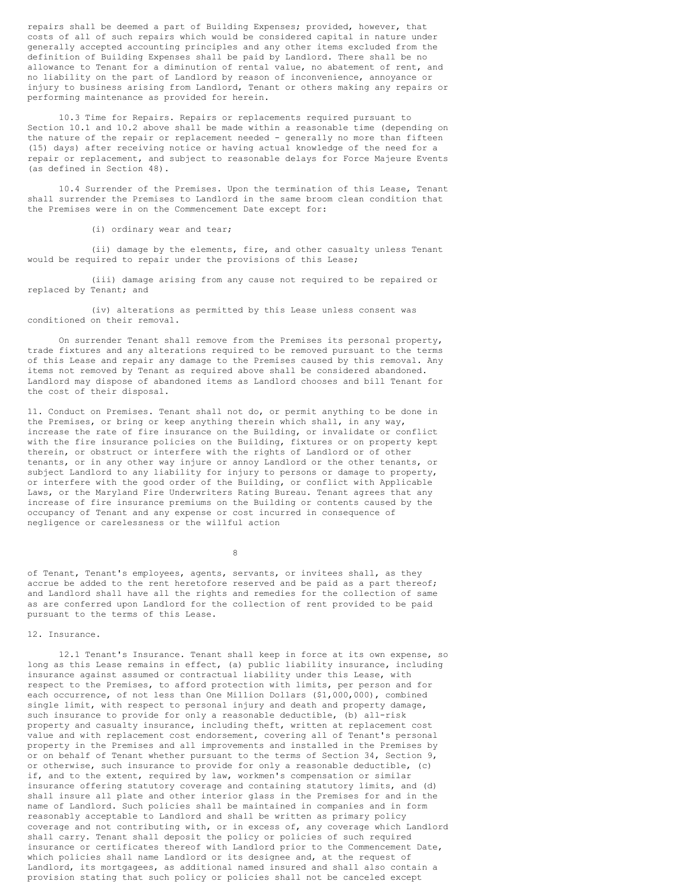repairs shall be deemed a part of Building Expenses; provided, however, that costs of all of such repairs which would be considered capital in nature under generally accepted accounting principles and any other items excluded from the definition of Building Expenses shall be paid by Landlord. There shall be no allowance to Tenant for a diminution of rental value, no abatement of rent, and no liability on the part of Landlord by reason of inconvenience, annoyance or injury to business arising from Landlord, Tenant or others making any repairs or performing maintenance as provided for herein.

10.3 Time for Repairs. Repairs or replacements required pursuant to Section 10.1 and 10.2 above shall be made within a reasonable time (depending on the nature of the repair or replacement needed - generally no more than fifteen (15) days) after receiving notice or having actual knowledge of the need for a repair or replacement, and subject to reasonable delays for Force Majeure Events (as defined in Section 48).

10.4 Surrender of the Premises. Upon the termination of this Lease, Tenant shall surrender the Premises to Landlord in the same broom clean condition that the Premises were in on the Commencement Date except for:

(i) ordinary wear and tear;

(ii) damage by the elements, fire, and other casualty unless Tenant would be required to repair under the provisions of this Lease;

(iii) damage arising from any cause not required to be repaired or replaced by Tenant; and

(iv) alterations as permitted by this Lease unless consent was conditioned on their removal.

On surrender Tenant shall remove from the Premises its personal property, trade fixtures and any alterations required to be removed pursuant to the terms of this Lease and repair any damage to the Premises caused by this removal. Any items not removed by Tenant as required above shall be considered abandoned. Landlord may dispose of abandoned items as Landlord chooses and bill Tenant for the cost of their disposal.

11. Conduct on Premises. Tenant shall not do, or permit anything to be done in the Premises, or bring or keep anything therein which shall, in any way, increase the rate of fire insurance on the Building, or invalidate or conflict with the fire insurance policies on the Building, fixtures or on property kept therein, or obstruct or interfere with the rights of Landlord or of other tenants, or in any other way injure or annoy Landlord or the other tenants, or subject Landlord to any liability for injury to persons or damage to property, or interfere with the good order of the Building, or conflict with Applicable Laws, or the Maryland Fire Underwriters Rating Bureau. Tenant agrees that any increase of fire insurance premiums on the Building or contents caused by the occupancy of Tenant and any expense or cost incurred in consequence of negligence or carelessness or the willful action of Tenant, Tenant's employees, agents, servants, or invitees shall, as they accrue be added to the rent heretofore reserved and be paid as a part thereof; and Landlord shall have all the rights and remedies for the collection of same as are conferred upon Landlord for the collection of rent provided to be paid pursuant to the terms of this Lease.

12. Insurance.

12.1 Tenant's Insurance. Tenant shall keep in force at its own expense, so long as this Lease remains in effect, (a) public liability insurance, including insurance against assumed or contractual liability under this Lease, with respect to the Premises, to afford protection with limits, per person and for each occurrence, of not less than One Million Dollars ($1,000,000), combined single limit, with respect to personal injury and death and property damage, such insurance to provide for only a reasonable deductible, (b) all-risk property and casualty insurance, including theft, written at replacement cost value and with replacement cost endorsement, covering all of Tenant's personal property in the Premises and all improvements and installed in the Premises by or on behalf of Tenant whether pursuant to the terms of Section 34, Section 9, or otherwise, such insurance to provide for only a reasonable deductible, (c) if, and to the extent, required by law, workmen's compensation or similar insurance offering statutory coverage and containing statutory limits, and (d) shall insure all plate and other interior glass in the Premises for and in the name of Landlord. Such policies shall be maintained in companies and in form reasonably acceptable to Landlord and shall be written as primary policy coverage and not contributing with, or in excess of, any coverage which Landlord shall carry. Tenant shall deposit the policy or policies of such required insurance or certificates thereof with Landlord prior to the Commencement Date, which policies shall name Landlord or its designee and, at the request of Landlord, its mortgagees, as additional named insured and shall also contain a provision stating that such policy or policies shall not be canceled except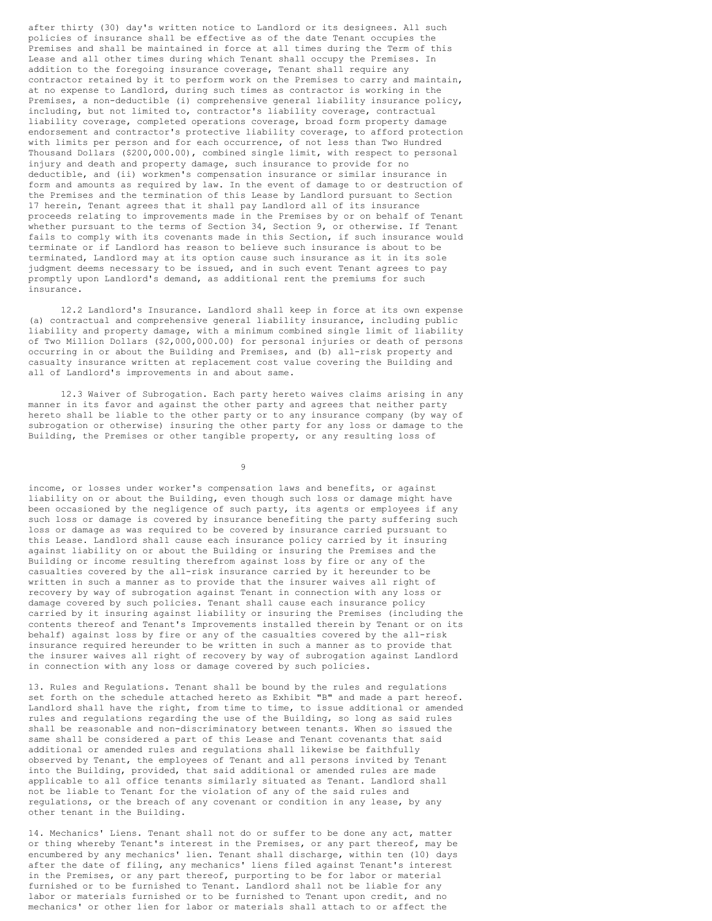after thirty (30) day's written notice to Landlord or its designees. All such policies of insurance shall be effective as of the date Tenant occupies the Premises and shall be maintained in force at all times during the Term of this Lease and all other times during which Tenant shall occupy the Premises. In addition to the foregoing insurance coverage, Tenant shall require any contractor retained by it to perform work on the Premises to carry and maintain, at no expense to Landlord, during such times as contractor is working in the Premises, a non-deductible (i) comprehensive general liability insurance policy, including, but not limited to, contractor's liability coverage, contractual liability coverage, completed operations coverage, broad form property damage endorsement and contractor's protective liability coverage, to afford protection with limits per person and for each occurrence, of not less than Two Hundred Thousand Dollars ($200,000.00), combined single limit, with respect to personal injury and death and property damage, such insurance to provide for no deductible, and (ii) workmen's compensation insurance or similar insurance in form and amounts as required by law. In the event of damage to or destruction of the Premises and the termination of this Lease by Landlord pursuant to Section 17 herein, Tenant agrees that it shall pay Landlord all of its insurance proceeds relating to improvements made in the Premises by or on behalf of Tenant whether pursuant to the terms of Section 34, Section 9, or otherwise. If Tenant fails to comply with its covenants made in this Section, if such insurance would terminate or if Landlord has reason to believe such insurance is about to be terminated, Landlord may at its option cause such insurance as it in its sole judgment deems necessary to be issued, and in such event Tenant agrees to pay promptly upon Landlord's demand, as additional rent the premiums for such insurance.

12.2 Landlord's Insurance. Landlord shall keep in force at its own expense (a) contractual and comprehensive general liability insurance, including public liability and property damage, with a minimum combined single limit of liability of Two Million Dollars ($2,000,000.00) for personal injuries or death of persons occurring in or about the Building and Premises, and (b) all-risk property and casualty insurance written at replacement cost value covering the Building and all of Landlord's improvements in and about same.

12.3 Waiver of Subrogation. Each party hereto waives claims arising in any manner in its favor and against the other party and agrees that neither party hereto shall be liable to the other party or to any insurance company (by way of subrogation or otherwise) insuring the other party for any loss or damage to the Building, the Premises or other tangible property, or any resulting loss of income, or losses under worker's compensation laws and benefits, or against liability on or about the Building, even though such loss or damage might have been occasioned by the negligence of such party, its agents or employees if any such loss or damage is covered by insurance benefiting the party suffering such loss or damage as was required to be covered by insurance carried pursuant to this Lease. Landlord shall cause each insurance policy carried by it insuring against liability on or about the Building or insuring the Premises and the Building or income resulting therefrom against loss by fire or any of the casualties covered by the all-risk insurance carried by it hereunder to be written in such a manner as to provide that the insurer waives all right of recovery by way of subrogation against Tenant in connection with any loss or damage covered by such policies. Tenant shall cause each insurance policy carried by it insuring against liability or insuring the Premises (including the contents thereof and Tenant's Improvements installed therein by Tenant or on its behalf) against loss by fire or any of the casualties covered by the all-risk insurance required hereunder to be written in such a manner as to provide that the insurer waives all right of recovery by way of subrogation against Landlord in connection with any loss or damage covered by such policies.

13. Rules and Regulations. Tenant shall be bound by the rules and regulations set forth on the schedule attached hereto as Exhibit "B" and made a part hereof. Landlord shall have the right, from time to time, to issue additional or amended rules and regulations regarding the use of the Building, so long as said rules shall be reasonable and non-discriminatory between tenants. When so issued the same shall be considered a part of this Lease and Tenant covenants that said additional or amended rules and regulations shall likewise be faithfully observed by Tenant, the employees of Tenant and all persons invited by Tenant into the Building, provided, that said additional or amended rules are made applicable to all office tenants similarly situated as Tenant. Landlord shall not be liable to Tenant for the violation of any of the said rules and regulations, or the breach of any covenant or condition in any lease, by any other tenant in the Building.

14. Mechanics' Liens. Tenant shall not do or suffer to be done any act, matter or thing whereby Tenant's interest in the Premises, or any part thereof, may be encumbered by any mechanics' lien. Tenant shall discharge, within ten (10) days after the date of filing, any mechanics' liens filed against Tenant's interest in the Premises, or any part thereof, purporting to be for labor or material furnished or to be furnished to Tenant. Landlord shall not be liable for any labor or materials furnished or to be furnished to Tenant upon credit, and no mechanics' or other lien for labor or materials shall attach to or affect the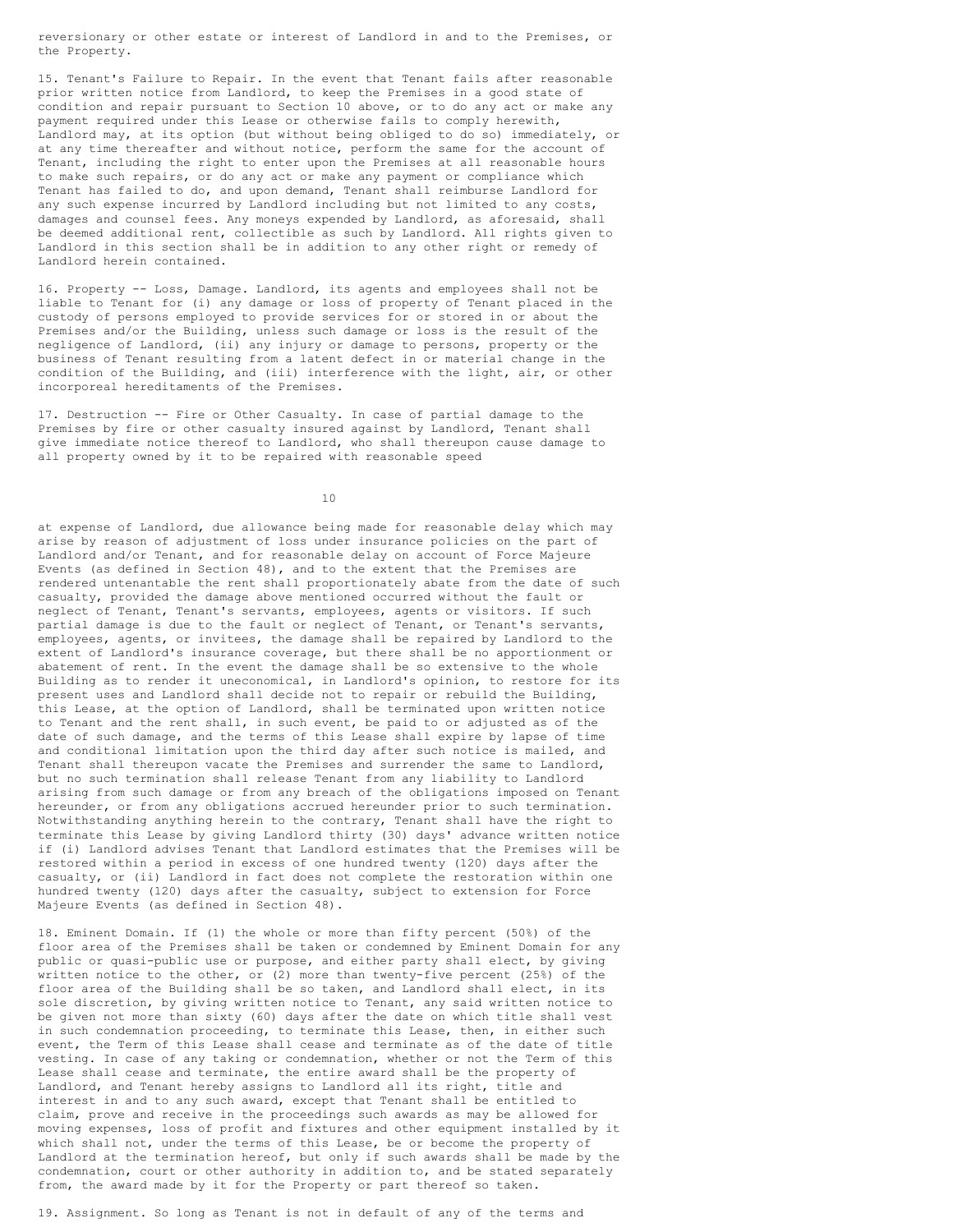reversionary or other estate or interest of Landlord in and to the Premises, or the Property.

15. Tenant's Failure to Repair. In the event that Tenant fails after reasonable prior written notice from Landlord, to keep the Premises in a good state of condition and repair pursuant to Section 10 above, or to do any act or make any payment required under this Lease or otherwise fails to comply herewith, Landlord may, at its option (but without being obliged to do so) immediately, or at any time thereafter and without notice, perform the same for the account of Tenant, including the right to enter upon the Premises at all reasonable hours to make such repairs, or do any act or make any payment or compliance which Tenant has failed to do, and upon demand, Tenant shall reimburse Landlord for any such expense incurred by Landlord including but not limited to any costs, damages and counsel fees. Any moneys expended by Landlord, as aforesaid, shall be deemed additional rent, collectible as such by Landlord. All rights given to Landlord in this section shall be in addition to any other right or remedy of Landlord herein contained.

16. Property -- Loss, Damage. Landlord, its agents and employees shall not be liable to Tenant for (i) any damage or loss of property of Tenant placed in the custody of persons employed to provide services for or stored in or about the Premises and/or the Building, unless such damage or loss is the result of the negligence of Landlord, (ii) any injury or damage to persons, property or the business of Tenant resulting from a latent defect in or material change in the condition of the Building, and (iii) interference with the light, air, or other incorporeal hereditaments of the Premises.

17. Destruction -- Fire or Other Casualty. In case of partial damage to the Premises by fire or other casualty insured against by Landlord, Tenant shall give immediate notice thereof to Landlord, who shall thereupon cause damage to all property owned by it to be repaired with reasonable speed at expense of Landlord, due allowance being made for reasonable delay which may arise by reason of adjustment of loss under insurance policies on the part of Landlord and/or Tenant, and for reasonable delay on account of Force Majeure Events (as defined in Section 48), and to the extent that the Premises are rendered untenantable the rent shall proportionately abate from the date of such casualty, provided the damage above mentioned occurred without the fault or neglect of Tenant, Tenant's servants, employees, agents or visitors. If such partial damage is due to the fault or neglect of Tenant, or Tenant's servants, employees, agents, or invitees, the damage shall be repaired by Landlord to the extent of Landlord's insurance coverage, but there shall be no apportionment or abatement of rent. In the event the damage shall be so extensive to the whole Building as to render it uneconomical, in Landlord's opinion, to restore for its present uses and Landlord shall decide not to repair or rebuild the Building, this Lease, at the option of Landlord, shall be terminated upon written notice to Tenant and the rent shall, in such event, be paid to or adjusted as of the date of such damage, and the terms of this Lease shall expire by lapse of time and conditional limitation upon the third day after such notice is mailed, and Tenant shall thereupon vacate the Premises and surrender the same to Landlord, but no such termination shall release Tenant from any liability to Landlord arising from such damage or from any breach of the obligations imposed on Tenant hereunder, or from any obligations accrued hereunder prior to such termination. Notwithstanding anything herein to the contrary, Tenant shall have the right to terminate this Lease by giving Landlord thirty (30) days' advance written notice if (i) Landlord advises Tenant that Landlord estimates that the Premises will be restored within a period in excess of one hundred twenty (120) days after the casualty, or (ii) Landlord in fact does not complete the restoration within one hundred twenty (120) days after the casualty, subject to extension for Force Majeure Events (as defined in Section 48).

18. Eminent Domain. If (1) the whole or more than fifty percent (50%) of the floor area of the Premises shall be taken or condemned by Eminent Domain for any public or quasi-public use or purpose, and either party shall elect, by giving written notice to the other, or (2) more than twenty-five percent (25%) of the floor area of the Building shall be so taken, and Landlord shall elect, in its sole discretion, by giving written notice to Tenant, any said written notice to be given not more than sixty (60) days after the date on which title shall vest in such condemnation proceeding, to terminate this Lease, then, in either such event, the Term of this Lease shall cease and terminate as of the date of title vesting. In case of any taking or condemnation, whether or not the Term of this Lease shall cease and terminate, the entire award shall be the property of Landlord, and Tenant hereby assigns to Landlord all its right, title and interest in and to any such award, except that Tenant shall be entitled to claim, prove and receive in the proceedings such awards as may be allowed for moving expenses, loss of profit and fixtures and other equipment installed by it which shall not, under the terms of this Lease, be or become the property of Landlord at the termination hereof, but only if such awards shall be made by the condemnation, court or other authority in addition to, and be stated separately from, the award made by it for the Property or part thereof so taken.

19. Assignment. So long as Tenant is not in default of any of the terms and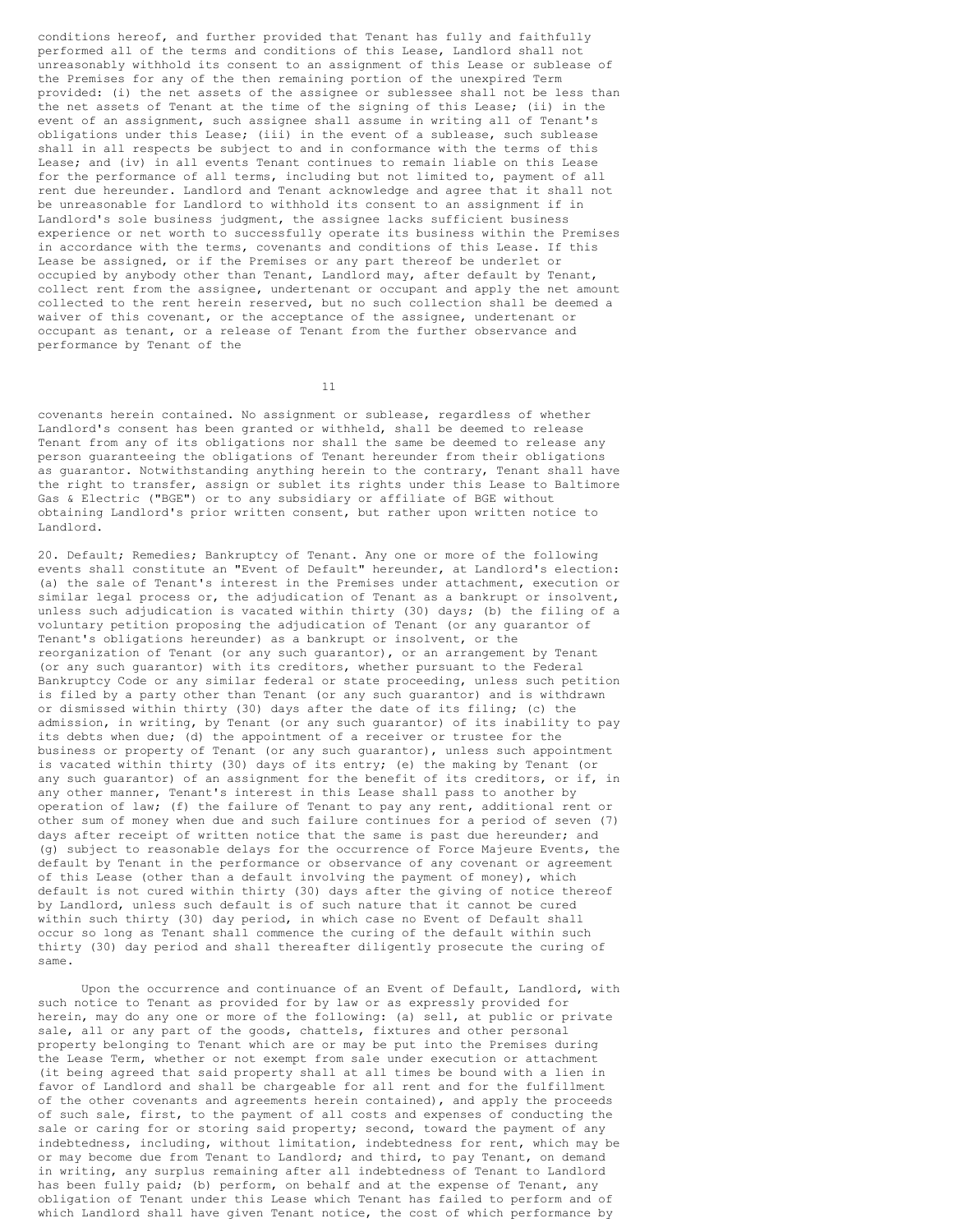conditions hereof, and further provided that Tenant has fully and faithfully performed all of the terms and conditions of this Lease, Landlord shall not unreasonably withhold its consent to an assignment of this Lease or sublease of the Premises for any of the then remaining portion of the unexpired Term provided: (i) the net assets of the assignee or sublessee shall not be less than the net assets of Tenant at the time of the signing of this Lease; (ii) in the event of an assignment, such assignee shall assume in writing all of Tenant's obligations under this Lease; (iii) in the event of a sublease, such sublease shall in all respects be subject to and in conformance with the terms of this Lease; and (iv) in all events Tenant continues to remain liable on this Lease for the performance of all terms, including but not limited to, payment of all rent due hereunder. Landlord and Tenant acknowledge and agree that it shall not be unreasonable for Landlord to withhold its consent to an assignment if in Landlord's sole business judgment, the assignee lacks sufficient business experience or net worth to successfully operate its business within the Premises in accordance with the terms, covenants and conditions of this Lease. If this Lease be assigned, or if the Premises or any part thereof be underlet or occupied by anybody other than Tenant, Landlord may, after default by Tenant, collect rent from the assignee, undertenant or occupant and apply the net amount collected to the rent herein reserved, but no such collection shall be deemed a waiver of this covenant, or the acceptance of the assignee, undertenant or occupant as tenant, or a release of Tenant from the further observance and performance by Tenant of the covenants herein contained. No assignment or sublease, regardless of whether Landlord's consent has been granted or withheld, shall be deemed to release Tenant from any of its obligations nor shall the same be deemed to release any person guaranteeing the obligations of Tenant hereunder from their obligations as guarantor. Notwithstanding anything herein to the contrary, Tenant shall have the right to transfer, assign or sublet its rights under this Lease to Baltimore Gas & Electric ("BGE") or to any subsidiary or affiliate of BGE without obtaining Landlord's prior written consent, but rather upon written notice to Landlord.

20. Default; Remedies; Bankruptcy of Tenant. Any one or more of the following events shall constitute an "Event of Default" hereunder, at Landlord's election: (a) the sale of Tenant's interest in the Premises under attachment, execution or similar legal process or, the adjudication of Tenant as a bankrupt or insolvent, unless such adjudication is vacated within thirty (30) days; (b) the filing of a voluntary petition proposing the adjudication of Tenant (or any guarantor of Tenant's obligations hereunder) as a bankrupt or insolvent, or the reorganization of Tenant (or any such guarantor), or an arrangement by Tenant (or any such guarantor) with its creditors, whether pursuant to the Federal Bankruptcy Code or any similar federal or state proceeding, unless such petition is filed by a party other than Tenant (or any such guarantor) and is withdrawn or dismissed within thirty (30) days after the date of its filing; (c) the admission, in writing, by Tenant (or any such guarantor) of its inability to pay its debts when due; (d) the appointment of a receiver or trustee for the business or property of Tenant (or any such guarantor), unless such appointment is vacated within thirty (30) days of its entry; (e) the making by Tenant (or any such guarantor) of an assignment for the benefit of its creditors, or if, in any other manner, Tenant's interest in this Lease shall pass to another by operation of law; (f) the failure of Tenant to pay any rent, additional rent or other sum of money when due and such failure continues for a period of seven (7) days after receipt of written notice that the same is past due hereunder; and (g) subject to reasonable delays for the occurrence of Force Majeure Events, the default by Tenant in the performance or observance of any covenant or agreement of this Lease (other than a default involving the payment of money), which default is not cured within thirty (30) days after the giving of notice thereof by Landlord, unless such default is of such nature that it cannot be cured within such thirty (30) day period, in which case no Event of Default shall occur so long as Tenant shall commence the curing of the default within such thirty (30) day period and shall thereafter diligently prosecute the curing of same.

Upon the occurrence and continuance of an Event of Default, Landlord, with such notice to Tenant as provided for by law or as expressly provided for herein, may do any one or more of the following: (a) sell, at public or private sale, all or any part of the goods, chattels, fixtures and other personal property belonging to Tenant which are or may be put into the Premises during the Lease Term, whether or not exempt from sale under execution or attachment (it being agreed that said property shall at all times be bound with a lien in favor of Landlord and shall be chargeable for all rent and for the fulfillment of the other covenants and agreements herein contained), and apply the proceeds of such sale, first, to the payment of all costs and expenses of conducting the sale or caring for or storing said property; second, toward the payment of any indebtedness, including, without limitation, indebtedness for rent, which may be or may become due from Tenant to Landlord; and third, to pay Tenant, on demand in writing, any surplus remaining after all indebtedness of Tenant to Landlord has been fully paid; (b) perform, on behalf and at the expense of Tenant, any obligation of Tenant under this Lease which Tenant has failed to perform and of which Landlord shall have given Tenant notice, the cost of which performance by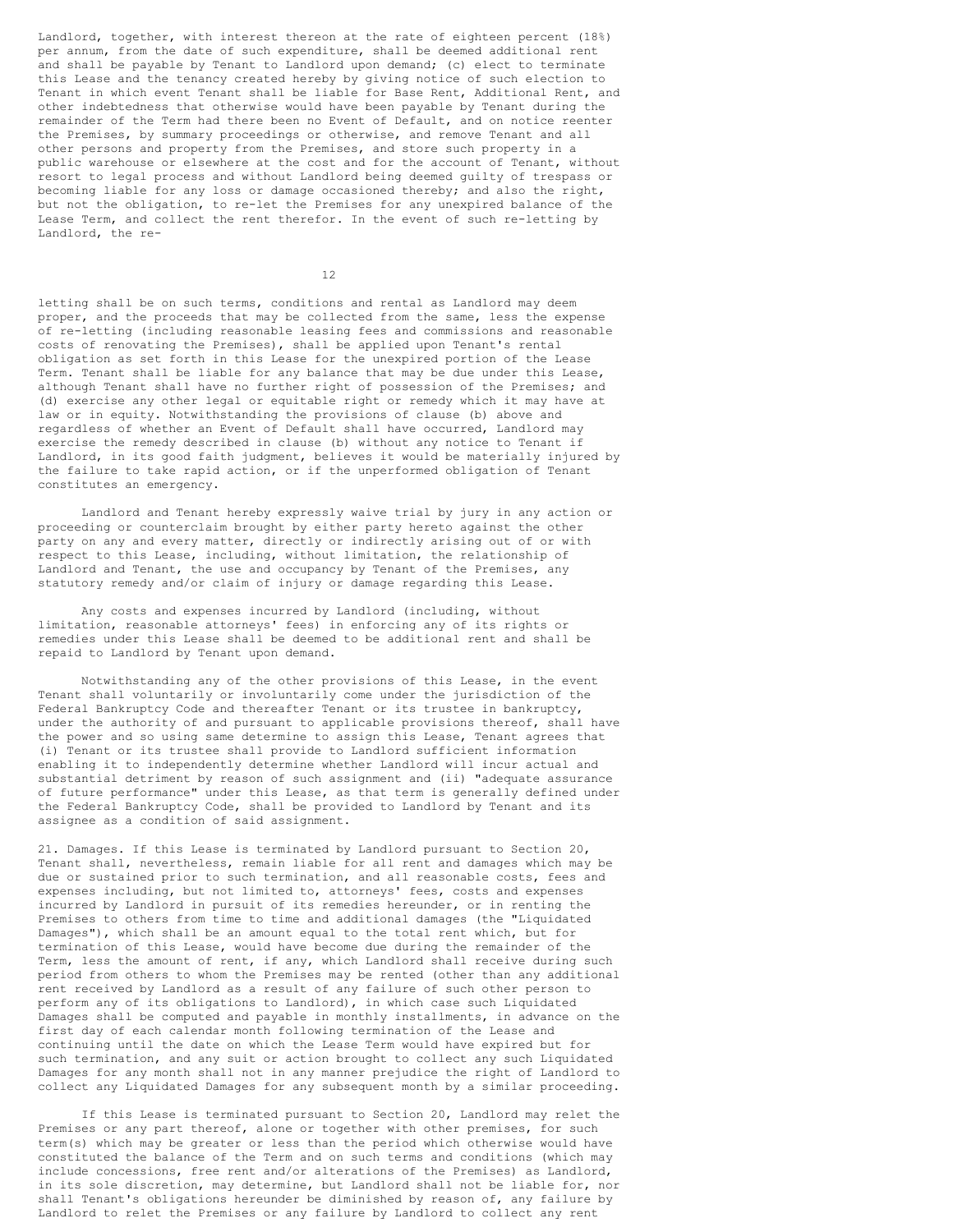Landlord, together, with interest thereon at the rate of eighteen percent (18%) per annum, from the date of such expenditure, shall be deemed additional rent and shall be payable by Tenant to Landlord upon demand; (c) elect to terminate this Lease and the tenancy created hereby by giving notice of such election to Tenant in which event Tenant shall be liable for Base Rent, Additional Rent, and other indebtedness that otherwise would have been payable by Tenant during the remainder of the Term had there been no Event of Default, and on notice reenter the Premises, by summary proceedings or otherwise, and remove Tenant and all other persons and property from the Premises, and store such property in a public warehouse or elsewhere at the cost and for the account of Tenant, without resort to legal process and without Landlord being deemed guilty of trespass or becoming liable for any loss or damage occasioned thereby; and also the right, but not the obligation, to re-let the Premises for any unexpired balance of the Lease Term, and collect the rent therefor. In the event of such re-letting by Landlord, the re-letting shall be on such terms, conditions and rental as Landlord may deem proper, and the proceeds that may be collected from the same, less the expense of re-letting (including reasonable leasing fees and commissions and reasonable costs of renovating the Premises), shall be applied upon Tenant's rental obligation as set forth in this Lease for the unexpired portion of the Lease Term. Tenant shall be liable for any balance that may be due under this Lease, although Tenant shall have no further right of possession of the Premises; and (d) exercise any other legal or equitable right or remedy which it may have at law or in equity. Notwithstanding the provisions of clause (b) above and regardless of whether an Event of Default shall have occurred, Landlord may exercise the remedy described in clause (b) without any notice to Tenant if Landlord, in its good faith judgment, believes it would be materially injured by the failure to take rapid action, or if the unperformed obligation of Tenant constitutes an emergency.

Landlord and Tenant hereby expressly waive trial by jury in any action or proceeding or counterclaim brought by either party hereto against the other party on any and every matter, directly or indirectly arising out of or with respect to this Lease, including, without limitation, the relationship of Landlord and Tenant, the use and occupancy by Tenant of the Premises, any statutory remedy and/or claim of injury or damage regarding this Lease.

Any costs and expenses incurred by Landlord (including, without limitation, reasonable attorneys' fees) in enforcing any of its rights or remedies under this Lease shall be deemed to be additional rent and shall be repaid to Landlord by Tenant upon demand.

Notwithstanding any of the other provisions of this Lease, in the event Tenant shall voluntarily or involuntarily come under the jurisdiction of the Federal Bankruptcy Code and thereafter Tenant or its trustee in bankruptcy, under the authority of and pursuant to applicable provisions thereof, shall have the power and so using same determine to assign this Lease, Tenant agrees that (i) Tenant or its trustee shall provide to Landlord sufficient information enabling it to independently determine whether Landlord will incur actual and substantial detriment by reason of such assignment and (ii) "adequate assurance of future performance" under this Lease, as that term is generally defined under the Federal Bankruptcy Code, shall be provided to Landlord by Tenant and its assignee as a condition of said assignment.

21. Damages. If this Lease is terminated by Landlord pursuant to Section 20, Tenant shall, nevertheless, remain liable for all rent and damages which may be due or sustained prior to such termination, and all reasonable costs, fees and expenses including, but not limited to, attorneys' fees, costs and expenses incurred by Landlord in pursuit of its remedies hereunder, or in renting the Premises to others from time to time and additional damages (the "Liquidated Damages"), which shall be an amount equal to the total rent which, but for termination of this Lease, would have become due during the remainder of the Term, less the amount of rent, if any, which Landlord shall receive during such period from others to whom the Premises may be rented (other than any additional rent received by Landlord as a result of any failure of such other person to perform any of its obligations to Landlord), in which case such Liquidated Damages shall be computed and payable in monthly installments, in advance on the first day of each calendar month following termination of the Lease and continuing until the date on which the Lease Term would have expired but for such termination, and any suit or action brought to collect any such Liquidated Damages for any month shall not in any manner prejudice the right of Landlord to collect any Liquidated Damages for any subsequent month by a similar proceeding.

If this Lease is terminated pursuant to Section 20, Landlord may relet the Premises or any part thereof, alone or together with other premises, for such term(s) which may be greater or less than the period which otherwise would have constituted the balance of the Term and on such terms and conditions (which may include concessions, free rent and/or alterations of the Premises) as Landlord, in its sole discretion, may determine, but Landlord shall not be liable for, nor shall Tenant's obligations hereunder be diminished by reason of, any failure by Landlord to relet the Premises or any failure by Landlord to collect any rent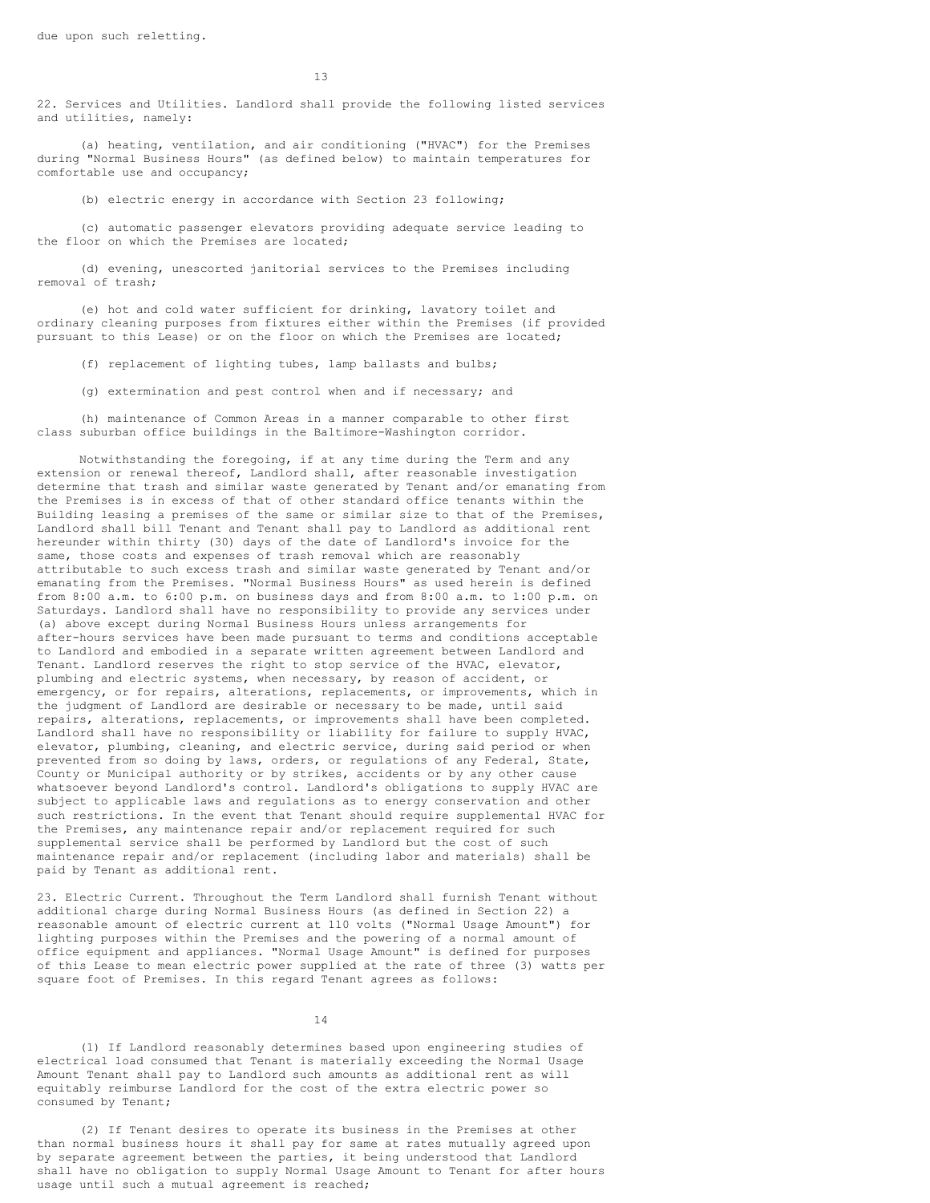due upon such reletting.

22. Services and Utilities. Landlord shall provide the following listed services and utilities, namely:

(a) heating, ventilation, and air conditioning ("HVAC") for the Premises during "Normal Business Hours" (as defined below) to maintain temperatures for comfortable use and occupancy;

(b) electric energy in accordance with Section 23 following;

(c) automatic passenger elevators providing adequate service leading to the floor on which the Premises are located;

(d) evening, unescorted janitorial services to the Premises including removal of trash;

(e) hot and cold water sufficient for drinking, lavatory toilet and ordinary cleaning purposes from fixtures either within the Premises (if provided pursuant to this Lease) or on the floor on which the Premises are located;

(f) replacement of lighting tubes, lamp ballasts and bulbs;

(g) extermination and pest control when and if necessary; and

(h) maintenance of Common Areas in a manner comparable to other first class suburban office buildings in the Baltimore-Washington corridor.

Notwithstanding the foregoing, if at any time during the Term and any extension or renewal thereof, Landlord shall, after reasonable investigation determine that trash and similar waste generated by Tenant and/or emanating from the Premises is in excess of that of other standard office tenants within the Building leasing a premises of the same or similar size to that of the Premises, Landlord shall bill Tenant and Tenant shall pay to Landlord as additional rent hereunder within thirty (30) days of the date of Landlord's invoice for the same, those costs and expenses of trash removal which are reasonably attributable to such excess trash and similar waste generated by Tenant and/or emanating from the Premises. "Normal Business Hours" as used herein is defined from 8:00 a.m. to 6:00 p.m. on business days and from 8:00 a.m. to 1:00 p.m. on Saturdays. Landlord shall have no responsibility to provide any services under (a) above except during Normal Business Hours unless arrangements for after-hours services have been made pursuant to terms and conditions acceptable to Landlord and embodied in a separate written agreement between Landlord and Tenant. Landlord reserves the right to stop service of the HVAC, elevator, plumbing and electric systems, when necessary, by reason of accident, or emergency, or for repairs, alterations, replacements, or improvements, which in the judgment of Landlord are desirable or necessary to be made, until said repairs, alterations, replacements, or improvements shall have been completed. Landlord shall have no responsibility or liability for failure to supply HVAC, elevator, plumbing, cleaning, and electric service, during said period or when prevented from so doing by laws, orders, or regulations of any Federal, State, County or Municipal authority or by strikes, accidents or by any other cause whatsoever beyond Landlord's control. Landlord's obligations to supply HVAC are subject to applicable laws and regulations as to energy conservation and other such restrictions. In the event that Tenant should require supplemental HVAC for the Premises, any maintenance repair and/or replacement required for such supplemental service shall be performed by Landlord but the cost of such maintenance repair and/or replacement (including labor and materials) shall be paid by Tenant as additional rent.

23. Electric Current. Throughout the Term Landlord shall furnish Tenant without additional charge during Normal Business Hours (as defined in Section 22) a reasonable amount of electric current at 110 volts ("Normal Usage Amount") for lighting purposes within the Premises and the powering of a normal amount of office equipment and appliances. "Normal Usage Amount" is defined for purposes of this Lease to mean electric power supplied at the rate of three (3) watts per square foot of Premises. In this regard Tenant agrees as follows:

(1) If Landlord reasonably determines based upon engineering studies of electrical load consumed that Tenant is materially exceeding the Normal Usage Amount Tenant shall pay to Landlord such amounts as additional rent as will equitably reimburse Landlord for the cost of the extra electric power so consumed by Tenant;

(2) If Tenant desires to operate its business in the Premises at other than normal business hours it shall pay for same at rates mutually agreed upon by separate agreement between the parties, it being understood that Landlord shall have no obligation to supply Normal Usage Amount to Tenant for after hours usage until such a mutual agreement is reached;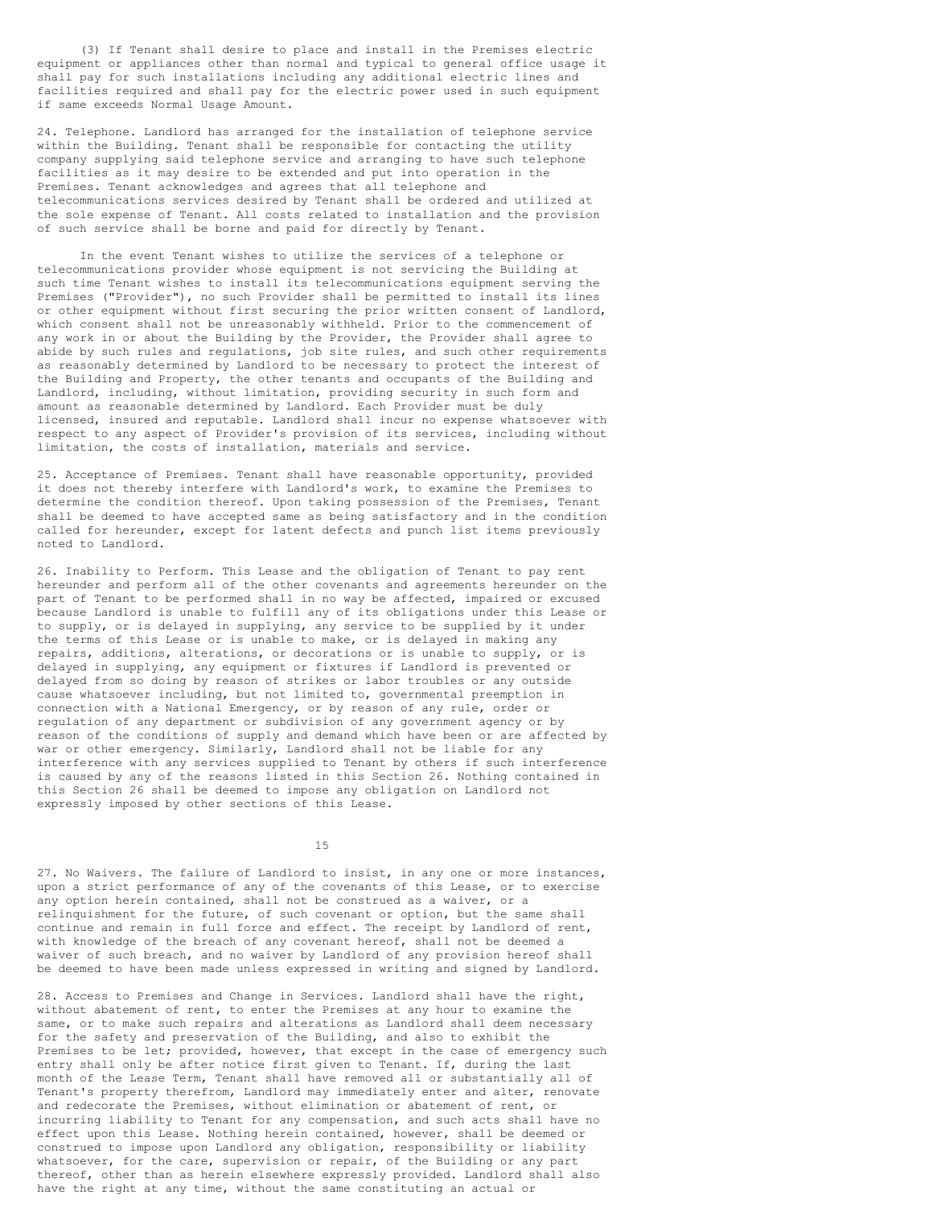(3) If Tenant shall desire to place and install in the Premises electric equipment or appliances other than normal and typical to general office usage it shall pay for such installations including any additional electric lines and facilities required and shall pay for the electric power used in such equipment if same exceeds Normal Usage Amount.

24. Telephone. Landlord has arranged for the installation of telephone service within the Building. Tenant shall be responsible for contacting the utility company supplying said telephone service and arranging to have such telephone facilities as it may desire to be extended and put into operation in the Premises. Tenant acknowledges and agrees that all telephone and telecommunications services desired by Tenant shall be ordered and utilized at the sole expense of Tenant. All costs related to installation and the provision of such service shall be borne and paid for directly by Tenant.

In the event Tenant wishes to utilize the services of a telephone or telecommunications provider whose equipment is not servicing the Building at such time Tenant wishes to install its telecommunications equipment serving the Premises ("Provider"), no such Provider shall be permitted to install its lines or other equipment without first securing the prior written consent of Landlord, which consent shall not be unreasonably withheld. Prior to the commencement of any work in or about the Building by the Provider, the Provider shall agree to abide by such rules and regulations, job site rules, and such other requirements as reasonably determined by Landlord to be necessary to protect the interest of the Building and Property, the other tenants and occupants of the Building and Landlord, including, without limitation, providing security in such form and amount as reasonable determined by Landlord. Each Provider must be duly licensed, insured and reputable. Landlord shall incur no expense whatsoever with respect to any aspect of Provider's provision of its services, including without limitation, the costs of installation, materials and service.

25. Acceptance of Premises. Tenant shall have reasonable opportunity, provided it does not thereby interfere with Landlord's work, to examine the Premises to determine the condition thereof. Upon taking possession of the Premises, Tenant shall be deemed to have accepted same as being satisfactory and in the condition called for hereunder, except for latent defects and punch list items previously noted to Landlord.

26. Inability to Perform. This Lease and the obligation of Tenant to pay rent hereunder and perform all of the other covenants and agreements hereunder on the part of Tenant to be performed shall in no way be affected, impaired or excused because Landlord is unable to fulfill any of its obligations under this Lease or to supply, or is delayed in supplying, any service to be supplied by it under the terms of this Lease or is unable to make, or is delayed in making any repairs, additions, alterations, or decorations or is unable to supply, or is delayed in supplying, any equipment or fixtures if Landlord is prevented or delayed from so doing by reason of strikes or labor troubles or any outside cause whatsoever including, but not limited to, governmental preemption in connection with a National Emergency, or by reason of any rule, order or regulation of any department or subdivision of any government agency or by reason of the conditions of supply and demand which have been or are affected by war or other emergency. Similarly, Landlord shall not be liable for any interference with any services supplied to Tenant by others if such interference is caused by any of the reasons listed in this Section 26. Nothing contained in this Section 26 shall be deemed to impose any obligation on Landlord not expressly imposed by other sections of this Lease.

27. No Waivers. The failure of Landlord to insist, in any one or more instances, upon a strict performance of any of the covenants of this Lease, or to exercise any option herein contained, shall not be construed as a waiver, or a relinquishment for the future, of such covenant or option, but the same shall continue and remain in full force and effect. The receipt by Landlord of rent, with knowledge of the breach of any covenant hereof, shall not be deemed a waiver of such breach, and no waiver by Landlord of any provision hereof shall be deemed to have been made unless expressed in writing and signed by Landlord.

28. Access to Premises and Change in Services. Landlord shall have the right, without abatement of rent, to enter the Premises at any hour to examine the same, or to make such repairs and alterations as Landlord shall deem necessary for the safety and preservation of the Building, and also to exhibit the Premises to be let; provided, however, that except in the case of emergency such entry shall only be after notice first given to Tenant. If, during the last month of the Lease Term, Tenant shall have removed all or substantially all of Tenant's property therefrom, Landlord may immediately enter and alter, renovate and redecorate the Premises, without elimination or abatement of rent, or incurring liability to Tenant for any compensation, and such acts shall have no effect upon this Lease. Nothing herein contained, however, shall be deemed or construed to impose upon Landlord any obligation, responsibility or liability whatsoever, for the care, supervision or repair, of the Building or any part thereof, other than as herein elsewhere expressly provided. Landlord shall also have the right at any time, without the same constituting an actual or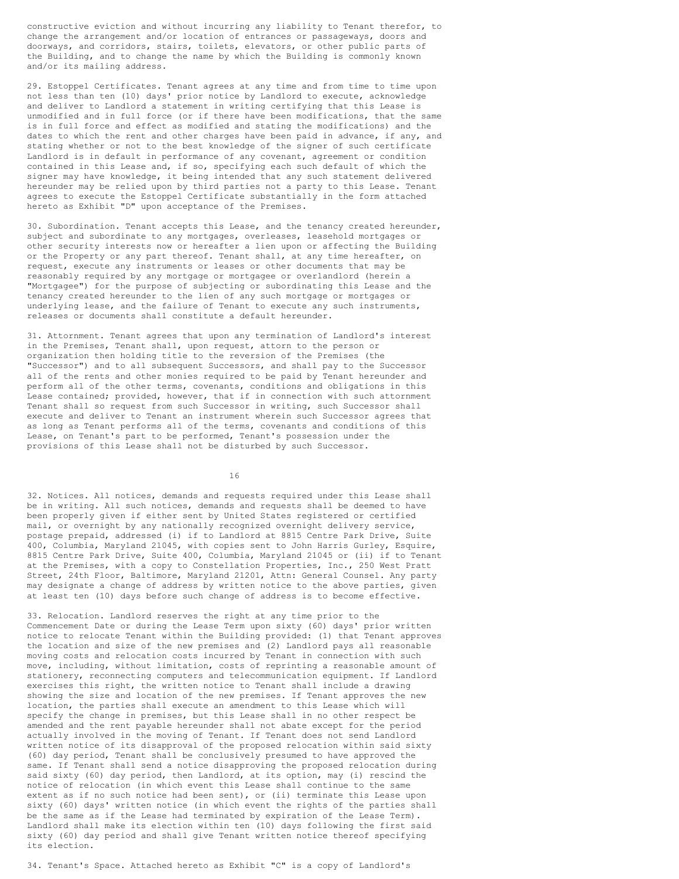constructive eviction and without incurring any liability to Tenant therefor, to change the arrangement and/or location of entrances or passageways, doors and doorways, and corridors, stairs, toilets, elevators, or other public parts of the Building, and to change the name by which the Building is commonly known and/or its mailing address.

29. Estoppel Certificates. Tenant agrees at any time and from time to time upon not less than ten (10) days' prior notice by Landlord to execute, acknowledge and deliver to Landlord a statement in writing certifying that this Lease is unmodified and in full force (or if there have been modifications, that the same is in full force and effect as modified and stating the modifications) and the dates to which the rent and other charges have been paid in advance, if any, and stating whether or not to the best knowledge of the signer of such certificate Landlord is in default in performance of any covenant, agreement or condition contained in this Lease and, if so, specifying each such default of which the signer may have knowledge, it being intended that any such statement delivered hereunder may be relied upon by third parties not a party to this Lease. Tenant agrees to execute the Estoppel Certificate substantially in the form attached hereto as Exhibit "D" upon acceptance of the Premises.

30. Subordination. Tenant accepts this Lease, and the tenancy created hereunder, subject and subordinate to any mortgages, overleases, leasehold mortgages or other security interests now or hereafter a lien upon or affecting the Building or the Property or any part thereof. Tenant shall, at any time hereafter, on request, execute any instruments or leases or other documents that may be reasonably required by any mortgage or mortgagee or overlandlord (herein a "Mortgagee") for the purpose of subjecting or subordinating this Lease and the tenancy created hereunder to the lien of any such mortgage or mortgages or underlying lease, and the failure of Tenant to execute any such instruments, releases or documents shall constitute a default hereunder.

31. Attornment. Tenant agrees that upon any termination of Landlord's interest in the Premises, Tenant shall, upon request, attorn to the person or organization then holding title to the reversion of the Premises (the "Successor") and to all subsequent Successors, and shall pay to the Successor all of the rents and other monies required to be paid by Tenant hereunder and perform all of the other terms, covenants, conditions and obligations in this Lease contained; provided, however, that if in connection with such attornment Tenant shall so request from such Successor in writing, such Successor shall execute and deliver to Tenant an instrument wherein such Successor agrees that as long as Tenant performs all of the terms, covenants and conditions of this Lease, on Tenant's part to be performed, Tenant's possession under the provisions of this Lease shall not be disturbed by such Successor.

32. Notices. All notices, demands and requests required under this Lease shall be in writing. All such notices, demands and requests shall be deemed to have been properly given if either sent by United States registered or certified mail, or overnight by any nationally recognized overnight delivery service, postage prepaid, addressed (i) if to Landlord at 8815 Centre Park Drive, Suite 400, Columbia, Maryland 21045, with copies sent to John Harris Gurley, Esquire, 8815 Centre Park Drive, Suite 400, Columbia, Maryland 21045 or (ii) if to Tenant at the Premises, with a copy to Constellation Properties, Inc., 250 West Pratt Street, 24th Floor, Baltimore, Maryland 21201, Attn: General Counsel. Any party may designate a change of address by written notice to the above parties, given at least ten (10) days before such change of address is to become effective.

33. Relocation. Landlord reserves the right at any time prior to the Commencement Date or during the Lease Term upon sixty (60) days' prior written notice to relocate Tenant within the Building provided: (1) that Tenant approves the location and size of the new premises and (2) Landlord pays all reasonable moving costs and relocation costs incurred by Tenant in connection with such move, including, without limitation, costs of reprinting a reasonable amount of stationery, reconnecting computers and telecommunication equipment. If Landlord exercises this right, the written notice to Tenant shall include a drawing showing the size and location of the new premises. If Tenant approves the new location, the parties shall execute an amendment to this Lease which will specify the change in premises, but this Lease shall in no other respect be amended and the rent payable hereunder shall not abate except for the period actually involved in the moving of Tenant. If Tenant does not send Landlord written notice of its disapproval of the proposed relocation within said sixty (60) day period, Tenant shall be conclusively presumed to have approved the same. If Tenant shall send a notice disapproving the proposed relocation during said sixty (60) day period, then Landlord, at its option, may (i) rescind the notice of relocation (in which event this Lease shall continue to the same extent as if no such notice had been sent), or (ii) terminate this Lease upon sixty (60) days' written notice (in which event the rights of the parties shall be the same as if the Lease had terminated by expiration of the Lease Term). Landlord shall make its election within ten (10) days following the first said sixty (60) day period and shall give Tenant written notice thereof specifying its election.

34. Tenant's Space. Attached hereto as Exhibit "C" is a copy of Landlord's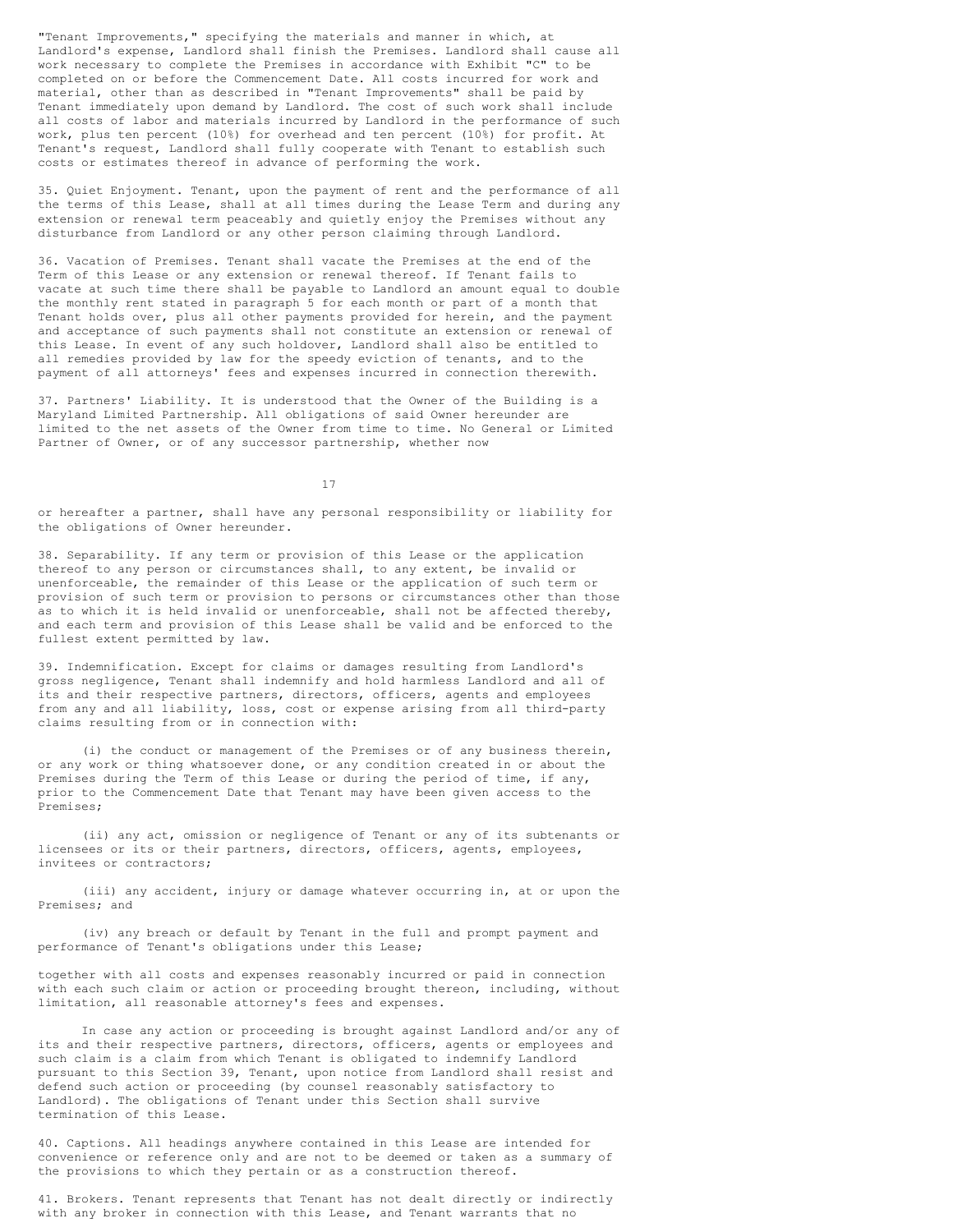"Tenant Improvements," specifying the materials and manner in which, at Landlord's expense, Landlord shall finish the Premises. Landlord shall cause all work necessary to complete the Premises in accordance with Exhibit "C" to be completed on or before the Commencement Date. All costs incurred for work and material, other than as described in "Tenant Improvements" shall be paid by Tenant immediately upon demand by Landlord. The cost of such work shall include all costs of labor and materials incurred by Landlord in the performance of such work, plus ten percent (10%) for overhead and ten percent (10%) for profit. At Tenant's request, Landlord shall fully cooperate with Tenant to establish such costs or estimates thereof in advance of performing the work.

35. Quiet Enjoyment. Tenant, upon the payment of rent and the performance of all the terms of this Lease, shall at all times during the Lease Term and during any extension or renewal term peaceably and quietly enjoy the Premises without any disturbance from Landlord or any other person claiming through Landlord.

36. Vacation of Premises. Tenant shall vacate the Premises at the end of the Term of this Lease or any extension or renewal thereof. If Tenant fails to vacate at such time there shall be payable to Landlord an amount equal to double the monthly rent stated in paragraph 5 for each month or part of a month that Tenant holds over, plus all other payments provided for herein, and the payment and acceptance of such payments shall not constitute an extension or renewal of this Lease. In event of any such holdover, Landlord shall also be entitled to all remedies provided by law for the speedy eviction of tenants, and to the payment of all attorneys' fees and expenses incurred in connection therewith.

37. Partners' Liability. It is understood that the Owner of the Building is a Maryland Limited Partnership. All obligations of said Owner hereunder are limited to the net assets of the Owner from time to time. No General or Limited Partner of Owner, or of any successor partnership, whether now or hereafter a partner, shall have any personal responsibility or liability for the obligations of Owner hereunder.

38. Separability. If any term or provision of this Lease or the application thereof to any person or circumstances shall, to any extent, be invalid or unenforceable, the remainder of this Lease or the application of such term or provision of such term or provision to persons or circumstances other than those as to which it is held invalid or unenforceable, shall not be affected thereby, and each term and provision of this Lease shall be valid and be enforced to the fullest extent permitted by law.

39. Indemnification. Except for claims or damages resulting from Landlord's gross negligence, Tenant shall indemnify and hold harmless Landlord and all of its and their respective partners, directors, officers, agents and employees from any and all liability, loss, cost or expense arising from all third-party claims resulting from or in connection with:

(i) the conduct or management of the Premises or of any business therein, or any work or thing whatsoever done, or any condition created in or about the Premises during the Term of this Lease or during the period of time, if any, prior to the Commencement Date that Tenant may have been given access to the Premises;

(ii) any act, omission or negligence of Tenant or any of its subtenants or licensees or its or their partners, directors, officers, agents, employees, invitees or contractors;

(iii) any accident, injury or damage whatever occurring in, at or upon the Premises; and

(iv) any breach or default by Tenant in the full and prompt payment and performance of Tenant's obligations under this Lease;

together with all costs and expenses reasonably incurred or paid in connection with each such claim or action or proceeding brought thereon, including, without limitation, all reasonable attorney's fees and expenses.

In case any action or proceeding is brought against Landlord and/or any of its and their respective partners, directors, officers, agents or employees and such claim is a claim from which Tenant is obligated to indemnify Landlord pursuant to this Section 39, Tenant, upon notice from Landlord shall resist and defend such action or proceeding (by counsel reasonably satisfactory to Landlord). The obligations of Tenant under this Section shall survive termination of this Lease.

40. Captions. All headings anywhere contained in this Lease are intended for convenience or reference only and are not to be deemed or taken as a summary of the provisions to which they pertain or as a construction thereof.

41. Brokers. Tenant represents that Tenant has not dealt directly or indirectly with any broker in connection with this Lease, and Tenant warrants that no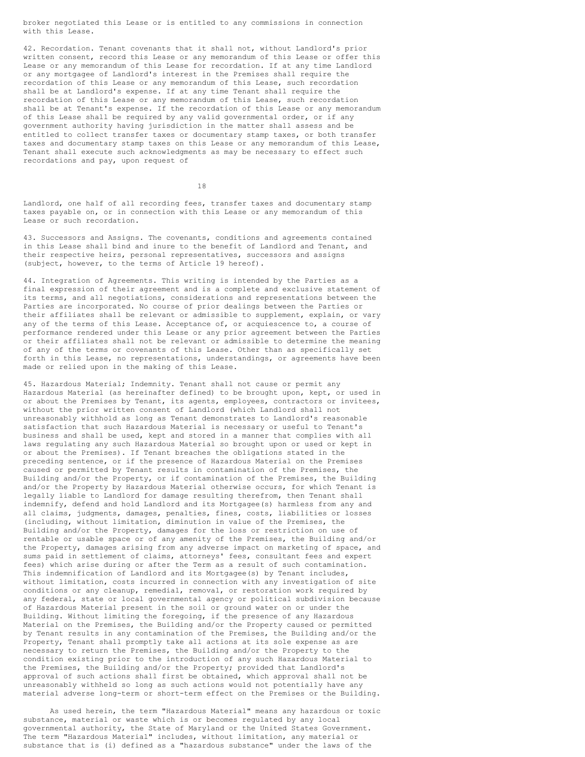broker negotiated this Lease or is entitled to any commissions in connection with this Lease.

42. Recordation. Tenant covenants that it shall not, without Landlord's prior written consent, record this Lease or any memorandum of this Lease or offer this Lease or any memorandum of this Lease for recordation. If at any time Landlord or any mortgagee of Landlord's interest in the Premises shall require the recordation of this Lease or any memorandum of this Lease, such recordation shall be at Landlord's expense. If at any time Tenant shall require the recordation of this Lease or any memorandum of this Lease, such recordation shall be at Tenant's expense. If the recordation of this Lease or any memorandum of this Lease shall be required by any valid governmental order, or if any government authority having jurisdiction in the matter shall assess and be entitled to collect transfer taxes or documentary stamp taxes, or both transfer taxes and documentary stamp taxes on this Lease or any memorandum of this Lease, Tenant shall execute such acknowledgments as may be necessary to effect such recordations and pay, upon request of Landlord, one half of all recording fees, transfer taxes and documentary stamp taxes payable on, or in connection with this Lease or any memorandum of this Lease or such recordation.

43. Successors and Assigns. The covenants, conditions and agreements contained in this Lease shall bind and inure to the benefit of Landlord and Tenant, and their respective heirs, personal representatives, successors and assigns (subject, however, to the terms of Article 19 hereof).

44. Integration of Agreements. This writing is intended by the Parties as a final expression of their agreement and is a complete and exclusive statement of its terms, and all negotiations, considerations and representations between the Parties are incorporated. No course of prior dealings between the Parties or their affiliates shall be relevant or admissible to supplement, explain, or vary any of the terms of this Lease. Acceptance of, or acquiescence to, a course of performance rendered under this Lease or any prior agreement between the Parties or their affiliates shall not be relevant or admissible to determine the meaning of any of the terms or covenants of this Lease. Other than as specifically set forth in this Lease, no representations, understandings, or agreements have been made or relied upon in the making of this Lease.

45. Hazardous Material; Indemnity. Tenant shall not cause or permit any Hazardous Material (as hereinafter defined) to be brought upon, kept, or used in or about the Premises by Tenant, its agents, employees, contractors or invitees, without the prior written consent of Landlord (which Landlord shall not unreasonably withhold as long as Tenant demonstrates to Landlord's reasonable satisfaction that such Hazardous Material is necessary or useful to Tenant's business and shall be used, kept and stored in a manner that complies with all laws regulating any such Hazardous Material so brought upon or used or kept in or about the Premises). If Tenant breaches the obligations stated in the preceding sentence, or if the presence of Hazardous Material on the Premises caused or permitted by Tenant results in contamination of the Premises, the Building and/or the Property, or if contamination of the Premises, the Building and/or the Property by Hazardous Material otherwise occurs, for which Tenant is legally liable to Landlord for damage resulting therefrom, then Tenant shall indemnify, defend and hold Landlord and its Mortgagee(s) harmless from any and all claims, judgments, damages, penalties, fines, costs, liabilities or losses (including, without limitation, diminution in value of the Premises, the Building and/or the Property, damages for the loss or restriction on use of rentable or usable space or of any amenity of the Premises, the Building and/or the Property, damages arising from any adverse impact on marketing of space, and sums paid in settlement of claims, attorneys' fees, consultant fees and expert fees) which arise during or after the Term as a result of such contamination. This indemnification of Landlord and its Mortgagee(s) by Tenant includes, without limitation, costs incurred in connection with any investigation of site conditions or any cleanup, remedial, removal, or restoration work required by any federal, state or local governmental agency or political subdivision because of Hazardous Material present in the soil or ground water on or under the Building. Without limiting the foregoing, if the presence of any Hazardous Material on the Premises, the Building and/or the Property caused or permitted by Tenant results in any contamination of the Premises, the Building and/or the Property, Tenant shall promptly take all actions at its sole expense as are necessary to return the Premises, the Building and/or the Property to the condition existing prior to the introduction of any such Hazardous Material to the Premises, the Building and/or the Property; provided that Landlord's approval of such actions shall first be obtained, which approval shall not be unreasonably withheld so long as such actions would not potentially have any material adverse long-term or short-term effect on the Premises or the Building.

As used herein, the term "Hazardous Material" means any hazardous or toxic substance, material or waste which is or becomes regulated by any local governmental authority, the State of Maryland or the United States Government. The term "Hazardous Material" includes, without limitation, any material or substance that is (i) defined as a "hazardous substance" under the laws of the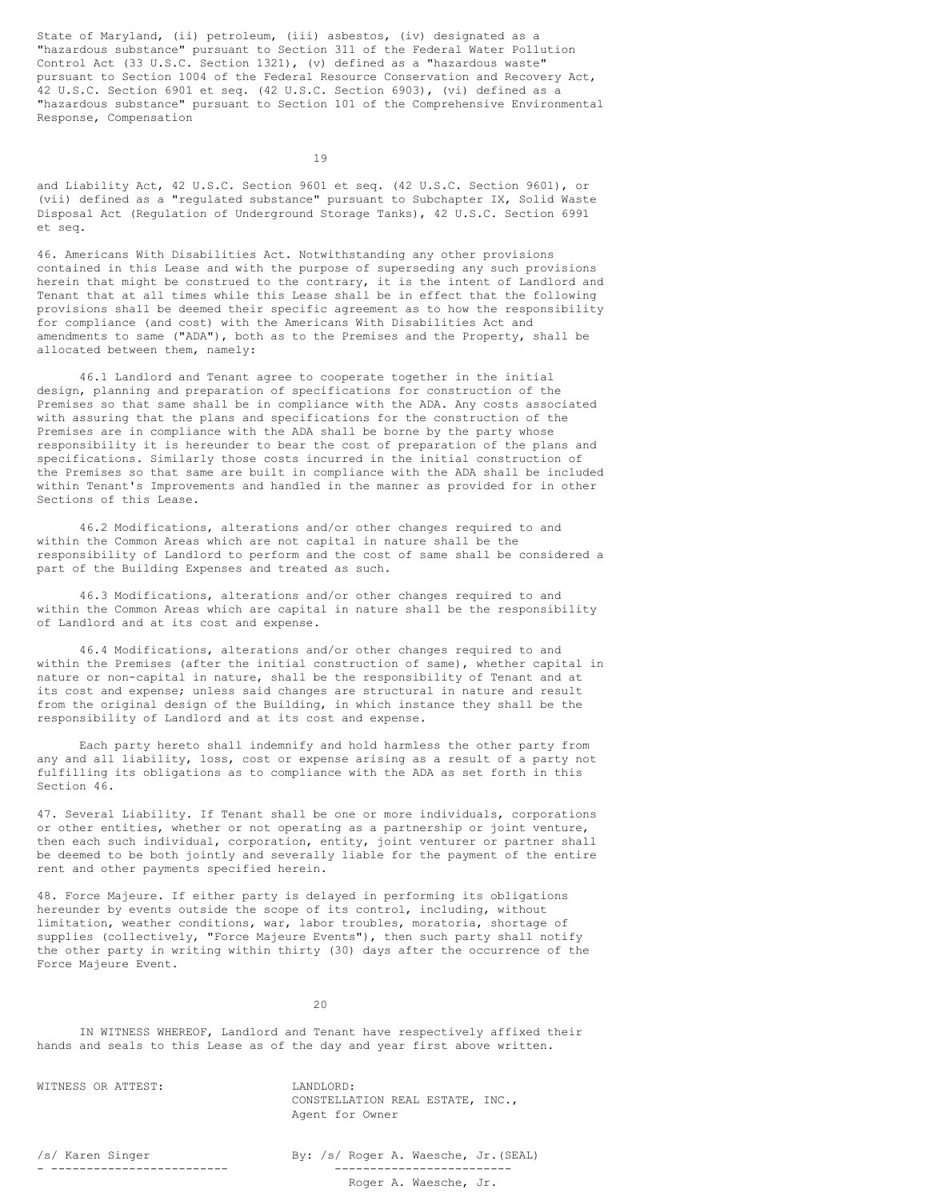State of Maryland, (ii) petroleum, (iii) asbestos, (iv) designated as a "hazardous substance" pursuant to Section 311 of the Federal Water Pollution Control Act (33 U.S.C. Section 1321), (v) defined as a "hazardous waste" pursuant to Section 1004 of the Federal Resource Conservation and Recovery Act, 42 U.S.C. Section 6901 et seq. (42 U.S.C. Section 6903), (vi) defined as a "hazardous substance" pursuant to Section 101 of the Comprehensive Environmental Response, Compensation and Liability Act, 42 U.S.C. Section 9601 et seq. (42 U.S.C. Section 9601), or (vii) defined as a "regulated substance" pursuant to Subchapter IX, Solid Waste Disposal Act (Regulation of Underground Storage Tanks), 42 U.S.C. Section 6991 et seq.

46. Americans With Disabilities Act. Notwithstanding any other provisions contained in this Lease and with the purpose of superseding any such provisions herein that might be construed to the contrary, it is the intent of Landlord and Tenant that at all times while this Lease shall be in effect that the following provisions shall be deemed their specific agreement as to how the responsibility for compliance (and cost) with the Americans With Disabilities Act and amendments to same ("ADA"), both as to the Premises and the Property, shall be allocated between them, namely:

46.1 Landlord and Tenant agree to cooperate together in the initial design, planning and preparation of specifications for construction of the Premises so that same shall be in compliance with the ADA. Any costs associated with assuring that the plans and specifications for the construction of the Premises are in compliance with the ADA shall be borne by the party whose responsibility it is hereunder to bear the cost of preparation of the plans and specifications. Similarly those costs incurred in the initial construction of the Premises so that same are built in compliance with the ADA shall be included within Tenant's Improvements and handled in the manner as provided for in other Sections of this Lease.

46.2 Modifications, alterations and/or other changes required to and within the Common Areas which are not capital in nature shall be the responsibility of Landlord to perform and the cost of same shall be considered a part of the Building Expenses and treated as such.

46.3 Modifications, alterations and/or other changes required to and within the Common Areas which are capital in nature shall be the responsibility of Landlord and at its cost and expense.

46.4 Modifications, alterations and/or other changes required to and within the Premises (after the initial construction of same), whether capital in nature or non-capital in nature, shall be the responsibility of Tenant and at its cost and expense; unless said changes are structural in nature and result from the original design of the Building, in which instance they shall be the responsibility of Landlord and at its cost and expense.

Each party hereto shall indemnify and hold harmless the other party from any and all liability, loss, cost or expense arising as a result of a party not fulfilling its obligations as to compliance with the ADA as set forth in this Section 46.

47. Several Liability. If Tenant shall be one or more individuals, corporations or other entities, whether or not operating as a partnership or joint venture, then each such individual, corporation, entity, joint venturer or partner shall be deemed to be both jointly and severally liable for the payment of the entire rent and other payments specified herein.

48. Force Majeure. If either party is delayed in performing its obligations hereunder by events outside the scope of its control, including, without limitation, weather conditions, war, labor troubles, moratoria, shortage of supplies (collectively, "Force Majeure Events"), then such party shall notify the other party in writing within thirty (30) days after the occurrence of the Force Majeure Event.

IN WITNESS WHEREOF, Landlord and Tenant have respectively affixed their hands and seals to this Lease as of the day and year first above written.

WITNESS OR ATTEST:

LANDLORD:
CONSTELLATION REAL ESTATE, INC.,
Agent for Owner

/s/ Karen Singer

By: /s/ Roger A. Waesche, Jr. (SEAL)

Roger A. Waesche, Jr.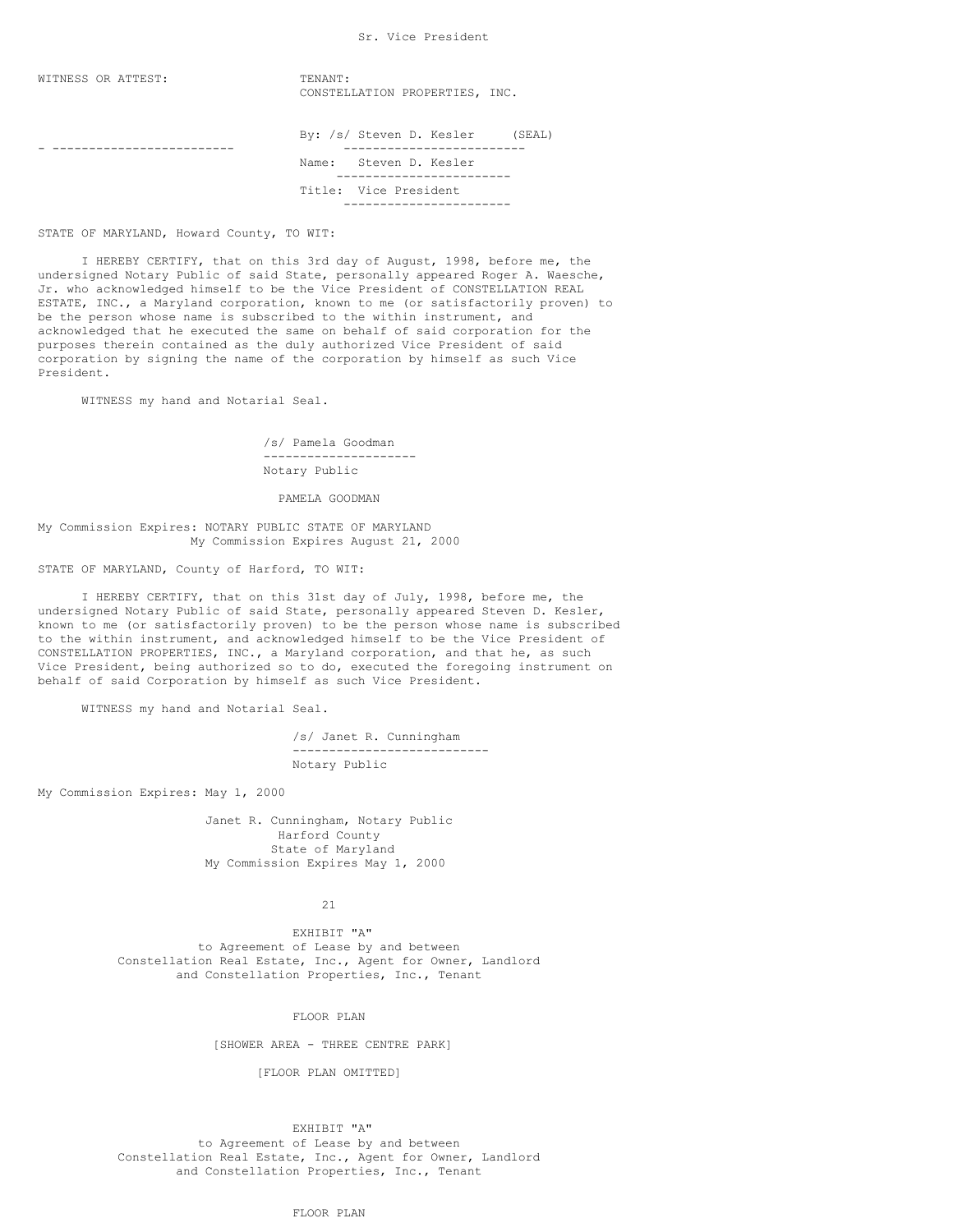Sr. Vice President

WITNESS OR ATTEST:

\_\_\_\_\_\_\_\_\_\_\_\_\_\_\_\_\_\_\_\_\_\_\_\_\_

TENANT:
CONSTELLATION PROPERTIES, INC.

By: /s/ Steven D. Kesler (SEAL)

Name: Steven D. Kesler

Title: Vice President

STATE OF MARYLAND, Howard County, TO WIT:

I HEREBY CERTIFY, that on this 3rd day of August, 1998, before me, the undersigned Notary Public of said State, personally appeared Roger A. Waesche, Jr. who acknowledged himself to be the Vice President of CONSTELLATION REAL ESTATE, INC., a Maryland corporation, known to me (or satisfactorily proven) to be the person whose name is subscribed to the within instrument, and acknowledged that he executed the same on behalf of said corporation for the purposes therein contained as the duly authorized Vice President of said corporation by signing the name of the corporation by himself as such Vice President.

WITNESS my hand and Notarial Seal.

/s/ Pamela Goodman
Notary Public

PAMELA GOODMAN

My Commission Expires: NOTARY PUBLIC STATE OF MARYLAND
My Commission Expires August 21, 2000

STATE OF MARYLAND, County of Harford, TO WIT:

I HEREBY CERTIFY, that on this 31st day of July, 1998, before me, the undersigned Notary Public of said State, personally appeared Steven D. Kesler, known to me (or satisfactorily proven) to be the person whose name is subscribed to the within instrument, and acknowledged himself to be the Vice President of CONSTELLATION PROPERTIES, INC., a Maryland corporation, and that he, as such Vice President, being authorized so to do, executed the foregoing instrument on behalf of said Corporation by himself as such Vice President.

WITNESS my hand and Notarial Seal.

/s/ Janet R. Cunningham
Notary Public

My Commission Expires: May 1, 2000

Janet R. Cunningham, Notary Public
Harford County
State of Maryland
My Commission Expires May 1, 2000

EXHIBIT "A"
to Agreement of Lease by and between
Constellation Real Estate, Inc., Agent for Owner, Landlord
and Constellation Properties, Inc., Tenant

FLOOR PLAN

[SHOWER AREA - THREE CENTRE PARK]

[FLOOR PLAN OMITTED]

EXHIBIT "A"
to Agreement of Lease by and between
Constellation Real Estate, Inc., Agent for Owner, Landlord
and Constellation Properties, Inc., Tenant

FLOOR PLAN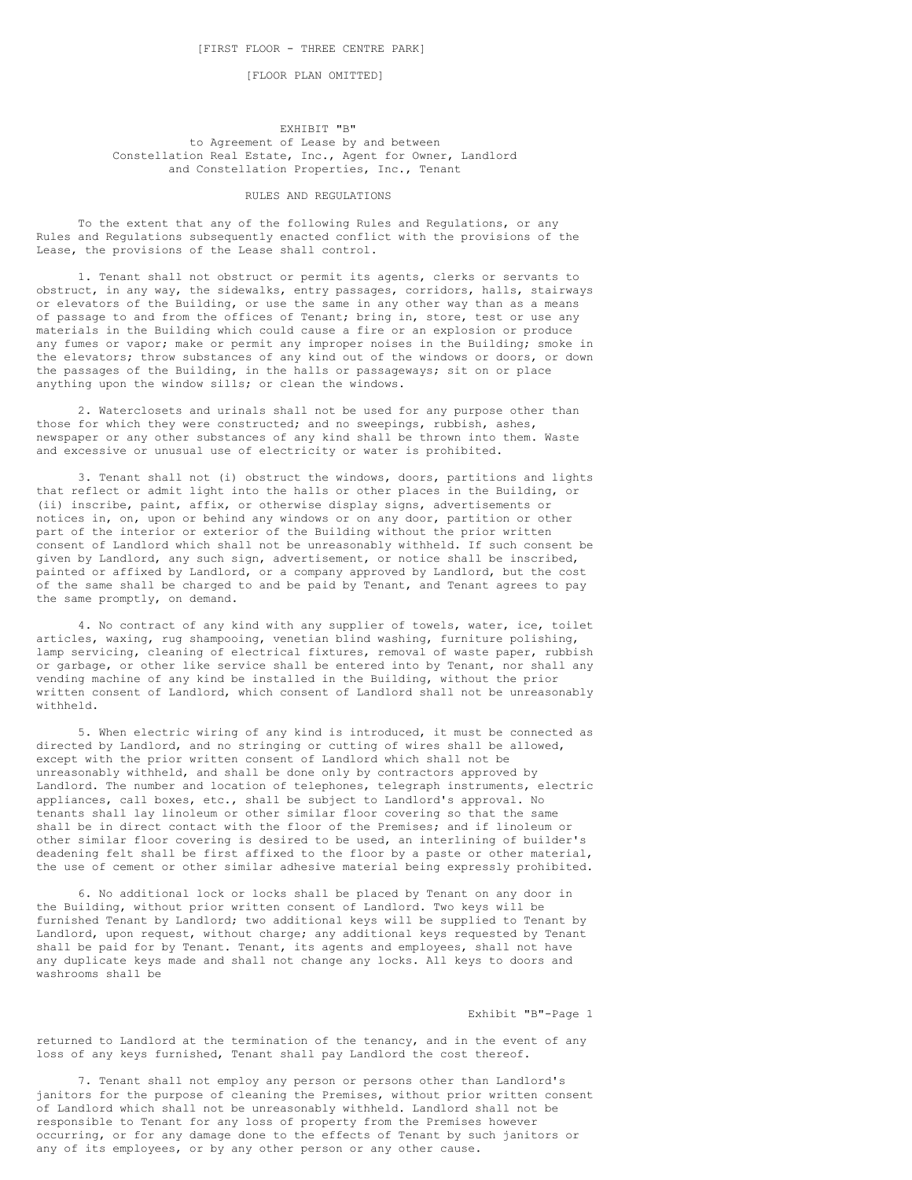[FIRST FLOOR - THREE CENTRE PARK]

[FLOOR PLAN OMITTED]

EXHIBIT "B"
to Agreement of Lease by and between
Constellation Real Estate, Inc., Agent for Owner, Landlord
and Constellation Properties, Inc., Tenant

RULES AND REGULATIONS

To the extent that any of the following Rules and Regulations, or any Rules and Regulations subsequently enacted conflict with the provisions of the Lease, the provisions of the Lease shall control.

1. Tenant shall not obstruct or permit its agents, clerks or servants to obstruct, in any way, the sidewalks, entry passages, corridors, halls, stairways or elevators of the Building, or use the same in any other way than as a means of passage to and from the offices of Tenant; bring in, store, test or use any materials in the Building which could cause a fire or an explosion or produce any fumes or vapor; make or permit any improper noises in the Building; smoke in the elevators; throw substances of any kind out of the windows or doors, or down the passages of the Building, in the halls or passageways; sit on or place anything upon the window sills; or clean the windows.

2. Waterclosets and urinals shall not be used for any purpose other than those for which they were constructed; and no sweepings, rubbish, ashes, newspaper or any other substances of any kind shall be thrown into them. Waste and excessive or unusual use of electricity or water is prohibited.

3. Tenant shall not (i) obstruct the windows, doors, partitions and lights that reflect or admit light into the halls or other places in the Building, or (ii) inscribe, paint, affix, or otherwise display signs, advertisements or notices in, on, upon or behind any windows or on any door, partition or other part of the interior or exterior of the Building without the prior written consent of Landlord which shall not be unreasonably withheld. If such consent be given by Landlord, any such sign, advertisement, or notice shall be inscribed, painted or affixed by Landlord, or a company approved by Landlord, but the cost of the same shall be charged to and be paid by Tenant, and Tenant agrees to pay the same promptly, on demand.

4. No contract of any kind with any supplier of towels, water, ice, toilet articles, waxing, rug shampooing, venetian blind washing, furniture polishing, lamp servicing, cleaning of electrical fixtures, removal of waste paper, rubbish or garbage, or other like service shall be entered into by Tenant, nor shall any vending machine of any kind be installed in the Building, without the prior written consent of Landlord, which consent of Landlord shall not be unreasonably withheld.

5. When electric wiring of any kind is introduced, it must be connected as directed by Landlord, and no stringing or cutting of wires shall be allowed, except with the prior written consent of Landlord which shall not be unreasonably withheld, and shall be done only by contractors approved by Landlord. The number and location of telephones, telegraph instruments, electric appliances, call boxes, etc., shall be subject to Landlord's approval. No tenants shall lay linoleum or other similar floor covering so that the same shall be in direct contact with the floor of the Premises; and if linoleum or other similar floor covering is desired to be used, an interlining of builder's deadening felt shall be first affixed to the floor by a paste or other material, the use of cement or other similar adhesive material being expressly prohibited.

6. No additional lock or locks shall be placed by Tenant on any door in the Building, without prior written consent of Landlord. Two keys will be furnished Tenant by Landlord; two additional keys will be supplied to Tenant by Landlord, upon request, without charge; any additional keys requested by Tenant shall be paid for by Tenant. Tenant, its agents and employees, shall not have any duplicate keys made and shall not change any locks. All keys to doors and washrooms shall be returned to Landlord at the termination of the tenancy, and in the event of any loss of any keys furnished, Tenant shall pay Landlord the cost thereof.

7. Tenant shall not employ any person or persons other than Landlord's janitors for the purpose of cleaning the Premises, without prior written consent of Landlord which shall not be unreasonably withheld. Landlord shall not be responsible to Tenant for any loss of property from the Premises however occurring, or for any damage done to the effects of Tenant by such janitors or any of its employees, or by any other person or any other cause.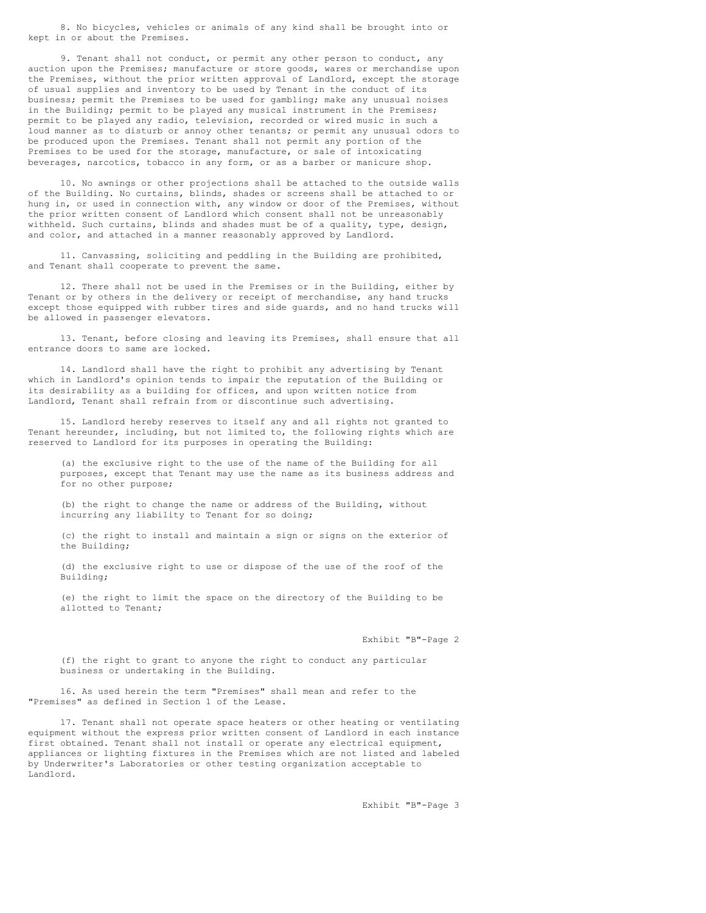8. No bicycles, vehicles or animals of any kind shall be brought into or kept in or about the Premises.

9. Tenant shall not conduct, or permit any other person to conduct, any auction upon the Premises; manufacture or store goods, wares or merchandise upon the Premises, without the prior written approval of Landlord, except the storage of usual supplies and inventory to be used by Tenant in the conduct of its business; permit the Premises to be used for gambling; make any unusual noises in the Building; permit to be played any musical instrument in the Premises; permit to be played any radio, television, recorded or wired music in such a loud manner as to disturb or annoy other tenants; or permit any unusual odors to be produced upon the Premises. Tenant shall not permit any portion of the Premises to be used for the storage, manufacture, or sale of intoxicating beverages, narcotics, tobacco in any form, or as a barber or manicure shop.

10. No awnings or other projections shall be attached to the outside walls of the Building. No curtains, blinds, shades or screens shall be attached to or hung in, or used in connection with, any window or door of the Premises, without the prior written consent of Landlord which consent shall not be unreasonably withheld. Such curtains, blinds and shades must be of a quality, type, design, and color, and attached in a manner reasonably approved by Landlord.

11. Canvassing, soliciting and peddling in the Building are prohibited, and Tenant shall cooperate to prevent the same.

12. There shall not be used in the Premises or in the Building, either by Tenant or by others in the delivery or receipt of merchandise, any hand trucks except those equipped with rubber tires and side guards, and no hand trucks will be allowed in passenger elevators.

13. Tenant, before closing and leaving its Premises, shall ensure that all entrance doors to same are locked.

14. Landlord shall have the right to prohibit any advertising by Tenant which in Landlord's opinion tends to impair the reputation of the Building or its desirability as a building for offices, and upon written notice from Landlord, Tenant shall refrain from or discontinue such advertising.

15. Landlord hereby reserves to itself any and all rights not granted to Tenant hereunder, including, but not limited to, the following rights which are reserved to Landlord for its purposes in operating the Building:

(a) the exclusive right to the use of the name of the Building for all purposes, except that Tenant may use the name as its business address and for no other purpose;

(b) the right to change the name or address of the Building, without incurring any liability to Tenant for so doing;

(c) the right to install and maintain a sign or signs on the exterior of the Building;

(d) the exclusive right to use or dispose of the use of the roof of the Building;

(e) the right to limit the space on the directory of the Building to be allotted to Tenant;

(f) the right to grant to anyone the right to conduct any particular business or undertaking in the Building.

16. As used herein the term "Premises" shall mean and refer to the "Premises" as defined in Section 1 of the Lease.

17. Tenant shall not operate space heaters or other heating or ventilating equipment without the express prior written consent of Landlord in each instance first obtained. Tenant shall not install or operate any electrical equipment, appliances or lighting fixtures in the Premises which are not listed and labeled by Underwriter's Laboratories or other testing organization acceptable to Landlord.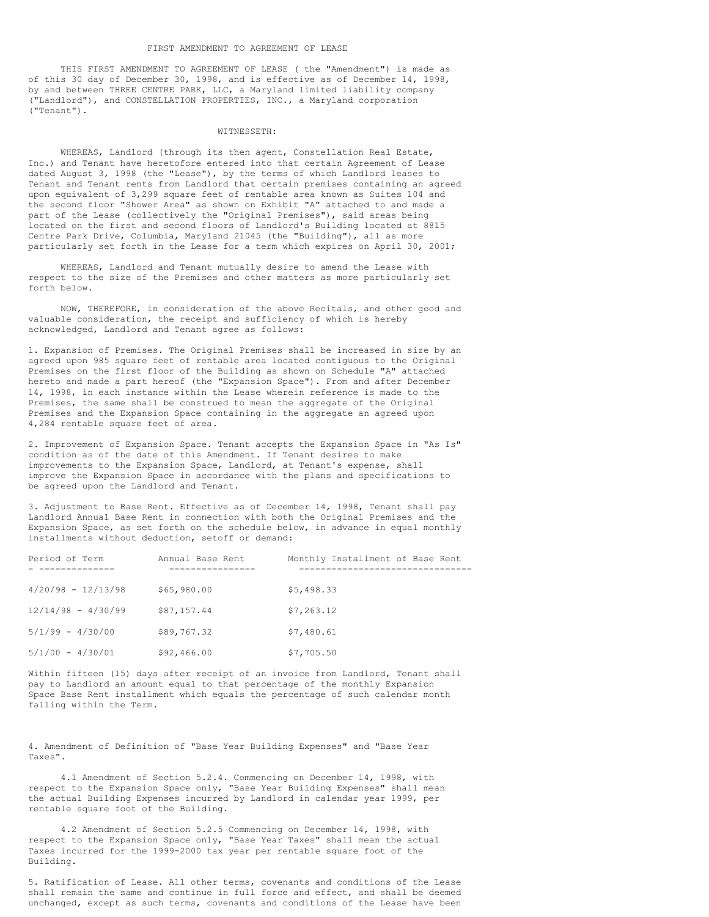# FIRST AMENDMENT TO AGREEMENT OF LEASE

THIS FIRST AMENDMENT TO AGREEMENT OF LEASE ( the "Amendment") is made as of this 30 day of December 30, 1998, and is effective as of December 14, 1998, by and between THREE CENTRE PARK, LLC, a Maryland limited liability company ("Landlord"), and CONSTELLATION PROPERTIES, INC., a Maryland corporation ("Tenant").

WITNESSETH:

WHEREAS, Landlord (through its then agent, Constellation Real Estate, Inc.) and Tenant have heretofore entered into that certain Agreement of Lease dated August 3, 1998 (the "Lease"), by the terms of which Landlord leases to Tenant and Tenant rents from Landlord that certain premises containing an agreed upon equivalent of 3,299 square feet of rentable area known as Suites 104 and the second floor "Shower Area" as shown on Exhibit "A" attached to and made a part of the Lease (collectively the "Original Premises"), said areas being located on the first and second floors of Landlord's Building located at 8815 Centre Park Drive, Columbia, Maryland 21045 (the "Building"), all as more particularly set forth in the Lease for a term which expires on April 30, 2001;

WHEREAS, Landlord and Tenant mutually desire to amend the Lease with respect to the size of the Premises and other matters as more particularly set forth below.

NOW, THEREFORE, in consideration of the above Recitals, and other good and valuable consideration, the receipt and sufficiency of which is hereby acknowledged, Landlord and Tenant agree as follows:

1. Expansion of Premises. The Original Premises shall be increased in size by an agreed upon 985 square feet of rentable area located contiguous to the Original Premises on the first floor of the Building as shown on Schedule "A" attached hereto and made a part hereof (the "Expansion Space"). From and after December 14, 1998, in each instance within the Lease wherein reference is made to the Premises, the same shall be construed to mean the aggregate of the Original Premises and the Expansion Space containing in the aggregate an agreed upon 4,284 rentable square feet of area.

2. Improvement of Expansion Space. Tenant accepts the Expansion Space in "As Is" condition as of the date of this Amendment. If Tenant desires to make improvements to the Expansion Space, Landlord, at Tenant's expense, shall improve the Expansion Space in accordance with the plans and specifications to be agreed upon the Landlord and Tenant.

3. Adjustment to Base Rent. Effective as of December 14, 1998, Tenant shall pay Landlord Annual Base Rent in connection with both the Original Premises and the Expansion Space, as set forth on the schedule below, in advance in equal monthly installments without deduction, setoff or demand:

| Period of Term | Annual Base Rent | Monthly Installment of Base Rent |
|---|---|---|
| 4/20/98 - 12/13/98 | $65,980.00 | $5,498.33 |
| 12/14/98 - 4/30/99 | $87,157.44 | $7,263.12 |
| 5/1/99 - 4/30/00 | $89,767.32 | $7,480.61 |
| 5/1/00 - 4/30/01 | $92,466.00 | $7,705.50 |

Within fifteen (15) days after receipt of an invoice from Landlord, Tenant shall pay to Landlord an amount equal to that percentage of the monthly Expansion Space Base Rent installment which equals the percentage of such calendar month falling within the Term.

4. Amendment of Definition of "Base Year Building Expenses" and "Base Year Taxes".

4.1 Amendment of Section 5.2.4. Commencing on December 14, 1998, with respect to the Expansion Space only, "Base Year Building Expenses" shall mean the actual Building Expenses incurred by Landlord in calendar year 1999, per rentable square foot of the Building.

4.2 Amendment of Section 5.2.5 Commencing on December 14, 1998, with respect to the Expansion Space only, "Base Year Taxes" shall mean the actual Taxes incurred for the 1999-2000 tax year per rentable square foot of the Building.

5. Ratification of Lease. All other terms, covenants and conditions of the Lease shall remain the same and continue in full force and effect, and shall be deemed unchanged, except as such terms, covenants and conditions of the Lease have been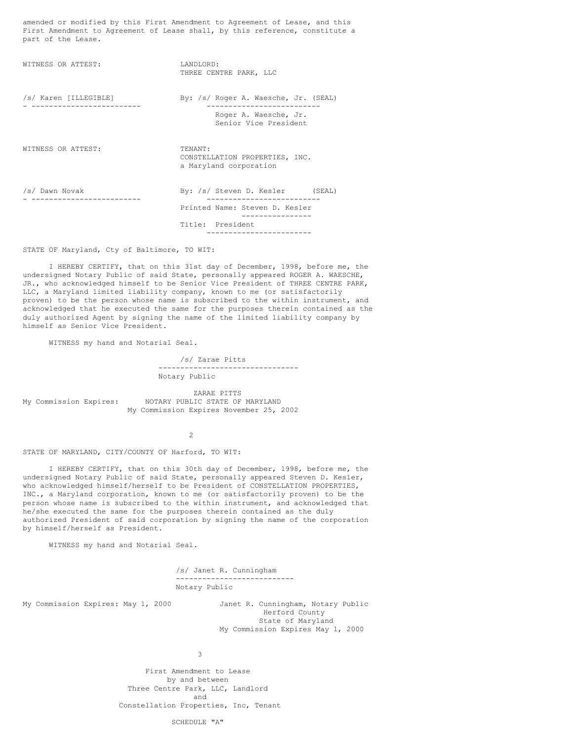amended or modified by this First Amendment to Agreement of Lease, and this First Amendment to Agreement of Lease shall, by this reference, constitute a part of the Lease.

WITNESS OR ATTEST: LANDLORD:
THREE CENTRE PARK, LLC

/s/ Karen [ILLEGIBLE] By: /s/ Roger A. Waesche, Jr. (SEAL)
Roger A. Waesche, Jr.
Senior Vice President

WITNESS OR ATTEST: TENANT:
CONSTELLATION PROPERTIES, INC.
a Maryland corporation

/s/ Dawn Novak By: /s/ Steven D. Kesler (SEAL)
Printed Name: Steven D. Kesler
Title: President

STATE OF Maryland, Cty of Baltimore, TO WIT:

I HEREBY CERTIFY, that on this 31st day of December, 1998, before me, the undersigned Notary Public of said State, personally appeared ROGER A. WAESCHE, JR., who acknowledged himself to be Senior Vice President of THREE CENTRE PARK, LLC, a Maryland limited liability company, known to me (or satisfactorily proven) to be the person whose name is subscribed to the within instrument, and acknowledged that he executed the same for the purposes therein contained as the duly authorized Agent by signing the name of the limited liability company by himself as Senior Vice President.

WITNESS my hand and Notarial Seal.

/s/ Zarae Pitts
Notary Public

My Commission Expires: ZARAE PITTS
NOTARY PUBLIC STATE OF MARYLAND
My Commission Expires November 25, 2002

STATE OF MARYLAND, CITY/COUNTY OF Harford, TO WIT:

I HEREBY CERTIFY, that on this 30th day of December, 1998, before me, the undersigned Notary Public of said State, personally appeared Steven D. Kesler, who acknowledged himself/herself to be President of CONSTELLATION PROPERTIES, INC., a Maryland corporation, known to me (or satisfactorily proven) to be the person whose name is subscribed to the within instrument, and acknowledged that he/she executed the same for the purposes therein contained as the duly authorized President of said corporation by signing the name of the corporation by himself/herself as President.

WITNESS my hand and Notarial Seal.

/s/ Janet R. Cunningham
Notary Public

My Commission Expires: May 1, 2000 Janet R. Cunningham, Notary Public
Herford County
State of Maryland
My Commission Expires May 1, 2000

First Amendment to Lease
by and between
Three Centre Park, LLC, Landlord
and
Constellation Properties, Inc, Tenant

SCHEDULE "A"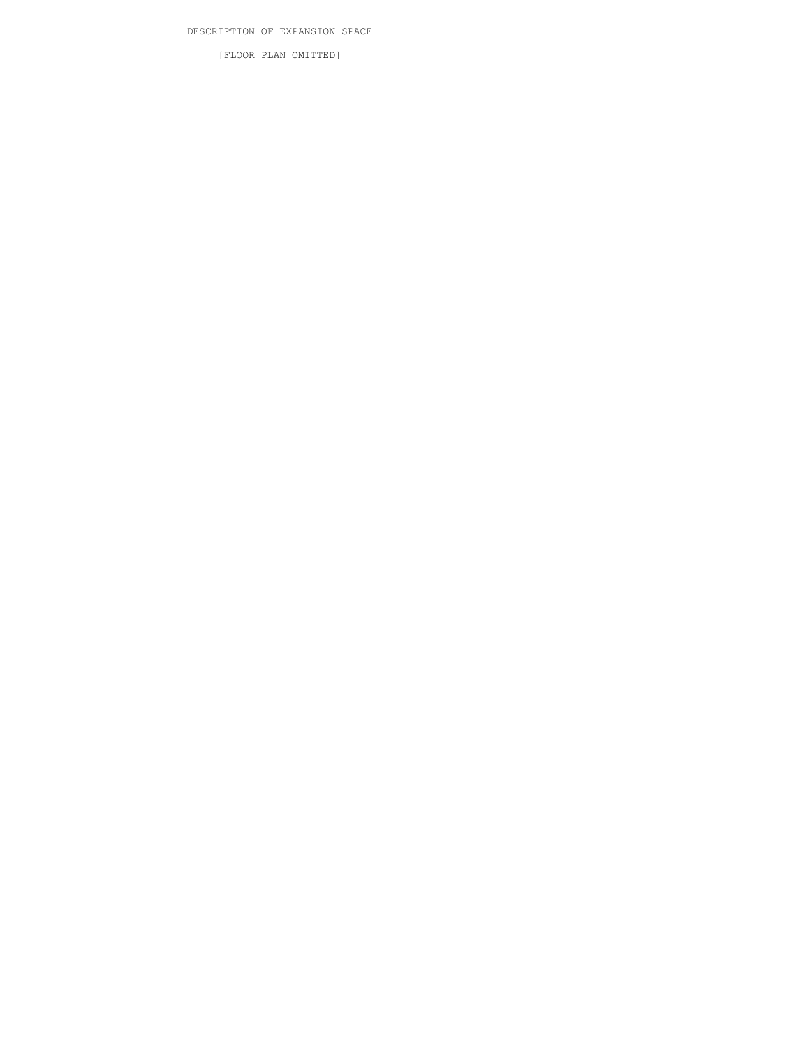DESCRIPTION OF EXPANSION SPACE

[FLOOR PLAN OMITTED]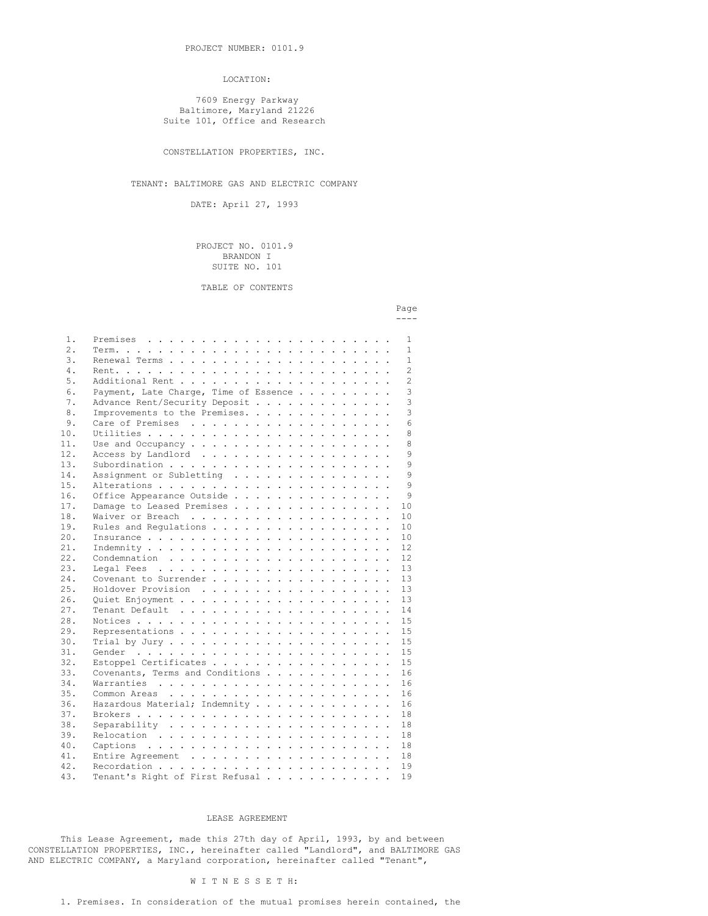PROJECT NUMBER: 0101.9

LOCATION:

7609 Energy Parkway
Baltimore, Maryland 21226
Suite 101, Office and Research

CONSTELLATION PROPERTIES, INC.

TENANT: BALTIMORE GAS AND ELECTRIC COMPANY

DATE: April 27, 1993

PROJECT NO. 0101.9
BRANDON I
SUITE NO. 101

TABLE OF CONTENTS

| | | Page |
|---|---|---|
| 1. | Premises | 1 |
| 2. | Term. | 1 |
| 3. | Renewal Terms | 1 |
| 4. | Rent. | 2 |
| 5. | Additional Rent | 2 |
| 6. | Payment, Late Charge, Time of Essence | 3 |
| 7. | Advance Rent/Security Deposit | 3 |
| 8. | Improvements to the Premises. | 3 |
| 9. | Care of Premises | 6 |
| 10. | Utilities | 8 |
| 11. | Use and Occupancy | 8 |
| 12. | Access by Landlord | 9 |
| 13. | Subordination | 9 |
| 14. | Assignment or Subletting | 9 |
| 15. | Alterations | 9 |
| 16. | Office Appearance Outside | 9 |
| 17. | Damage to Leased Premises | 10 |
| 18. | Waiver or Breach | 10 |
| 19. | Rules and Regulations | 10 |
| 20. | Insurance | 10 |
| 21. | Indemnity | 12 |
| 22. | Condemnation | 12 |
| 23. | Legal Fees | 13 |
| 24. | Covenant to Surrender | 13 |
| 25. | Holdover Provision | 13 |
| 26. | Quiet Enjoyment | 13 |
| 27. | Tenant Default | 14 |
| 28. | Notices | 15 |
| 29. | Representations | 15 |
| 30. | Trial by Jury | 15 |
| 31. | Gender | 15 |
| 32. | Estoppel Certificates | 15 |
| 33. | Covenants, Terms and Conditions | 16 |
| 34. | Warranties | 16 |
| 35. | Common Areas | 16 |
| 36. | Hazardous Material; Indemnity | 16 |
| 37. | Brokers | 18 |
| 38. | Separability | 18 |
| 39. | Relocation | 18 |
| 40. | Captions | 18 |
| 41. | Entire Agreement | 18 |
| 42. | Recordation | 19 |
| 43. | Tenant's Right of First Refusal | 19 |

LEASE AGREEMENT

This Lease Agreement, made this 27th day of April, 1993, by and between CONSTELLATION PROPERTIES, INC., hereinafter called "Landlord", and BALTIMORE GAS AND ELECTRIC COMPANY, a Maryland corporation, hereinafter called "Tenant",

W I T N E S S E T H:

1. Premises. In consideration of the mutual promises herein contained, the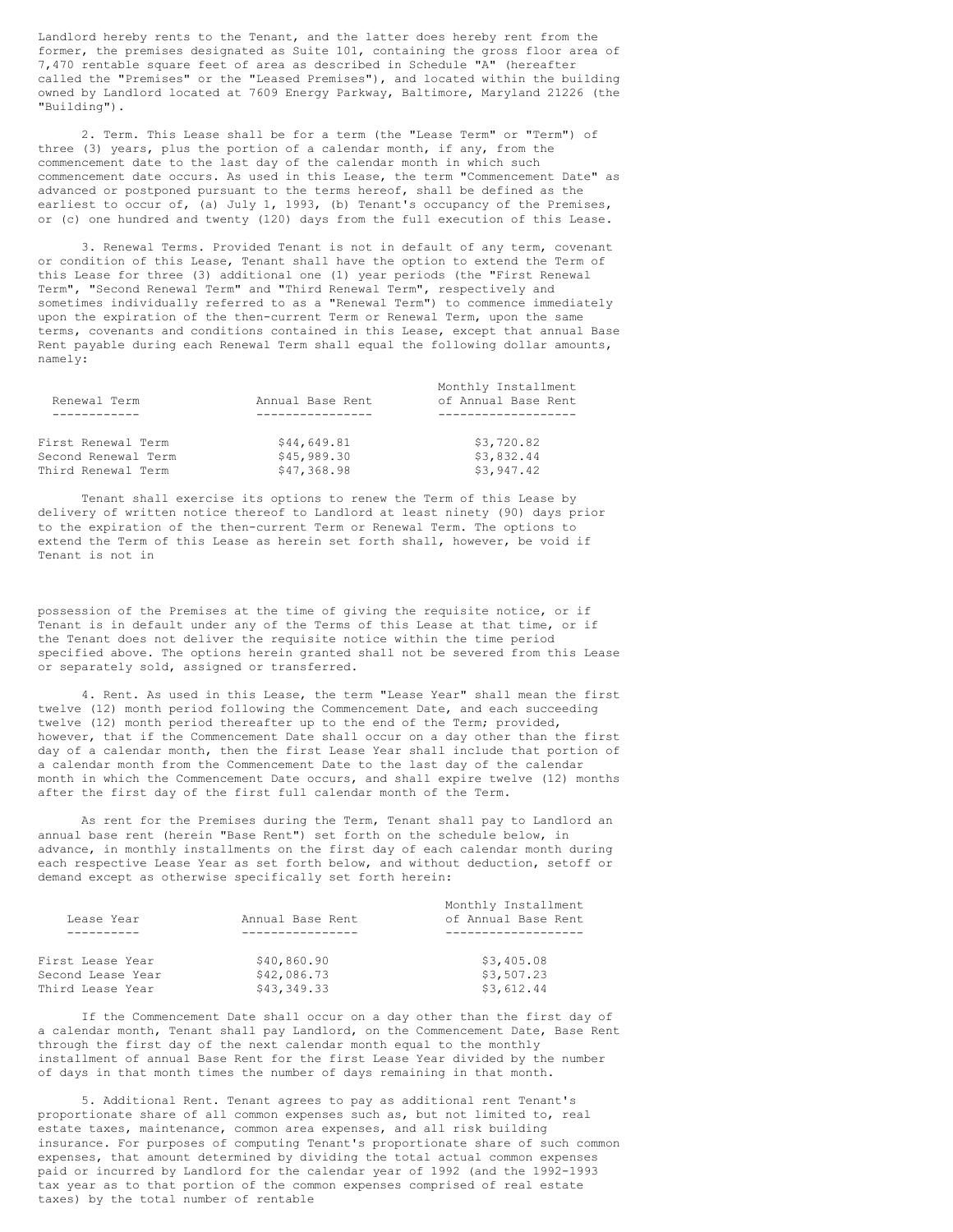Landlord hereby rents to the Tenant, and the latter does hereby rent from the former, the premises designated as Suite 101, containing the gross floor area of 7,470 rentable square feet of area as described in Schedule "A" (hereafter called the "Premises" or the "Leased Premises"), and located within the building owned by Landlord located at 7609 Energy Parkway, Baltimore, Maryland 21226 (the "Building").

2. Term. This Lease shall be for a term (the "Lease Term" or "Term") of three (3) years, plus the portion of a calendar month, if any, from the commencement date to the last day of the calendar month in which such commencement date occurs. As used in this Lease, the term "Commencement Date" as advanced or postponed pursuant to the terms hereof, shall be defined as the earliest to occur of, (a) July 1, 1993, (b) Tenant's occupancy of the Premises, or (c) one hundred and twenty (120) days from the full execution of this Lease.

3. Renewal Terms. Provided Tenant is not in default of any term, covenant or condition of this Lease, Tenant shall have the option to extend the Term of this Lease for three (3) additional one (1) year periods (the "First Renewal Term", "Second Renewal Term" and "Third Renewal Term", respectively and sometimes individually referred to as a "Renewal Term") to commence immediately upon the expiration of the then-current Term or Renewal Term, upon the same terms, covenants and conditions contained in this Lease, except that annual Base Rent payable during each Renewal Term shall equal the following dollar amounts, namely:

| Renewal Term | Annual Base Rent | Monthly Installment of Annual Base Rent |
|---|---|---|
| First Renewal Term | $44,649.81 | $3,720.82 |
| Second Renewal Term | $45,989.30 | $3,832.44 |
| Third Renewal Term | $47,368.98 | $3,947.42 |

Tenant shall exercise its options to renew the Term of this Lease by delivery of written notice thereof to Landlord at least ninety (90) days prior to the expiration of the then-current Term or Renewal Term. The options to extend the Term of this Lease as herein set forth shall, however, be void if Tenant is not in possession of the Premises at the time of giving the requisite notice, or if Tenant is in default under any of the Terms of this Lease at that time, or if the Tenant does not deliver the requisite notice within the time period specified above. The options herein granted shall not be severed from this Lease or separately sold, assigned or transferred.

4. Rent. As used in this Lease, the term "Lease Year" shall mean the first twelve (12) month period following the Commencement Date, and each succeeding twelve (12) month period thereafter up to the end of the Term; provided, however, that if the Commencement Date shall occur on a day other than the first day of a calendar month, then the first Lease Year shall include that portion of a calendar month from the Commencement Date to the last day of the calendar month in which the Commencement Date occurs, and shall expire twelve (12) months after the first day of the first full calendar month of the Term.

As rent for the Premises during the Term, Tenant shall pay to Landlord an annual base rent (herein "Base Rent") set forth on the schedule below, in advance, in monthly installments on the first day of each calendar month during each respective Lease Year as set forth below, and without deduction, setoff or demand except as otherwise specifically set forth herein:

| Lease Year | Annual Base Rent | Monthly Installment of Annual Base Rent |
|---|---|---|
| First Lease Year | $40,860.90 | $3,405.08 |
| Second Lease Year | $42,086.73 | $3,507.23 |
| Third Lease Year | $43,349.33 | $3,612.44 |

If the Commencement Date shall occur on a day other than the first day of a calendar month, Tenant shall pay Landlord, on the Commencement Date, Base Rent through the first day of the next calendar month equal to the monthly installment of annual Base Rent for the first Lease Year divided by the number of days in that month times the number of days remaining in that month.

5. Additional Rent. Tenant agrees to pay as additional rent Tenant's proportionate share of all common expenses such as, but not limited to, real estate taxes, maintenance, common area expenses, and all risk building insurance. For purposes of computing Tenant's proportionate share of such common expenses, that amount determined by dividing the total actual common expenses paid or incurred by Landlord for the calendar year of 1992 (and the 1992-1993 tax year as to that portion of the common expenses comprised of real estate taxes) by the total number of rentable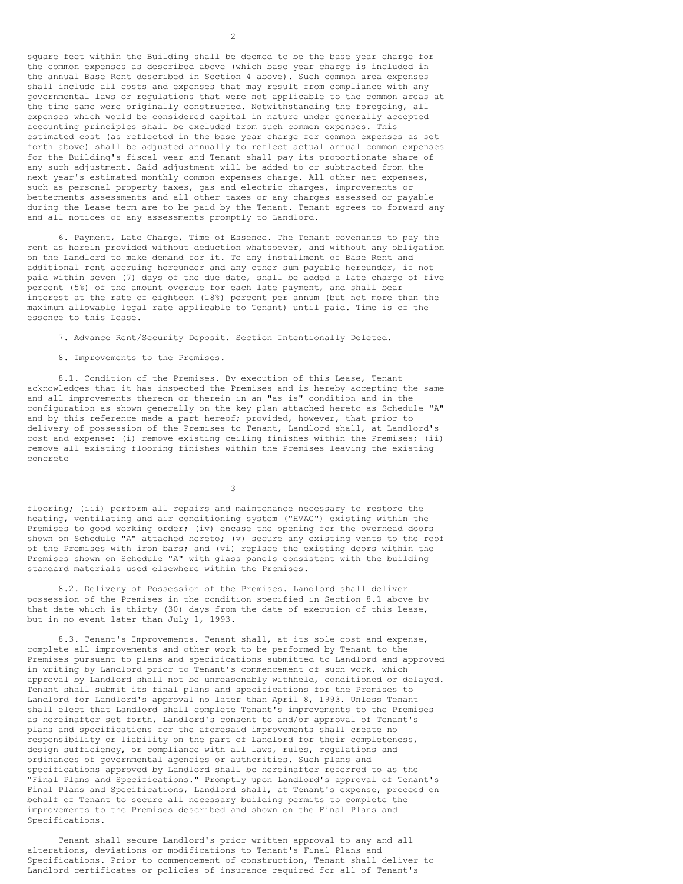square feet within the Building shall be deemed to be the base year charge for the common expenses as described above (which base year charge is included in the annual Base Rent described in Section 4 above). Such common area expenses shall include all costs and expenses that may result from compliance with any governmental laws or regulations that were not applicable to the common areas at the time same were originally constructed. Notwithstanding the foregoing, all expenses which would be considered capital in nature under generally accepted accounting principles shall be excluded from such common expenses. This estimated cost (as reflected in the base year charge for common expenses as set forth above) shall be adjusted annually to reflect actual annual common expenses for the Building's fiscal year and Tenant shall pay its proportionate share of any such adjustment. Said adjustment will be added to or subtracted from the next year's estimated monthly common expenses charge. All other net expenses, such as personal property taxes, gas and electric charges, improvements or betterments assessments and all other taxes or any charges assessed or payable during the Lease term are to be paid by the Tenant. Tenant agrees to forward any and all notices of any assessments promptly to Landlord.

6. Payment, Late Charge, Time of Essence. The Tenant covenants to pay the rent as herein provided without deduction whatsoever, and without any obligation on the Landlord to make demand for it. To any installment of Base Rent and additional rent accruing hereunder and any other sum payable hereunder, if not paid within seven (7) days of the due date, shall be added a late charge of five percent (5%) of the amount overdue for each late payment, and shall bear interest at the rate of eighteen (18%) percent per annum (but not more than the maximum allowable legal rate applicable to Tenant) until paid. Time is of the essence to this Lease.

7. Advance Rent/Security Deposit. Section Intentionally Deleted.

8. Improvements to the Premises.

8.1. Condition of the Premises. By execution of this Lease, Tenant acknowledges that it has inspected the Premises and is hereby accepting the same and all improvements thereon or therein in an "as is" condition and in the configuration as shown generally on the key plan attached hereto as Schedule "A" and by this reference made a part hereof; provided, however, that prior to delivery of possession of the Premises to Tenant, Landlord shall, at Landlord's cost and expense: (i) remove existing ceiling finishes within the Premises; (ii) remove all existing flooring finishes within the Premises leaving the existing concrete flooring; (iii) perform all repairs and maintenance necessary to restore the heating, ventilating and air conditioning system ("HVAC") existing within the Premises to good working order; (iv) encase the opening for the overhead doors shown on Schedule "A" attached hereto; (v) secure any existing vents to the roof of the Premises with iron bars; and (vi) replace the existing doors within the Premises shown on Schedule "A" with glass panels consistent with the building standard materials used elsewhere within the Premises.

8.2. Delivery of Possession of the Premises. Landlord shall deliver possession of the Premises in the condition specified in Section 8.1 above by that date which is thirty (30) days from the date of execution of this Lease, but in no event later than July 1, 1993.

8.3. Tenant's Improvements. Tenant shall, at its sole cost and expense, complete all improvements and other work to be performed by Tenant to the Premises pursuant to plans and specifications submitted to Landlord and approved in writing by Landlord prior to Tenant's commencement of such work, which approval by Landlord shall not be unreasonably withheld, conditioned or delayed. Tenant shall submit its final plans and specifications for the Premises to Landlord for Landlord's approval no later than April 8, 1993. Unless Tenant shall elect that Landlord shall complete Tenant's improvements to the Premises as hereinafter set forth, Landlord's consent to and/or approval of Tenant's plans and specifications for the aforesaid improvements shall create no responsibility or liability on the part of Landlord for their completeness, design sufficiency, or compliance with all laws, rules, regulations and ordinances of governmental agencies or authorities. Such plans and specifications approved by Landlord shall be hereinafter referred to as the "Final Plans and Specifications." Promptly upon Landlord's approval of Tenant's Final Plans and Specifications, Landlord shall, at Tenant's expense, proceed on behalf of Tenant to secure all necessary building permits to complete the improvements to the Premises described and shown on the Final Plans and Specifications.

Tenant shall secure Landlord's prior written approval to any and all alterations, deviations or modifications to Tenant's Final Plans and Specifications. Prior to commencement of construction, Tenant shall deliver to Landlord certificates or policies of insurance required for all of Tenant's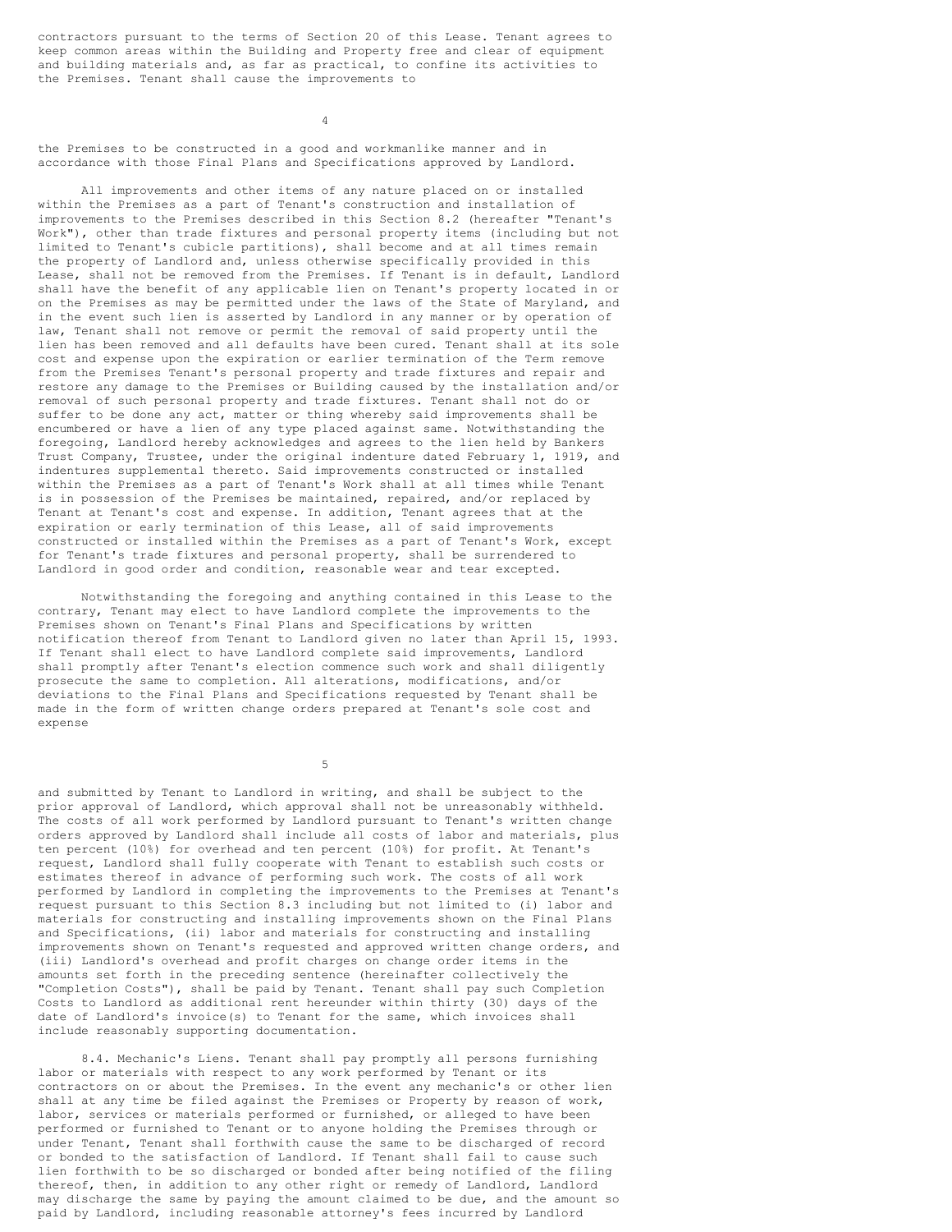contractors pursuant to the terms of Section 20 of this Lease. Tenant agrees to keep common areas within the Building and Property free and clear of equipment and building materials and, as far as practical, to confine its activities to the Premises. Tenant shall cause the improvements to the Premises to be constructed in a good and workmanlike manner and in accordance with those Final Plans and Specifications approved by Landlord.

All improvements and other items of any nature placed on or installed within the Premises as a part of Tenant's construction and installation of improvements to the Premises described in this Section 8.2 (hereafter "Tenant's Work"), other than trade fixtures and personal property items (including but not limited to Tenant's cubicle partitions), shall become and at all times remain the property of Landlord and, unless otherwise specifically provided in this Lease, shall not be removed from the Premises. If Tenant is in default, Landlord shall have the benefit of any applicable lien on Tenant's property located in or on the Premises as may be permitted under the laws of the State of Maryland, and in the event such lien is asserted by Landlord in any manner or by operation of law, Tenant shall not remove or permit the removal of said property until the lien has been removed and all defaults have been cured. Tenant shall at its sole cost and expense upon the expiration or earlier termination of the Term remove from the Premises Tenant's personal property and trade fixtures and repair and restore any damage to the Premises or Building caused by the installation and/or removal of such personal property and trade fixtures. Tenant shall not do or suffer to be done any act, matter or thing whereby said improvements shall be encumbered or have a lien of any type placed against same. Notwithstanding the foregoing, Landlord hereby acknowledges and agrees to the lien held by Bankers Trust Company, Trustee, under the original indenture dated February 1, 1919, and indentures supplemental thereto. Said improvements constructed or installed within the Premises as a part of Tenant's Work shall at all times while Tenant is in possession of the Premises be maintained, repaired, and/or replaced by Tenant at Tenant's cost and expense. In addition, Tenant agrees that at the expiration or early termination of this Lease, all of said improvements constructed or installed within the Premises as a part of Tenant's Work, except for Tenant's trade fixtures and personal property, shall be surrendered to Landlord in good order and condition, reasonable wear and tear excepted.

Notwithstanding the foregoing and anything contained in this Lease to the contrary, Tenant may elect to have Landlord complete the improvements to the Premises shown on Tenant's Final Plans and Specifications by written notification thereof from Tenant to Landlord given no later than April 15, 1993. If Tenant shall elect to have Landlord complete said improvements, Landlord shall promptly after Tenant's election commence such work and shall diligently prosecute the same to completion. All alterations, modifications, and/or deviations to the Final Plans and Specifications requested by Tenant shall be made in the form of written change orders prepared at Tenant's sole cost and expense and submitted by Tenant to Landlord in writing, and shall be subject to the prior approval of Landlord, which approval shall not be unreasonably withheld. The costs of all work performed by Landlord pursuant to Tenant's written change orders approved by Landlord shall include all costs of labor and materials, plus ten percent (10%) for overhead and ten percent (10%) for profit. At Tenant's request, Landlord shall fully cooperate with Tenant to establish such costs or estimates thereof in advance of performing such work. The costs of all work performed by Landlord in completing the improvements to the Premises at Tenant's request pursuant to this Section 8.3 including but not limited to (i) labor and materials for constructing and installing improvements shown on the Final Plans and Specifications, (ii) labor and materials for constructing and installing improvements shown on Tenant's requested and approved written change orders, and (iii) Landlord's overhead and profit charges on change order items in the amounts set forth in the preceding sentence (hereinafter collectively the "Completion Costs"), shall be paid by Tenant. Tenant shall pay such Completion Costs to Landlord as additional rent hereunder within thirty (30) days of the date of Landlord's invoice(s) to Tenant for the same, which invoices shall include reasonably supporting documentation.

8.4. Mechanic's Liens. Tenant shall pay promptly all persons furnishing labor or materials with respect to any work performed by Tenant or its contractors on or about the Premises. In the event any mechanic's or other lien shall at any time be filed against the Premises or Property by reason of work, labor, services or materials performed or furnished, or alleged to have been performed or furnished to Tenant or to anyone holding the Premises through or under Tenant, Tenant shall forthwith cause the same to be discharged of record or bonded to the satisfaction of Landlord. If Tenant shall fail to cause such lien forthwith to be so discharged or bonded after being notified of the filing thereof, then, in addition to any other right or remedy of Landlord, Landlord may discharge the same by paying the amount claimed to be due, and the amount so paid by Landlord, including reasonable attorney's fees incurred by Landlord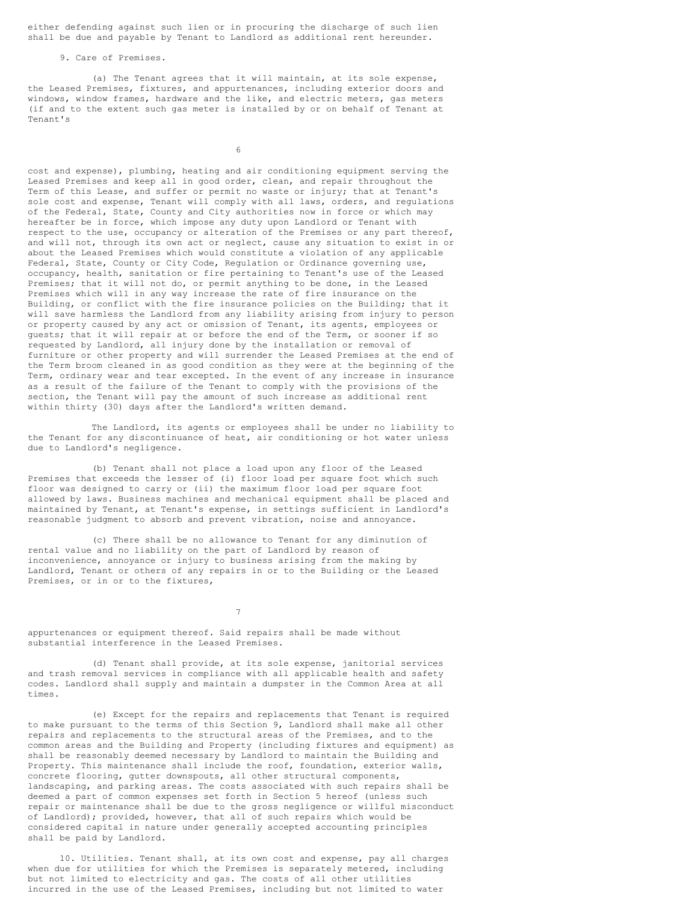either defending against such lien or in procuring the discharge of such lien shall be due and payable by Tenant to Landlord as additional rent hereunder.

9. Care of Premises.

(a) The Tenant agrees that it will maintain, at its sole expense, the Leased Premises, fixtures, and appurtenances, including exterior doors and windows, window frames, hardware and the like, and electric meters, gas meters (if and to the extent such gas meter is installed by or on behalf of Tenant at Tenant's cost and expense), plumbing, heating and air conditioning equipment serving the Leased Premises and keep all in good order, clean, and repair throughout the Term of this Lease, and suffer or permit no waste or injury; that at Tenant's sole cost and expense, Tenant will comply with all laws, orders, and regulations of the Federal, State, County and City authorities now in force or which may hereafter be in force, which impose any duty upon Landlord or Tenant with respect to the use, occupancy or alteration of the Premises or any part thereof, and will not, through its own act or neglect, cause any situation to exist in or about the Leased Premises which would constitute a violation of any applicable Federal, State, County or City Code, Regulation or Ordinance governing use, occupancy, health, sanitation or fire pertaining to Tenant's use of the Leased Premises; that it will not do, or permit anything to be done, in the Leased Premises which will in any way increase the rate of fire insurance on the Building, or conflict with the fire insurance policies on the Building; that it will save harmless the Landlord from any liability arising from injury to person or property caused by any act or omission of Tenant, its agents, employees or guests; that it will repair at or before the end of the Term, or sooner if so requested by Landlord, all injury done by the installation or removal of furniture or other property and will surrender the Leased Premises at the end of the Term broom cleaned in as good condition as they were at the beginning of the Term, ordinary wear and tear excepted. In the event of any increase in insurance as a result of the failure of the Tenant to comply with the provisions of the section, the Tenant will pay the amount of such increase as additional rent within thirty (30) days after the Landlord's written demand.

The Landlord, its agents or employees shall be under no liability to the Tenant for any discontinuance of heat, air conditioning or hot water unless due to Landlord's negligence.

(b) Tenant shall not place a load upon any floor of the Leased Premises that exceeds the lesser of (i) floor load per square foot which such floor was designed to carry or (ii) the maximum floor load per square foot allowed by laws. Business machines and mechanical equipment shall be placed and maintained by Tenant, at Tenant's expense, in settings sufficient in Landlord's reasonable judgment to absorb and prevent vibration, noise and annoyance.

(c) There shall be no allowance to Tenant for any diminution of rental value and no liability on the part of Landlord by reason of inconvenience, annoyance or injury to business arising from the making by Landlord, Tenant or others of any repairs in or to the Building or the Leased Premises, or in or to the fixtures, appurtenances or equipment thereof. Said repairs shall be made without substantial interference in the Leased Premises.

(d) Tenant shall provide, at its sole expense, janitorial services and trash removal services in compliance with all applicable health and safety codes. Landlord shall supply and maintain a dumpster in the Common Area at all times.

(e) Except for the repairs and replacements that Tenant is required to make pursuant to the terms of this Section 9, Landlord shall make all other repairs and replacements to the structural areas of the Premises, and to the common areas and the Building and Property (including fixtures and equipment) as shall be reasonably deemed necessary by Landlord to maintain the Building and Property. This maintenance shall include the roof, foundation, exterior walls, concrete flooring, gutter downspouts, all other structural components, landscaping, and parking areas. The costs associated with such repairs shall be deemed a part of common expenses set forth in Section 5 hereof (unless such repair or maintenance shall be due to the gross negligence or willful misconduct of Landlord); provided, however, that all of such repairs which would be considered capital in nature under generally accepted accounting principles shall be paid by Landlord.

10. Utilities. Tenant shall, at its own cost and expense, pay all charges when due for utilities for which the Premises is separately metered, including but not limited to electricity and gas. The costs of all other utilities incurred in the use of the Leased Premises, including but not limited to water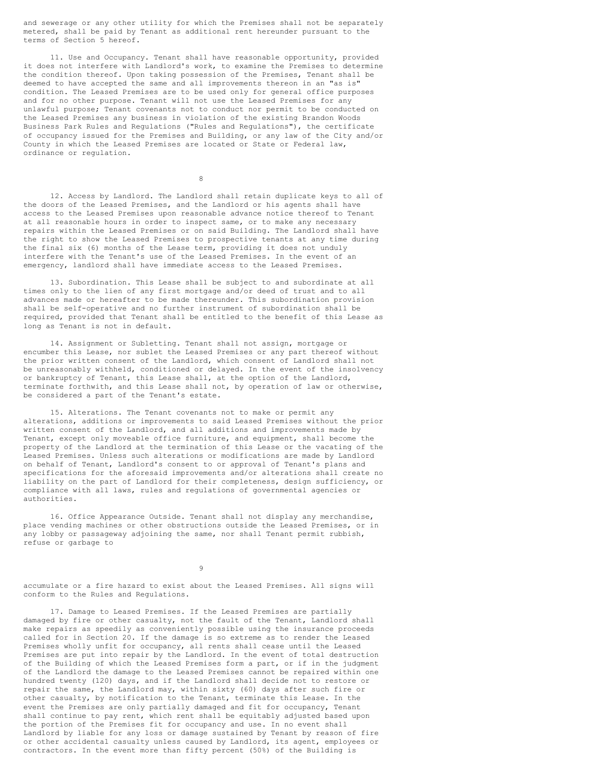and sewerage or any other utility for which the Premises shall not be separately metered, shall be paid by Tenant as additional rent hereunder pursuant to the terms of Section 5 hereof.

11. Use and Occupancy. Tenant shall have reasonable opportunity, provided it does not interfere with Landlord's work, to examine the Premises to determine the condition thereof. Upon taking possession of the Premises, Tenant shall be deemed to have accepted the same and all improvements thereon in an "as is" condition. The Leased Premises are to be used only for general office purposes and for no other purpose. Tenant will not use the Leased Premises for any unlawful purpose; Tenant covenants not to conduct nor permit to be conducted on the Leased Premises any business in violation of the existing Brandon Woods Business Park Rules and Regulations ("Rules and Regulations"), the certificate of occupancy issued for the Premises and Building, or any law of the City and/or County in which the Leased Premises are located or State or Federal law, ordinance or regulation.

12. Access by Landlord. The Landlord shall retain duplicate keys to all of the doors of the Leased Premises, and the Landlord or his agents shall have access to the Leased Premises upon reasonable advance notice thereof to Tenant at all reasonable hours in order to inspect same, or to make any necessary repairs within the Leased Premises or on said Building. The Landlord shall have the right to show the Leased Premises to prospective tenants at any time during the final six (6) months of the Lease term, providing it does not unduly interfere with the Tenant's use of the Leased Premises. In the event of an emergency, landlord shall have immediate access to the Leased Premises.

13. Subordination. This Lease shall be subject to and subordinate at all times only to the lien of any first mortgage and/or deed of trust and to all advances made or hereafter to be made thereunder. This subordination provision shall be self-operative and no further instrument of subordination shall be required, provided that Tenant shall be entitled to the benefit of this Lease as long as Tenant is not in default.

14. Assignment or Subletting. Tenant shall not assign, mortgage or encumber this Lease, nor sublet the Leased Premises or any part thereof without the prior written consent of the Landlord, which consent of Landlord shall not be unreasonably withheld, conditioned or delayed. In the event of the insolvency or bankruptcy of Tenant, this Lease shall, at the option of the Landlord, terminate forthwith, and this Lease shall not, by operation of law or otherwise, be considered a part of the Tenant's estate.

15. Alterations. The Tenant covenants not to make or permit any alterations, additions or improvements to said Leased Premises without the prior written consent of the Landlord, and all additions and improvements made by Tenant, except only moveable office furniture, and equipment, shall become the property of the Landlord at the termination of this Lease or the vacating of the Leased Premises. Unless such alterations or modifications are made by Landlord on behalf of Tenant, Landlord's consent to or approval of Tenant's plans and specifications for the aforesaid improvements and/or alterations shall create no liability on the part of Landlord for their completeness, design sufficiency, or compliance with all laws, rules and regulations of governmental agencies or authorities.

16. Office Appearance Outside. Tenant shall not display any merchandise, place vending machines or other obstructions outside the Leased Premises, or in any lobby or passageway adjoining the same, nor shall Tenant permit rubbish, refuse or garbage to accumulate or a fire hazard to exist about the Leased Premises. All signs will conform to the Rules and Regulations.

17. Damage to Leased Premises. If the Leased Premises are partially damaged by fire or other casualty, not the fault of the Tenant, Landlord shall make repairs as speedily as conveniently possible using the insurance proceeds called for in Section 20. If the damage is so extreme as to render the Leased Premises wholly unfit for occupancy, all rents shall cease until the Leased Premises are put into repair by the Landlord. In the event of total destruction of the Building of which the Leased Premises form a part, or if in the judgment of the Landlord the damage to the Leased Premises cannot be repaired within one hundred twenty (120) days, and if the Landlord shall decide not to restore or repair the same, the Landlord may, within sixty (60) days after such fire or other casualty, by notification to the Tenant, terminate this Lease. In the event the Premises are only partially damaged and fit for occupancy, Tenant shall continue to pay rent, which rent shall be equitably adjusted based upon the portion of the Premises fit for occupancy and use. In no event shall Landlord by liable for any loss or damage sustained by Tenant by reason of fire or other accidental casualty unless caused by Landlord, its agent, employees or contractors. In the event more than fifty percent (50%) of the Building is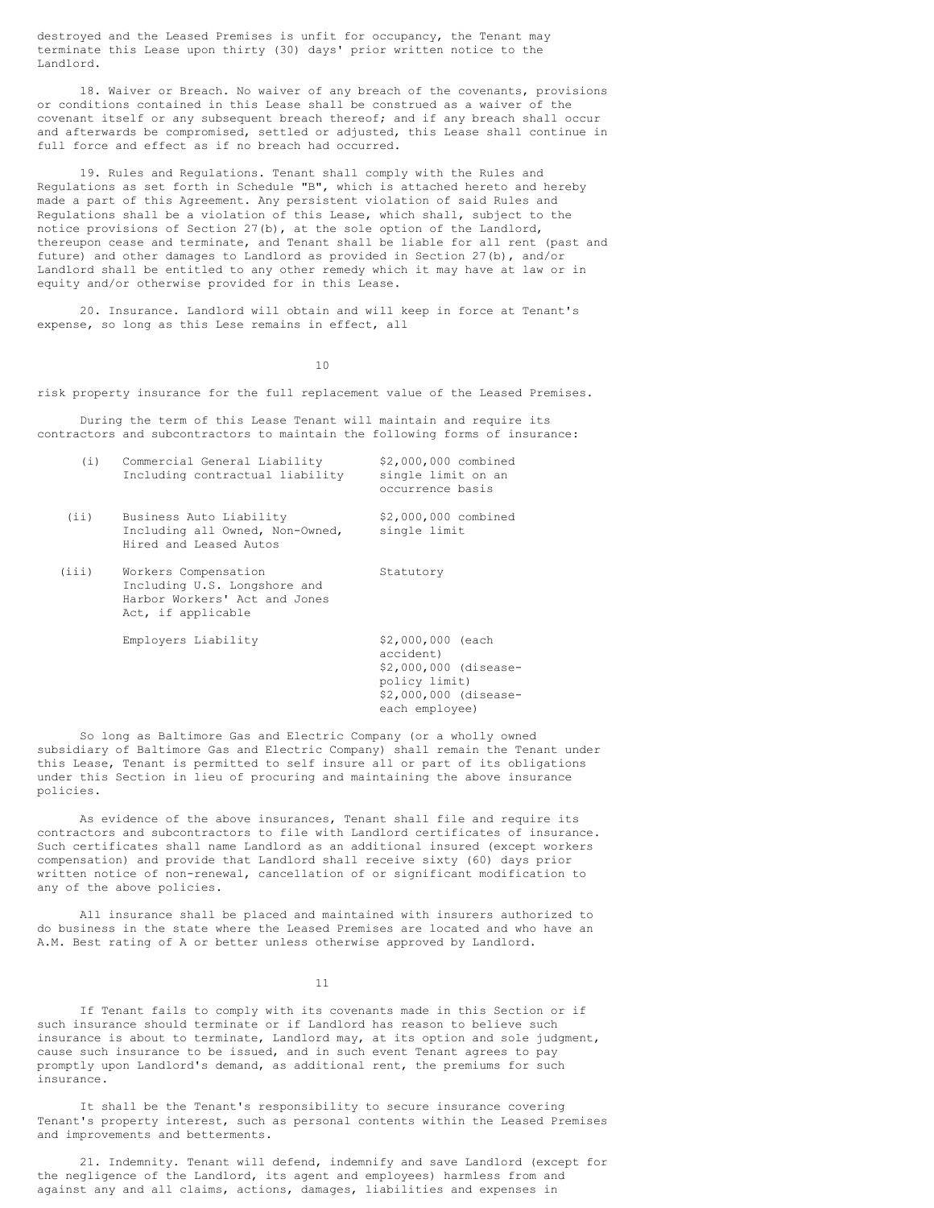destroyed and the Leased Premises is unfit for occupancy, the Tenant may terminate this Lease upon thirty (30) days' prior written notice to the Landlord.

18. Waiver or Breach. No waiver of any breach of the covenants, provisions or conditions contained in this Lease shall be construed as a waiver of the covenant itself or any subsequent breach thereof; and if any breach shall occur and afterwards be compromised, settled or adjusted, this Lease shall continue in full force and effect as if no breach had occurred.

19. Rules and Regulations. Tenant shall comply with the Rules and Regulations as set forth in Schedule "B", which is attached hereto and hereby made a part of this Agreement. Any persistent violation of said Rules and Regulations shall be a violation of this Lease, which shall, subject to the notice provisions of Section 27(b), at the sole option of the Landlord, thereupon cease and terminate, and Tenant shall be liable for all rent (past and future) and other damages to Landlord as provided in Section 27(b), and/or Landlord shall be entitled to any other remedy which it may have at law or in equity and/or otherwise provided for in this Lease.

20. Insurance. Landlord will obtain and will keep in force at Tenant's expense, so long as this Lese remains in effect, all risk property insurance for the full replacement value of the Leased Premises.

During the term of this Lease Tenant will maintain and require its contractors and subcontractors to maintain the following forms of insurance:

| | | |
|---|---|---|
| (i) | Commercial General Liability Including contractual liability | $2,000,000 combined single limit on an occurrence basis |
| (ii) | Business Auto Liability Including all Owned, Non-Owned, Hired and Leased Autos | $2,000,000 combined single limit |
| (iii) | Workers Compensation Including U.S. Longshore and Harbor Workers' Act and Jones Act, if applicable | Statutory |
| | Employers Liability | $2,000,000 (each accident) $2,000,000 (disease-policy limit) $2,000,000 (disease-each employee) |

So long as Baltimore Gas and Electric Company (or a wholly owned subsidiary of Baltimore Gas and Electric Company) shall remain the Tenant under this Lease, Tenant is permitted to self insure all or part of its obligations under this Section in lieu of procuring and maintaining the above insurance policies.

As evidence of the above insurances, Tenant shall file and require its contractors and subcontractors to file with Landlord certificates of insurance. Such certificates shall name Landlord as an additional insured (except workers compensation) and provide that Landlord shall receive sixty (60) days prior written notice of non-renewal, cancellation of or significant modification to any of the above policies.

All insurance shall be placed and maintained with insurers authorized to do business in the state where the Leased Premises are located and who have an A.M. Best rating of A or better unless otherwise approved by Landlord.

If Tenant fails to comply with its covenants made in this Section or if such insurance should terminate or if Landlord has reason to believe such insurance is about to terminate, Landlord may, at its option and sole judgment, cause such insurance to be issued, and in such event Tenant agrees to pay promptly upon Landlord's demand, as additional rent, the premiums for such insurance.

It shall be the Tenant's responsibility to secure insurance covering Tenant's property interest, such as personal contents within the Leased Premises and improvements and betterments.

21. Indemnity. Tenant will defend, indemnify and save Landlord (except for the negligence of the Landlord, its agent and employees) harmless from and against any and all claims, actions, damages, liabilities and expenses in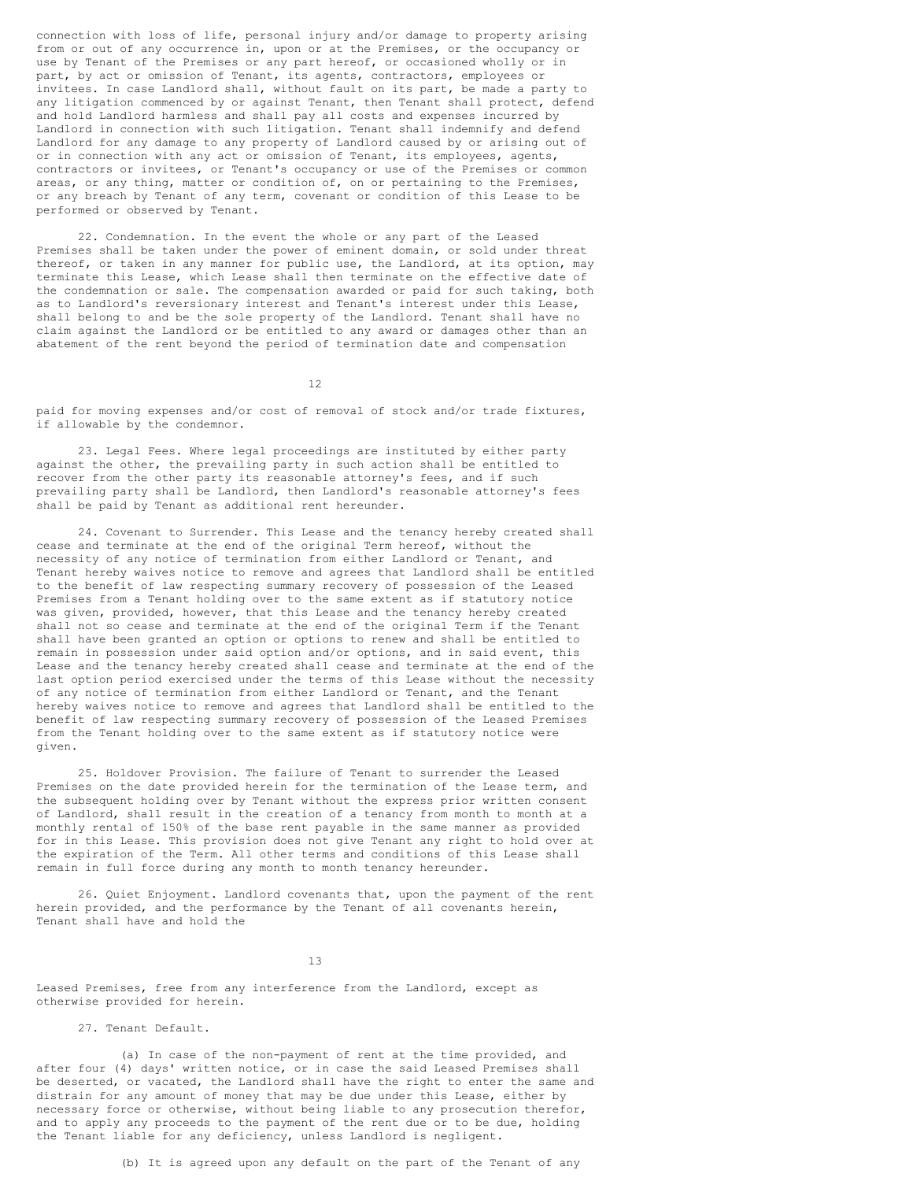connection with loss of life, personal injury and/or damage to property arising from or out of any occurrence in, upon or at the Premises, or the occupancy or use by Tenant of the Premises or any part hereof, or occasioned wholly or in part, by act or omission of Tenant, its agents, contractors, employees or invitees. In case Landlord shall, without fault on its part, be made a party to any litigation commenced by or against Tenant, then Tenant shall protect, defend and hold Landlord harmless and shall pay all costs and expenses incurred by Landlord in connection with such litigation. Tenant shall indemnify and defend Landlord for any damage to any property of Landlord caused by or arising out of or in connection with any act or omission of Tenant, its employees, agents, contractors or invitees, or Tenant's occupancy or use of the Premises or common areas, or any thing, matter or condition of, on or pertaining to the Premises, or any breach by Tenant of any term, covenant or condition of this Lease to be performed or observed by Tenant.

22. Condemnation. In the event the whole or any part of the Leased Premises shall be taken under the power of eminent domain, or sold under threat thereof, or taken in any manner for public use, the Landlord, at its option, may terminate this Lease, which Lease shall then terminate on the effective date of the condemnation or sale. The compensation awarded or paid for such taking, both as to Landlord's reversionary interest and Tenant's interest under this Lease, shall belong to and be the sole property of the Landlord. Tenant shall have no claim against the Landlord or be entitled to any award or damages other than an abatement of the rent beyond the period of termination date and compensation paid for moving expenses and/or cost of removal of stock and/or trade fixtures, if allowable by the condemnor.

23. Legal Fees. Where legal proceedings are instituted by either party against the other, the prevailing party in such action shall be entitled to recover from the other party its reasonable attorney's fees, and if such prevailing party shall be Landlord, then Landlord's reasonable attorney's fees shall be paid by Tenant as additional rent hereunder.

24. Covenant to Surrender. This Lease and the tenancy hereby created shall cease and terminate at the end of the original Term hereof, without the necessity of any notice of termination from either Landlord or Tenant, and Tenant hereby waives notice to remove and agrees that Landlord shall be entitled to the benefit of law respecting summary recovery of possession of the Leased Premises from a Tenant holding over to the same extent as if statutory notice was given, provided, however, that this Lease and the tenancy hereby created shall not so cease and terminate at the end of the original Term if the Tenant shall have been granted an option or options to renew and shall be entitled to remain in possession under said option and/or options, and in said event, this Lease and the tenancy hereby created shall cease and terminate at the end of the last option period exercised under the terms of this Lease without the necessity of any notice of termination from either Landlord or Tenant, and the Tenant hereby waives notice to remove and agrees that Landlord shall be entitled to the benefit of law respecting summary recovery of possession of the Leased Premises from the Tenant holding over to the same extent as if statutory notice were given.

25. Holdover Provision. The failure of Tenant to surrender the Leased Premises on the date provided herein for the termination of the Lease term, and the subsequent holding over by Tenant without the express prior written consent of Landlord, shall result in the creation of a tenancy from month to month at a monthly rental of 150% of the base rent payable in the same manner as provided for in this Lease. This provision does not give Tenant any right to hold over at the expiration of the Term. All other terms and conditions of this Lease shall remain in full force during any month to month tenancy hereunder.

26. Quiet Enjoyment. Landlord covenants that, upon the payment of the rent herein provided, and the performance by the Tenant of all covenants herein, Tenant shall have and hold the Leased Premises, free from any interference from the Landlord, except as otherwise provided for herein.

27. Tenant Default.

(a) In case of the non-payment of rent at the time provided, and after four (4) days' written notice, or in case the said Leased Premises shall be deserted, or vacated, the Landlord shall have the right to enter the same and distrain for any amount of money that may be due under this Lease, either by necessary force or otherwise, without being liable to any prosecution therefor, and to apply any proceeds to the payment of the rent due or to be due, holding the Tenant liable for any deficiency, unless Landlord is negligent.

(b) It is agreed upon any default on the part of the Tenant of any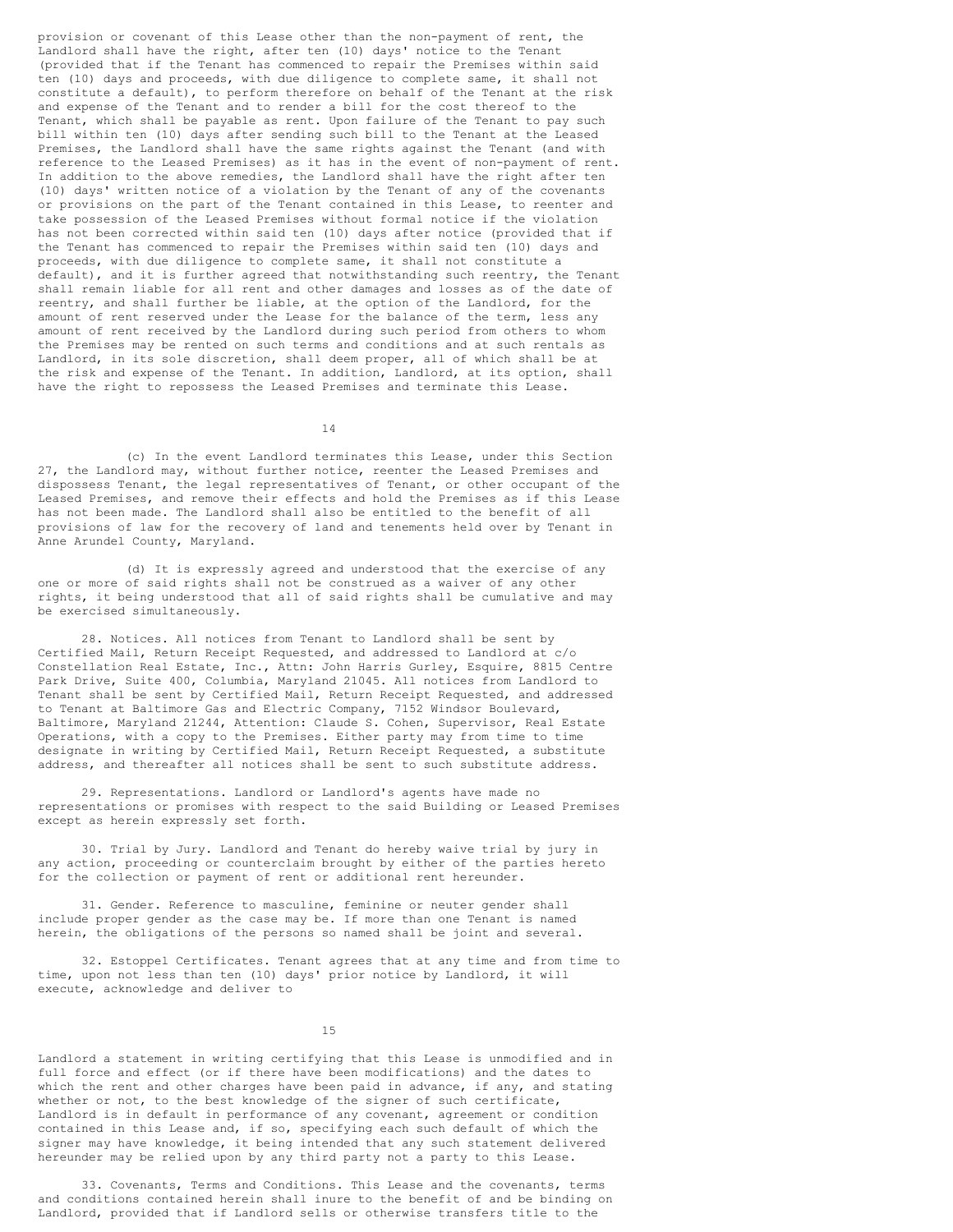provision or covenant of this Lease other than the non-payment of rent, the Landlord shall have the right, after ten (10) days' notice to the Tenant (provided that if the Tenant has commenced to repair the Premises within said ten (10) days and proceeds, with due diligence to complete same, it shall not constitute a default), to perform therefore on behalf of the Tenant at the risk and expense of the Tenant and to render a bill for the cost thereof to the Tenant, which shall be payable as rent. Upon failure of the Tenant to pay such bill within ten (10) days after sending such bill to the Tenant at the Leased Premises, the Landlord shall have the same rights against the Tenant (and with reference to the Leased Premises) as it has in the event of non-payment of rent. In addition to the above remedies, the Landlord shall have the right after ten (10) days' written notice of a violation by the Tenant of any of the covenants or provisions on the part of the Tenant contained in this Lease, to reenter and take possession of the Leased Premises without formal notice if the violation has not been corrected within said ten (10) days after notice (provided that if the Tenant has commenced to repair the Premises within said ten (10) days and proceeds, with due diligence to complete same, it shall not constitute a default), and it is further agreed that notwithstanding such reentry, the Tenant shall remain liable for all rent and other damages and losses as of the date of reentry, and shall further be liable, at the option of the Landlord, for the amount of rent reserved under the Lease for the balance of the term, less any amount of rent received by the Landlord during such period from others to whom the Premises may be rented on such terms and conditions and at such rentals as Landlord, in its sole discretion, shall deem proper, all of which shall be at the risk and expense of the Tenant. In addition, Landlord, at its option, shall have the right to repossess the Leased Premises and terminate this Lease.

(c) In the event Landlord terminates this Lease, under this Section 27, the Landlord may, without further notice, reenter the Leased Premises and dispossess Tenant, the legal representatives of Tenant, or other occupant of the Leased Premises, and remove their effects and hold the Premises as if this Lease has not been made. The Landlord shall also be entitled to the benefit of all provisions of law for the recovery of land and tenements held over by Tenant in Anne Arundel County, Maryland.

(d) It is expressly agreed and understood that the exercise of any one or more of said rights shall not be construed as a waiver of any other rights, it being understood that all of said rights shall be cumulative and may be exercised simultaneously.

28. Notices. All notices from Tenant to Landlord shall be sent by Certified Mail, Return Receipt Requested, and addressed to Landlord at c/o Constellation Real Estate, Inc., Attn: John Harris Gurley, Esquire, 8815 Centre Park Drive, Suite 400, Columbia, Maryland 21045. All notices from Landlord to Tenant shall be sent by Certified Mail, Return Receipt Requested, and addressed to Tenant at Baltimore Gas and Electric Company, 7152 Windsor Boulevard, Baltimore, Maryland 21244, Attention: Claude S. Cohen, Supervisor, Real Estate Operations, with a copy to the Premises. Either party may from time to time designate in writing by Certified Mail, Return Receipt Requested, a substitute address, and thereafter all notices shall be sent to such substitute address.

29. Representations. Landlord or Landlord's agents have made no representations or promises with respect to the said Building or Leased Premises except as herein expressly set forth.

30. Trial by Jury. Landlord and Tenant do hereby waive trial by jury in any action, proceeding or counterclaim brought by either of the parties hereto for the collection or payment of rent or additional rent hereunder.

31. Gender. Reference to masculine, feminine or neuter gender shall include proper gender as the case may be. If more than one Tenant is named herein, the obligations of the persons so named shall be joint and several.

32. Estoppel Certificates. Tenant agrees that at any time and from time to time, upon not less than ten (10) days' prior notice by Landlord, it will execute, acknowledge and deliver to Landlord a statement in writing certifying that this Lease is unmodified and in full force and effect (or if there have been modifications) and the dates to which the rent and other charges have been paid in advance, if any, and stating whether or not, to the best knowledge of the signer of such certificate, Landlord is in default in performance of any covenant, agreement or condition contained in this Lease and, if so, specifying each such default of which the signer may have knowledge, it being intended that any such statement delivered hereunder may be relied upon by any third party not a party to this Lease.

33. Covenants, Terms and Conditions. This Lease and the covenants, terms and conditions contained herein shall inure to the benefit of and be binding on Landlord, provided that if Landlord sells or otherwise transfers title to the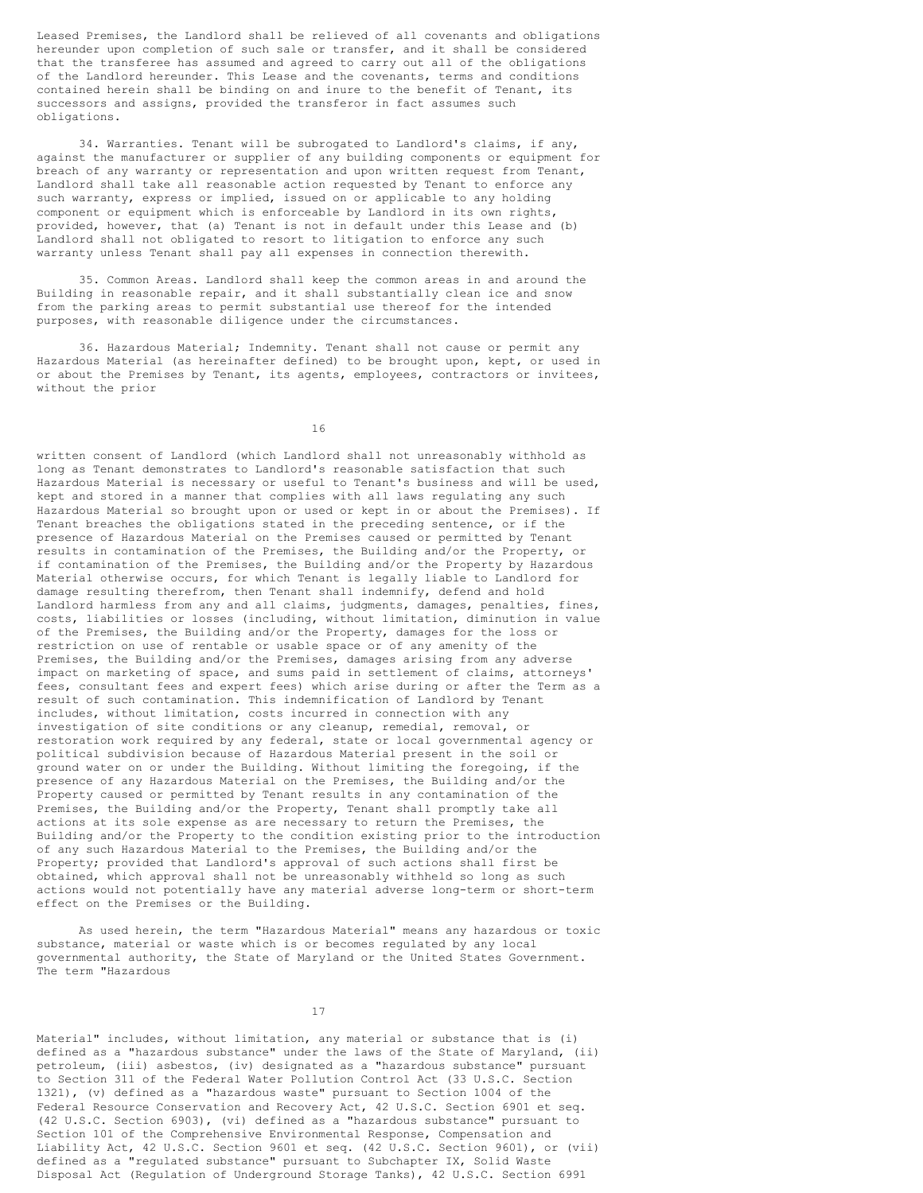Leased Premises, the Landlord shall be relieved of all covenants and obligations hereunder upon completion of such sale or transfer, and it shall be considered that the transferee has assumed and agreed to carry out all of the obligations of the Landlord hereunder. This Lease and the covenants, terms and conditions contained herein shall be binding on and inure to the benefit of Tenant, its successors and assigns, provided the transferor in fact assumes such obligations.

34. Warranties. Tenant will be subrogated to Landlord's claims, if any, against the manufacturer or supplier of any building components or equipment for breach of any warranty or representation and upon written request from Tenant, Landlord shall take all reasonable action requested by Tenant to enforce any such warranty, express or implied, issued on or applicable to any holding component or equipment which is enforceable by Landlord in its own rights, provided, however, that (a) Tenant is not in default under this Lease and (b) Landlord shall not obligated to resort to litigation to enforce any such warranty unless Tenant shall pay all expenses in connection therewith.

35. Common Areas. Landlord shall keep the common areas in and around the Building in reasonable repair, and it shall substantially clean ice and snow from the parking areas to permit substantial use thereof for the intended purposes, with reasonable diligence under the circumstances.

36. Hazardous Material; Indemnity. Tenant shall not cause or permit any Hazardous Material (as hereinafter defined) to be brought upon, kept, or used in or about the Premises by Tenant, its agents, employees, contractors or invitees, without the prior written consent of Landlord (which Landlord shall not unreasonably withhold as long as Tenant demonstrates to Landlord's reasonable satisfaction that such Hazardous Material is necessary or useful to Tenant's business and will be used, kept and stored in a manner that complies with all laws regulating any such Hazardous Material so brought upon or used or kept in or about the Premises). If Tenant breaches the obligations stated in the preceding sentence, or if the presence of Hazardous Material on the Premises caused or permitted by Tenant results in contamination of the Premises, the Building and/or the Property, or if contamination of the Premises, the Building and/or the Property by Hazardous Material otherwise occurs, for which Tenant is legally liable to Landlord for damage resulting therefrom, then Tenant shall indemnify, defend and hold Landlord harmless from any and all claims, judgments, damages, penalties, fines, costs, liabilities or losses (including, without limitation, diminution in value of the Premises, the Building and/or the Property, damages for the loss or restriction on use of rentable or usable space or of any amenity of the Premises, the Building and/or the Premises, damages arising from any adverse impact on marketing of space, and sums paid in settlement of claims, attorneys' fees, consultant fees and expert fees) which arise during or after the Term as a result of such contamination. This indemnification of Landlord by Tenant includes, without limitation, costs incurred in connection with any investigation of site conditions or any cleanup, remedial, removal, or restoration work required by any federal, state or local governmental agency or political subdivision because of Hazardous Material present in the soil or ground water on or under the Building. Without limiting the foregoing, if the presence of any Hazardous Material on the Premises, the Building and/or the Property caused or permitted by Tenant results in any contamination of the Premises, the Building and/or the Property, Tenant shall promptly take all actions at its sole expense as are necessary to return the Premises, the Building and/or the Property to the condition existing prior to the introduction of any such Hazardous Material to the Premises, the Building and/or the Property; provided that Landlord's approval of such actions shall first be obtained, which approval shall not be unreasonably withheld so long as such actions would not potentially have any material adverse long-term or short-term effect on the Premises or the Building.

As used herein, the term "Hazardous Material" means any hazardous or toxic substance, material or waste which is or becomes regulated by any local governmental authority, the State of Maryland or the United States Government. The term "Hazardous Material" includes, without limitation, any material or substance that is (i) defined as a "hazardous substance" under the laws of the State of Maryland, (ii) petroleum, (iii) asbestos, (iv) designated as a "hazardous substance" pursuant to Section 311 of the Federal Water Pollution Control Act (33 U.S.C. Section 1321), (v) defined as a "hazardous waste" pursuant to Section 1004 of the Federal Resource Conservation and Recovery Act, 42 U.S.C. Section 6901 et seq. (42 U.S.C. Section 6903), (vi) defined as a "hazardous substance" pursuant to Section 101 of the Comprehensive Environmental Response, Compensation and Liability Act, 42 U.S.C. Section 9601 et seq. (42 U.S.C. Section 9601), or (vii) defined as a "regulated substance" pursuant to Subchapter IX, Solid Waste Disposal Act (Regulation of Underground Storage Tanks), 42 U.S.C. Section 6991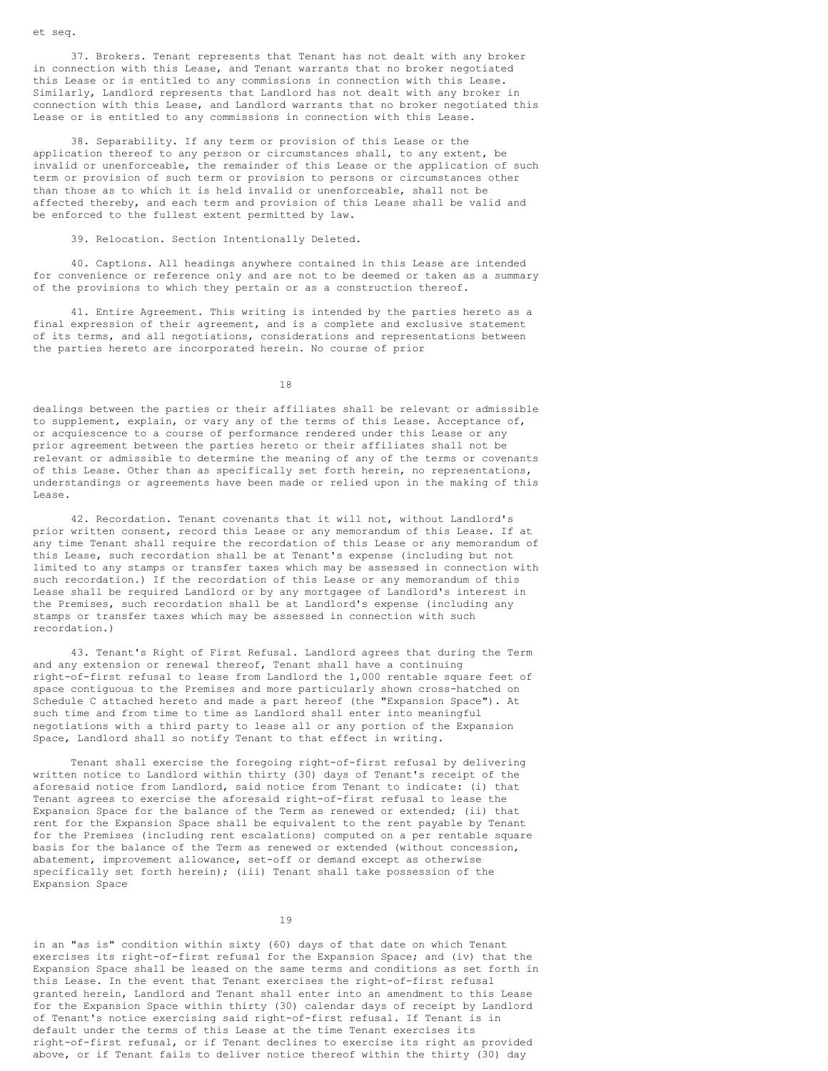et seq.

37. Brokers. Tenant represents that Tenant has not dealt with any broker in connection with this Lease, and Tenant warrants that no broker negotiated this Lease or is entitled to any commissions in connection with this Lease. Similarly, Landlord represents that Landlord has not dealt with any broker in connection with this Lease, and Landlord warrants that no broker negotiated this Lease or is entitled to any commissions in connection with this Lease.

38. Separability. If any term or provision of this Lease or the application thereof to any person or circumstances shall, to any extent, be invalid or unenforceable, the remainder of this Lease or the application of such term or provision of such term or provision to persons or circumstances other than those as to which it is held invalid or unenforceable, shall not be affected thereby, and each term and provision of this Lease shall be valid and be enforced to the fullest extent permitted by law.

39. Relocation. Section Intentionally Deleted.

40. Captions. All headings anywhere contained in this Lease are intended for convenience or reference only and are not to be deemed or taken as a summary of the provisions to which they pertain or as a construction thereof.

41. Entire Agreement. This writing is intended by the parties hereto as a final expression of their agreement, and is a complete and exclusive statement of its terms, and all negotiations, considerations and representations between the parties hereto are incorporated herein. No course of prior dealings between the parties or their affiliates shall be relevant or admissible to supplement, explain, or vary any of the terms of this Lease. Acceptance of, or acquiescence to a course of performance rendered under this Lease or any prior agreement between the parties hereto or their affiliates shall not be relevant or admissible to determine the meaning of any of the terms or covenants of this Lease. Other than as specifically set forth herein, no representations, understandings or agreements have been made or relied upon in the making of this Lease.

42. Recordation. Tenant covenants that it will not, without Landlord's prior written consent, record this Lease or any memorandum of this Lease. If at any time Tenant shall require the recordation of this Lease or any memorandum of this Lease, such recordation shall be at Tenant's expense (including but not limited to any stamps or transfer taxes which may be assessed in connection with such recordation.) If the recordation of this Lease or any memorandum of this Lease shall be required Landlord or by any mortgagee of Landlord's interest in the Premises, such recordation shall be at Landlord's expense (including any stamps or transfer taxes which may be assessed in connection with such recordation.)

43. Tenant's Right of First Refusal. Landlord agrees that during the Term and any extension or renewal thereof, Tenant shall have a continuing right-of-first refusal to lease from Landlord the 1,000 rentable square feet of space contiguous to the Premises and more particularly shown cross-hatched on Schedule C attached hereto and made a part hereof (the "Expansion Space"). At such time and from time to time as Landlord shall enter into meaningful negotiations with a third party to lease all or any portion of the Expansion Space, Landlord shall so notify Tenant to that effect in writing.

Tenant shall exercise the foregoing right-of-first refusal by delivering written notice to Landlord within thirty (30) days of Tenant's receipt of the aforesaid notice from Landlord, said notice from Tenant to indicate: (i) that Tenant agrees to exercise the aforesaid right-of-first refusal to lease the Expansion Space for the balance of the Term as renewed or extended; (ii) that rent for the Expansion Space shall be equivalent to the rent payable by Tenant for the Premises (including rent escalations) computed on a per rentable square basis for the balance of the Term as renewed or extended (without concession, abatement, improvement allowance, set-off or demand except as otherwise specifically set forth herein); (iii) Tenant shall take possession of the Expansion Space in an "as is" condition within sixty (60) days of that date on which Tenant exercises its right-of-first refusal for the Expansion Space; and (iv) that the Expansion Space shall be leased on the same terms and conditions as set forth in this Lease. In the event that Tenant exercises the right-of-first refusal granted herein, Landlord and Tenant shall enter into an amendment to this Lease for the Expansion Space within thirty (30) calendar days of receipt by Landlord of Tenant's notice exercising said right-of-first refusal. If Tenant is in default under the terms of this Lease at the time Tenant exercises its right-of-first refusal, or if Tenant declines to exercise its right as provided above, or if Tenant fails to deliver notice thereof within the thirty (30) day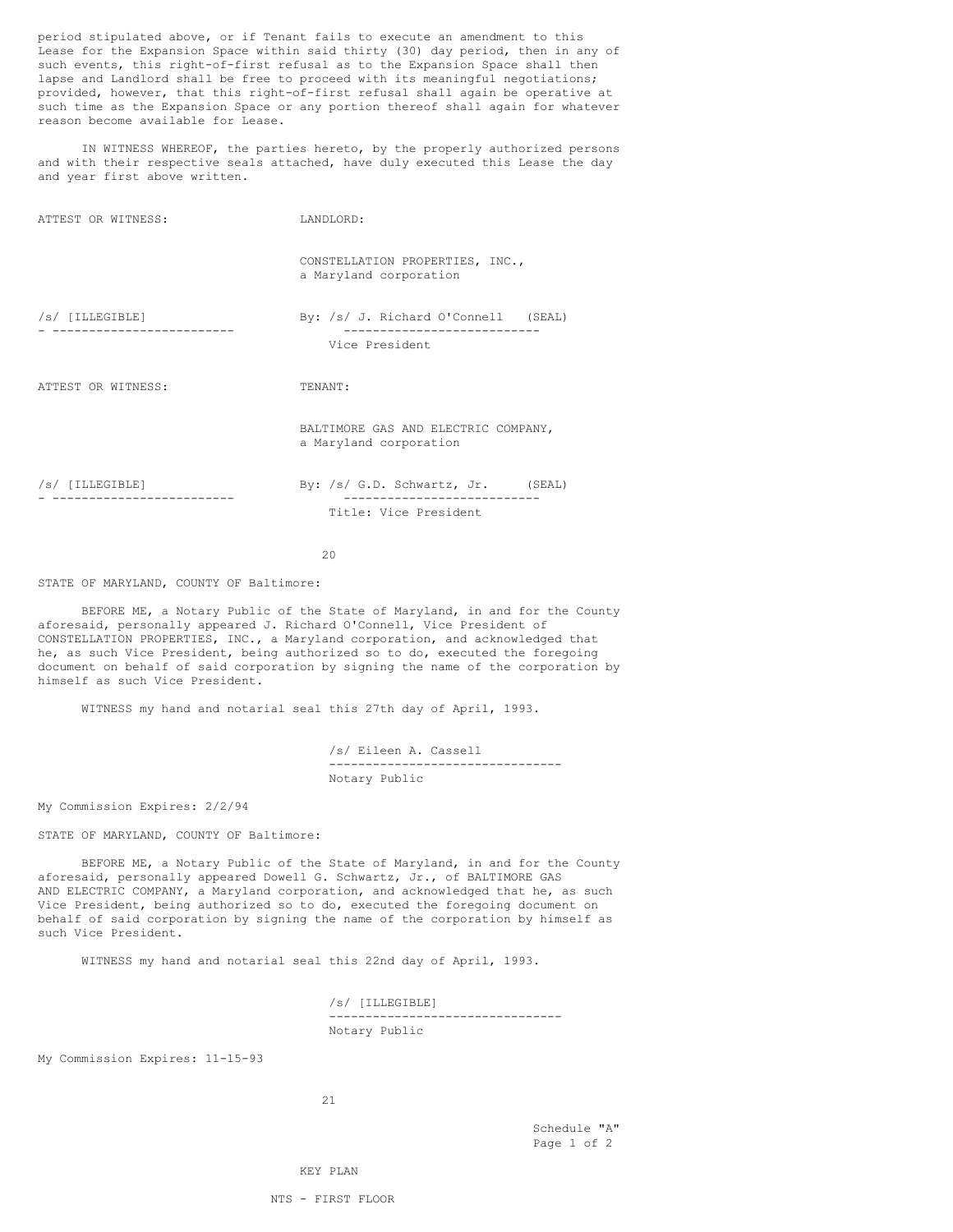period stipulated above, or if Tenant fails to execute an amendment to this Lease for the Expansion Space within said thirty (30) day period, then in any of such events, this right-of-first refusal as to the Expansion Space shall then lapse and Landlord shall be free to proceed with its meaningful negotiations; provided, however, that this right-of-first refusal shall again be operative at such time as the Expansion Space or any portion thereof shall again for whatever reason become available for Lease.

IN WITNESS WHEREOF, the parties hereto, by the properly authorized persons and with their respective seals attached, have duly executed this Lease the day and year first above written.

ATTEST OR WITNESS: LANDLORD:

CONSTELLATION PROPERTIES, INC.,
a Maryland corporation

/s/ [ILLEGIBLE]
-------------------------

By: /s/ J. Richard O'Connell (SEAL)
---------------------------
Vice President

ATTEST OR WITNESS: TENANT:

BALTIMORE GAS AND ELECTRIC COMPANY,
a Maryland corporation

/s/ [ILLEGIBLE]
-------------------------

By: /s/ G.D. Schwartz, Jr. (SEAL)
---------------------------
Title: Vice President

STATE OF MARYLAND, COUNTY OF Baltimore:

BEFORE ME, a Notary Public of the State of Maryland, in and for the County aforesaid, personally appeared J. Richard O'Connell, Vice President of CONSTELLATION PROPERTIES, INC., a Maryland corporation, and acknowledged that he, as such Vice President, being authorized so to do, executed the foregoing document on behalf of said corporation by signing the name of the corporation by himself as such Vice President.

WITNESS my hand and notarial seal this 27th day of April, 1993.

/s/ Eileen A. Cassell
--------------------------------
Notary Public

My Commission Expires: 2/2/94

STATE OF MARYLAND, COUNTY OF Baltimore:

BEFORE ME, a Notary Public of the State of Maryland, in and for the County aforesaid, personally appeared Dowell G. Schwartz, Jr., of BALTIMORE GAS AND ELECTRIC COMPANY, a Maryland corporation, and acknowledged that he, as such Vice President, being authorized so to do, executed the foregoing document on behalf of said corporation by signing the name of the corporation by himself as such Vice President.

WITNESS my hand and notarial seal this 22nd day of April, 1993.

/s/ [ILLEGIBLE]
--------------------------------
Notary Public

My Commission Expires: 11-15-93

Schedule "A"
Page 1 of 2

KEY PLAN

NTS - FIRST FLOOR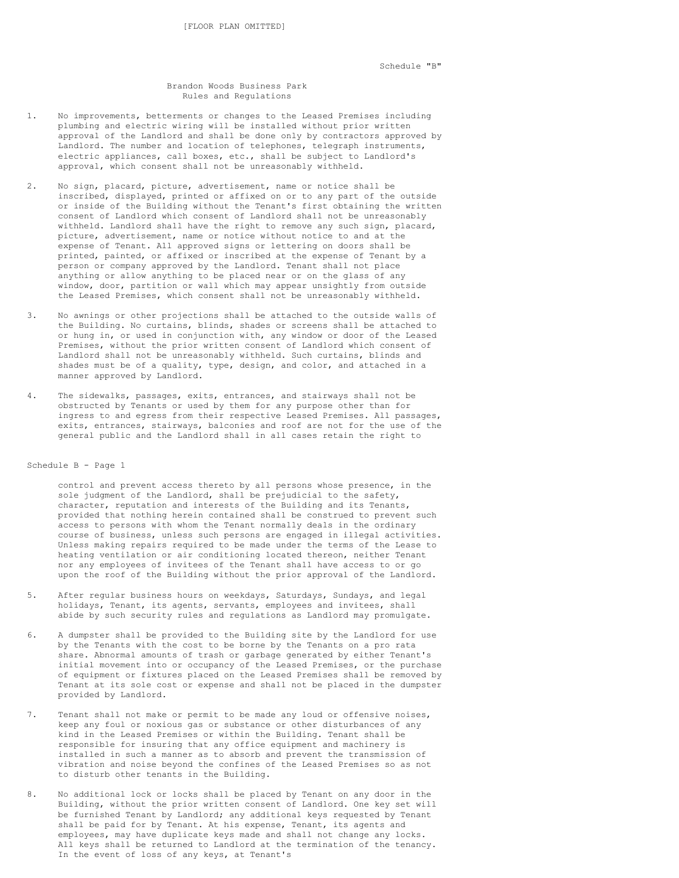[FLOOR PLAN OMITTED]

Schedule "B"

## Brandon Woods Business Park
## Rules and Regulations

1. No improvements, betterments or changes to the Leased Premises including plumbing and electric wiring will be installed without prior written approval of the Landlord and shall be done only by contractors approved by Landlord. The number and location of telephones, telegraph instruments, electric appliances, call boxes, etc., shall be subject to Landlord's approval, which consent shall not be unreasonably withheld.

2. No sign, placard, picture, advertisement, name or notice shall be inscribed, displayed, printed or affixed on or to any part of the outside or inside of the Building without the Tenant's first obtaining the written consent of Landlord which consent of Landlord shall not be unreasonably withheld. Landlord shall have the right to remove any such sign, placard, picture, advertisement, name or notice without notice to and at the expense of Tenant. All approved signs or lettering on doors shall be printed, painted, or affixed or inscribed at the expense of Tenant by a person or company approved by the Landlord. Tenant shall not place anything or allow anything to be placed near or on the glass of any window, door, partition or wall which may appear unsightly from outside the Leased Premises, which consent shall not be unreasonably withheld.

3. No awnings or other projections shall be attached to the outside walls of the Building. No curtains, blinds, shades or screens shall be attached to or hung in, or used in conjunction with, any window or door of the Leased Premises, without the prior written consent of Landlord which consent of Landlord shall not be unreasonably withheld. Such curtains, blinds and shades must be of a quality, type, design, and color, and attached in a manner approved by Landlord.

4. The sidewalks, passages, exits, entrances, and stairways shall not be obstructed by Tenants or used by them for any purpose other than for ingress to and egress from their respective Leased Premises. All passages, exits, entrances, stairways, balconies and roof are not for the use of the general public and the Landlord shall in all cases retain the right to control and prevent access thereto by all persons whose presence, in the sole judgment of the Landlord, shall be prejudicial to the safety, character, reputation and interests of the Building and its Tenants, provided that nothing herein contained shall be construed to prevent such access to persons with whom the Tenant normally deals in the ordinary course of business, unless such persons are engaged in illegal activities. Unless making repairs required to be made under the terms of the Lease to heating ventilation or air conditioning located thereon, neither Tenant nor any employees of invitees of the Tenant shall have access to or go upon the roof of the Building without the prior approval of the Landlord.

5. After regular business hours on weekdays, Saturdays, Sundays, and legal holidays, Tenant, its agents, servants, employees and invitees, shall abide by such security rules and regulations as Landlord may promulgate.

6. A dumpster shall be provided to the Building site by the Landlord for use by the Tenants with the cost to be borne by the Tenants on a pro rata share. Abnormal amounts of trash or garbage generated by either Tenant's initial movement into or occupancy of the Leased Premises, or the purchase of equipment or fixtures placed on the Leased Premises shall be removed by Tenant at its sole cost or expense and shall not be placed in the dumpster provided by Landlord.

7. Tenant shall not make or permit to be made any loud or offensive noises, keep any foul or noxious gas or substance or other disturbances of any kind in the Leased Premises or within the Building. Tenant shall be responsible for insuring that any office equipment and machinery is installed in such a manner as to absorb and prevent the transmission of vibration and noise beyond the confines of the Leased Premises so as not to disturb other tenants in the Building.

8. No additional lock or locks shall be placed by Tenant on any door in the Building, without the prior written consent of Landlord. One key set will be furnished Tenant by Landlord; any additional keys requested by Tenant shall be paid for by Tenant. At his expense, Tenant, its agents and employees, may have duplicate keys made and shall not change any locks. All keys shall be returned to Landlord at the termination of the tenancy. In the event of loss of any keys, at Tenant's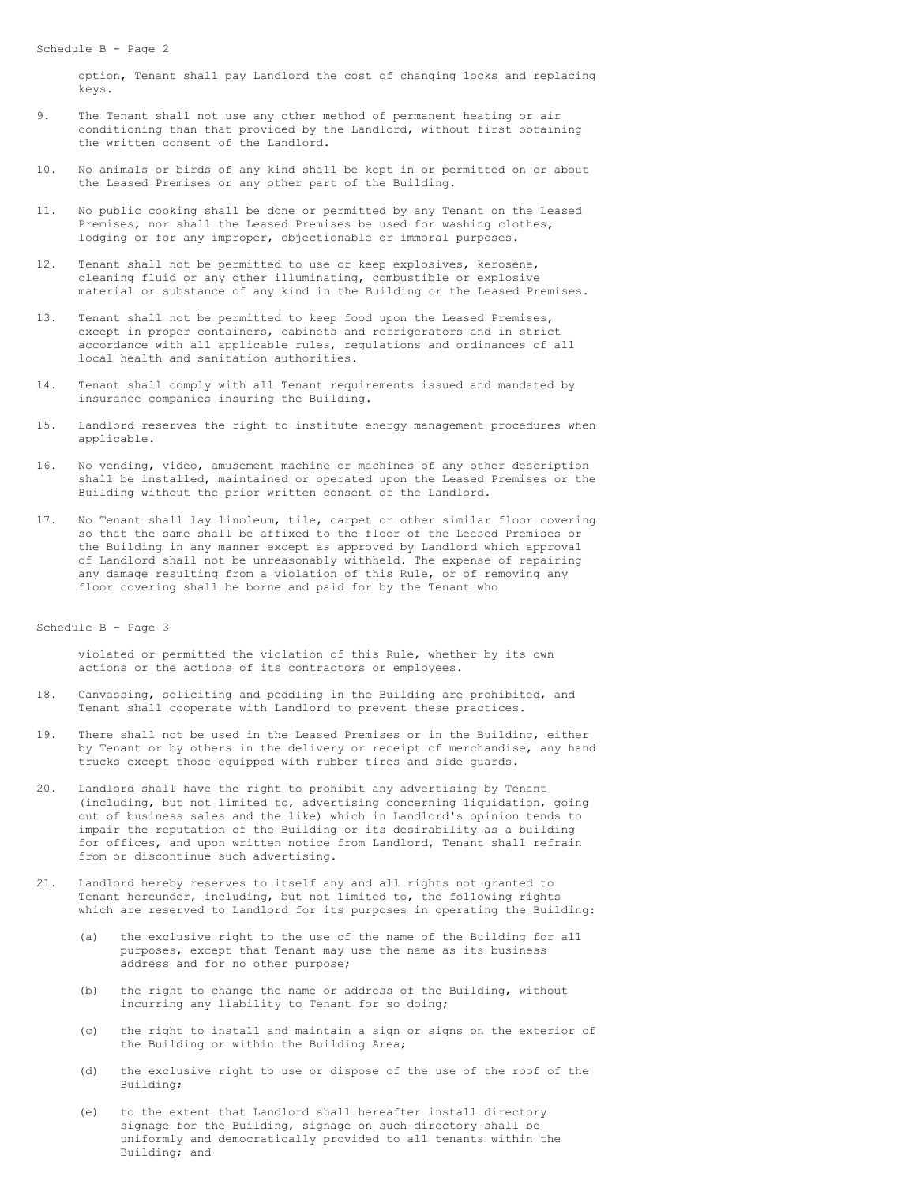option, Tenant shall pay Landlord the cost of changing locks and replacing keys.

9. The Tenant shall not use any other method of permanent heating or air conditioning than that provided by the Landlord, without first obtaining the written consent of the Landlord.

10. No animals or birds of any kind shall be kept in or permitted on or about the Leased Premises or any other part of the Building.

11. No public cooking shall be done or permitted by any Tenant on the Leased Premises, nor shall the Leased Premises be used for washing clothes, lodging or for any improper, objectionable or immoral purposes.

12. Tenant shall not be permitted to use or keep explosives, kerosene, cleaning fluid or any other illuminating, combustible or explosive material or substance of any kind in the Building or the Leased Premises.

13. Tenant shall not be permitted to keep food upon the Leased Premises, except in proper containers, cabinets and refrigerators and in strict accordance with all applicable rules, regulations and ordinances of all local health and sanitation authorities.

14. Tenant shall comply with all Tenant requirements issued and mandated by insurance companies insuring the Building.

15. Landlord reserves the right to institute energy management procedures when applicable.

16. No vending, video, amusement machine or machines of any other description shall be installed, maintained or operated upon the Leased Premises or the Building without the prior written consent of the Landlord.

17. No Tenant shall lay linoleum, tile, carpet or other similar floor covering so that the same shall be affixed to the floor of the Leased Premises or the Building in any manner except as approved by Landlord which approval of Landlord shall not be unreasonably withheld. The expense of repairing any damage resulting from a violation of this Rule, or of removing any floor covering shall be borne and paid for by the Tenant who violated or permitted the violation of this Rule, whether by its own actions or the actions of its contractors or employees.

18. Canvassing, soliciting and peddling in the Building are prohibited, and Tenant shall cooperate with Landlord to prevent these practices.

19. There shall not be used in the Leased Premises or in the Building, either by Tenant or by others in the delivery or receipt of merchandise, any hand trucks except those equipped with rubber tires and side guards.

20. Landlord shall have the right to prohibit any advertising by Tenant (including, but not limited to, advertising concerning liquidation, going out of business sales and the like) which in Landlord's opinion tends to impair the reputation of the Building or its desirability as a building for offices, and upon written notice from Landlord, Tenant shall refrain from or discontinue such advertising.

21. Landlord hereby reserves to itself any and all rights not granted to Tenant hereunder, including, but not limited to, the following rights which are reserved to Landlord for its purposes in operating the Building:

    (a) the exclusive right to the use of the name of the Building for all purposes, except that Tenant may use the name as its business address and for no other purpose;

    (b) the right to change the name or address of the Building, without incurring any liability to Tenant for so doing;

    (c) the right to install and maintain a sign or signs on the exterior of the Building or within the Building Area;

    (d) the exclusive right to use or dispose of the use of the roof of the Building;

    (e) to the extent that Landlord shall hereafter install directory signage for the Building, signage on such directory shall be uniformly and democratically provided to all tenants within the Building; and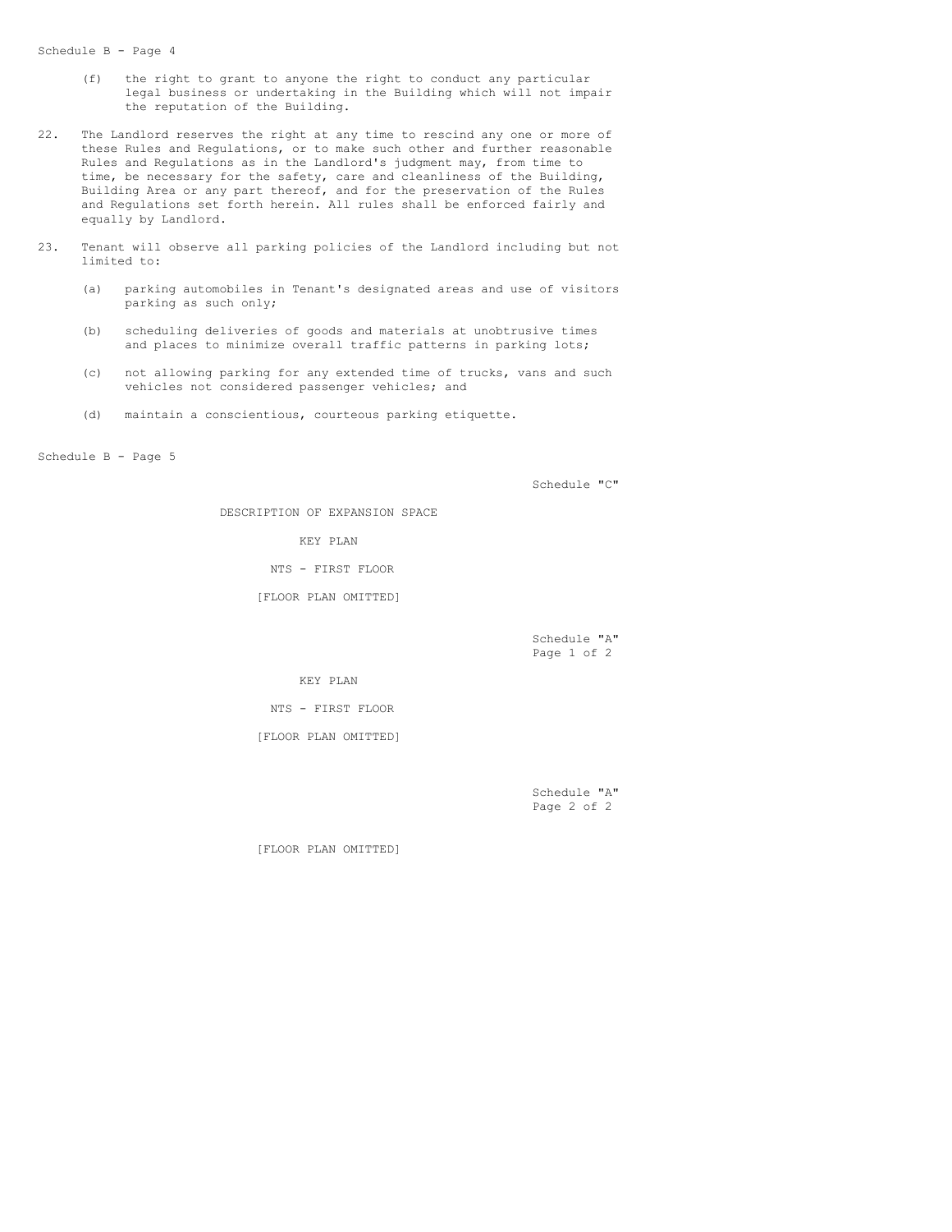(f) the right to grant to anyone the right to conduct any particular legal business or undertaking in the Building which will not impair the reputation of the Building.

22. The Landlord reserves the right at any time to rescind any one or more of these Rules and Regulations, or to make such other and further reasonable Rules and Regulations as in the Landlord's judgment may, from time to time, be necessary for the safety, care and cleanliness of the Building, Building Area or any part thereof, and for the preservation of the Rules and Regulations set forth herein. All rules shall be enforced fairly and equally by Landlord.

23. Tenant will observe all parking policies of the Landlord including but not limited to:

    (a) parking automobiles in Tenant's designated areas and use of visitors parking as such only;

    (b) scheduling deliveries of goods and materials at unobtrusive times and places to minimize overall traffic patterns in parking lots;

    (c) not allowing parking for any extended time of trucks, vans and such vehicles not considered passenger vehicles; and

    (d) maintain a conscientious, courteous parking etiquette.

Schedule "C"

DESCRIPTION OF EXPANSION SPACE

KEY PLAN

NTS - FIRST FLOOR

[FLOOR PLAN OMITTED]

Schedule "A"
Page 1 of 2

KEY PLAN

NTS - FIRST FLOOR

[FLOOR PLAN OMITTED]

Schedule "A"
Page 2 of 2

[FLOOR PLAN OMITTED]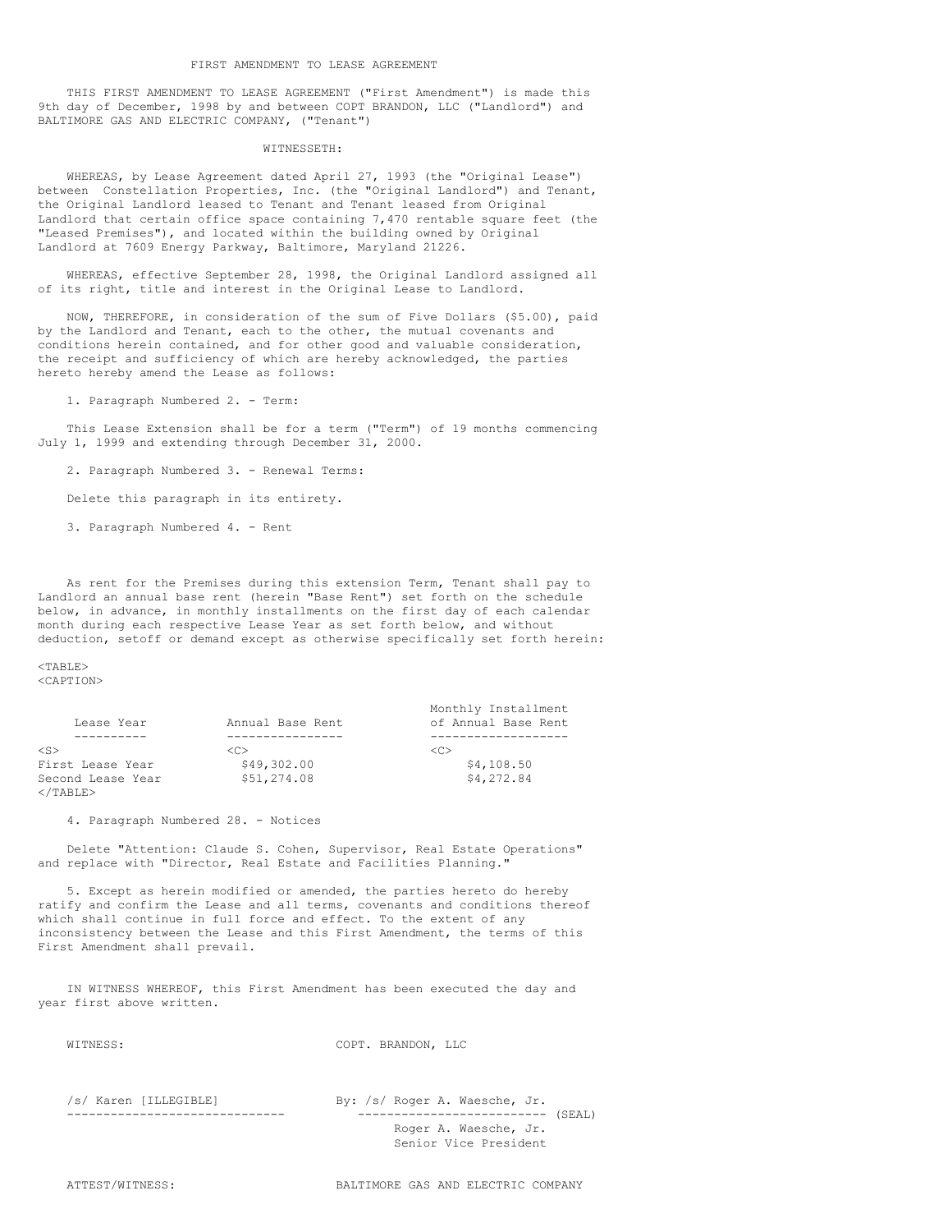# FIRST AMENDMENT TO LEASE AGREEMENT

THIS FIRST AMENDMENT TO LEASE AGREEMENT ("First Amendment") is made this 9th day of December, 1998 by and between COPT BRANDON, LLC ("Landlord") and BALTIMORE GAS AND ELECTRIC COMPANY, ("Tenant")

WITNESSETH:

WHEREAS, by Lease Agreement dated April 27, 1993 (the "Original Lease") between Constellation Properties, Inc. (the "Original Landlord") and Tenant, the Original Landlord leased to Tenant and Tenant leased from Original Landlord that certain office space containing 7,470 rentable square feet (the "Leased Premises"), and located within the building owned by Original Landlord at 7609 Energy Parkway, Baltimore, Maryland 21226.

WHEREAS, effective September 28, 1998, the Original Landlord assigned all of its right, title and interest in the Original Lease to Landlord.

NOW, THEREFORE, in consideration of the sum of Five Dollars ($5.00), paid by the Landlord and Tenant, each to the other, the mutual covenants and conditions herein contained, and for other good and valuable consideration, the receipt and sufficiency of which are hereby acknowledged, the parties hereto hereby amend the Lease as follows:

1. Paragraph Numbered 2. - Term:

This Lease Extension shall be for a term ("Term") of 19 months commencing July 1, 1999 and extending through December 31, 2000.

2. Paragraph Numbered 3. - Renewal Terms:

Delete this paragraph in its entirety.

3. Paragraph Numbered 4. - Rent

As rent for the Premises during this extension Term, Tenant shall pay to Landlord an annual base rent (herein "Base Rent") set forth on the schedule below, in advance, in monthly installments on the first day of each calendar month during each respective Lease Year as set forth below, and without deduction, setoff or demand except as otherwise specifically set forth herein:

| Lease Year | Annual Base Rent | Monthly Installment of Annual Base Rent |
|---|---|---|
| First Lease Year | $49,302.00 | $4,108.50 |
| Second Lease Year | $51,274.08 | $4,272.84 |

4. Paragraph Numbered 28. - Notices

Delete "Attention: Claude S. Cohen, Supervisor, Real Estate Operations" and replace with "Director, Real Estate and Facilities Planning."

5. Except as herein modified or amended, the parties hereto do hereby ratify and confirm the Lease and all terms, covenants and conditions thereof which shall continue in full force and effect. To the extent of any inconsistency between the Lease and this First Amendment, the terms of this First Amendment shall prevail.

IN WITNESS WHEREOF, this First Amendment has been executed the day and year first above written.

WITNESS: COPT. BRANDON, LLC

/s/ Karen [ILLEGIBLE]

By: /s/ Roger A. Waesche, Jr. (SEAL)
Roger A. Waesche, Jr.
Senior Vice President

ATTEST/WITNESS: BALTIMORE GAS AND ELECTRIC COMPANY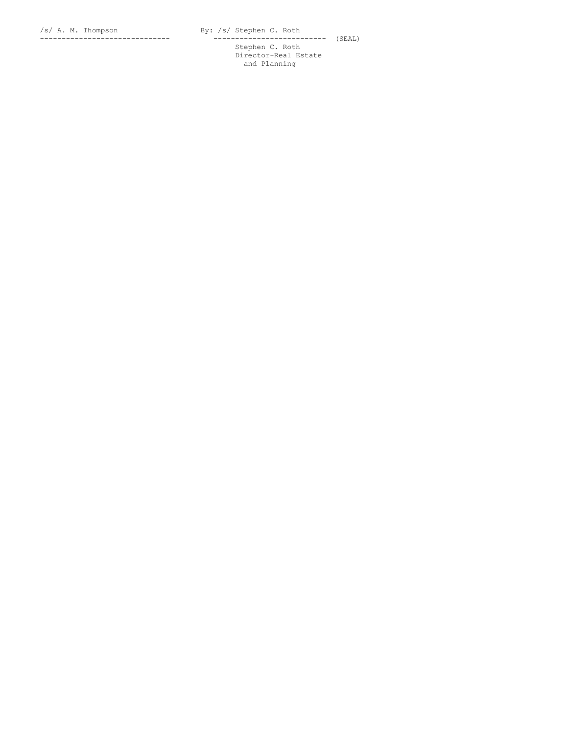/s/ A. M. Thompson &nbsp;&nbsp;&nbsp;&nbsp;&nbsp;&nbsp;&nbsp;&nbsp;&nbsp;&nbsp; By: /s/ Stephen C. Roth

------------------------------ &nbsp;&nbsp;&nbsp;&nbsp;&nbsp;&nbsp;&nbsp;&nbsp;&nbsp;&nbsp; -------------------------- (SEAL)

Stephen C. Roth
Director-Real Estate
and Planning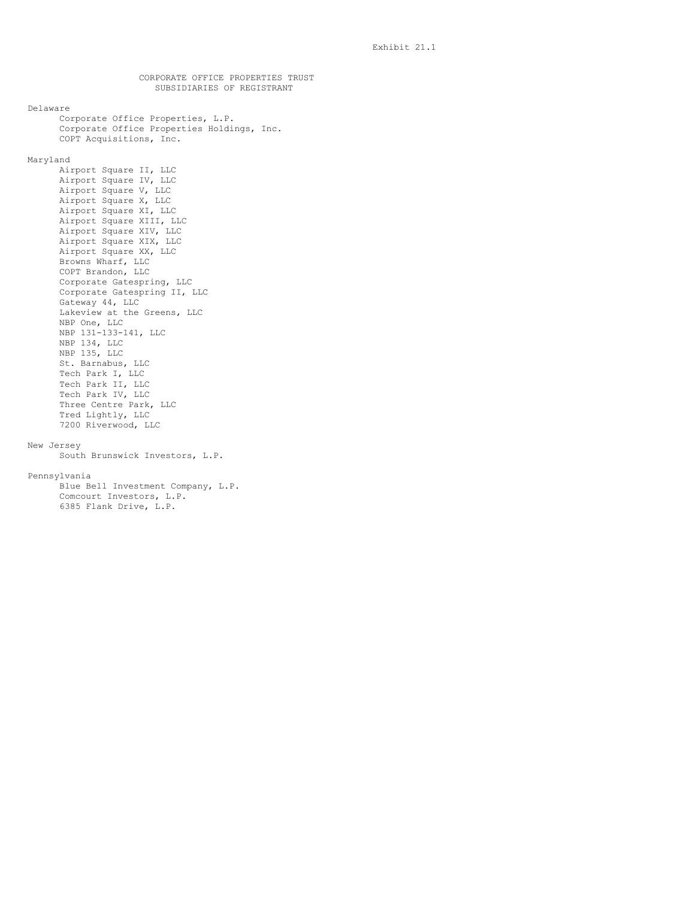Exhibit 21.1

# CORPORATE OFFICE PROPERTIES TRUST
## SUBSIDIARIES OF REGISTRANT

**Delaware**

- Corporate Office Properties, L.P.
- Corporate Office Properties Holdings, Inc.
- COPT Acquisitions, Inc.

**Maryland**

- Airport Square II, LLC
- Airport Square IV, LLC
- Airport Square V, LLC
- Airport Square X, LLC
- Airport Square XI, LLC
- Airport Square XIII, LLC
- Airport Square XIV, LLC
- Airport Square XIX, LLC
- Airport Square XX, LLC
- Browns Wharf, LLC
- COPT Brandon, LLC
- Corporate Gatespring, LLC
- Corporate Gatespring II, LLC
- Gateway 44, LLC
- Lakeview at the Greens, LLC
- NBP One, LLC
- NBP 131-133-141, LLC
- NBP 134, LLC
- NBP 135, LLC
- St. Barnabus, LLC
- Tech Park I, LLC
- Tech Park II, LLC
- Tech Park IV, LLC
- Three Centre Park, LLC
- Tred Lightly, LLC
- 7200 Riverwood, LLC

**New Jersey**

- South Brunswick Investors, L.P.

**Pennsylvania**

- Blue Bell Investment Company, L.P.
- Comcourt Investors, L.P.
- 6385 Flank Drive, L.P.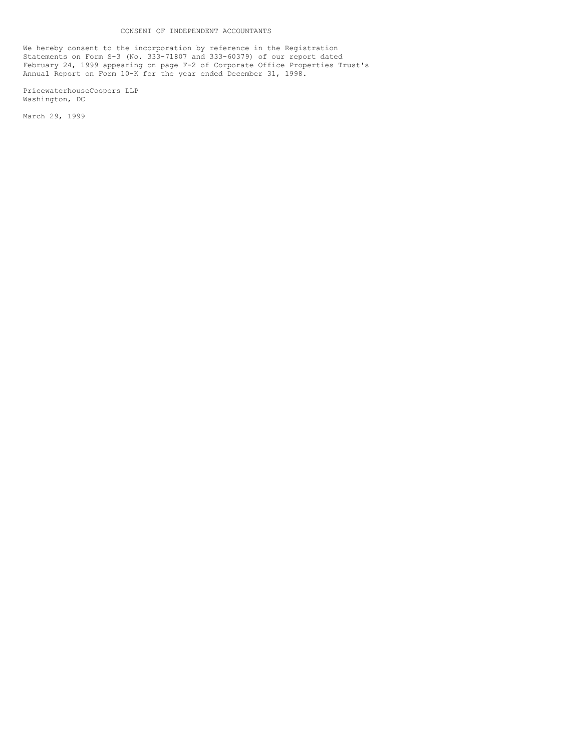# CONSENT OF INDEPENDENT ACCOUNTANTS

We hereby consent to the incorporation by reference in the Registration Statements on Form S-3 (No. 333-71807 and 333-60379) of our report dated February 24, 1999 appearing on page F-2 of Corporate Office Properties Trust's Annual Report on Form 10-K for the year ended December 31, 1998.

PricewaterhouseCoopers LLP
Washington, DC

March 29, 1999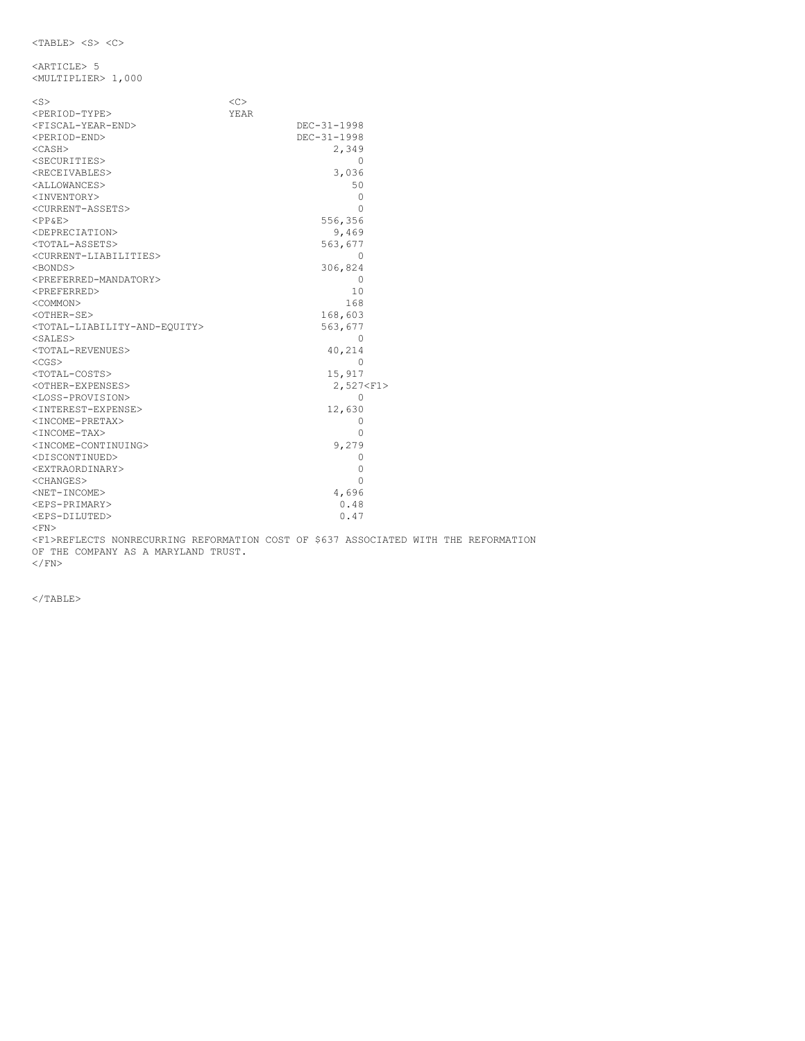```
<TABLE> <S> <C>

<ARTICLE> 5
<MULTIPLIER> 1,000

<S>                             <C>
<PERIOD-TYPE>                   YEAR
<FISCAL-YEAR-END>                          DEC-31-1998
<PERIOD-END>                               DEC-31-1998
<CASH>                                           2,349
<SECURITIES>                                         0
<RECEIVABLES>                                    3,036
<ALLOWANCES>                                        50
<INVENTORY>                                          0
<CURRENT-ASSETS>                                     0
<PP&E>                                         556,356
<DEPRECIATION>                                   9,469
<TOTAL-ASSETS>                                 563,677
<CURRENT-LIABILITIES>                                0
<BONDS>                                        306,824
<PREFERRED-MANDATORY>                                0
<PREFERRED>                                         10
<COMMON>                                           168
<OTHER-SE>                                     168,603
<TOTAL-LIABILITY-AND-EQUITY>                   563,677
<SALES>                                              0
<TOTAL-REVENUES>                                40,214
<CGS>                                                0
<TOTAL-COSTS>                                   15,917
<OTHER-EXPENSES>                                 2,527<F1>
<LOSS-PROVISION>                                     0
<INTEREST-EXPENSE>                              12,630
<INCOME-PRETAX>                                      0
<INCOME-TAX>                                         0
<INCOME-CONTINUING>                              9,279
<DISCONTINUED>                                       0
<EXTRAORDINARY>                                      0
<CHANGES>                                            0
<NET-INCOME>                                     4,696
<EPS-PRIMARY>                                     0.48
<EPS-DILUTED>                                     0.47
<FN>
<F1>REFLECTS NONRECURRING REFORMATION COST OF $637 ASSOCIATED WITH THE REFORMATION
OF THE COMPANY AS A MARYLAND TRUST.
</FN>

</TABLE>
```